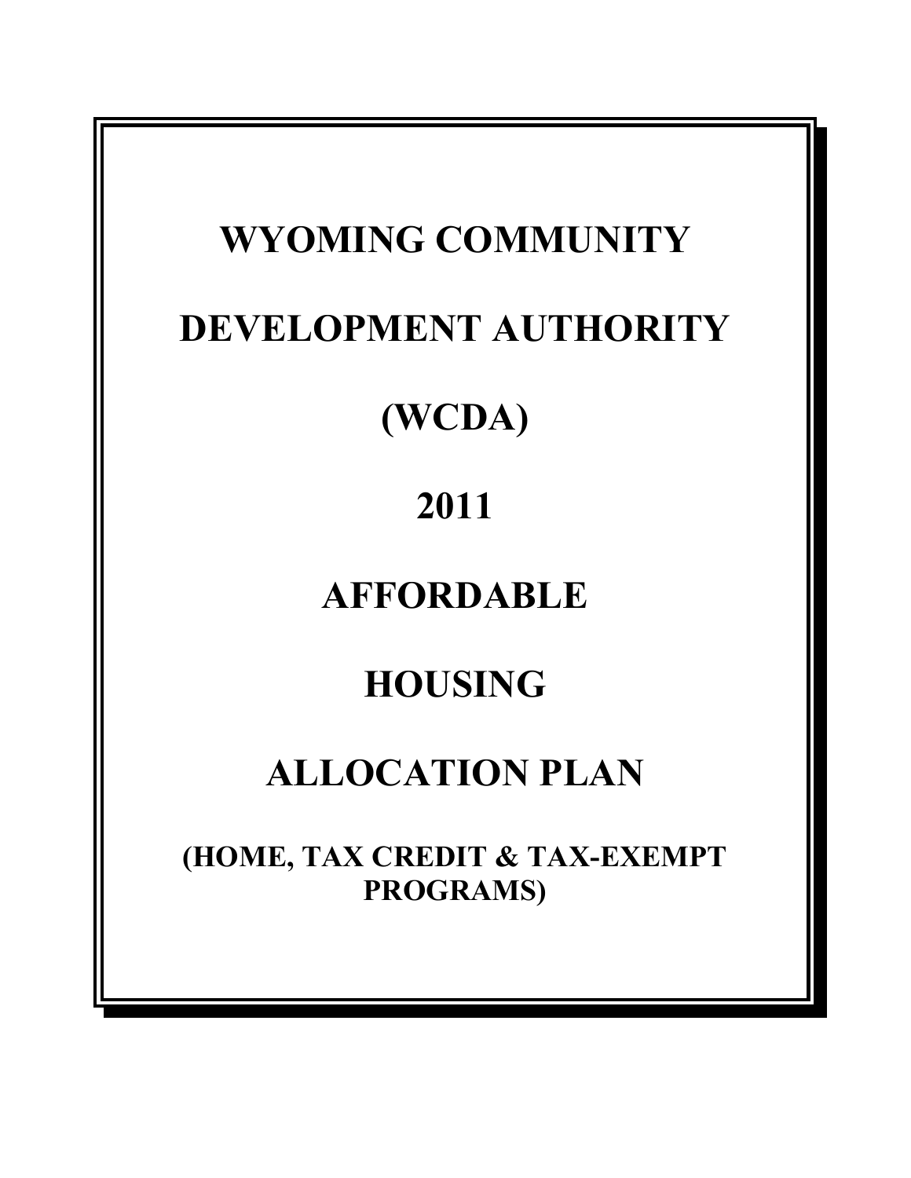# WYOMING COMMUNITY DEVELOPMENT AUTHORITY (WCDA)

# 2011

# AFFORDABLE HOUSING ALLOCATION PLAN

## (HOME, TAX CREDIT & TAX-EXEMPT PROGRAMS)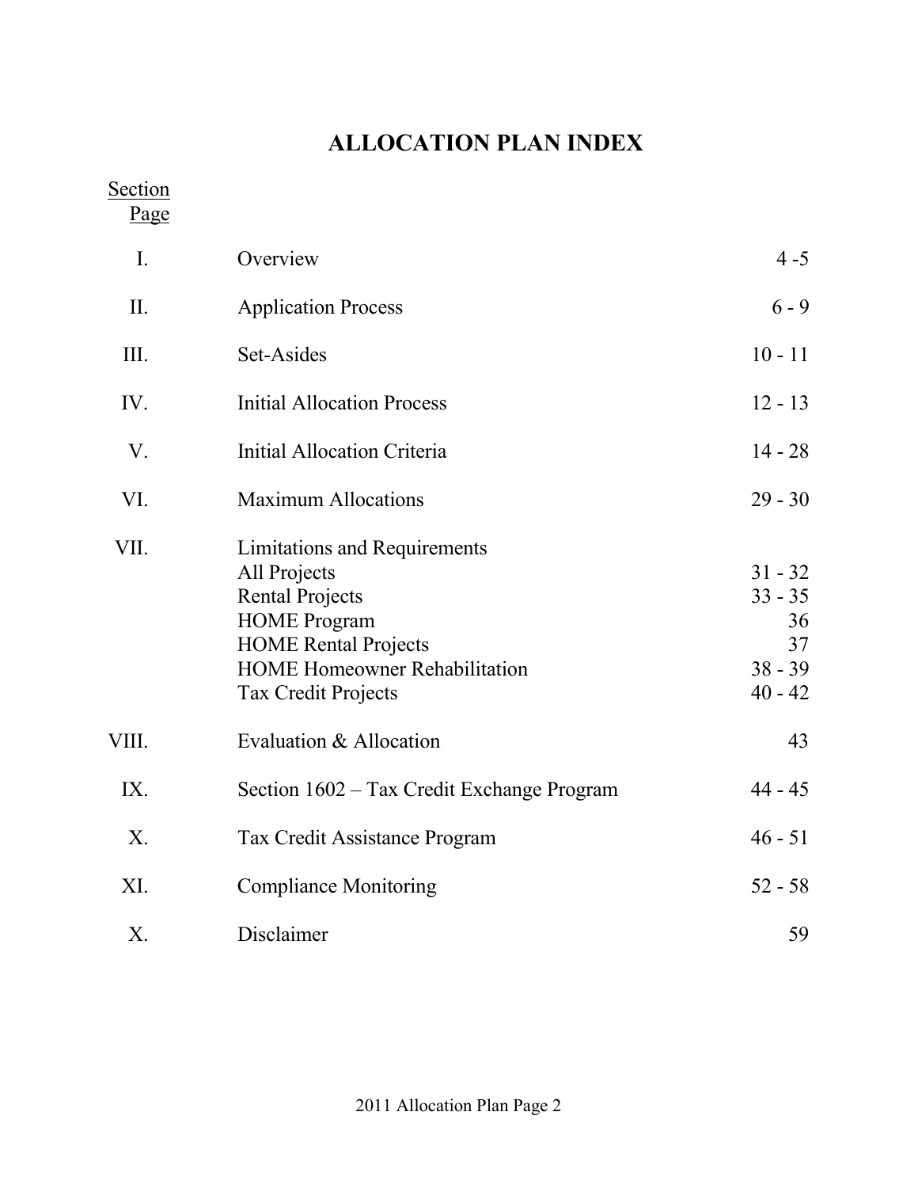# ALLOCATION PLAN INDEX

| Section | | Page |
|---|---|---|
| I. | Overview | 4 -5 |
| II. | Application Process | 6 - 9 |
| III. | Set-Asides | 10 - 11 |
| IV. | Initial Allocation Process | 12 - 13 |
| V. | Initial Allocation Criteria | 14 - 28 |
| VI. | Maximum Allocations | 29 - 30 |
| VII. | Limitations and Requirements | |
| | All Projects | 31 - 32 |
| | Rental Projects | 33 - 35 |
| | HOME Program | 36 |
| | HOME Rental Projects | 37 |
| | HOME Homeowner Rehabilitation | 38 - 39 |
| | Tax Credit Projects | 40 - 42 |
| VIII. | Evaluation & Allocation | 43 |
| IX. | Section 1602 – Tax Credit Exchange Program | 44 - 45 |
| X. | Tax Credit Assistance Program | 46 - 51 |
| XI. | Compliance Monitoring | 52 - 58 |
| X. | Disclaimer | 59 |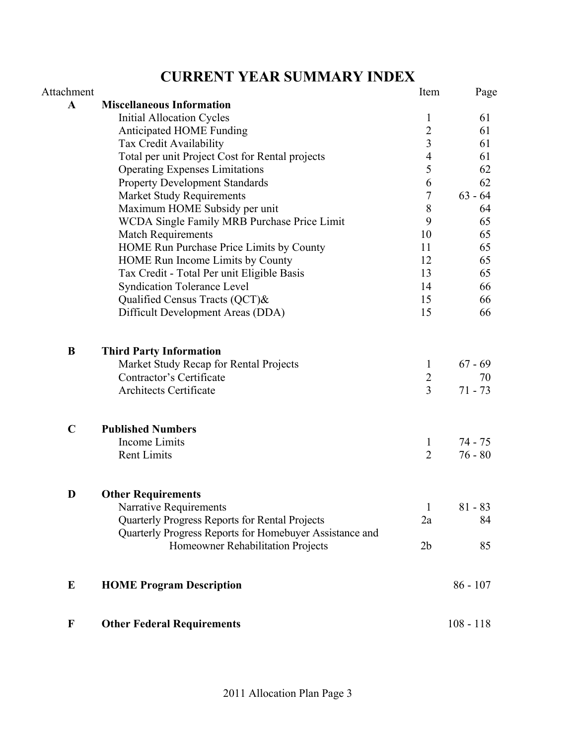# CURRENT YEAR SUMMARY INDEX

| Attachment | | Item | Page |
|---|---|---|---|
| **A** | **Miscellaneous Information** | | |
| | Initial Allocation Cycles | 1 | 61 |
| | Anticipated HOME Funding | 2 | 61 |
| | Tax Credit Availability | 3 | 61 |
| | Total per unit Project Cost for Rental projects | 4 | 61 |
| | Operating Expenses Limitations | 5 | 62 |
| | Property Development Standards | 6 | 62 |
| | Market Study Requirements | 7 | 63 - 64 |
| | Maximum HOME Subsidy per unit | 8 | 64 |
| | WCDA Single Family MRB Purchase Price Limit | 9 | 65 |
| | Match Requirements | 10 | 65 |
| | HOME Run Purchase Price Limits by County | 11 | 65 |
| | HOME Run Income Limits by County | 12 | 65 |
| | Tax Credit - Total Per unit Eligible Basis | 13 | 65 |
| | Syndication Tolerance Level | 14 | 66 |
| | Qualified Census Tracts (QCT)& | 15 | 66 |
| | Difficult Development Areas (DDA) | 15 | 66 |
| **B** | **Third Party Information** | | |
| | Market Study Recap for Rental Projects | 1 | 67 - 69 |
| | Contractor's Certificate | 2 | 70 |
| | Architects Certificate | 3 | 71 - 73 |
| **C** | **Published Numbers** | | |
| | Income Limits | 1 | 74 - 75 |
| | Rent Limits | 2 | 76 - 80 |
| **D** | **Other Requirements** | | |
| | Narrative Requirements | 1 | 81 - 83 |
| | Quarterly Progress Reports for Rental Projects | 2a | 84 |
| | Quarterly Progress Reports for Homebuyer Assistance and Homeowner Rehabilitation Projects | 2b | 85 |
| **E** | **HOME Program Description** | | 86 - 107 |
| **F** | **Other Federal Requirements** | | 108 - 118 |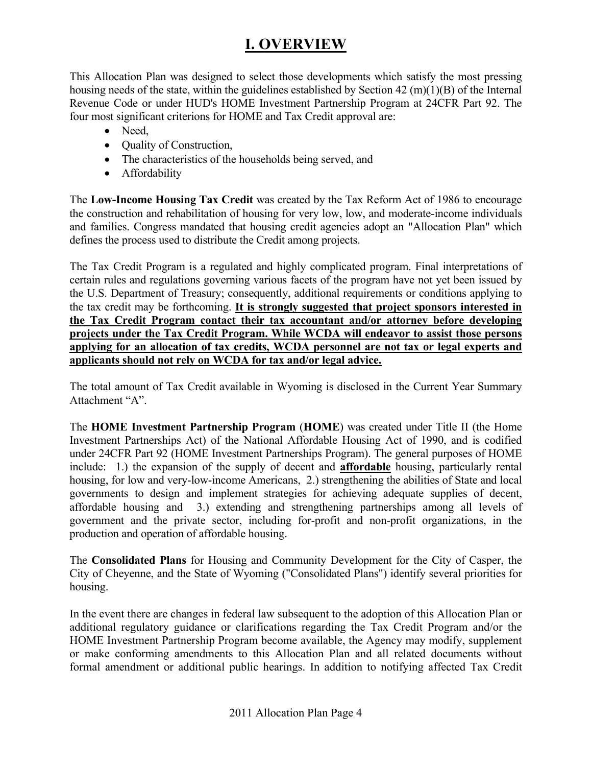# I. OVERVIEW

This Allocation Plan was designed to select those developments which satisfy the most pressing housing needs of the state, within the guidelines established by Section 42 (m)(1)(B) of the Internal Revenue Code or under HUD's HOME Investment Partnership Program at 24CFR Part 92. The four most significant criterions for HOME and Tax Credit approval are:

- Need,
- Quality of Construction,
- The characteristics of the households being served, and
- Affordability

The **Low-Income Housing Tax Credit** was created by the Tax Reform Act of 1986 to encourage the construction and rehabilitation of housing for very low, low, and moderate-income individuals and families. Congress mandated that housing credit agencies adopt an "Allocation Plan" which defines the process used to distribute the Credit among projects.

The Tax Credit Program is a regulated and highly complicated program. Final interpretations of certain rules and regulations governing various facets of the program have not yet been issued by the U.S. Department of Treasury; consequently, additional requirements or conditions applying to the tax credit may be forthcoming. **It is strongly suggested that project sponsors interested in the Tax Credit Program contact their tax accountant and/or attorney before developing projects under the Tax Credit Program. While WCDA will endeavor to assist those persons applying for an allocation of tax credits, WCDA personnel are not tax or legal experts and applicants should not rely on WCDA for tax and/or legal advice.**

The total amount of Tax Credit available in Wyoming is disclosed in the Current Year Summary Attachment "A".

The **HOME Investment Partnership Program** (**HOME**) was created under Title II (the Home Investment Partnerships Act) of the National Affordable Housing Act of 1990, and is codified under 24CFR Part 92 (HOME Investment Partnerships Program). The general purposes of HOME include: 1.) the expansion of the supply of decent and **affordable** housing, particularly rental housing, for low and very-low-income Americans, 2.) strengthening the abilities of State and local governments to design and implement strategies for achieving adequate supplies of decent, affordable housing and 3.) extending and strengthening partnerships among all levels of government and the private sector, including for-profit and non-profit organizations, in the production and operation of affordable housing.

The **Consolidated Plans** for Housing and Community Development for the City of Casper, the City of Cheyenne, and the State of Wyoming ("Consolidated Plans") identify several priorities for housing.

In the event there are changes in federal law subsequent to the adoption of this Allocation Plan or additional regulatory guidance or clarifications regarding the Tax Credit Program and/or the HOME Investment Partnership Program become available, the Agency may modify, supplement or make conforming amendments to this Allocation Plan and all related documents without formal amendment or additional public hearings. In addition to notifying affected Tax Credit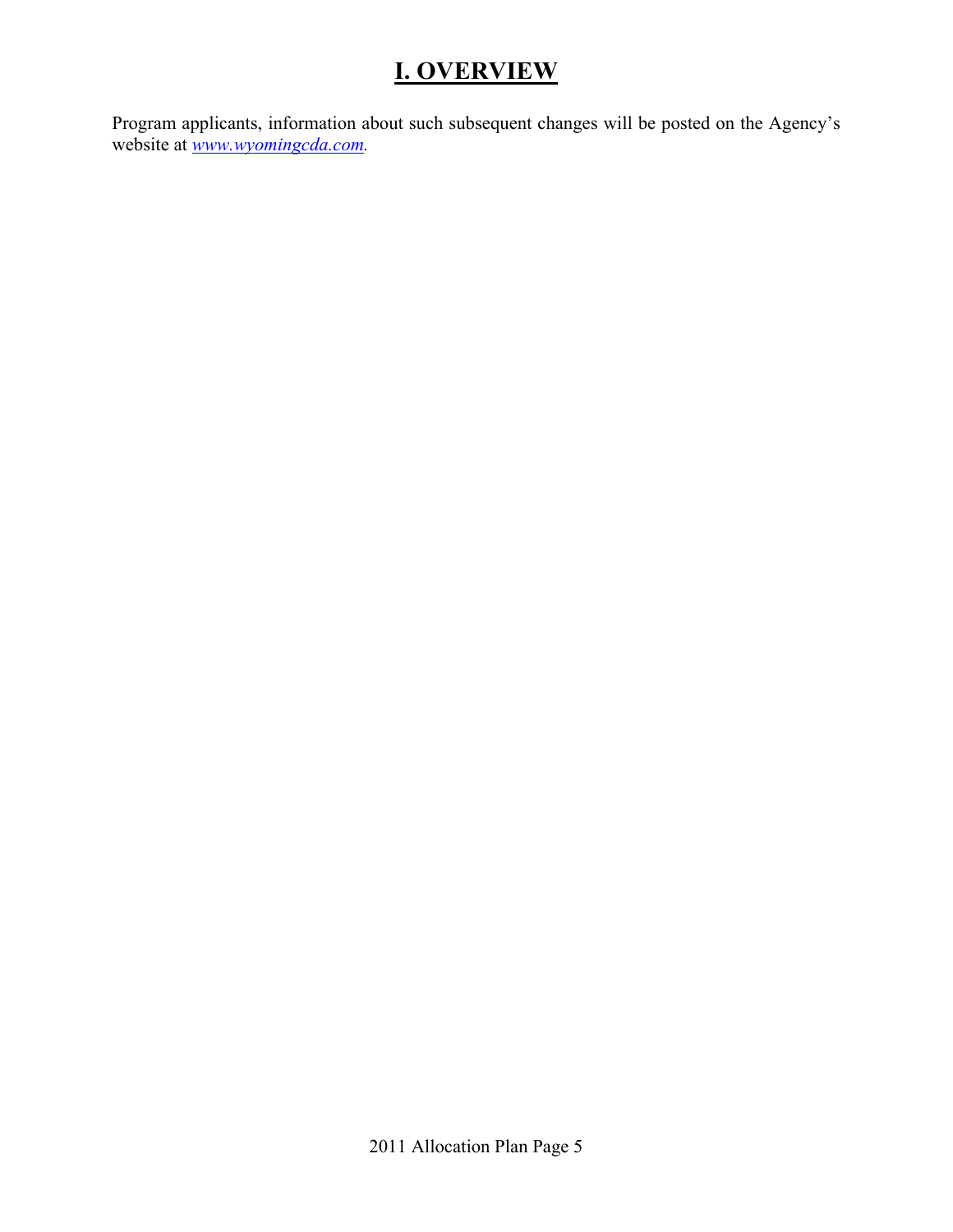# I. OVERVIEW

Program applicants, information about such subsequent changes will be posted on the Agency's website at *www.wyomingcda.com.*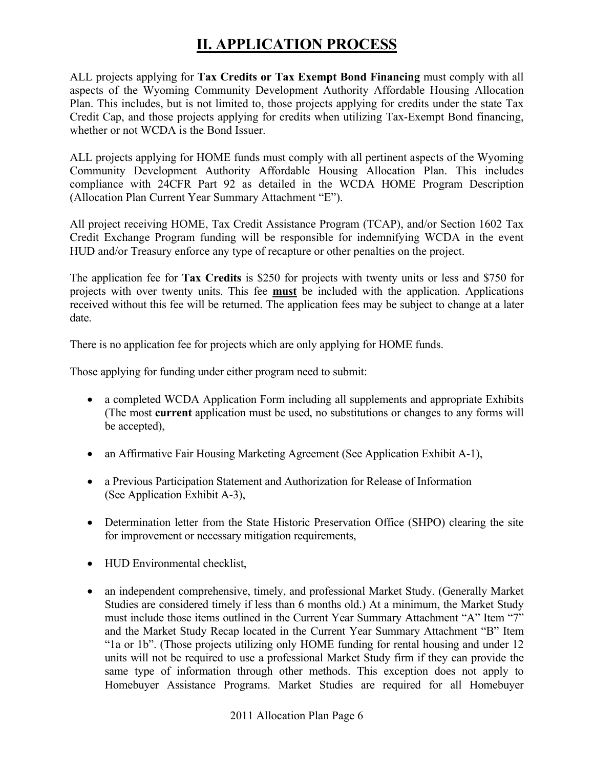# II. APPLICATION PROCESS

ALL projects applying for **Tax Credits or Tax Exempt Bond Financing** must comply with all aspects of the Wyoming Community Development Authority Affordable Housing Allocation Plan. This includes, but is not limited to, those projects applying for credits under the state Tax Credit Cap, and those projects applying for credits when utilizing Tax-Exempt Bond financing, whether or not WCDA is the Bond Issuer.

ALL projects applying for HOME funds must comply with all pertinent aspects of the Wyoming Community Development Authority Affordable Housing Allocation Plan. This includes compliance with 24CFR Part 92 as detailed in the WCDA HOME Program Description (Allocation Plan Current Year Summary Attachment "E").

All project receiving HOME, Tax Credit Assistance Program (TCAP), and/or Section 1602 Tax Credit Exchange Program funding will be responsible for indemnifying WCDA in the event HUD and/or Treasury enforce any type of recapture or other penalties on the project.

The application fee for **Tax Credits** is $250 for projects with twenty units or less and $750 for projects with over twenty units. This fee **<u>must</u>** be included with the application. Applications received without this fee will be returned. The application fees may be subject to change at a later date.

There is no application fee for projects which are only applying for HOME funds.

Those applying for funding under either program need to submit:

- a completed WCDA Application Form including all supplements and appropriate Exhibits (The most **current** application must be used, no substitutions or changes to any forms will be accepted),
- an Affirmative Fair Housing Marketing Agreement (See Application Exhibit A-1),
- a Previous Participation Statement and Authorization for Release of Information (See Application Exhibit A-3),
- Determination letter from the State Historic Preservation Office (SHPO) clearing the site for improvement or necessary mitigation requirements,
- HUD Environmental checklist,
- an independent comprehensive, timely, and professional Market Study. (Generally Market Studies are considered timely if less than 6 months old.) At a minimum, the Market Study must include those items outlined in the Current Year Summary Attachment "A" Item "7" and the Market Study Recap located in the Current Year Summary Attachment "B" Item "1a or 1b". (Those projects utilizing only HOME funding for rental housing and under 12 units will not be required to use a professional Market Study firm if they can provide the same type of information through other methods. This exception does not apply to Homebuyer Assistance Programs. Market Studies are required for all Homebuyer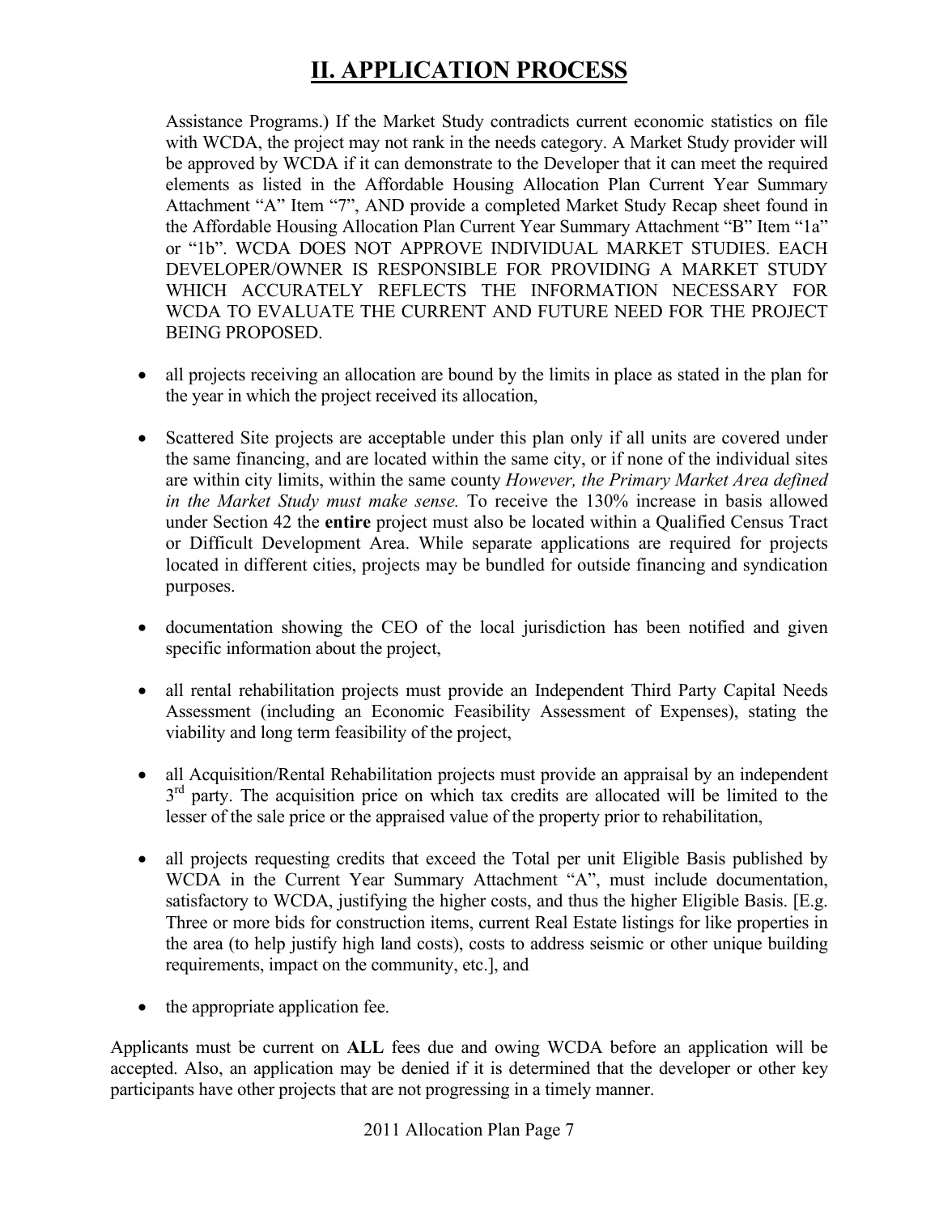# II. APPLICATION PROCESS

Assistance Programs.) If the Market Study contradicts current economic statistics on file with WCDA, the project may not rank in the needs category. A Market Study provider will be approved by WCDA if it can demonstrate to the Developer that it can meet the required elements as listed in the Affordable Housing Allocation Plan Current Year Summary Attachment "A" Item "7", AND provide a completed Market Study Recap sheet found in the Affordable Housing Allocation Plan Current Year Summary Attachment "B" Item "1a" or "1b". WCDA DOES NOT APPROVE INDIVIDUAL MARKET STUDIES. EACH DEVELOPER/OWNER IS RESPONSIBLE FOR PROVIDING A MARKET STUDY WHICH ACCURATELY REFLECTS THE INFORMATION NECESSARY FOR WCDA TO EVALUATE THE CURRENT AND FUTURE NEED FOR THE PROJECT BEING PROPOSED.

- all projects receiving an allocation are bound by the limits in place as stated in the plan for the year in which the project received its allocation,

- Scattered Site projects are acceptable under this plan only if all units are covered under the same financing, and are located within the same city, or if none of the individual sites are within city limits, within the same county *However, the Primary Market Area defined in the Market Study must make sense.* To receive the 130% increase in basis allowed under Section 42 the **entire** project must also be located within a Qualified Census Tract or Difficult Development Area. While separate applications are required for projects located in different cities, projects may be bundled for outside financing and syndication purposes.

- documentation showing the CEO of the local jurisdiction has been notified and given specific information about the project,

- all rental rehabilitation projects must provide an Independent Third Party Capital Needs Assessment (including an Economic Feasibility Assessment of Expenses), stating the viability and long term feasibility of the project,

- all Acquisition/Rental Rehabilitation projects must provide an appraisal by an independent 3rd party. The acquisition price on which tax credits are allocated will be limited to the lesser of the sale price or the appraised value of the property prior to rehabilitation,

- all projects requesting credits that exceed the Total per unit Eligible Basis published by WCDA in the Current Year Summary Attachment "A", must include documentation, satisfactory to WCDA, justifying the higher costs, and thus the higher Eligible Basis. [E.g. Three or more bids for construction items, current Real Estate listings for like properties in the area (to help justify high land costs), costs to address seismic or other unique building requirements, impact on the community, etc.], and

- the appropriate application fee.

Applicants must be current on **ALL** fees due and owing WCDA before an application will be accepted. Also, an application may be denied if it is determined that the developer or other key participants have other projects that are not progressing in a timely manner.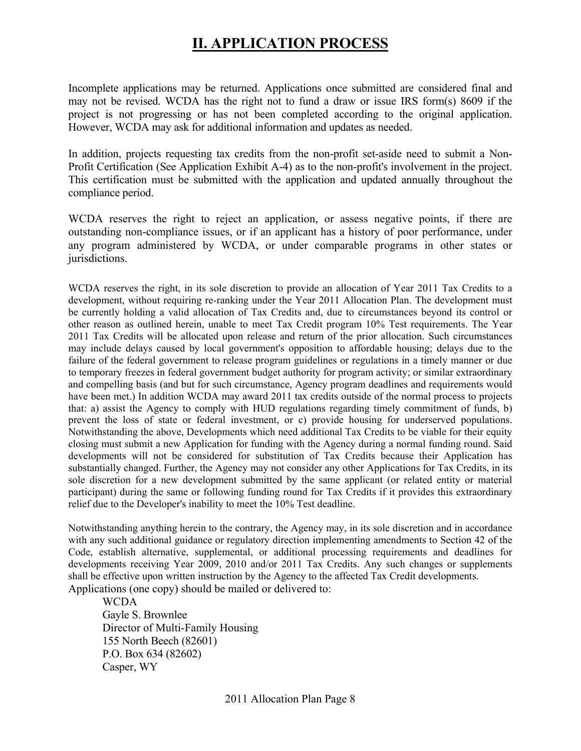# II. APPLICATION PROCESS

Incomplete applications may be returned. Applications once submitted are considered final and may not be revised. WCDA has the right not to fund a draw or issue IRS form(s) 8609 if the project is not progressing or has not been completed according to the original application. However, WCDA may ask for additional information and updates as needed.

In addition, projects requesting tax credits from the non-profit set-aside need to submit a Non-Profit Certification (See Application Exhibit A-4) as to the non-profit's involvement in the project. This certification must be submitted with the application and updated annually throughout the compliance period.

WCDA reserves the right to reject an application, or assess negative points, if there are outstanding non-compliance issues, or if an applicant has a history of poor performance, under any program administered by WCDA, or under comparable programs in other states or jurisdictions.

WCDA reserves the right, in its sole discretion to provide an allocation of Year 2011 Tax Credits to a development, without requiring re-ranking under the Year 2011 Allocation Plan. The development must be currently holding a valid allocation of Tax Credits and, due to circumstances beyond its control or other reason as outlined herein, unable to meet Tax Credit program 10% Test requirements. The Year 2011 Tax Credits will be allocated upon release and return of the prior allocation. Such circumstances may include delays caused by local government's opposition to affordable housing; delays due to the failure of the federal government to release program guidelines or regulations in a timely manner or due to temporary freezes in federal government budget authority for program activity; or similar extraordinary and compelling basis (and but for such circumstance, Agency program deadlines and requirements would have been met.) In addition WCDA may award 2011 tax credits outside of the normal process to projects that: a) assist the Agency to comply with HUD regulations regarding timely commitment of funds, b) prevent the loss of state or federal investment, or c) provide housing for underserved populations. Notwithstanding the above, Developments which need additional Tax Credits to be viable for their equity closing must submit a new Application for funding with the Agency during a normal funding round. Said developments will not be considered for substitution of Tax Credits because their Application has substantially changed. Further, the Agency may not consider any other Applications for Tax Credits, in its sole discretion for a new development submitted by the same applicant (or related entity or material participant) during the same or following funding round for Tax Credits if it provides this extraordinary relief due to the Developer's inability to meet the 10% Test deadline.

Notwithstanding anything herein to the contrary, the Agency may, in its sole discretion and in accordance with any such additional guidance or regulatory direction implementing amendments to Section 42 of the Code, establish alternative, supplemental, or additional processing requirements and deadlines for developments receiving Year 2009, 2010 and/or 2011 Tax Credits. Any such changes or supplements shall be effective upon written instruction by the Agency to the affected Tax Credit developments.

Applications (one copy) should be mailed or delivered to:

WCDA  
Gayle S. Brownlee  
Director of Multi-Family Housing  
155 North Beech (82601)  
P.O. Box 634 (82602)  
Casper, WY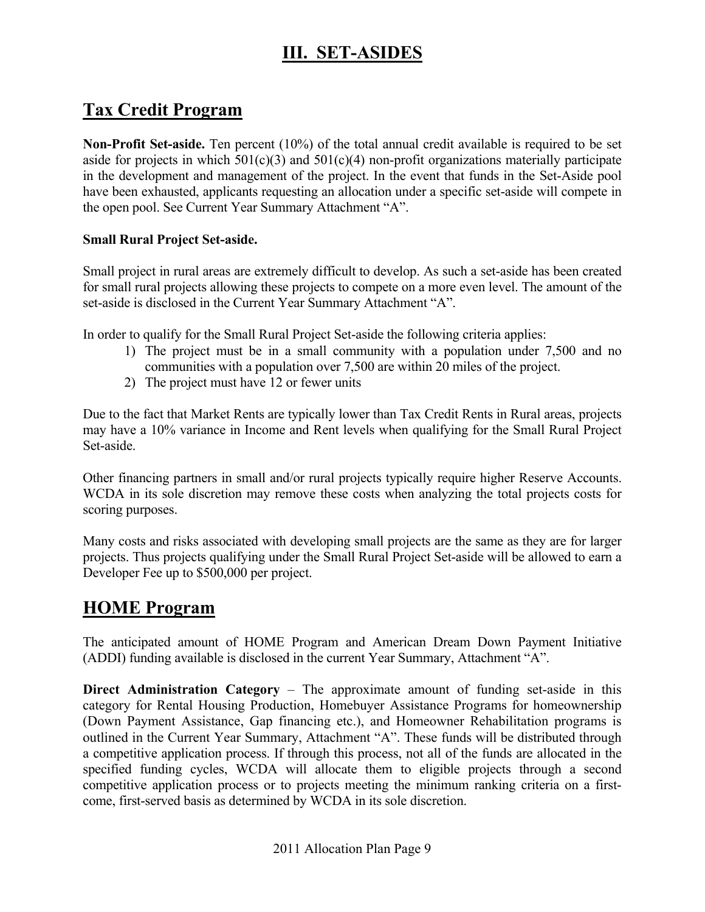# III. SET-ASIDES

## Tax Credit Program

**Non-Profit Set-aside.** Ten percent (10%) of the total annual credit available is required to be set aside for projects in which 501(c)(3) and 501(c)(4) non-profit organizations materially participate in the development and management of the project. In the event that funds in the Set-Aside pool have been exhausted, applicants requesting an allocation under a specific set-aside will compete in the open pool. See Current Year Summary Attachment "A".

**Small Rural Project Set-aside.**

Small project in rural areas are extremely difficult to develop. As such a set-aside has been created for small rural projects allowing these projects to compete on a more even level. The amount of the set-aside is disclosed in the Current Year Summary Attachment "A".

In order to qualify for the Small Rural Project Set-aside the following criteria applies:

1) The project must be in a small community with a population under 7,500 and no communities with a population over 7,500 are within 20 miles of the project.
2) The project must have 12 or fewer units

Due to the fact that Market Rents are typically lower than Tax Credit Rents in Rural areas, projects may have a 10% variance in Income and Rent levels when qualifying for the Small Rural Project Set-aside.

Other financing partners in small and/or rural projects typically require higher Reserve Accounts. WCDA in its sole discretion may remove these costs when analyzing the total projects costs for scoring purposes.

Many costs and risks associated with developing small projects are the same as they are for larger projects. Thus projects qualifying under the Small Rural Project Set-aside will be allowed to earn a Developer Fee up to $500,000 per project.

## HOME Program

The anticipated amount of HOME Program and American Dream Down Payment Initiative (ADDI) funding available is disclosed in the current Year Summary, Attachment "A".

**Direct Administration Category** – The approximate amount of funding set-aside in this category for Rental Housing Production, Homebuyer Assistance Programs for homeownership (Down Payment Assistance, Gap financing etc.), and Homeowner Rehabilitation programs is outlined in the Current Year Summary, Attachment "A". These funds will be distributed through a competitive application process. If through this process, not all of the funds are allocated in the specified funding cycles, WCDA will allocate them to eligible projects through a second competitive application process or to projects meeting the minimum ranking criteria on a first-come, first-served basis as determined by WCDA in its sole discretion.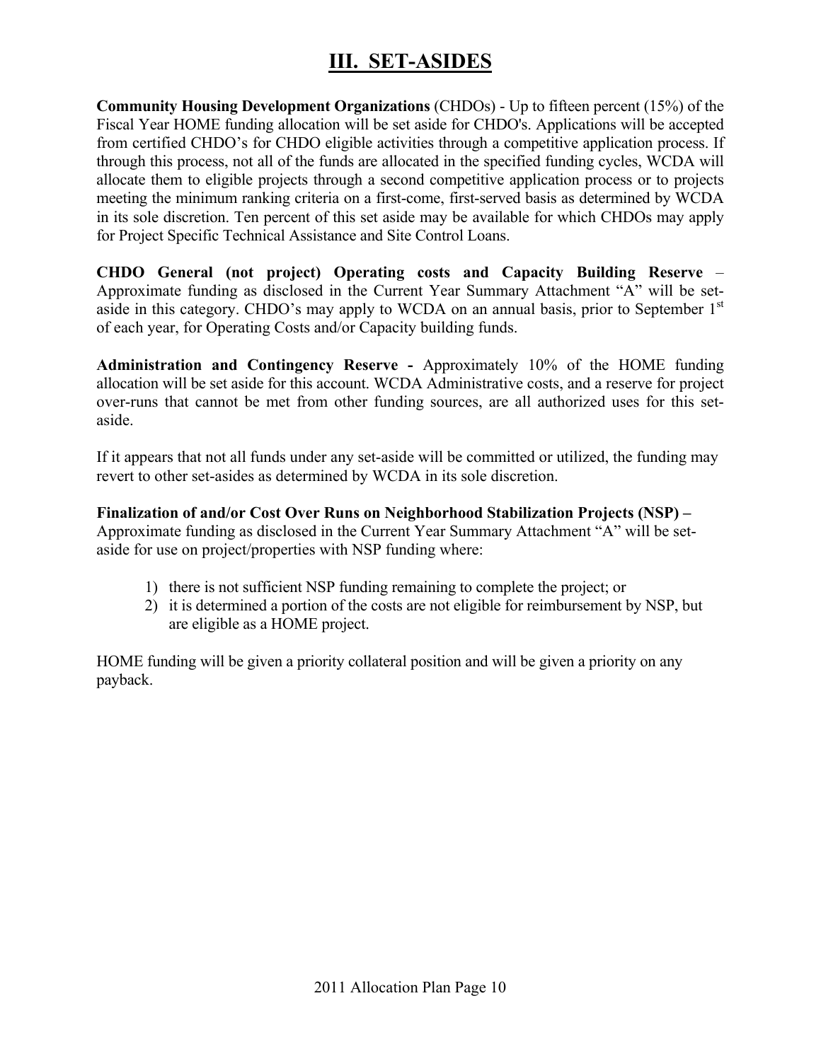# III. SET-ASIDES

**Community Housing Development Organizations** (CHDOs) - Up to fifteen percent (15%) of the Fiscal Year HOME funding allocation will be set aside for CHDO's. Applications will be accepted from certified CHDO's for CHDO eligible activities through a competitive application process. If through this process, not all of the funds are allocated in the specified funding cycles, WCDA will allocate them to eligible projects through a second competitive application process or to projects meeting the minimum ranking criteria on a first-come, first-served basis as determined by WCDA in its sole discretion. Ten percent of this set aside may be available for which CHDOs may apply for Project Specific Technical Assistance and Site Control Loans.

**CHDO General (not project) Operating costs and Capacity Building Reserve** – Approximate funding as disclosed in the Current Year Summary Attachment "A" will be set-aside in this category. CHDO's may apply to WCDA on an annual basis, prior to September 1st of each year, for Operating Costs and/or Capacity building funds.

**Administration and Contingency Reserve -** Approximately 10% of the HOME funding allocation will be set aside for this account. WCDA Administrative costs, and a reserve for project over-runs that cannot be met from other funding sources, are all authorized uses for this set-aside.

If it appears that not all funds under any set-aside will be committed or utilized, the funding may revert to other set-asides as determined by WCDA in its sole discretion.

**Finalization of and/or Cost Over Runs on Neighborhood Stabilization Projects (NSP) –** Approximate funding as disclosed in the Current Year Summary Attachment "A" will be set-aside for use on project/properties with NSP funding where:

1) there is not sufficient NSP funding remaining to complete the project; or
2) it is determined a portion of the costs are not eligible for reimbursement by NSP, but are eligible as a HOME project.

HOME funding will be given a priority collateral position and will be given a priority on any payback.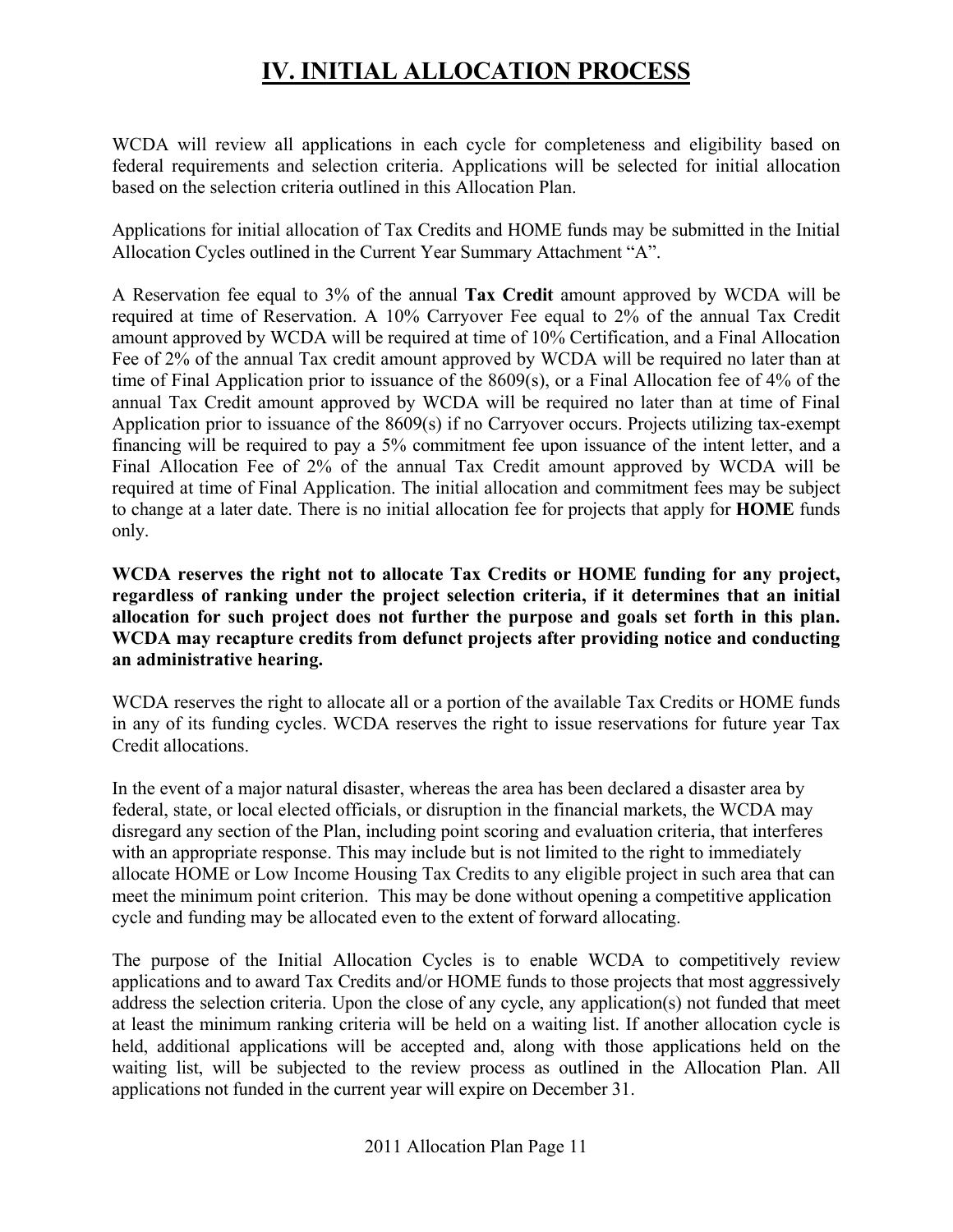# IV. INITIAL ALLOCATION PROCESS

WCDA will review all applications in each cycle for completeness and eligibility based on federal requirements and selection criteria. Applications will be selected for initial allocation based on the selection criteria outlined in this Allocation Plan.

Applications for initial allocation of Tax Credits and HOME funds may be submitted in the Initial Allocation Cycles outlined in the Current Year Summary Attachment "A".

A Reservation fee equal to 3% of the annual **Tax Credit** amount approved by WCDA will be required at time of Reservation. A 10% Carryover Fee equal to 2% of the annual Tax Credit amount approved by WCDA will be required at time of 10% Certification, and a Final Allocation Fee of 2% of the annual Tax credit amount approved by WCDA will be required no later than at time of Final Application prior to issuance of the 8609(s), or a Final Allocation fee of 4% of the annual Tax Credit amount approved by WCDA will be required no later than at time of Final Application prior to issuance of the 8609(s) if no Carryover occurs. Projects utilizing tax-exempt financing will be required to pay a 5% commitment fee upon issuance of the intent letter, and a Final Allocation Fee of 2% of the annual Tax Credit amount approved by WCDA will be required at time of Final Application. The initial allocation and commitment fees may be subject to change at a later date. There is no initial allocation fee for projects that apply for **HOME** funds only.

**WCDA reserves the right not to allocate Tax Credits or HOME funding for any project, regardless of ranking under the project selection criteria, if it determines that an initial allocation for such project does not further the purpose and goals set forth in this plan. WCDA may recapture credits from defunct projects after providing notice and conducting an administrative hearing.**

WCDA reserves the right to allocate all or a portion of the available Tax Credits or HOME funds in any of its funding cycles. WCDA reserves the right to issue reservations for future year Tax Credit allocations.

In the event of a major natural disaster, whereas the area has been declared a disaster area by federal, state, or local elected officials, or disruption in the financial markets, the WCDA may disregard any section of the Plan, including point scoring and evaluation criteria, that interferes with an appropriate response. This may include but is not limited to the right to immediately allocate HOME or Low Income Housing Tax Credits to any eligible project in such area that can meet the minimum point criterion. This may be done without opening a competitive application cycle and funding may be allocated even to the extent of forward allocating.

The purpose of the Initial Allocation Cycles is to enable WCDA to competitively review applications and to award Tax Credits and/or HOME funds to those projects that most aggressively address the selection criteria. Upon the close of any cycle, any application(s) not funded that meet at least the minimum ranking criteria will be held on a waiting list. If another allocation cycle is held, additional applications will be accepted and, along with those applications held on the waiting list, will be subjected to the review process as outlined in the Allocation Plan. All applications not funded in the current year will expire on December 31.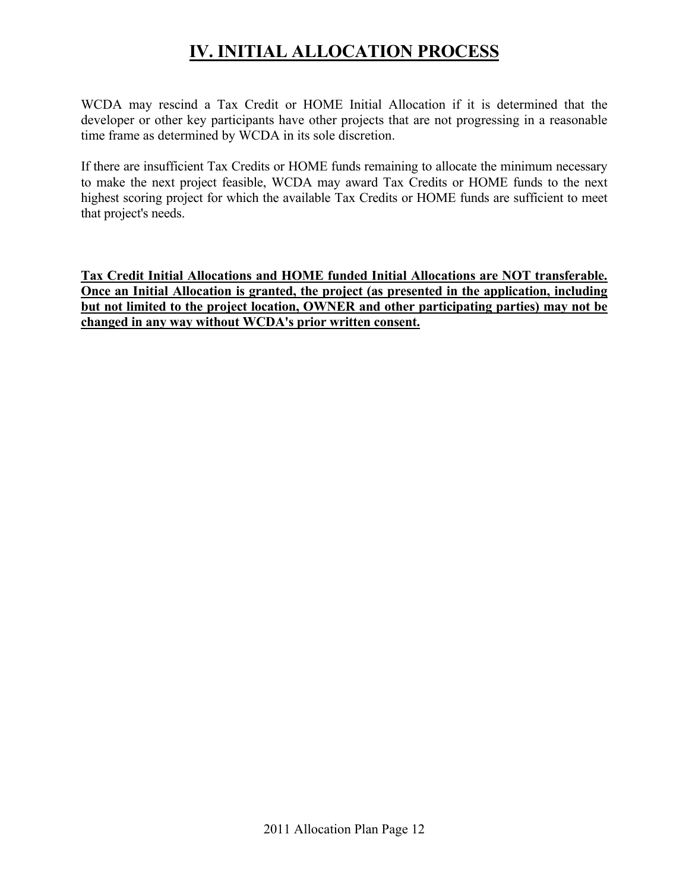# IV. INITIAL ALLOCATION PROCESS

WCDA may rescind a Tax Credit or HOME Initial Allocation if it is determined that the developer or other key participants have other projects that are not progressing in a reasonable time frame as determined by WCDA in its sole discretion.

If there are insufficient Tax Credits or HOME funds remaining to allocate the minimum necessary to make the next project feasible, WCDA may award Tax Credits or HOME funds to the next highest scoring project for which the available Tax Credits or HOME funds are sufficient to meet that project's needs.

**Tax Credit Initial Allocations and HOME funded Initial Allocations are NOT transferable. Once an Initial Allocation is granted, the project (as presented in the application, including but not limited to the project location, OWNER and other participating parties) may not be changed in any way without WCDA's prior written consent.**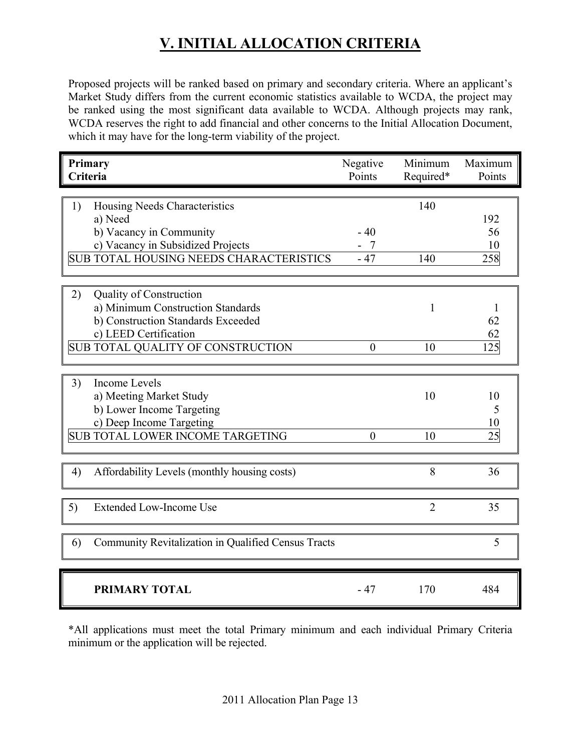# V. INITIAL ALLOCATION CRITERIA

Proposed projects will be ranked based on primary and secondary criteria. Where an applicant's Market Study differs from the current economic statistics available to WCDA, the project may be ranked using the most significant data available to WCDA. Although projects may rank, WCDA reserves the right to add financial and other concerns to the Initial Allocation Document, which it may have for the long-term viability of the project.

| Primary Criteria | Negative Points | Minimum Required* | Maximum Points |
|---|---|---|---|
| 1) Housing Needs Characteristics | | 140 | |
| a) Need | | | 192 |
| b) Vacancy in Community | - 40 | | 56 |
| c) Vacancy in Subsidized Projects | - 7 | | 10 |
| SUB TOTAL HOUSING NEEDS CHARACTERISTICS | - 47 | 140 | 258 |
| 2) Quality of Construction | | | |
| a) Minimum Construction Standards | | 1 | 1 |
| b) Construction Standards Exceeded | | | 62 |
| c) LEED Certification | | | 62 |
| SUB TOTAL QUALITY OF CONSTRUCTION | 0 | 10 | 125 |
| 3) Income Levels | | | |
| a) Meeting Market Study | | 10 | 10 |
| b) Lower Income Targeting | | | 5 |
| c) Deep Income Targeting | | | 10 |
| SUB TOTAL LOWER INCOME TARGETING | 0 | 10 | 25 |
| 4) Affordability Levels (monthly housing costs) | | 8 | 36 |
| 5) Extended Low-Income Use | | 2 | 35 |
| 6) Community Revitalization in Qualified Census Tracts | | | 5 |
| **PRIMARY TOTAL** | - 47 | 170 | 484 |

*All applications must meet the total Primary minimum and each individual Primary Criteria minimum or the application will be rejected.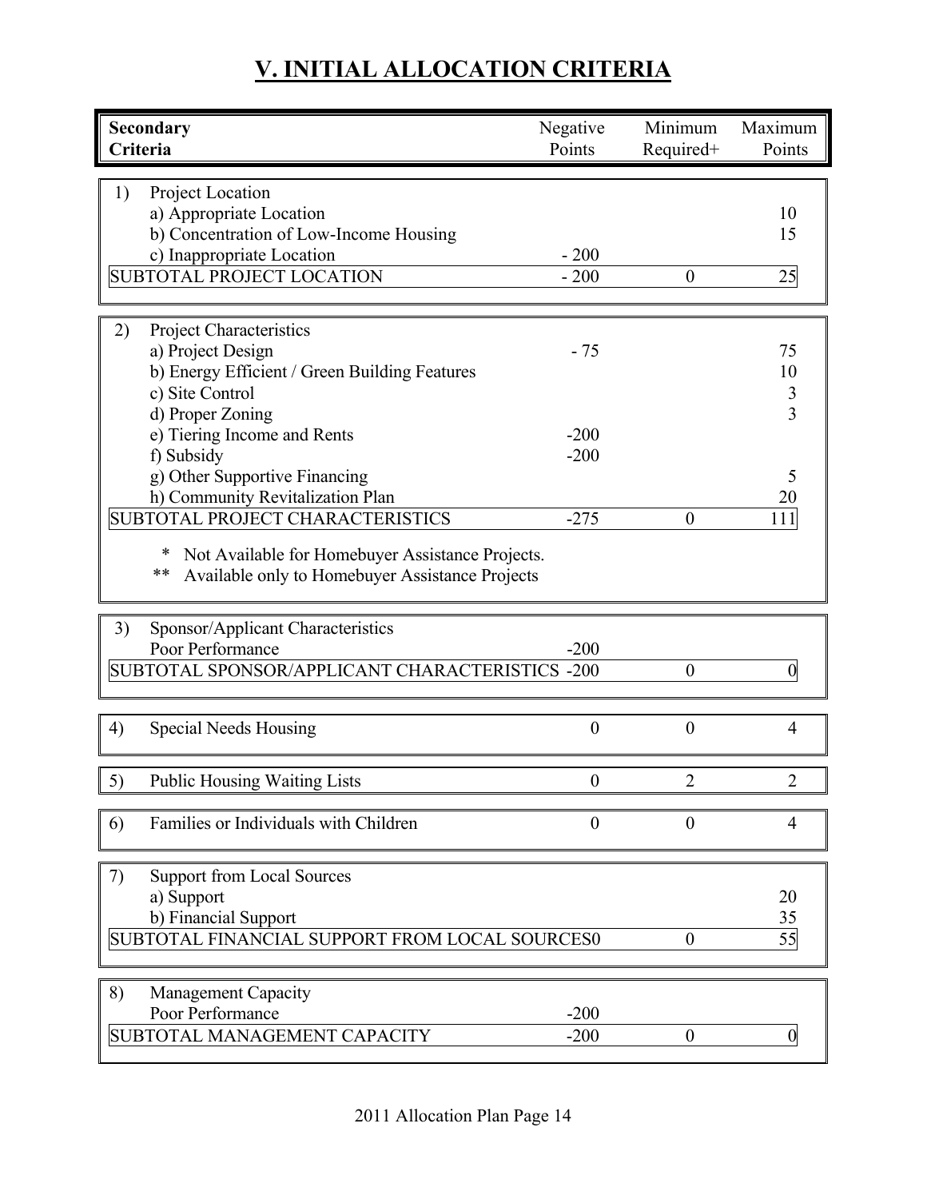# V. INITIAL ALLOCATION CRITERIA

| **Secondary Criteria** | Negative Points | Minimum Required+ | Maximum Points |
|---|---|---|---|
| 1) Project Location | | | |
| a) Appropriate Location | | | 10 |
| b) Concentration of Low-Income Housing | | | 15 |
| c) Inappropriate Location | - 200 | | |
| SUBTOTAL PROJECT LOCATION | - 200 | 0 | 25 |
| 2) Project Characteristics | | | |
| a) Project Design | - 75 | | 75 |
| b) Energy Efficient / Green Building Features | | | 10 |
| c) Site Control | | | 3 |
| d) Proper Zoning | | | 3 |
| e) Tiering Income and Rents | -200 | | |
| f) Subsidy | -200 | | |
| g) Other Supportive Financing | | | 5 |
| h) Community Revitalization Plan | | | 20 |
| SUBTOTAL PROJECT CHARACTERISTICS | -275 | 0 | 111 |
| * Not Available for Homebuyer Assistance Projects. | | | |
| ** Available only to Homebuyer Assistance Projects | | | |
| 3) Sponsor/Applicant Characteristics | | | |
| Poor Performance | -200 | | |
| SUBTOTAL SPONSOR/APPLICANT CHARACTERISTICS | -200 | 0 | 0 |
| 4) Special Needs Housing | 0 | 0 | 4 |
| 5) Public Housing Waiting Lists | 0 | 2 | 2 |
| 6) Families or Individuals with Children | 0 | 0 | 4 |
| 7) Support from Local Sources | | | |
| a) Support | | | 20 |
| b) Financial Support | | | 35 |
| SUBTOTAL FINANCIAL SUPPORT FROM LOCAL SOURCES | 0 | 0 | 55 |
| 8) Management Capacity | | | |
| Poor Performance | -200 | | |
| SUBTOTAL MANAGEMENT CAPACITY | -200 | 0 | 0 |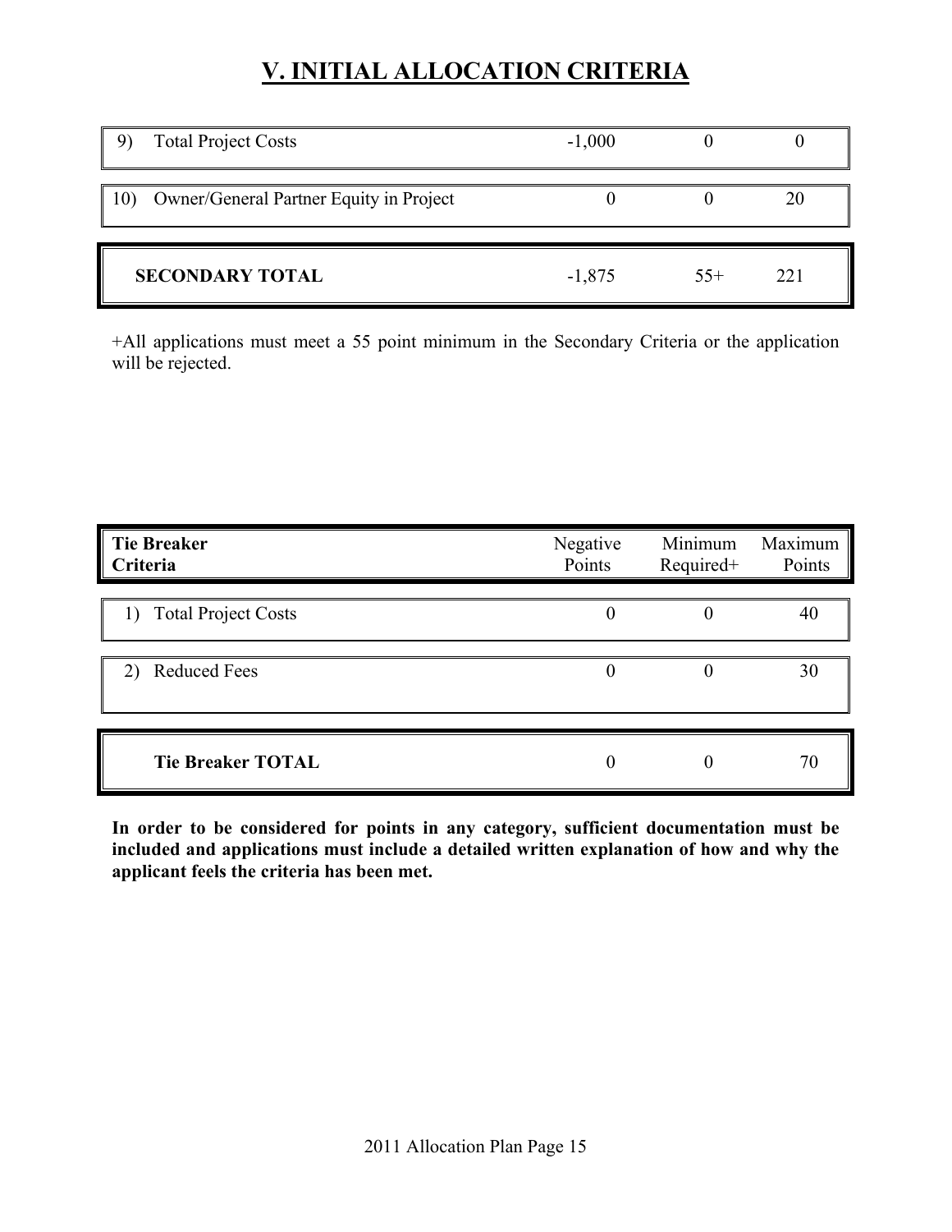# V. INITIAL ALLOCATION CRITERIA

| | Negative Points | Minimum Required+ | Maximum Points |
|---|---|---|---|
| 9) Total Project Costs | -1,000 | 0 | 0 |
| 10) Owner/General Partner Equity in Project | 0 | 0 | 20 |
| **SECONDARY TOTAL** | -1,875 | 55+ | 221 |

+All applications must meet a 55 point minimum in the Secondary Criteria or the application will be rejected.

| **Tie Breaker Criteria** | Negative Points | Minimum Required+ | Maximum Points |
|---|---|---|---|
| 1) Total Project Costs | 0 | 0 | 40 |
| 2) Reduced Fees | 0 | 0 | 30 |
| **Tie Breaker TOTAL** | 0 | 0 | 70 |

**In order to be considered for points in any category, sufficient documentation must be included and applications must include a detailed written explanation of how and why the applicant feels the criteria has been met.**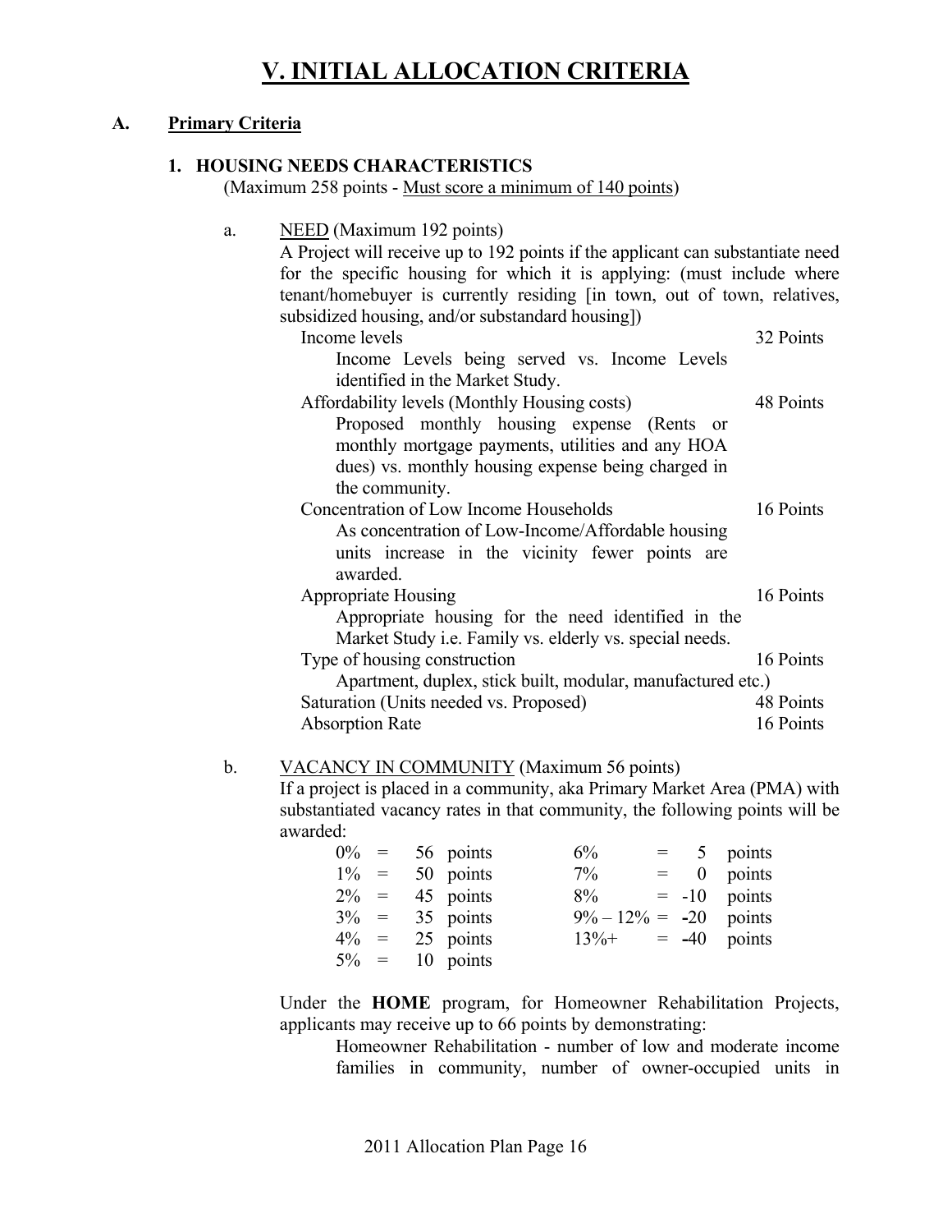# V. INITIAL ALLOCATION CRITERIA

## A. Primary Criteria

### 1. HOUSING NEEDS CHARACTERISTICS

(Maximum 258 points - Must score a minimum of 140 points)

a. NEED (Maximum 192 points)

A Project will receive up to 192 points if the applicant can substantiate need for the specific housing for which it is applying: (must include where tenant/homebuyer is currently residing [in town, out of town, relatives, subsidized housing, and/or substandard housing])

| Criterion | Points |
|---|---|
| Income levels<br>Income Levels being served vs. Income Levels identified in the Market Study. | 32 Points |
| Affordability levels (Monthly Housing costs)<br>Proposed monthly housing expense (Rents or monthly mortgage payments, utilities and any HOA dues) vs. monthly housing expense being charged in the community. | 48 Points |
| Concentration of Low Income Households<br>As concentration of Low-Income/Affordable housing units increase in the vicinity fewer points are awarded. | 16 Points |
| Appropriate Housing<br>Appropriate housing for the need identified in the Market Study i.e. Family vs. elderly vs. special needs. | 16 Points |
| Type of housing construction<br>Apartment, duplex, stick built, modular, manufactured etc.) | 16 Points |
| Saturation (Units needed vs. Proposed) | 48 Points |
| Absorption Rate | 16 Points |

b. VACANCY IN COMMUNITY (Maximum 56 points)

If a project is placed in a community, aka Primary Market Area (PMA) with substantiated vacancy rates in that community, the following points will be awarded:

| Vacancy | Points | Vacancy | Points |
|---|---|---|---|
| 0% = | 56 points | 6% = | 5 points |
| 1% = | 50 points | 7% = | 0 points |
| 2% = | 45 points | 8% = | -10 points |
| 3% = | 35 points | 9% – 12% = | -20 points |
| 4% = | 25 points | 13%+ = | -40 points |
| 5% = | 10 points | | |

Under the **HOME** program, for Homeowner Rehabilitation Projects, applicants may receive up to 66 points by demonstrating:

Homeowner Rehabilitation - number of low and moderate income families in community, number of owner-occupied units in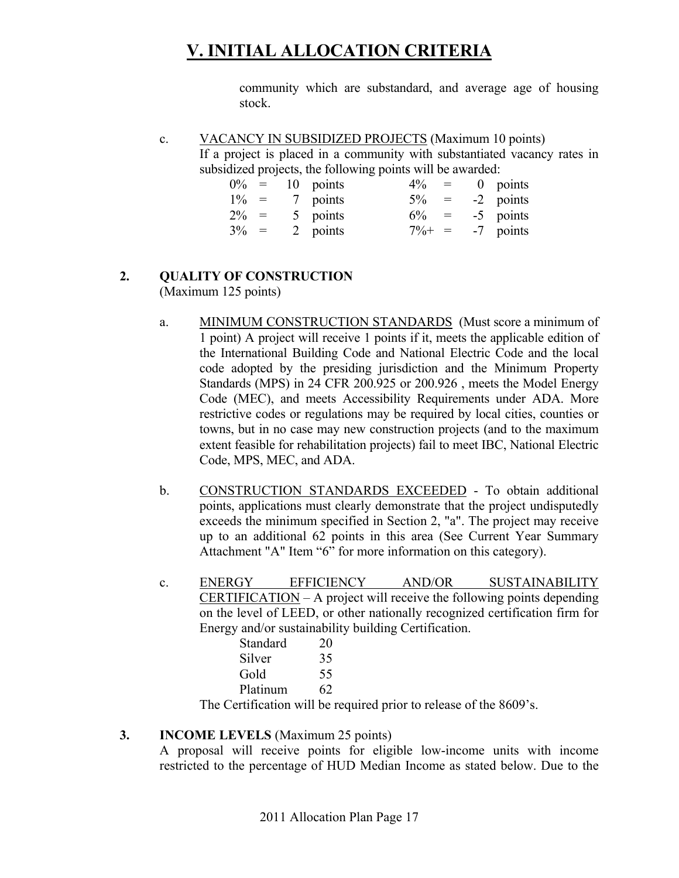# V. INITIAL ALLOCATION CRITERIA

community which are substandard, and average age of housing stock.

c. VACANCY IN SUBSIDIZED PROJECTS (Maximum 10 points)
If a project is placed in a community with substantiated vacancy rates in subsidized projects, the following points will be awarded:

| | | | | | |
|---|---|---|---|---|---|
| 0% | = | 10 points | 4% | = | 0 points |
| 1% | = | 7 points | 5% | = | -2 points |
| 2% | = | 5 points | 6% | = | -5 points |
| 3% | = | 2 points | 7%+ | = | -7 points |

**2. QUALITY OF CONSTRUCTION**
(Maximum 125 points)

a. MINIMUM CONSTRUCTION STANDARDS (Must score a minimum of 1 point) A project will receive 1 points if it, meets the applicable edition of the International Building Code and National Electric Code and the local code adopted by the presiding jurisdiction and the Minimum Property Standards (MPS) in 24 CFR 200.925 or 200.926 , meets the Model Energy Code (MEC), and meets Accessibility Requirements under ADA. More restrictive codes or regulations may be required by local cities, counties or towns, but in no case may new construction projects (and to the maximum extent feasible for rehabilitation projects) fail to meet IBC, National Electric Code, MPS, MEC, and ADA.

b. CONSTRUCTION STANDARDS EXCEEDED - To obtain additional points, applications must clearly demonstrate that the project undisputedly exceeds the minimum specified in Section 2, "a". The project may receive up to an additional 62 points in this area (See Current Year Summary Attachment "A" Item "6" for more information on this category).

c. ENERGY EFFICIENCY AND/OR SUSTAINABILITY CERTIFICATION – A project will receive the following points depending on the level of LEED, or other nationally recognized certification firm for Energy and/or sustainability building Certification.

| | |
|---|---|
| Standard | 20 |
| Silver | 35 |
| Gold | 55 |
| Platinum | 62 |

The Certification will be required prior to release of the 8609's.

**3. INCOME LEVELS** (Maximum 25 points)
A proposal will receive points for eligible low-income units with income restricted to the percentage of HUD Median Income as stated below. Due to the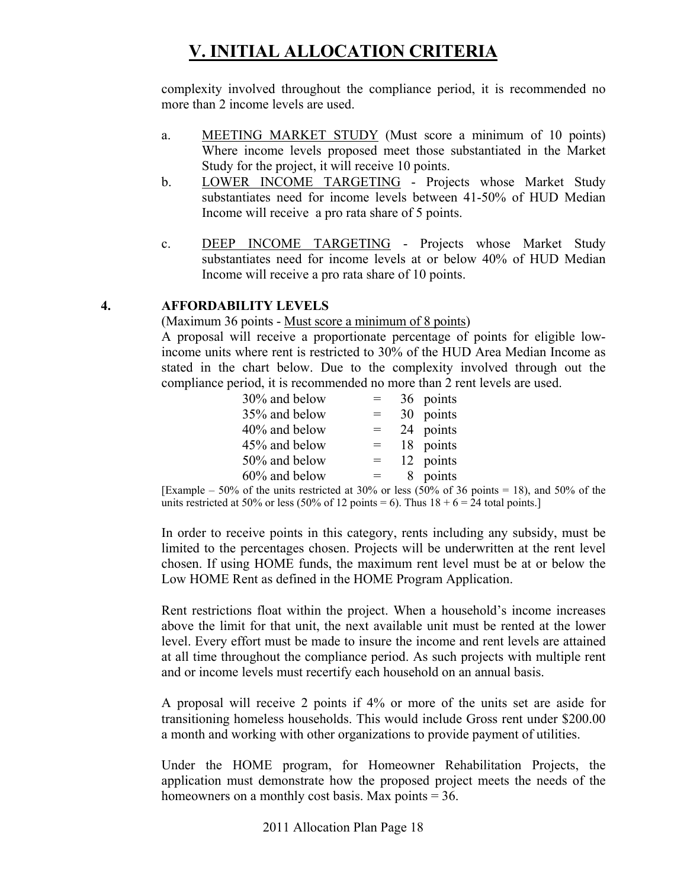# V. INITIAL ALLOCATION CRITERIA

complexity involved throughout the compliance period, it is recommended no more than 2 income levels are used.

a. <u>MEETING MARKET STUDY</u> (Must score a minimum of 10 points) Where income levels proposed meet those substantiated in the Market Study for the project, it will receive 10 points.

b. <u>LOWER INCOME TARGETING</u> - Projects whose Market Study substantiates need for income levels between 41-50% of HUD Median Income will receive a pro rata share of 5 points.

c. <u>DEEP INCOME TARGETING</u> - Projects whose Market Study substantiates need for income levels at or below 40% of HUD Median Income will receive a pro rata share of 10 points.

**4. AFFORDABILITY LEVELS**

(Maximum 36 points - <u>Must score a minimum of 8 points</u>)

A proposal will receive a proportionate percentage of points for eligible low-income units where rent is restricted to 30% of the HUD Area Median Income as stated in the chart below. Due to the complexity involved through out the compliance period, it is recommended no more than 2 rent levels are used.

| | | |
|---|---|---|
| 30% and below | = | 36 points |
| 35% and below | = | 30 points |
| 40% and below | = | 24 points |
| 45% and below | = | 18 points |
| 50% and below | = | 12 points |
| 60% and below | = | 8 points |

[Example – 50% of the units restricted at 30% or less (50% of 36 points = 18), and 50% of the units restricted at 50% or less (50% of 12 points = 6). Thus 18 + 6 = 24 total points.]

In order to receive points in this category, rents including any subsidy, must be limited to the percentages chosen. Projects will be underwritten at the rent level chosen. If using HOME funds, the maximum rent level must be at or below the Low HOME Rent as defined in the HOME Program Application.

Rent restrictions float within the project. When a household's income increases above the limit for that unit, the next available unit must be rented at the lower level. Every effort must be made to insure the income and rent levels are attained at all time throughout the compliance period. As such projects with multiple rent and or income levels must recertify each household on an annual basis.

A proposal will receive 2 points if 4% or more of the units set are aside for transitioning homeless households. This would include Gross rent under $200.00 a month and working with other organizations to provide payment of utilities.

Under the HOME program, for Homeowner Rehabilitation Projects, the application must demonstrate how the proposed project meets the needs of the homeowners on a monthly cost basis. Max points = 36.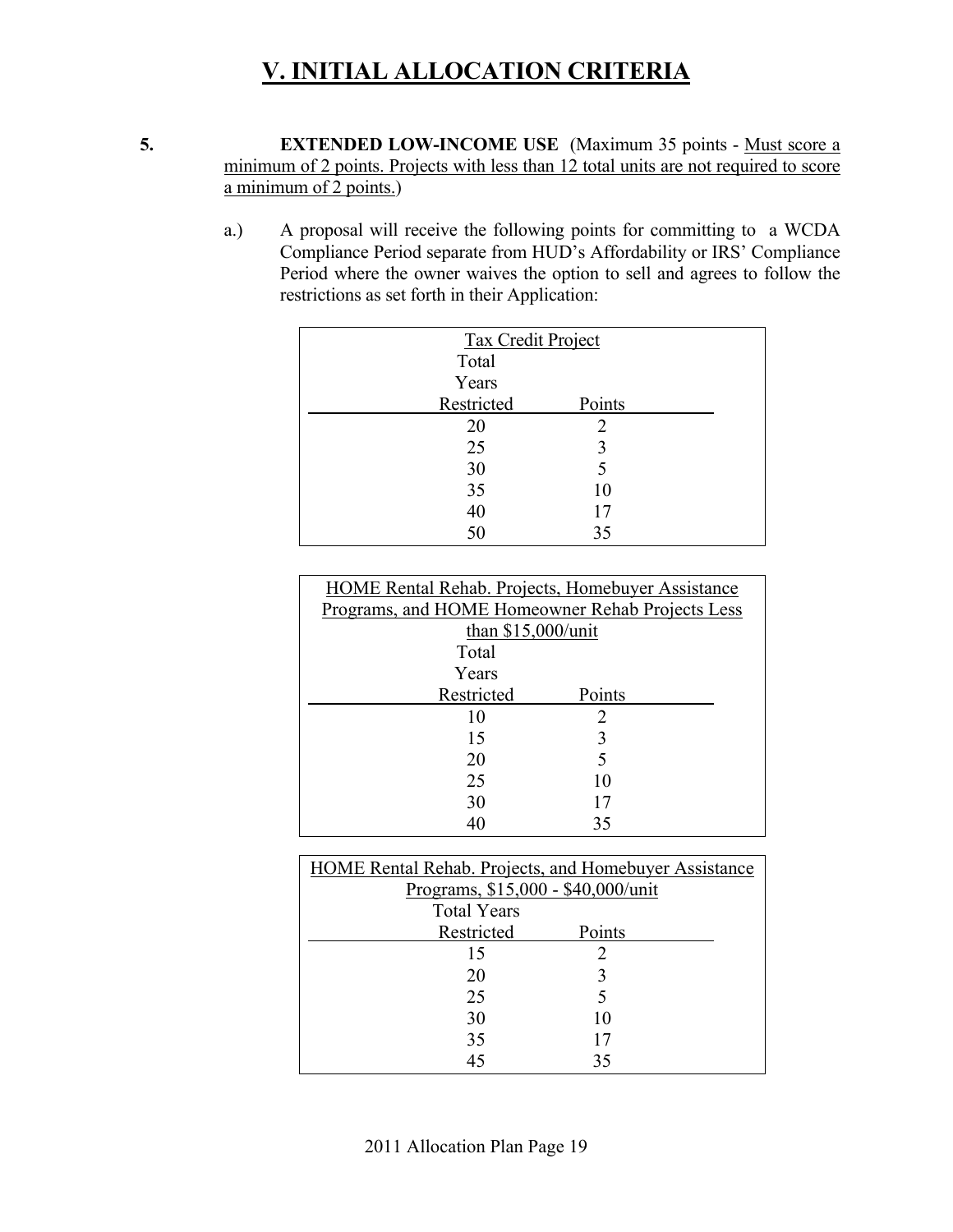# V. INITIAL ALLOCATION CRITERIA

**5. EXTENDED LOW-INCOME USE** (Maximum 35 points - Must score a minimum of 2 points. Projects with less than 12 total units are not required to score a minimum of 2 points.)

a.) A proposal will receive the following points for committing to a WCDA Compliance Period separate from HUD's Affordability or IRS' Compliance Period where the owner waives the option to sell and agrees to follow the restrictions as set forth in their Application:

| Tax Credit Project | |
|---|---|
| Total Years Restricted | Points |
| 20 | 2 |
| 25 | 3 |
| 30 | 5 |
| 35 | 10 |
| 40 | 17 |
| 50 | 35 |

| HOME Rental Rehab. Projects, Homebuyer Assistance Programs, and HOME Homeowner Rehab Projects Less than $15,000/unit | |
|---|---|
| Total Years Restricted | Points |
| 10 | 2 |
| 15 | 3 |
| 20 | 5 |
| 25 | 10 |
| 30 | 17 |
| 40 | 35 |

| HOME Rental Rehab. Projects, and Homebuyer Assistance Programs, $15,000 - $40,000/unit | |
|---|---|
| Total Years Restricted | Points |
| 15 | 2 |
| 20 | 3 |
| 25 | 5 |
| 30 | 10 |
| 35 | 17 |
| 45 | 35 |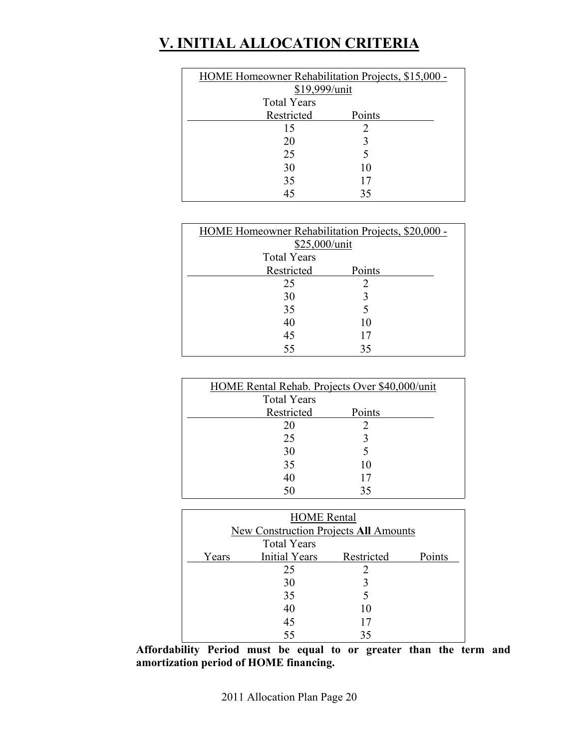# V. INITIAL ALLOCATION CRITERIA

| HOME Homeowner Rehabilitation Projects, $15,000 - $19,999/unit | |
|---|---|
| Total Years Restricted | Points |
| 15 | 2 |
| 20 | 3 |
| 25 | 5 |
| 30 | 10 |
| 35 | 17 |
| 45 | 35 |

| HOME Homeowner Rehabilitation Projects, $20,000 - $25,000/unit | |
|---|---|
| Total Years Restricted | Points |
| 25 | 2 |
| 30 | 3 |
| 35 | 5 |
| 40 | 10 |
| 45 | 17 |
| 55 | 35 |

| HOME Rental Rehab. Projects Over $40,000/unit | |
|---|---|
| Total Years Restricted | Points |
| 20 | 2 |
| 25 | 3 |
| 30 | 5 |
| 35 | 10 |
| 40 | 17 |
| 50 | 35 |

| HOME Rental New Construction Projects **All** Amounts | | | |
|---|---|---|---|
| Years | Total Years Initial Years | Restricted | Points |
| | 25 | 2 | |
| | 30 | 3 | |
| | 35 | 5 | |
| | 40 | 10 | |
| | 45 | 17 | |
| | 55 | 35 | |

**Affordability Period must be equal to or greater than the term and amortization period of HOME financing.**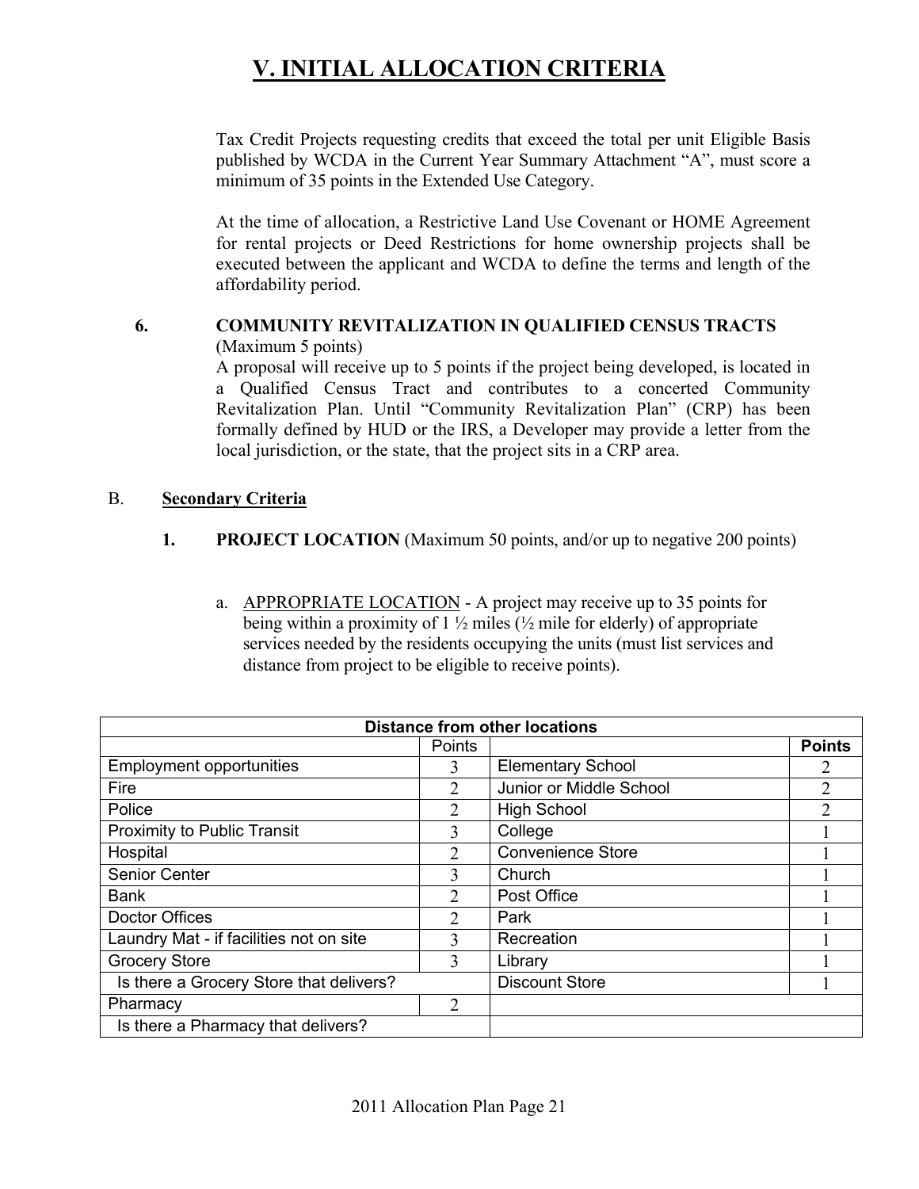# V. INITIAL ALLOCATION CRITERIA

Tax Credit Projects requesting credits that exceed the total per unit Eligible Basis published by WCDA in the Current Year Summary Attachment "A", must score a minimum of 35 points in the Extended Use Category.

At the time of allocation, a Restrictive Land Use Covenant or HOME Agreement for rental projects or Deed Restrictions for home ownership projects shall be executed between the applicant and WCDA to define the terms and length of the affordability period.

**6. COMMUNITY REVITALIZATION IN QUALIFIED CENSUS TRACTS**
(Maximum 5 points)
A proposal will receive up to 5 points if the project being developed, is located in a Qualified Census Tract and contributes to a concerted Community Revitalization Plan. Until "Community Revitalization Plan" (CRP) has been formally defined by HUD or the IRS, a Developer may provide a letter from the local jurisdiction, or the state, that the project sits in a CRP area.

B. **Secondary Criteria**

**1. PROJECT LOCATION** (Maximum 50 points, and/or up to negative 200 points)

a. APPROPRIATE LOCATION - A project may receive up to 35 points for being within a proximity of 1 ½ miles (½ mile for elderly) of appropriate services needed by the residents occupying the units (must list services and distance from project to be eligible to receive points).

| Distance from other locations | | | |
|---|---|---|---|
| | Points | | **Points** |
| Employment opportunities | 3 | Elementary School | 2 |
| Fire | 2 | Junior or Middle School | 2 |
| Police | 2 | High School | 2 |
| Proximity to Public Transit | 3 | College | 1 |
| Hospital | 2 | Convenience Store | 1 |
| Senior Center | 3 | Church | 1 |
| Bank | 2 | Post Office | 1 |
| Doctor Offices | 2 | Park | 1 |
| Laundry Mat - if facilities not on site | 3 | Recreation | 1 |
| Grocery Store | 3 | Library | 1 |
| Is there a Grocery Store that delivers? | | Discount Store | 1 |
| Pharmacy | 2 | | |
| Is there a Pharmacy that delivers? | | | |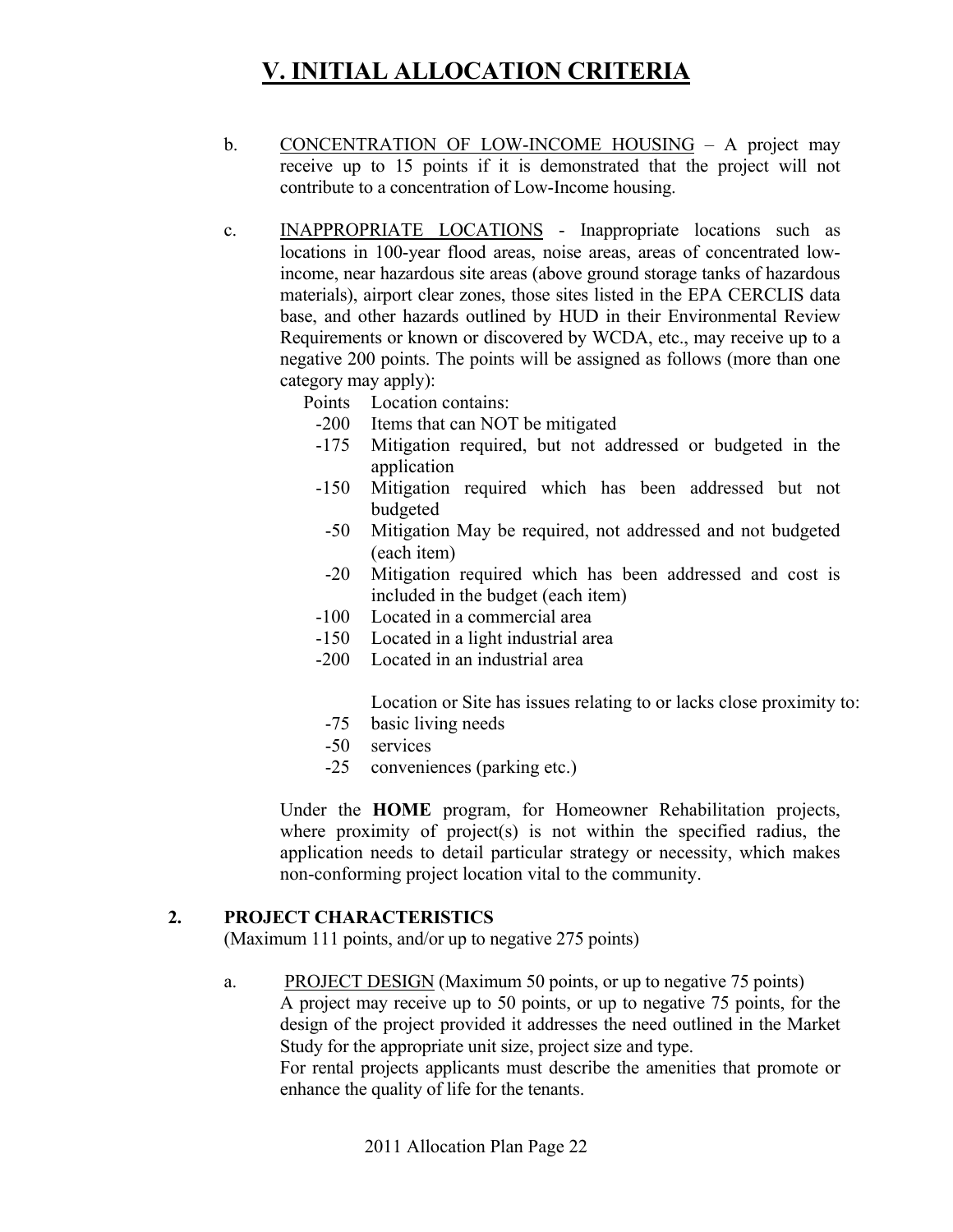# V. INITIAL ALLOCATION CRITERIA

b. CONCENTRATION OF LOW-INCOME HOUSING – A project may receive up to 15 points if it is demonstrated that the project will not contribute to a concentration of Low-Income housing.

c. INAPPROPRIATE LOCATIONS - Inappropriate locations such as locations in 100-year flood areas, noise areas, areas of concentrated low-income, near hazardous site areas (above ground storage tanks of hazardous materials), airport clear zones, those sites listed in the EPA CERCLIS data base, and other hazards outlined by HUD in their Environmental Review Requirements or known or discovered by WCDA, etc., may receive up to a negative 200 points. The points will be assigned as follows (more than one category may apply):

| Points | Location contains: |
| --- | --- |
| -200 | Items that can NOT be mitigated |
| -175 | Mitigation required, but not addressed or budgeted in the application |
| -150 | Mitigation required which has been addressed but not budgeted |
| -50 | Mitigation May be required, not addressed and not budgeted (each item) |
| -20 | Mitigation required which has been addressed and cost is included in the budget (each item) |
| -100 | Located in a commercial area |
| -150 | Located in a light industrial area |
| -200 | Located in an industrial area |
| | Location or Site has issues relating to or lacks close proximity to: |
| -75 | basic living needs |
| -50 | services |
| -25 | conveniences (parking etc.) |

Under the **HOME** program, for Homeowner Rehabilitation projects, where proximity of project(s) is not within the specified radius, the application needs to detail particular strategy or necessity, which makes non-conforming project location vital to the community.

## 2. PROJECT CHARACTERISTICS

(Maximum 111 points, and/or up to negative 275 points)

a. PROJECT DESIGN (Maximum 50 points, or up to negative 75 points)
A project may receive up to 50 points, or up to negative 75 points, for the design of the project provided it addresses the need outlined in the Market Study for the appropriate unit size, project size and type.
For rental projects applicants must describe the amenities that promote or enhance the quality of life for the tenants.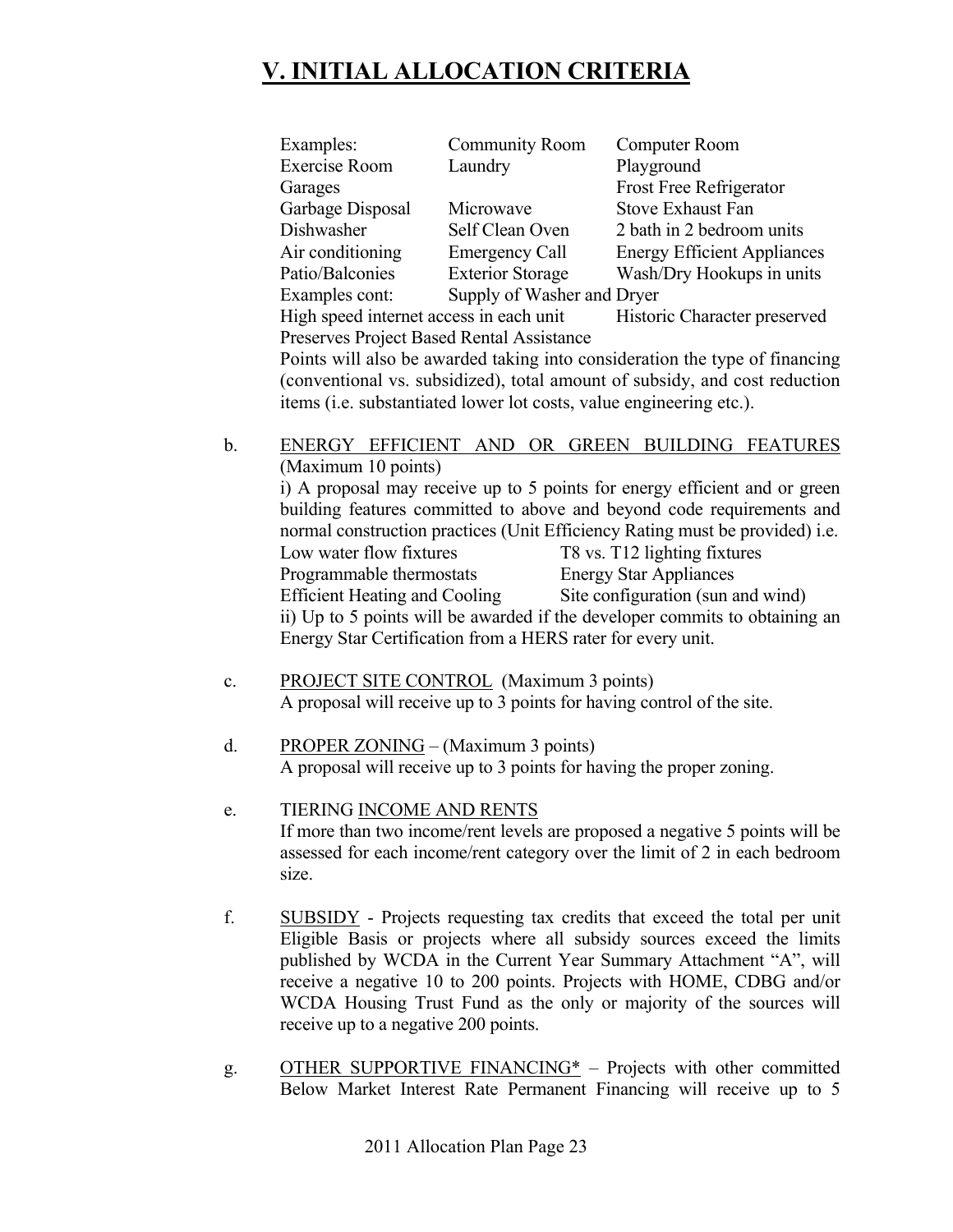# V. INITIAL ALLOCATION CRITERIA

| Examples: | Community Room | Computer Room |
|---|---|---|
| Exercise Room | Laundry | Playground |
| Garages | | Frost Free Refrigerator |
| Garbage Disposal | Microwave | Stove Exhaust Fan |
| Dishwasher | Self Clean Oven | 2 bath in 2 bedroom units |
| Air conditioning | Emergency Call | Energy Efficient Appliances |
| Patio/Balconies | Exterior Storage | Wash/Dry Hookups in units |
| Examples cont: | Supply of Washer and Dryer | |

High speed internet access in each unit &nbsp;&nbsp;&nbsp; Historic Character preserved

Preserves Project Based Rental Assistance

Points will also be awarded taking into consideration the type of financing (conventional vs. subsidized), total amount of subsidy, and cost reduction items (i.e. substantiated lower lot costs, value engineering etc.).

b. <u>ENERGY EFFICIENT AND OR GREEN BUILDING FEATURES</u> (Maximum 10 points)

i) A proposal may receive up to 5 points for energy efficient and or green building features committed to above and beyond code requirements and normal construction practices (Unit Efficiency Rating must be provided) i.e.

| | |
|---|---|
| Low water flow fixtures | T8 vs. T12 lighting fixtures |
| Programmable thermostats | Energy Star Appliances |
| Efficient Heating and Cooling | Site configuration (sun and wind) |

ii) Up to 5 points will be awarded if the developer commits to obtaining an Energy Star Certification from a HERS rater for every unit.

c. <u>PROJECT SITE CONTROL</u> (Maximum 3 points)
A proposal will receive up to 3 points for having control of the site.

d. <u>PROPER ZONING</u> – (Maximum 3 points)
A proposal will receive up to 3 points for having the proper zoning.

e. TIERING <u>INCOME AND RENTS</u>
If more than two income/rent levels are proposed a negative 5 points will be assessed for each income/rent category over the limit of 2 in each bedroom size.

f. <u>SUBSIDY</u> - Projects requesting tax credits that exceed the total per unit Eligible Basis or projects where all subsidy sources exceed the limits published by WCDA in the Current Year Summary Attachment "A", will receive a negative 10 to 200 points. Projects with HOME, CDBG and/or WCDA Housing Trust Fund as the only or majority of the sources will receive up to a negative 200 points.

g. <u>OTHER SUPPORTIVE FINANCING*</u> – Projects with other committed Below Market Interest Rate Permanent Financing will receive up to 5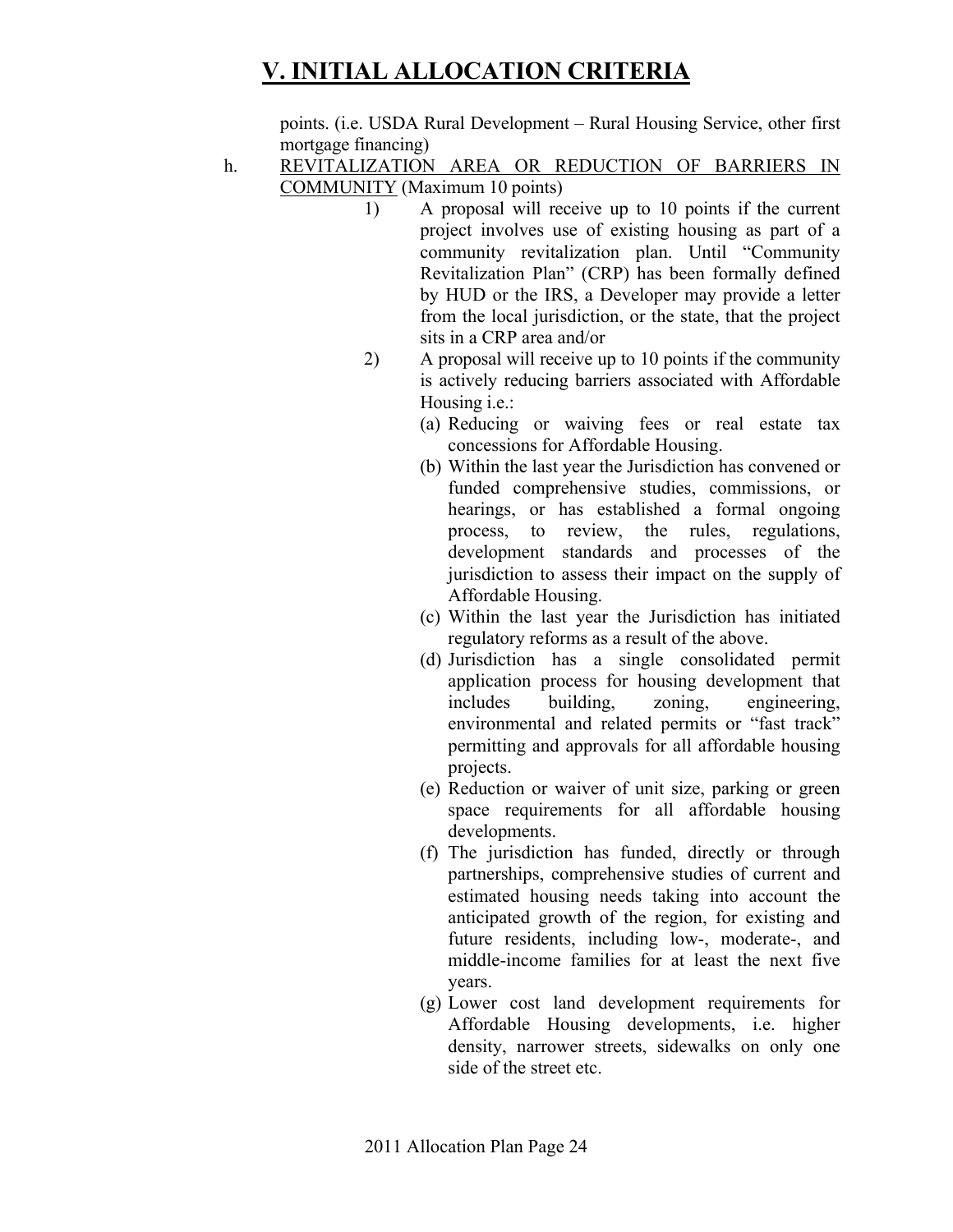# V. INITIAL ALLOCATION CRITERIA

points. (i.e. USDA Rural Development – Rural Housing Service, other first mortgage financing)

h. REVITALIZATION AREA OR REDUCTION OF BARRIERS IN COMMUNITY (Maximum 10 points)

   1) A proposal will receive up to 10 points if the current project involves use of existing housing as part of a community revitalization plan. Until "Community Revitalization Plan" (CRP) has been formally defined by HUD or the IRS, a Developer may provide a letter from the local jurisdiction, or the state, that the project sits in a CRP area and/or

   2) A proposal will receive up to 10 points if the community is actively reducing barriers associated with Affordable Housing i.e.:

      (a) Reducing or waiving fees or real estate tax concessions for Affordable Housing.

      (b) Within the last year the Jurisdiction has convened or funded comprehensive studies, commissions, or hearings, or has established a formal ongoing process, to review, the rules, regulations, development standards and processes of the jurisdiction to assess their impact on the supply of Affordable Housing.

      (c) Within the last year the Jurisdiction has initiated regulatory reforms as a result of the above.

      (d) Jurisdiction has a single consolidated permit application process for housing development that includes building, zoning, engineering, environmental and related permits or "fast track" permitting and approvals for all affordable housing projects.

      (e) Reduction or waiver of unit size, parking or green space requirements for all affordable housing developments.

      (f) The jurisdiction has funded, directly or through partnerships, comprehensive studies of current and estimated housing needs taking into account the anticipated growth of the region, for existing and future residents, including low-, moderate-, and middle-income families for at least the next five years.

      (g) Lower cost land development requirements for Affordable Housing developments, i.e. higher density, narrower streets, sidewalks on only one side of the street etc.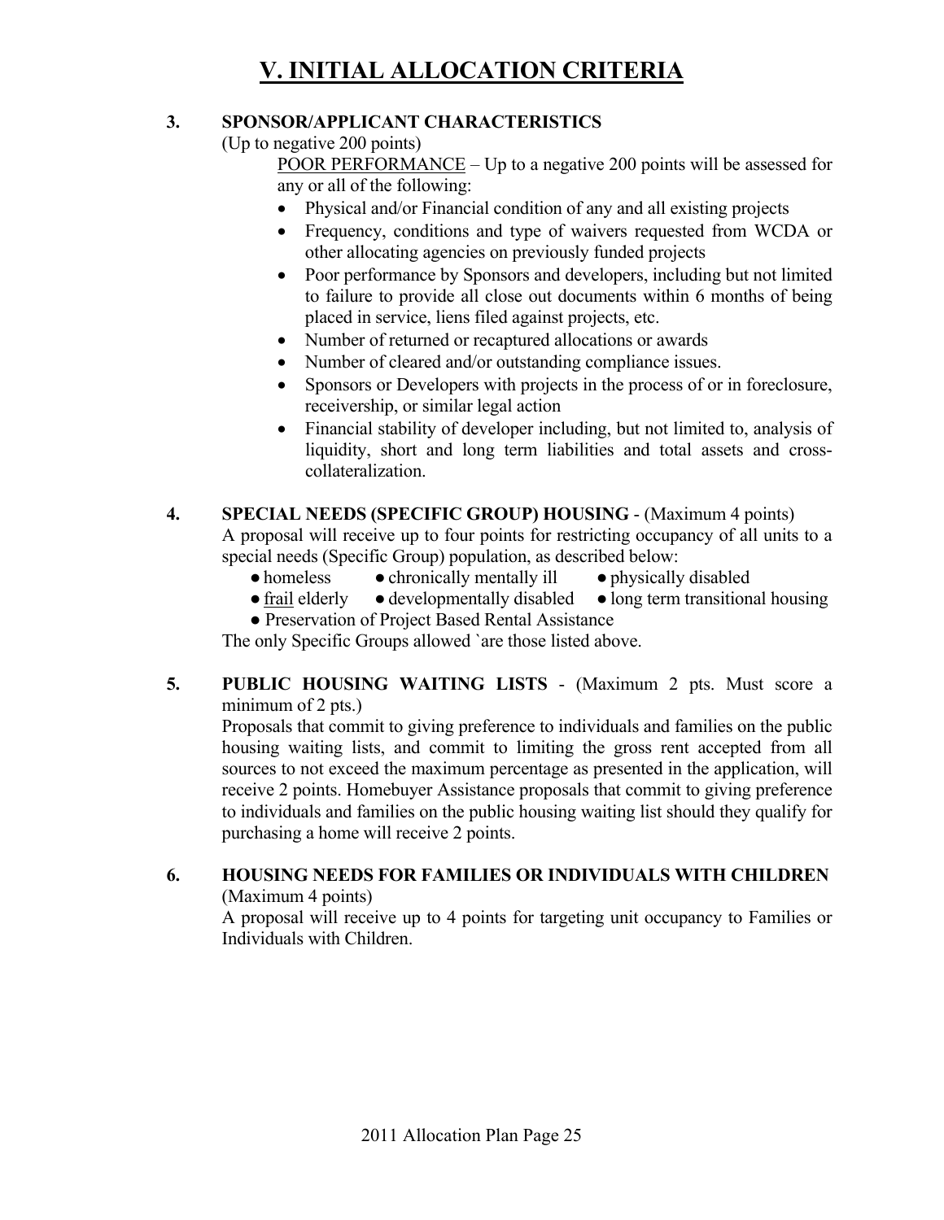# V. INITIAL ALLOCATION CRITERIA

**3. SPONSOR/APPLICANT CHARACTERISTICS**

(Up to negative 200 points)

POOR PERFORMANCE – Up to a negative 200 points will be assessed for any or all of the following:

- Physical and/or Financial condition of any and all existing projects
- Frequency, conditions and type of waivers requested from WCDA or other allocating agencies on previously funded projects
- Poor performance by Sponsors and developers, including but not limited to failure to provide all close out documents within 6 months of being placed in service, liens filed against projects, etc.
- Number of returned or recaptured allocations or awards
- Number of cleared and/or outstanding compliance issues.
- Sponsors or Developers with projects in the process of or in foreclosure, receivership, or similar legal action
- Financial stability of developer including, but not limited to, analysis of liquidity, short and long term liabilities and total assets and cross-collateralization.

**4. SPECIAL NEEDS (SPECIFIC GROUP) HOUSING** - (Maximum 4 points)

A proposal will receive up to four points for restricting occupancy of all units to a special needs (Specific Group) population, as described below:

- homeless
- chronically mentally ill
- physically disabled
- frail elderly
- developmentally disabled
- long term transitional housing
- Preservation of Project Based Rental Assistance

The only Specific Groups allowed `are those listed above.

**5. PUBLIC HOUSING WAITING LISTS** - (Maximum 2 pts. Must score a minimum of 2 pts.)

Proposals that commit to giving preference to individuals and families on the public housing waiting lists, and commit to limiting the gross rent accepted from all sources to not exceed the maximum percentage as presented in the application, will receive 2 points. Homebuyer Assistance proposals that commit to giving preference to individuals and families on the public housing waiting list should they qualify for purchasing a home will receive 2 points.

**6. HOUSING NEEDS FOR FAMILIES OR INDIVIDUALS WITH CHILDREN**

(Maximum 4 points)

A proposal will receive up to 4 points for targeting unit occupancy to Families or Individuals with Children.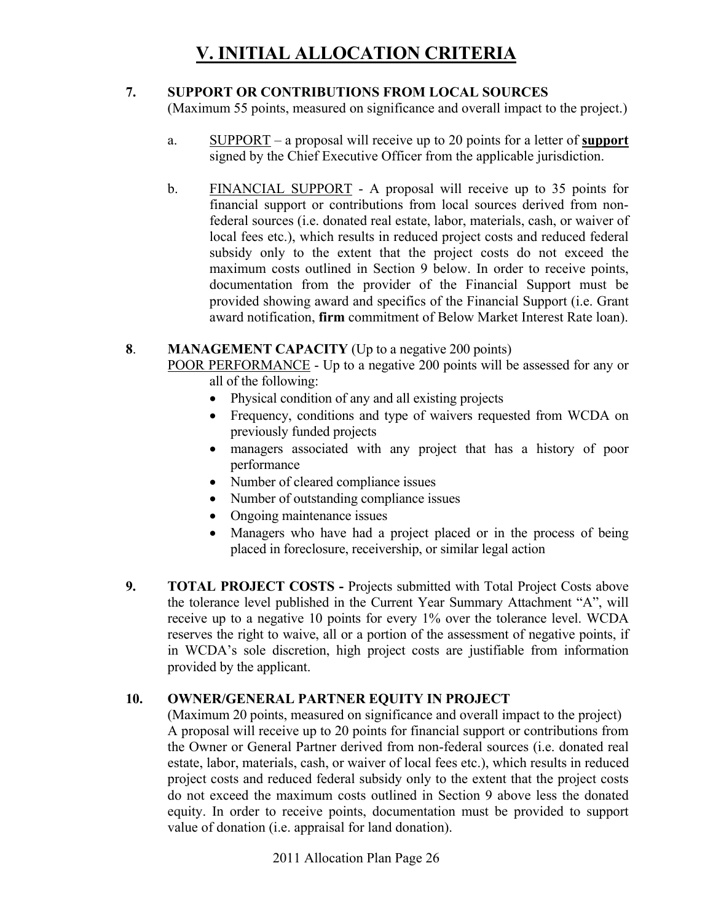# V. INITIAL ALLOCATION CRITERIA

**7. SUPPORT OR CONTRIBUTIONS FROM LOCAL SOURCES**
(Maximum 55 points, measured on significance and overall impact to the project.)

a. SUPPORT – a proposal will receive up to 20 points for a letter of **support** signed by the Chief Executive Officer from the applicable jurisdiction.

b. FINANCIAL SUPPORT - A proposal will receive up to 35 points for financial support or contributions from local sources derived from non-federal sources (i.e. donated real estate, labor, materials, cash, or waiver of local fees etc.), which results in reduced project costs and reduced federal subsidy only to the extent that the project costs do not exceed the maximum costs outlined in Section 9 below. In order to receive points, documentation from the provider of the Financial Support must be provided showing award and specifics of the Financial Support (i.e. Grant award notification, **firm** commitment of Below Market Interest Rate loan).

**8. MANAGEMENT CAPACITY** (Up to a negative 200 points)
POOR PERFORMANCE - Up to a negative 200 points will be assessed for any or all of the following:

- Physical condition of any and all existing projects
- Frequency, conditions and type of waivers requested from WCDA on previously funded projects
- managers associated with any project that has a history of poor performance
- Number of cleared compliance issues
- Number of outstanding compliance issues
- Ongoing maintenance issues
- Managers who have had a project placed or in the process of being placed in foreclosure, receivership, or similar legal action

**9. TOTAL PROJECT COSTS -** Projects submitted with Total Project Costs above the tolerance level published in the Current Year Summary Attachment "A", will receive up to a negative 10 points for every 1% over the tolerance level. WCDA reserves the right to waive, all or a portion of the assessment of negative points, if in WCDA's sole discretion, high project costs are justifiable from information provided by the applicant.

**10. OWNER/GENERAL PARTNER EQUITY IN PROJECT**
(Maximum 20 points, measured on significance and overall impact to the project)
A proposal will receive up to 20 points for financial support or contributions from the Owner or General Partner derived from non-federal sources (i.e. donated real estate, labor, materials, cash, or waiver of local fees etc.), which results in reduced project costs and reduced federal subsidy only to the extent that the project costs do not exceed the maximum costs outlined in Section 9 above less the donated equity. In order to receive points, documentation must be provided to support value of donation (i.e. appraisal for land donation).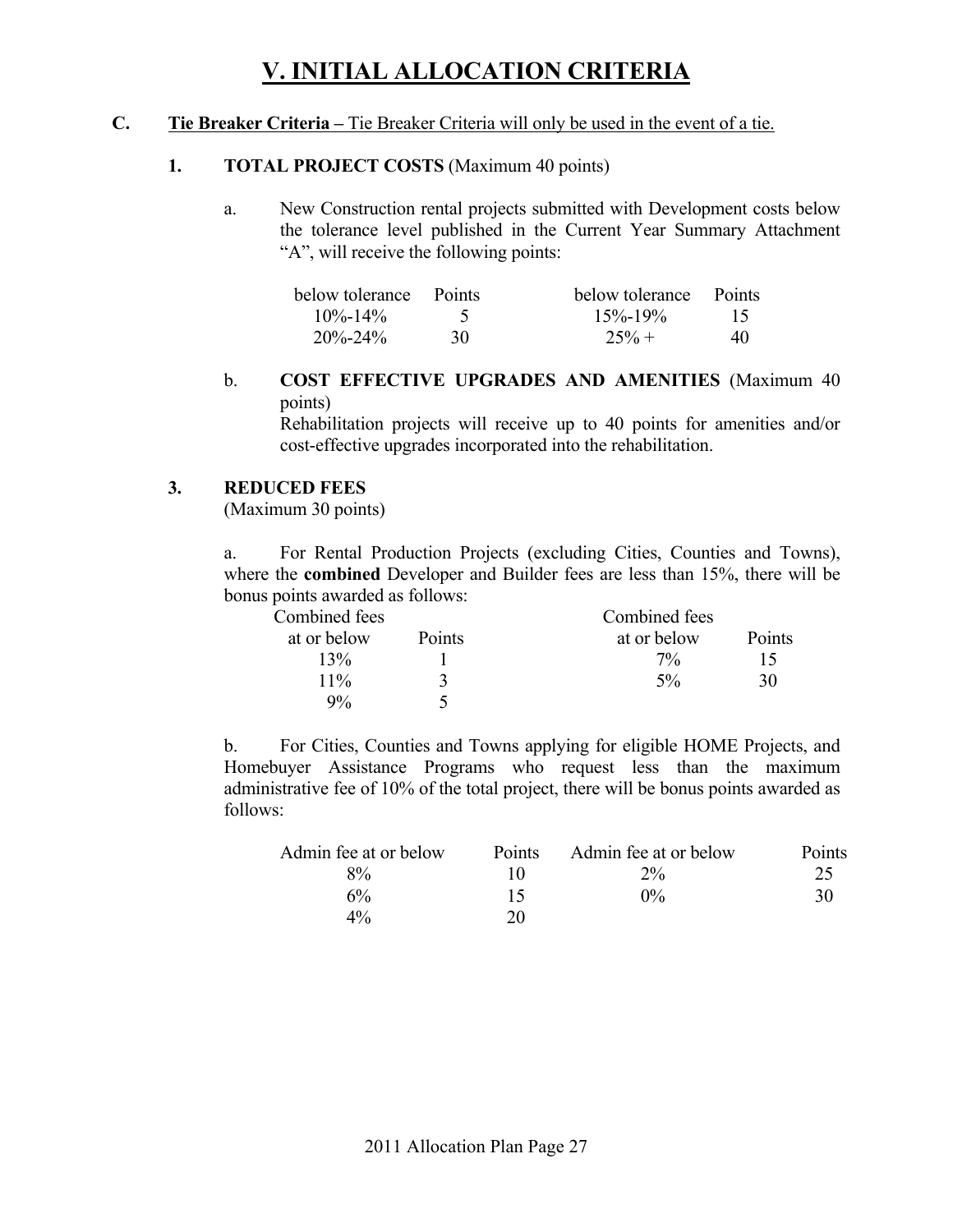# V. INITIAL ALLOCATION CRITERIA

**C. Tie Breaker Criteria –** Tie Breaker Criteria will only be used in the event of a tie.

**1. TOTAL PROJECT COSTS** (Maximum 40 points)

a. New Construction rental projects submitted with Development costs below the tolerance level published in the Current Year Summary Attachment "A", will receive the following points:

| below tolerance | Points | below tolerance | Points |
|---|---|---|---|
| 10%-14% | 5 | 15%-19% | 15 |
| 20%-24% | 30 | 25% + | 40 |

b. **COST EFFECTIVE UPGRADES AND AMENITIES** (Maximum 40 points)
Rehabilitation projects will receive up to 40 points for amenities and/or cost-effective upgrades incorporated into the rehabilitation.

**3. REDUCED FEES**
(Maximum 30 points)

a. For Rental Production Projects (excluding Cities, Counties and Towns), where the **combined** Developer and Builder fees are less than 15%, there will be bonus points awarded as follows:

| Combined fees at or below | Points | Combined fees at or below | Points |
|---|---|---|---|
| 13% | 1 | 7% | 15 |
| 11% | 3 | 5% | 30 |
| 9% | 5 | | |

b. For Cities, Counties and Towns applying for eligible HOME Projects, and Homebuyer Assistance Programs who request less than the maximum administrative fee of 10% of the total project, there will be bonus points awarded as follows:

| Admin fee at or below | Points | Admin fee at or below | Points |
|---|---|---|---|
| 8% | 10 | 2% | 25 |
| 6% | 15 | 0% | 30 |
| 4% | 20 | | |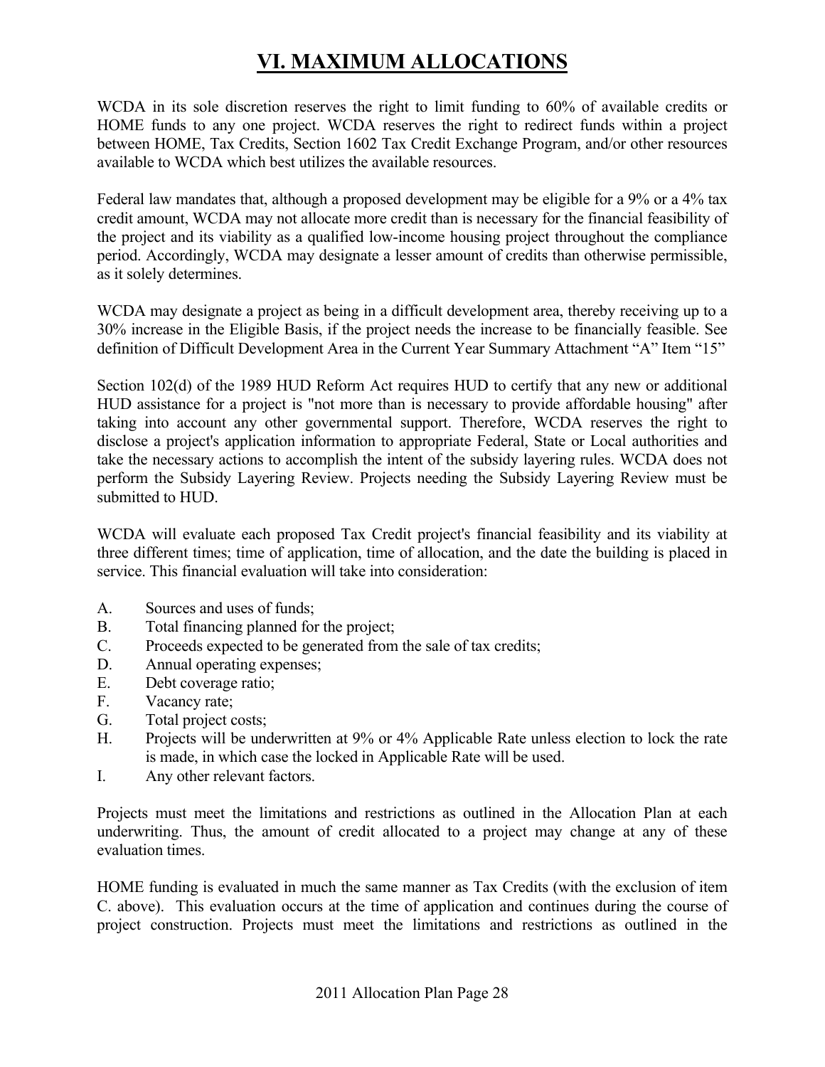# VI. MAXIMUM ALLOCATIONS

WCDA in its sole discretion reserves the right to limit funding to 60% of available credits or HOME funds to any one project. WCDA reserves the right to redirect funds within a project between HOME, Tax Credits, Section 1602 Tax Credit Exchange Program, and/or other resources available to WCDA which best utilizes the available resources.

Federal law mandates that, although a proposed development may be eligible for a 9% or a 4% tax credit amount, WCDA may not allocate more credit than is necessary for the financial feasibility of the project and its viability as a qualified low-income housing project throughout the compliance period. Accordingly, WCDA may designate a lesser amount of credits than otherwise permissible, as it solely determines.

WCDA may designate a project as being in a difficult development area, thereby receiving up to a 30% increase in the Eligible Basis, if the project needs the increase to be financially feasible. See definition of Difficult Development Area in the Current Year Summary Attachment "A" Item "15"

Section 102(d) of the 1989 HUD Reform Act requires HUD to certify that any new or additional HUD assistance for a project is "not more than is necessary to provide affordable housing" after taking into account any other governmental support. Therefore, WCDA reserves the right to disclose a project's application information to appropriate Federal, State or Local authorities and take the necessary actions to accomplish the intent of the subsidy layering rules. WCDA does not perform the Subsidy Layering Review. Projects needing the Subsidy Layering Review must be submitted to HUD.

WCDA will evaluate each proposed Tax Credit project's financial feasibility and its viability at three different times; time of application, time of allocation, and the date the building is placed in service. This financial evaluation will take into consideration:

A. Sources and uses of funds;
B. Total financing planned for the project;
C. Proceeds expected to be generated from the sale of tax credits;
D. Annual operating expenses;
E. Debt coverage ratio;
F. Vacancy rate;
G. Total project costs;
H. Projects will be underwritten at 9% or 4% Applicable Rate unless election to lock the rate is made, in which case the locked in Applicable Rate will be used.
I. Any other relevant factors.

Projects must meet the limitations and restrictions as outlined in the Allocation Plan at each underwriting. Thus, the amount of credit allocated to a project may change at any of these evaluation times.

HOME funding is evaluated in much the same manner as Tax Credits (with the exclusion of item C. above). This evaluation occurs at the time of application and continues during the course of project construction. Projects must meet the limitations and restrictions as outlined in the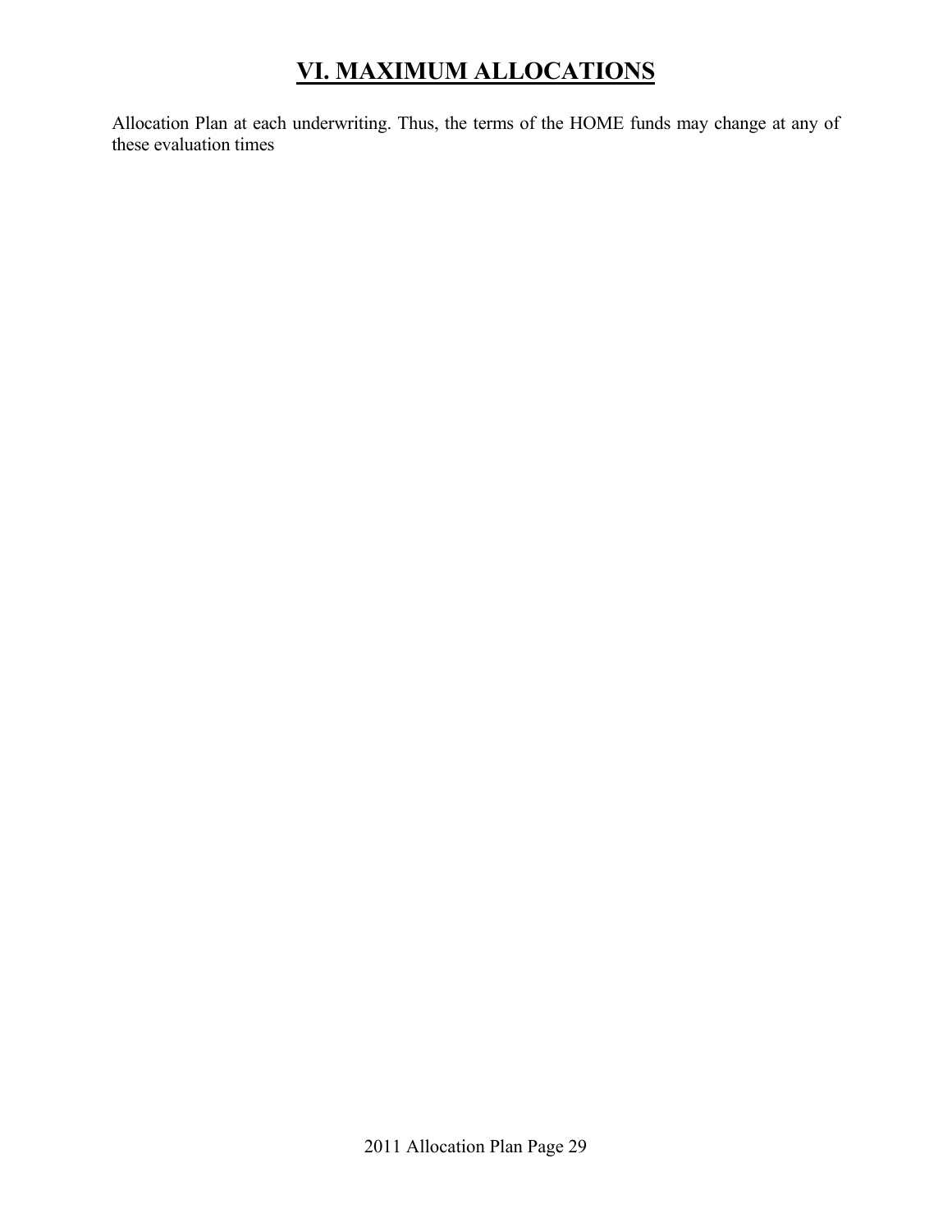# VI. MAXIMUM ALLOCATIONS

Allocation Plan at each underwriting. Thus, the terms of the HOME funds may change at any of these evaluation times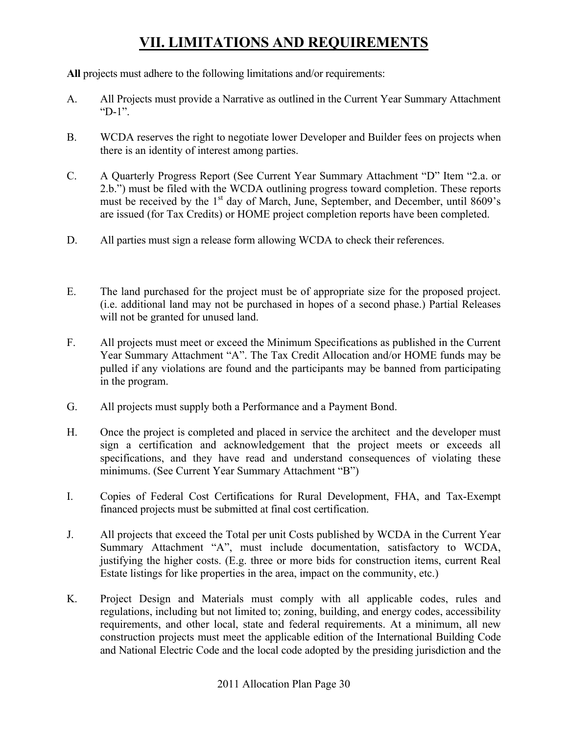# VII. LIMITATIONS AND REQUIREMENTS

**All** projects must adhere to the following limitations and/or requirements:

A. All Projects must provide a Narrative as outlined in the Current Year Summary Attachment "D-1".

B. WCDA reserves the right to negotiate lower Developer and Builder fees on projects when there is an identity of interest among parties.

C. A Quarterly Progress Report (See Current Year Summary Attachment "D" Item "2.a. or 2.b.") must be filed with the WCDA outlining progress toward completion. These reports must be received by the 1st day of March, June, September, and December, until 8609's are issued (for Tax Credits) or HOME project completion reports have been completed.

D. All parties must sign a release form allowing WCDA to check their references.

E. The land purchased for the project must be of appropriate size for the proposed project. (i.e. additional land may not be purchased in hopes of a second phase.) Partial Releases will not be granted for unused land.

F. All projects must meet or exceed the Minimum Specifications as published in the Current Year Summary Attachment "A". The Tax Credit Allocation and/or HOME funds may be pulled if any violations are found and the participants may be banned from participating in the program.

G. All projects must supply both a Performance and a Payment Bond.

H. Once the project is completed and placed in service the architect and the developer must sign a certification and acknowledgement that the project meets or exceeds all specifications, and they have read and understand consequences of violating these minimums. (See Current Year Summary Attachment "B")

I. Copies of Federal Cost Certifications for Rural Development, FHA, and Tax-Exempt financed projects must be submitted at final cost certification.

J. All projects that exceed the Total per unit Costs published by WCDA in the Current Year Summary Attachment "A", must include documentation, satisfactory to WCDA, justifying the higher costs. (E.g. three or more bids for construction items, current Real Estate listings for like properties in the area, impact on the community, etc.)

K. Project Design and Materials must comply with all applicable codes, rules and regulations, including but not limited to; zoning, building, and energy codes, accessibility requirements, and other local, state and federal requirements. At a minimum, all new construction projects must meet the applicable edition of the International Building Code and National Electric Code and the local code adopted by the presiding jurisdiction and the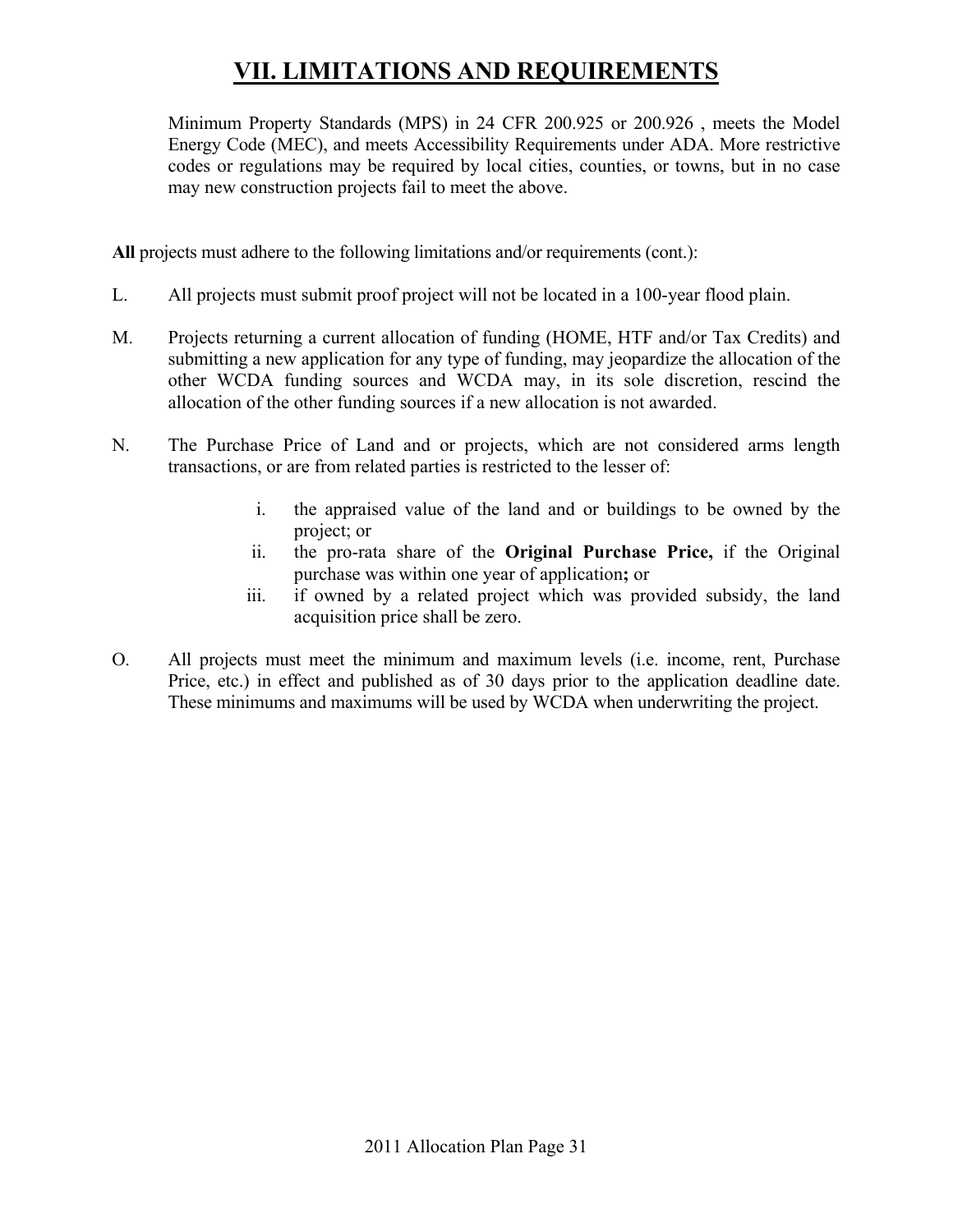# VII. LIMITATIONS AND REQUIREMENTS

Minimum Property Standards (MPS) in 24 CFR 200.925 or 200.926 , meets the Model Energy Code (MEC), and meets Accessibility Requirements under ADA. More restrictive codes or regulations may be required by local cities, counties, or towns, but in no case may new construction projects fail to meet the above.

**All** projects must adhere to the following limitations and/or requirements (cont.):

L. All projects must submit proof project will not be located in a 100-year flood plain.

M. Projects returning a current allocation of funding (HOME, HTF and/or Tax Credits) and submitting a new application for any type of funding, may jeopardize the allocation of the other WCDA funding sources and WCDA may, in its sole discretion, rescind the allocation of the other funding sources if a new allocation is not awarded.

N. The Purchase Price of Land and or projects, which are not considered arms length transactions, or are from related parties is restricted to the lesser of:

   i. the appraised value of the land and or buildings to be owned by the project; or
   ii. the pro-rata share of the **Original Purchase Price,** if the Original purchase was within one year of application**;** or
   iii. if owned by a related project which was provided subsidy, the land acquisition price shall be zero.

O. All projects must meet the minimum and maximum levels (i.e. income, rent, Purchase Price, etc.) in effect and published as of 30 days prior to the application deadline date. These minimums and maximums will be used by WCDA when underwriting the project.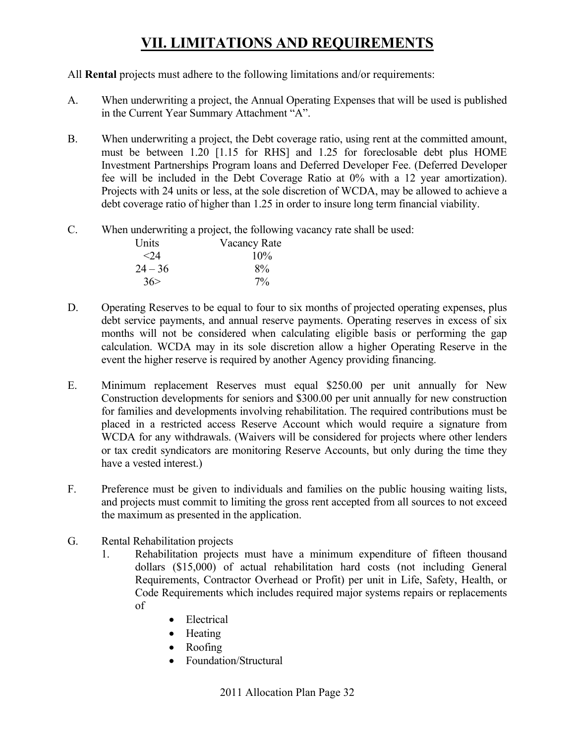# VII. LIMITATIONS AND REQUIREMENTS

All **Rental** projects must adhere to the following limitations and/or requirements:

A. When underwriting a project, the Annual Operating Expenses that will be used is published in the Current Year Summary Attachment "A".

B. When underwriting a project, the Debt coverage ratio, using rent at the committed amount, must be between 1.20 [1.15 for RHS] and 1.25 for foreclosable debt plus HOME Investment Partnerships Program loans and Deferred Developer Fee. (Deferred Developer fee will be included in the Debt Coverage Ratio at 0% with a 12 year amortization). Projects with 24 units or less, at the sole discretion of WCDA, may be allowed to achieve a debt coverage ratio of higher than 1.25 in order to insure long term financial viability.

C. When underwriting a project, the following vacancy rate shall be used:

| Units | Vacancy Rate |
|---|---|
| <24 | 10% |
| 24 – 36 | 8% |
| 36> | 7% |

D. Operating Reserves to be equal to four to six months of projected operating expenses, plus debt service payments, and annual reserve payments. Operating reserves in excess of six months will not be considered when calculating eligible basis or performing the gap calculation. WCDA may in its sole discretion allow a higher Operating Reserve in the event the higher reserve is required by another Agency providing financing.

E. Minimum replacement Reserves must equal $250.00 per unit annually for New Construction developments for seniors and $300.00 per unit annually for new construction for families and developments involving rehabilitation. The required contributions must be placed in a restricted access Reserve Account which would require a signature from WCDA for any withdrawals. (Waivers will be considered for projects where other lenders or tax credit syndicators are monitoring Reserve Accounts, but only during the time they have a vested interest.)

F. Preference must be given to individuals and families on the public housing waiting lists, and projects must commit to limiting the gross rent accepted from all sources to not exceed the maximum as presented in the application.

G. Rental Rehabilitation projects

1. Rehabilitation projects must have a minimum expenditure of fifteen thousand dollars ($15,000) of actual rehabilitation hard costs (not including General Requirements, Contractor Overhead or Profit) per unit in Life, Safety, Health, or Code Requirements which includes required major systems repairs or replacements of

   - Electrical
   - Heating
   - Roofing
   - Foundation/Structural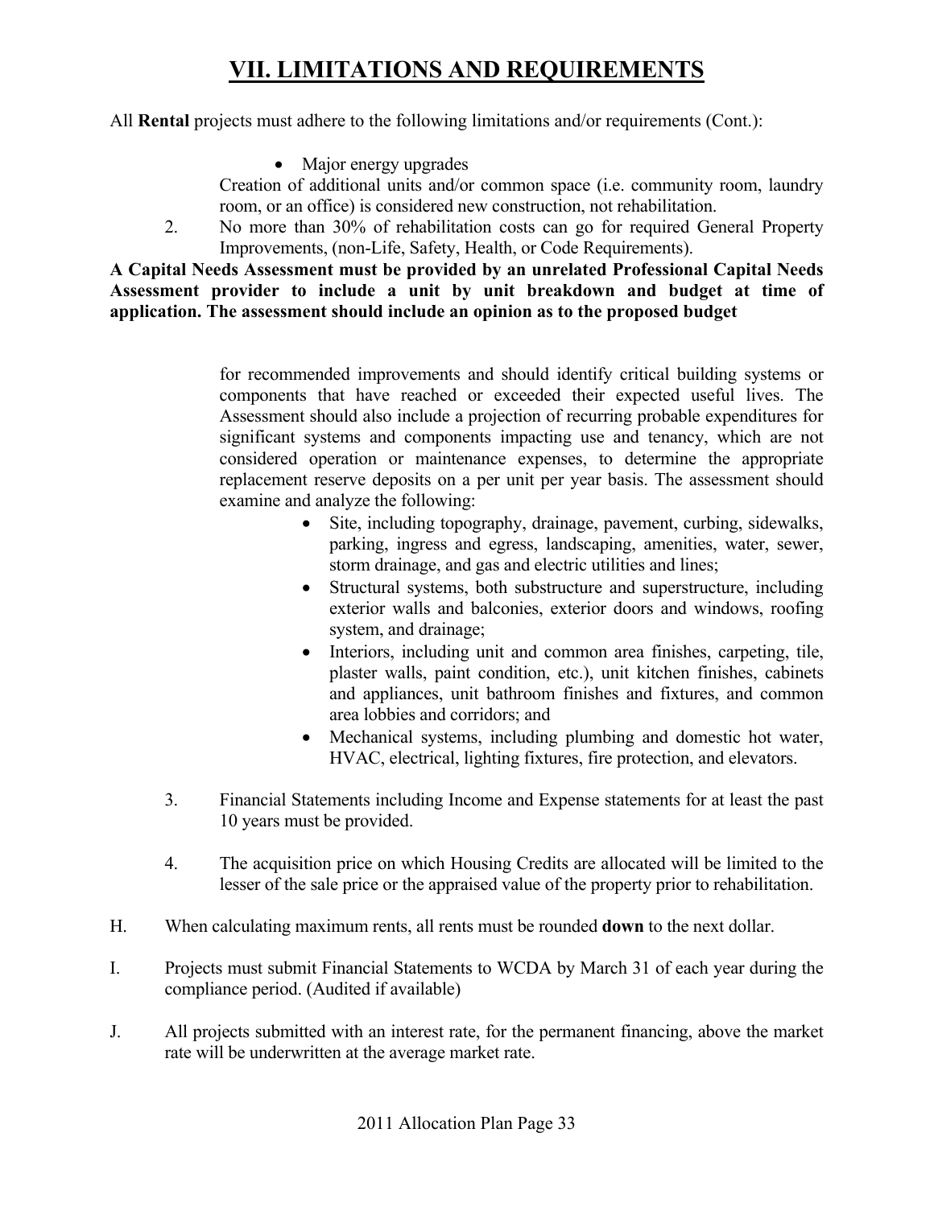# VII. LIMITATIONS AND REQUIREMENTS

All **Rental** projects must adhere to the following limitations and/or requirements (Cont.):

- Major energy upgrades

Creation of additional units and/or common space (i.e. community room, laundry room, or an office) is considered new construction, not rehabilitation.

2. No more than 30% of rehabilitation costs can go for required General Property Improvements, (non-Life, Safety, Health, or Code Requirements).

**A Capital Needs Assessment must be provided by an unrelated Professional Capital Needs Assessment provider to include a unit by unit breakdown and budget at time of application. The assessment should include an opinion as to the proposed budget**

for recommended improvements and should identify critical building systems or components that have reached or exceeded their expected useful lives. The Assessment should also include a projection of recurring probable expenditures for significant systems and components impacting use and tenancy, which are not considered operation or maintenance expenses, to determine the appropriate replacement reserve deposits on a per unit per year basis. The assessment should examine and analyze the following:

- Site, including topography, drainage, pavement, curbing, sidewalks, parking, ingress and egress, landscaping, amenities, water, sewer, storm drainage, and gas and electric utilities and lines;
- Structural systems, both substructure and superstructure, including exterior walls and balconies, exterior doors and windows, roofing system, and drainage;
- Interiors, including unit and common area finishes, carpeting, tile, plaster walls, paint condition, etc.), unit kitchen finishes, cabinets and appliances, unit bathroom finishes and fixtures, and common area lobbies and corridors; and
- Mechanical systems, including plumbing and domestic hot water, HVAC, electrical, lighting fixtures, fire protection, and elevators.

3. Financial Statements including Income and Expense statements for at least the past 10 years must be provided.

4. The acquisition price on which Housing Credits are allocated will be limited to the lesser of the sale price or the appraised value of the property prior to rehabilitation.

H. When calculating maximum rents, all rents must be rounded **down** to the next dollar.

I. Projects must submit Financial Statements to WCDA by March 31 of each year during the compliance period. (Audited if available)

J. All projects submitted with an interest rate, for the permanent financing, above the market rate will be underwritten at the average market rate.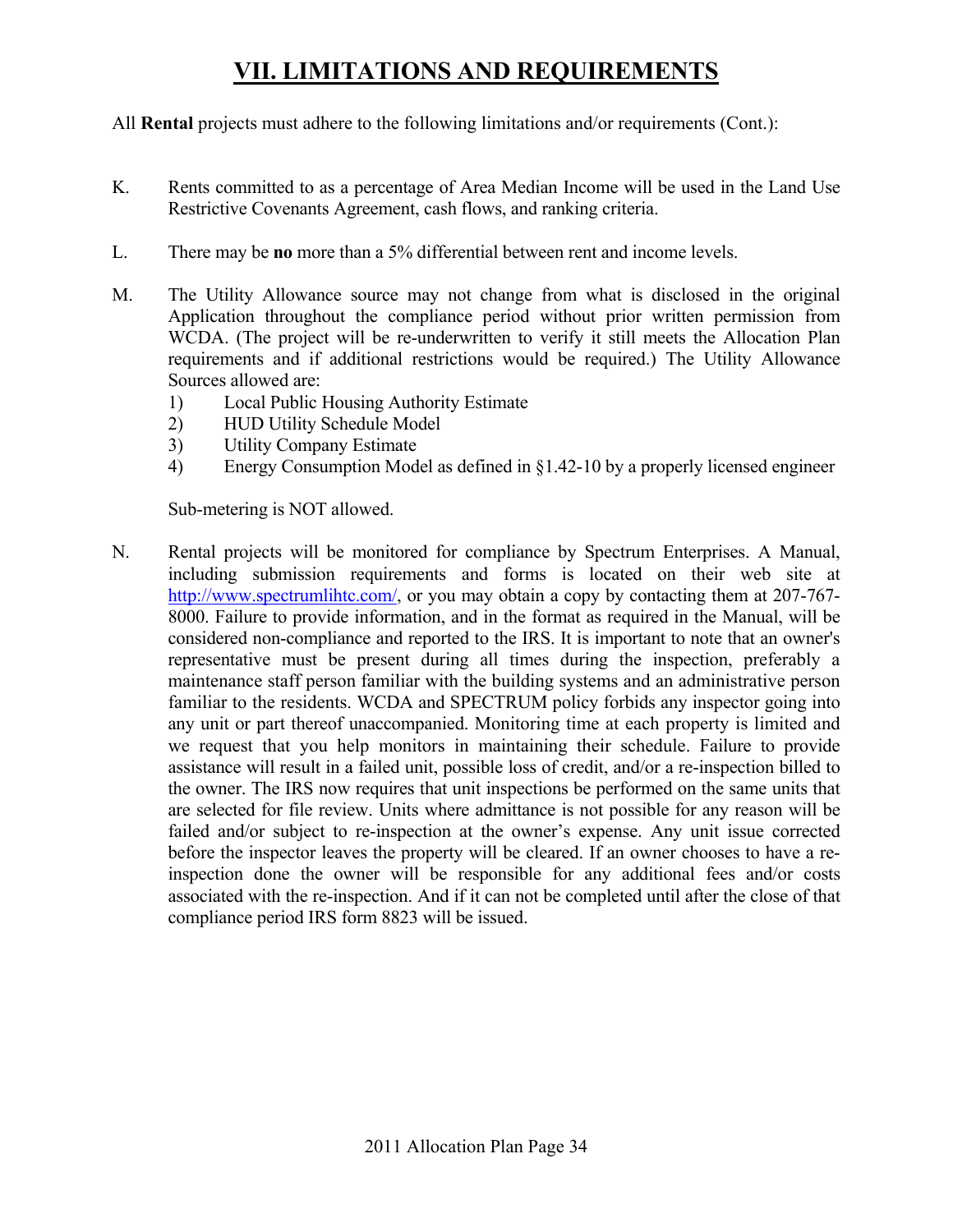# VII. LIMITATIONS AND REQUIREMENTS

All **Rental** projects must adhere to the following limitations and/or requirements (Cont.):

K. Rents committed to as a percentage of Area Median Income will be used in the Land Use Restrictive Covenants Agreement, cash flows, and ranking criteria.

L. There may be **no** more than a 5% differential between rent and income levels.

M. The Utility Allowance source may not change from what is disclosed in the original Application throughout the compliance period without prior written permission from WCDA. (The project will be re-underwritten to verify it still meets the Allocation Plan requirements and if additional restrictions would be required.) The Utility Allowance Sources allowed are:

   1) Local Public Housing Authority Estimate
   2) HUD Utility Schedule Model
   3) Utility Company Estimate
   4) Energy Consumption Model as defined in §1.42-10 by a properly licensed engineer

   Sub-metering is NOT allowed.

N. Rental projects will be monitored for compliance by Spectrum Enterprises. A Manual, including submission requirements and forms is located on their web site at http://www.spectrumlihtc.com/, or you may obtain a copy by contacting them at 207-767-8000. Failure to provide information, and in the format as required in the Manual, will be considered non-compliance and reported to the IRS. It is important to note that an owner's representative must be present during all times during the inspection, preferably a maintenance staff person familiar with the building systems and an administrative person familiar to the residents. WCDA and SPECTRUM policy forbids any inspector going into any unit or part thereof unaccompanied. Monitoring time at each property is limited and we request that you help monitors in maintaining their schedule. Failure to provide assistance will result in a failed unit, possible loss of credit, and/or a re-inspection billed to the owner. The IRS now requires that unit inspections be performed on the same units that are selected for file review. Units where admittance is not possible for any reason will be failed and/or subject to re-inspection at the owner's expense. Any unit issue corrected before the inspector leaves the property will be cleared. If an owner chooses to have a re-inspection done the owner will be responsible for any additional fees and/or costs associated with the re-inspection. And if it can not be completed until after the close of that compliance period IRS form 8823 will be issued.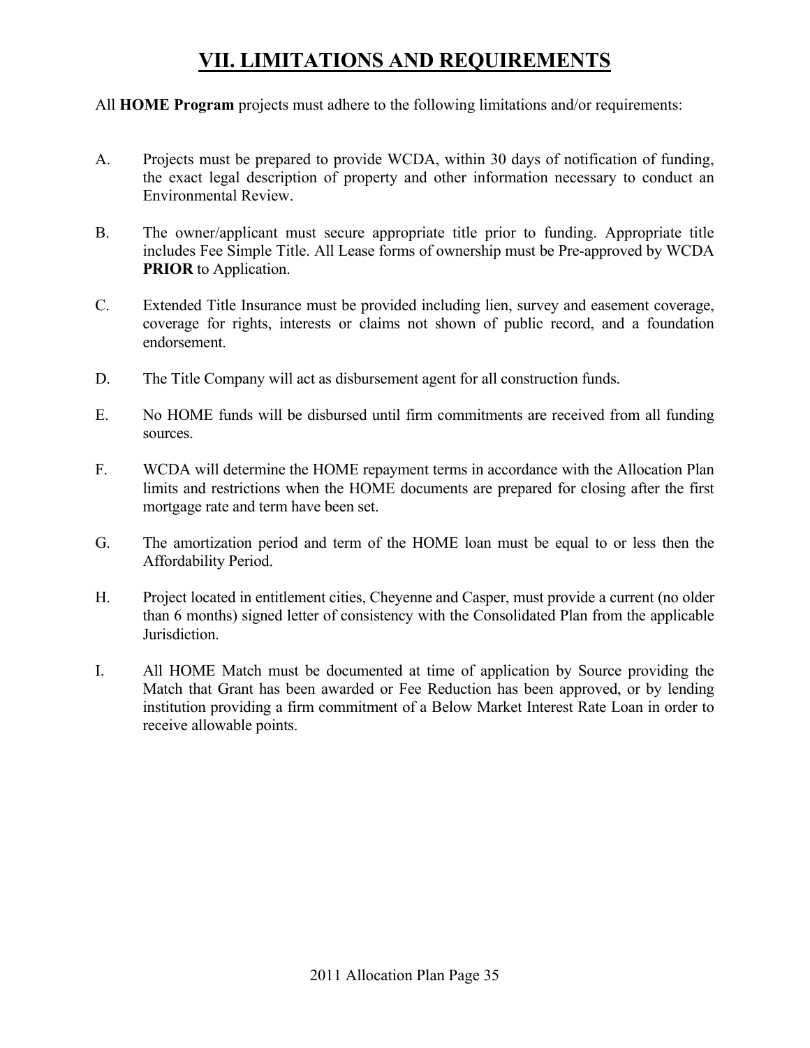# VII. LIMITATIONS AND REQUIREMENTS

All **HOME Program** projects must adhere to the following limitations and/or requirements:

A. Projects must be prepared to provide WCDA, within 30 days of notification of funding, the exact legal description of property and other information necessary to conduct an Environmental Review.

B. The owner/applicant must secure appropriate title prior to funding. Appropriate title includes Fee Simple Title. All Lease forms of ownership must be Pre-approved by WCDA **PRIOR** to Application.

C. Extended Title Insurance must be provided including lien, survey and easement coverage, coverage for rights, interests or claims not shown of public record, and a foundation endorsement.

D. The Title Company will act as disbursement agent for all construction funds.

E. No HOME funds will be disbursed until firm commitments are received from all funding sources.

F. WCDA will determine the HOME repayment terms in accordance with the Allocation Plan limits and restrictions when the HOME documents are prepared for closing after the first mortgage rate and term have been set.

G. The amortization period and term of the HOME loan must be equal to or less then the Affordability Period.

H. Project located in entitlement cities, Cheyenne and Casper, must provide a current (no older than 6 months) signed letter of consistency with the Consolidated Plan from the applicable Jurisdiction.

I. All HOME Match must be documented at time of application by Source providing the Match that Grant has been awarded or Fee Reduction has been approved, or by lending institution providing a firm commitment of a Below Market Interest Rate Loan in order to receive allowable points.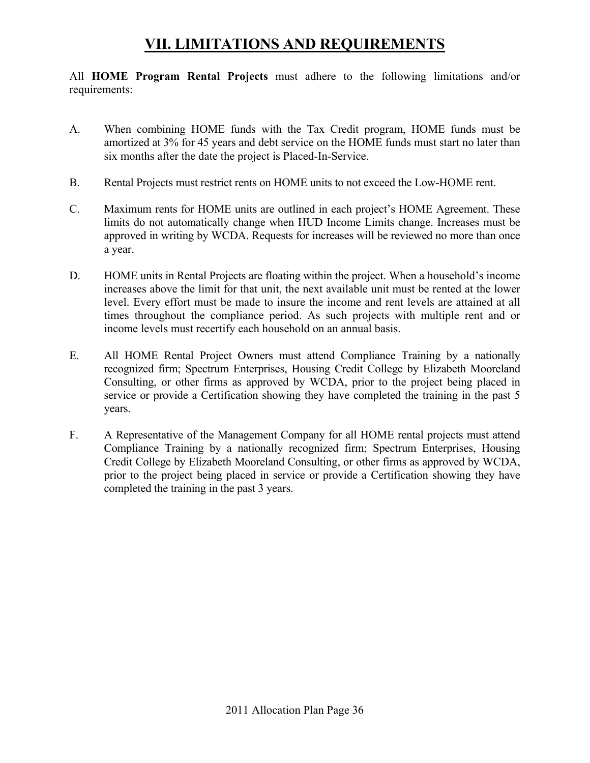# VII. LIMITATIONS AND REQUIREMENTS

All **HOME Program Rental Projects** must adhere to the following limitations and/or requirements:

A. When combining HOME funds with the Tax Credit program, HOME funds must be amortized at 3% for 45 years and debt service on the HOME funds must start no later than six months after the date the project is Placed-In-Service.

B. Rental Projects must restrict rents on HOME units to not exceed the Low-HOME rent.

C. Maximum rents for HOME units are outlined in each project's HOME Agreement. These limits do not automatically change when HUD Income Limits change. Increases must be approved in writing by WCDA. Requests for increases will be reviewed no more than once a year.

D. HOME units in Rental Projects are floating within the project. When a household's income increases above the limit for that unit, the next available unit must be rented at the lower level. Every effort must be made to insure the income and rent levels are attained at all times throughout the compliance period. As such projects with multiple rent and or income levels must recertify each household on an annual basis.

E. All HOME Rental Project Owners must attend Compliance Training by a nationally recognized firm; Spectrum Enterprises, Housing Credit College by Elizabeth Mooreland Consulting, or other firms as approved by WCDA, prior to the project being placed in service or provide a Certification showing they have completed the training in the past 5 years.

F. A Representative of the Management Company for all HOME rental projects must attend Compliance Training by a nationally recognized firm; Spectrum Enterprises, Housing Credit College by Elizabeth Mooreland Consulting, or other firms as approved by WCDA, prior to the project being placed in service or provide a Certification showing they have completed the training in the past 3 years.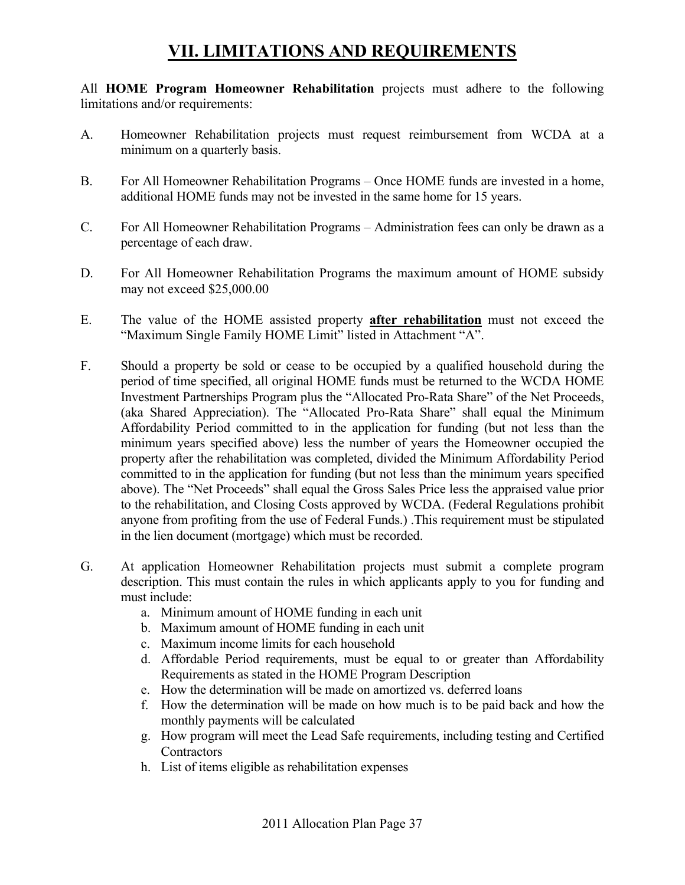# VII. LIMITATIONS AND REQUIREMENTS

All **HOME Program Homeowner Rehabilitation** projects must adhere to the following limitations and/or requirements:

A. Homeowner Rehabilitation projects must request reimbursement from WCDA at a minimum on a quarterly basis.

B. For All Homeowner Rehabilitation Programs – Once HOME funds are invested in a home, additional HOME funds may not be invested in the same home for 15 years.

C. For All Homeowner Rehabilitation Programs – Administration fees can only be drawn as a percentage of each draw.

D. For All Homeowner Rehabilitation Programs the maximum amount of HOME subsidy may not exceed $25,000.00

E. The value of the HOME assisted property **after rehabilitation** must not exceed the "Maximum Single Family HOME Limit" listed in Attachment "A".

F. Should a property be sold or cease to be occupied by a qualified household during the period of time specified, all original HOME funds must be returned to the WCDA HOME Investment Partnerships Program plus the "Allocated Pro-Rata Share" of the Net Proceeds, (aka Shared Appreciation). The "Allocated Pro-Rata Share" shall equal the Minimum Affordability Period committed to in the application for funding (but not less than the minimum years specified above) less the number of years the Homeowner occupied the property after the rehabilitation was completed, divided the Minimum Affordability Period committed to in the application for funding (but not less than the minimum years specified above). The "Net Proceeds" shall equal the Gross Sales Price less the appraised value prior to the rehabilitation, and Closing Costs approved by WCDA. (Federal Regulations prohibit anyone from profiting from the use of Federal Funds.) .This requirement must be stipulated in the lien document (mortgage) which must be recorded.

G. At application Homeowner Rehabilitation projects must submit a complete program description. This must contain the rules in which applicants apply to you for funding and must include:
   a. Minimum amount of HOME funding in each unit
   b. Maximum amount of HOME funding in each unit
   c. Maximum income limits for each household
   d. Affordable Period requirements, must be equal to or greater than Affordability Requirements as stated in the HOME Program Description
   e. How the determination will be made on amortized vs. deferred loans
   f. How the determination will be made on how much is to be paid back and how the monthly payments will be calculated
   g. How program will meet the Lead Safe requirements, including testing and Certified Contractors
   h. List of items eligible as rehabilitation expenses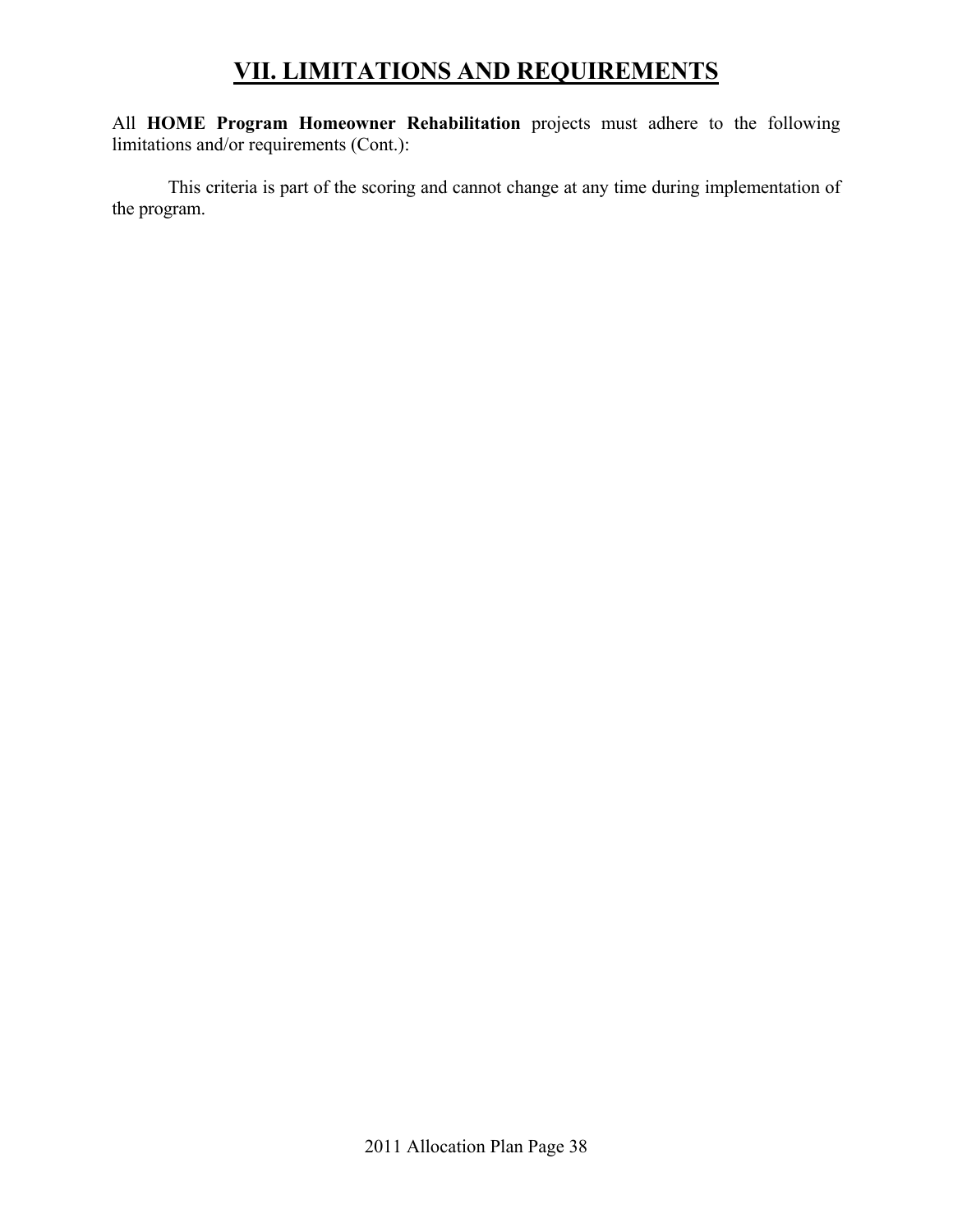# VII. LIMITATIONS AND REQUIREMENTS

All **HOME Program Homeowner Rehabilitation** projects must adhere to the following limitations and/or requirements (Cont.):

This criteria is part of the scoring and cannot change at any time during implementation of the program.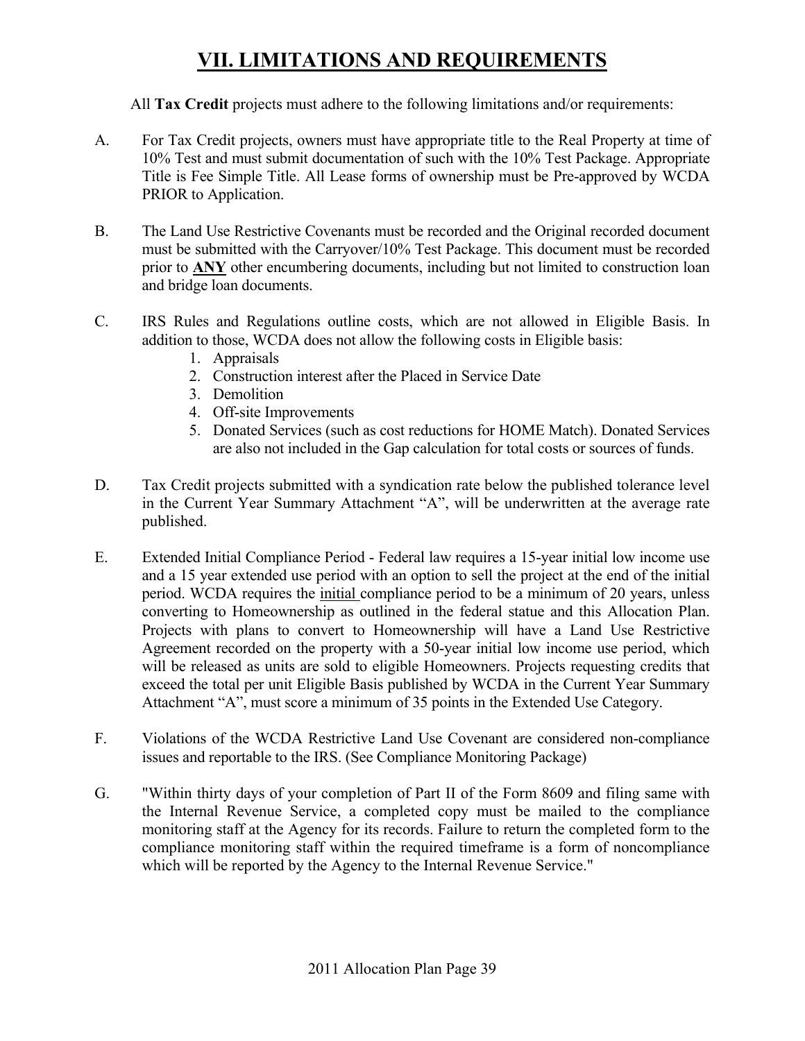# VII. LIMITATIONS AND REQUIREMENTS

All **Tax Credit** projects must adhere to the following limitations and/or requirements:

A. For Tax Credit projects, owners must have appropriate title to the Real Property at time of 10% Test and must submit documentation of such with the 10% Test Package. Appropriate Title is Fee Simple Title. All Lease forms of ownership must be Pre-approved by WCDA PRIOR to Application.

B. The Land Use Restrictive Covenants must be recorded and the Original recorded document must be submitted with the Carryover/10% Test Package. This document must be recorded prior to **ANY** other encumbering documents, including but not limited to construction loan and bridge loan documents.

C. IRS Rules and Regulations outline costs, which are not allowed in Eligible Basis. In addition to those, WCDA does not allow the following costs in Eligible basis:
   1. Appraisals
   2. Construction interest after the Placed in Service Date
   3. Demolition
   4. Off-site Improvements
   5. Donated Services (such as cost reductions for HOME Match). Donated Services are also not included in the Gap calculation for total costs or sources of funds.

D. Tax Credit projects submitted with a syndication rate below the published tolerance level in the Current Year Summary Attachment "A", will be underwritten at the average rate published.

E. Extended Initial Compliance Period - Federal law requires a 15-year initial low income use and a 15 year extended use period with an option to sell the project at the end of the initial period. WCDA requires the initial compliance period to be a minimum of 20 years, unless converting to Homeownership as outlined in the federal statue and this Allocation Plan. Projects with plans to convert to Homeownership will have a Land Use Restrictive Agreement recorded on the property with a 50-year initial low income use period, which will be released as units are sold to eligible Homeowners. Projects requesting credits that exceed the total per unit Eligible Basis published by WCDA in the Current Year Summary Attachment "A", must score a minimum of 35 points in the Extended Use Category.

F. Violations of the WCDA Restrictive Land Use Covenant are considered non-compliance issues and reportable to the IRS. (See Compliance Monitoring Package)

G. "Within thirty days of your completion of Part II of the Form 8609 and filing same with the Internal Revenue Service, a completed copy must be mailed to the compliance monitoring staff at the Agency for its records. Failure to return the completed form to the compliance monitoring staff within the required timeframe is a form of noncompliance which will be reported by the Agency to the Internal Revenue Service."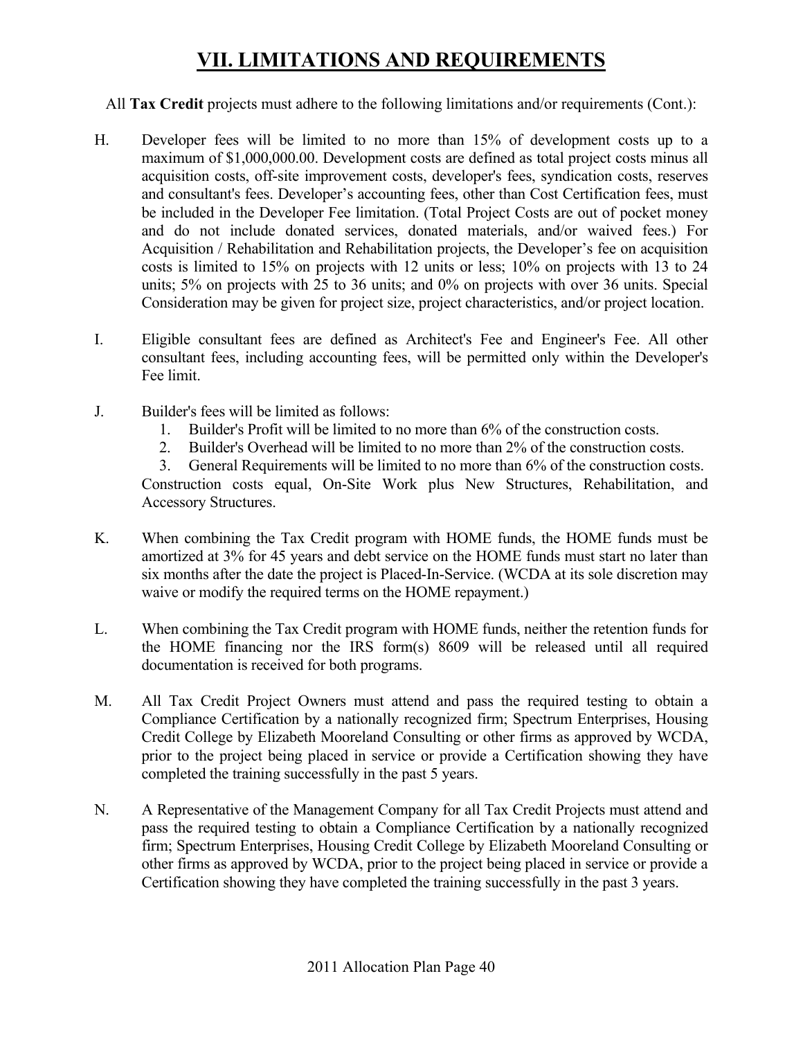# VII. LIMITATIONS AND REQUIREMENTS

All **Tax Credit** projects must adhere to the following limitations and/or requirements (Cont.):

H. Developer fees will be limited to no more than 15% of development costs up to a maximum of $1,000,000.00. Development costs are defined as total project costs minus all acquisition costs, off-site improvement costs, developer's fees, syndication costs, reserves and consultant's fees. Developer's accounting fees, other than Cost Certification fees, must be included in the Developer Fee limitation. (Total Project Costs are out of pocket money and do not include donated services, donated materials, and/or waived fees.) For Acquisition / Rehabilitation and Rehabilitation projects, the Developer's fee on acquisition costs is limited to 15% on projects with 12 units or less; 10% on projects with 13 to 24 units; 5% on projects with 25 to 36 units; and 0% on projects with over 36 units. Special Consideration may be given for project size, project characteristics, and/or project location.

I. Eligible consultant fees are defined as Architect's Fee and Engineer's Fee. All other consultant fees, including accounting fees, will be permitted only within the Developer's Fee limit.

J. Builder's fees will be limited as follows:
   1. Builder's Profit will be limited to no more than 6% of the construction costs.
   2. Builder's Overhead will be limited to no more than 2% of the construction costs.
   3. General Requirements will be limited to no more than 6% of the construction costs.

   Construction costs equal, On-Site Work plus New Structures, Rehabilitation, and Accessory Structures.

K. When combining the Tax Credit program with HOME funds, the HOME funds must be amortized at 3% for 45 years and debt service on the HOME funds must start no later than six months after the date the project is Placed-In-Service. (WCDA at its sole discretion may waive or modify the required terms on the HOME repayment.)

L. When combining the Tax Credit program with HOME funds, neither the retention funds for the HOME financing nor the IRS form(s) 8609 will be released until all required documentation is received for both programs.

M. All Tax Credit Project Owners must attend and pass the required testing to obtain a Compliance Certification by a nationally recognized firm; Spectrum Enterprises, Housing Credit College by Elizabeth Mooreland Consulting or other firms as approved by WCDA, prior to the project being placed in service or provide a Certification showing they have completed the training successfully in the past 5 years.

N. A Representative of the Management Company for all Tax Credit Projects must attend and pass the required testing to obtain a Compliance Certification by a nationally recognized firm; Spectrum Enterprises, Housing Credit College by Elizabeth Mooreland Consulting or other firms as approved by WCDA, prior to the project being placed in service or provide a Certification showing they have completed the training successfully in the past 3 years.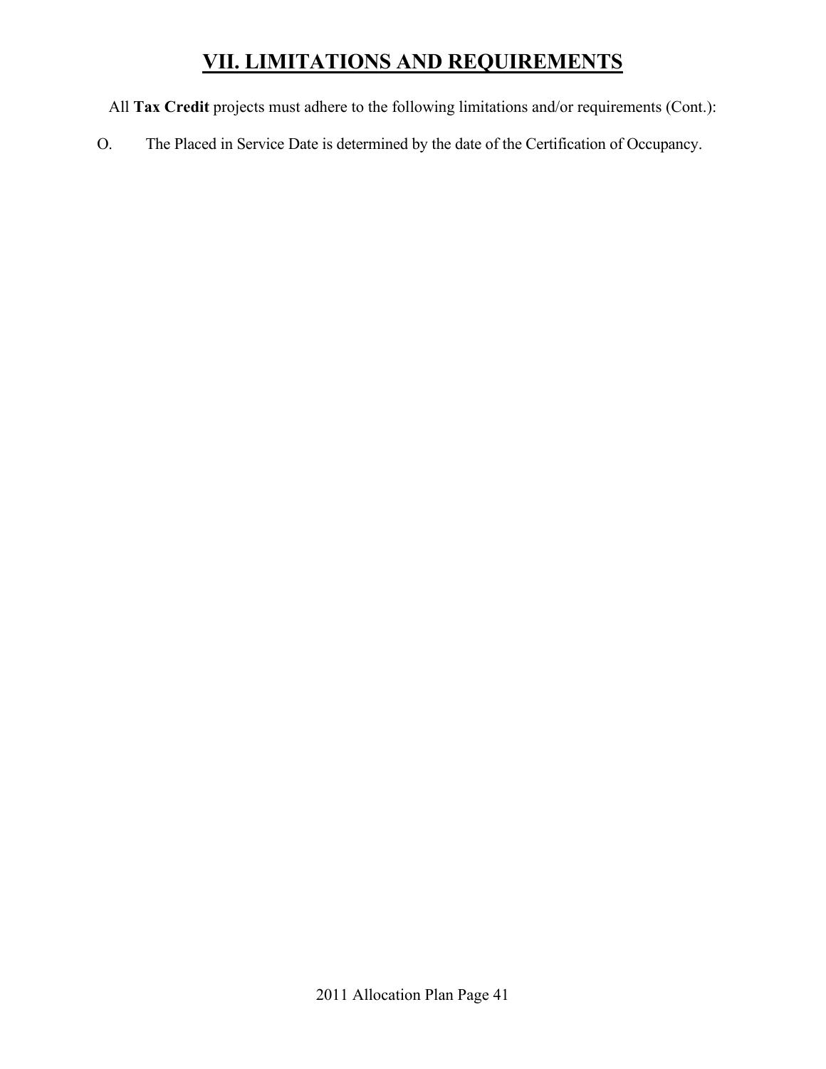# VII. LIMITATIONS AND REQUIREMENTS

All **Tax Credit** projects must adhere to the following limitations and/or requirements (Cont.):

O. The Placed in Service Date is determined by the date of the Certification of Occupancy.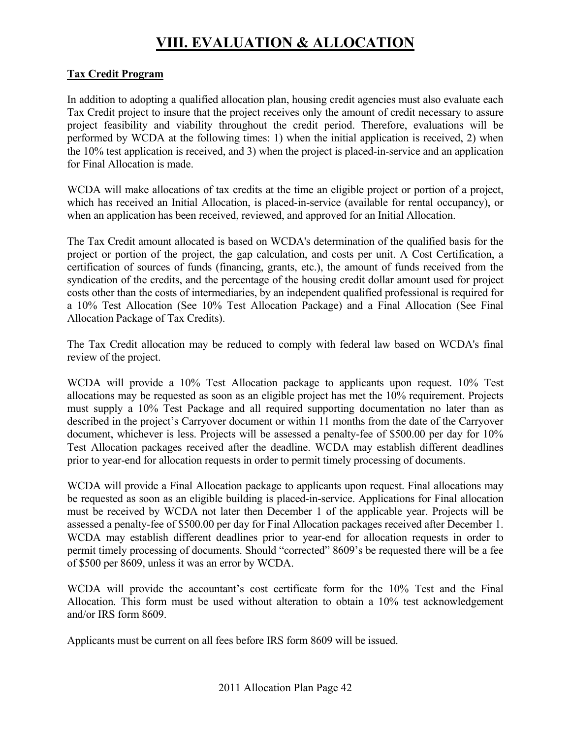# VIII. EVALUATION & ALLOCATION

**Tax Credit Program**

In addition to adopting a qualified allocation plan, housing credit agencies must also evaluate each Tax Credit project to insure that the project receives only the amount of credit necessary to assure project feasibility and viability throughout the credit period. Therefore, evaluations will be performed by WCDA at the following times: 1) when the initial application is received, 2) when the 10% test application is received, and 3) when the project is placed-in-service and an application for Final Allocation is made.

WCDA will make allocations of tax credits at the time an eligible project or portion of a project, which has received an Initial Allocation, is placed-in-service (available for rental occupancy), or when an application has been received, reviewed, and approved for an Initial Allocation.

The Tax Credit amount allocated is based on WCDA's determination of the qualified basis for the project or portion of the project, the gap calculation, and costs per unit. A Cost Certification, a certification of sources of funds (financing, grants, etc.), the amount of funds received from the syndication of the credits, and the percentage of the housing credit dollar amount used for project costs other than the costs of intermediaries, by an independent qualified professional is required for a 10% Test Allocation (See 10% Test Allocation Package) and a Final Allocation (See Final Allocation Package of Tax Credits).

The Tax Credit allocation may be reduced to comply with federal law based on WCDA's final review of the project.

WCDA will provide a 10% Test Allocation package to applicants upon request. 10% Test allocations may be requested as soon as an eligible project has met the 10% requirement. Projects must supply a 10% Test Package and all required supporting documentation no later than as described in the project's Carryover document or within 11 months from the date of the Carryover document, whichever is less. Projects will be assessed a penalty-fee of $500.00 per day for 10% Test Allocation packages received after the deadline. WCDA may establish different deadlines prior to year-end for allocation requests in order to permit timely processing of documents.

WCDA will provide a Final Allocation package to applicants upon request. Final allocations may be requested as soon as an eligible building is placed-in-service. Applications for Final allocation must be received by WCDA not later then December 1 of the applicable year. Projects will be assessed a penalty-fee of $500.00 per day for Final Allocation packages received after December 1. WCDA may establish different deadlines prior to year-end for allocation requests in order to permit timely processing of documents. Should "corrected" 8609's be requested there will be a fee of $500 per 8609, unless it was an error by WCDA.

WCDA will provide the accountant's cost certificate form for the 10% Test and the Final Allocation. This form must be used without alteration to obtain a 10% test acknowledgement and/or IRS form 8609.

Applicants must be current on all fees before IRS form 8609 will be issued.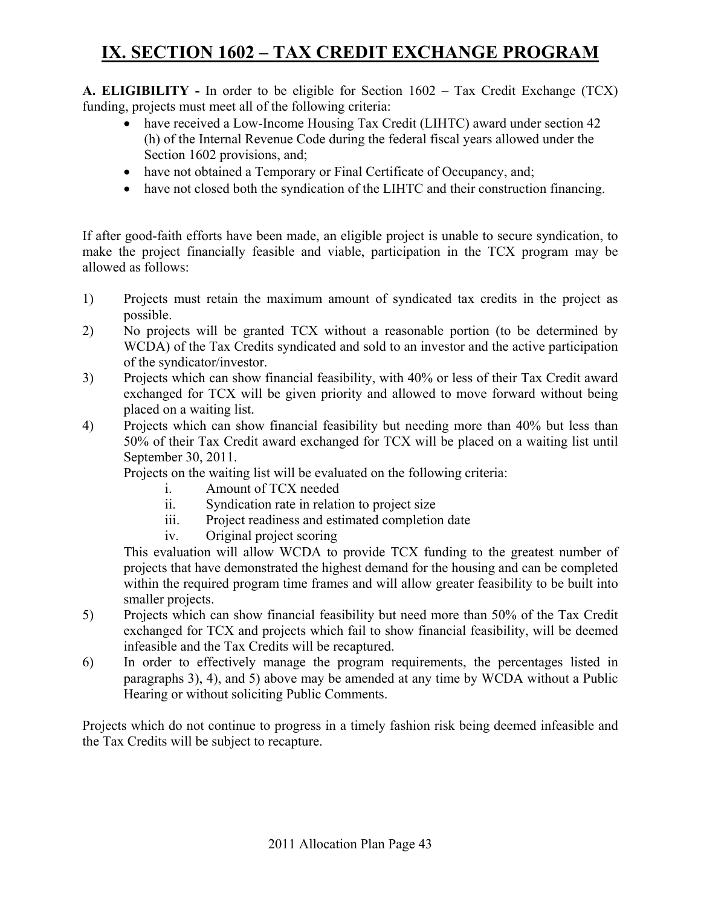# IX. SECTION 1602 – TAX CREDIT EXCHANGE PROGRAM

**A. ELIGIBILITY -** In order to be eligible for Section 1602 – Tax Credit Exchange (TCX) funding, projects must meet all of the following criteria:

- have received a Low-Income Housing Tax Credit (LIHTC) award under section 42 (h) of the Internal Revenue Code during the federal fiscal years allowed under the Section 1602 provisions, and;
- have not obtained a Temporary or Final Certificate of Occupancy, and;
- have not closed both the syndication of the LIHTC and their construction financing.

If after good-faith efforts have been made, an eligible project is unable to secure syndication, to make the project financially feasible and viable, participation in the TCX program may be allowed as follows:

1) Projects must retain the maximum amount of syndicated tax credits in the project as possible.
2) No projects will be granted TCX without a reasonable portion (to be determined by WCDA) of the Tax Credits syndicated and sold to an investor and the active participation of the syndicator/investor.
3) Projects which can show financial feasibility, with 40% or less of their Tax Credit award exchanged for TCX will be given priority and allowed to move forward without being placed on a waiting list.
4) Projects which can show financial feasibility but needing more than 40% but less than 50% of their Tax Credit award exchanged for TCX will be placed on a waiting list until September 30, 2011.

   Projects on the waiting list will be evaluated on the following criteria:

   i. Amount of TCX needed
   ii. Syndication rate in relation to project size
   iii. Project readiness and estimated completion date
   iv. Original project scoring

   This evaluation will allow WCDA to provide TCX funding to the greatest number of projects that have demonstrated the highest demand for the housing and can be completed within the required program time frames and will allow greater feasibility to be built into smaller projects.
5) Projects which can show financial feasibility but need more than 50% of the Tax Credit exchanged for TCX and projects which fail to show financial feasibility, will be deemed infeasible and the Tax Credits will be recaptured.
6) In order to effectively manage the program requirements, the percentages listed in paragraphs 3), 4), and 5) above may be amended at any time by WCDA without a Public Hearing or without soliciting Public Comments.

Projects which do not continue to progress in a timely fashion risk being deemed infeasible and the Tax Credits will be subject to recapture.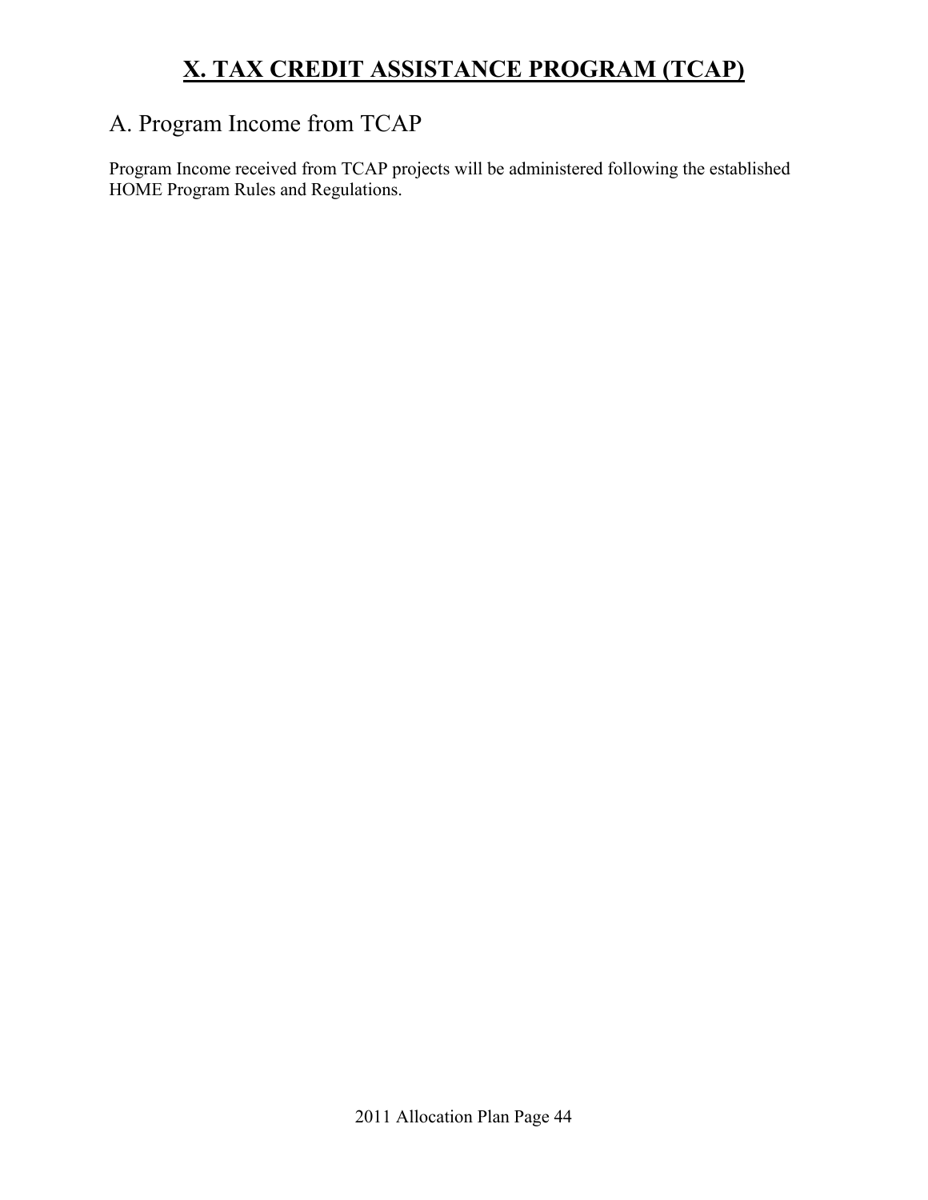# X. TAX CREDIT ASSISTANCE PROGRAM (TCAP)

## A. Program Income from TCAP

Program Income received from TCAP projects will be administered following the established HOME Program Rules and Regulations.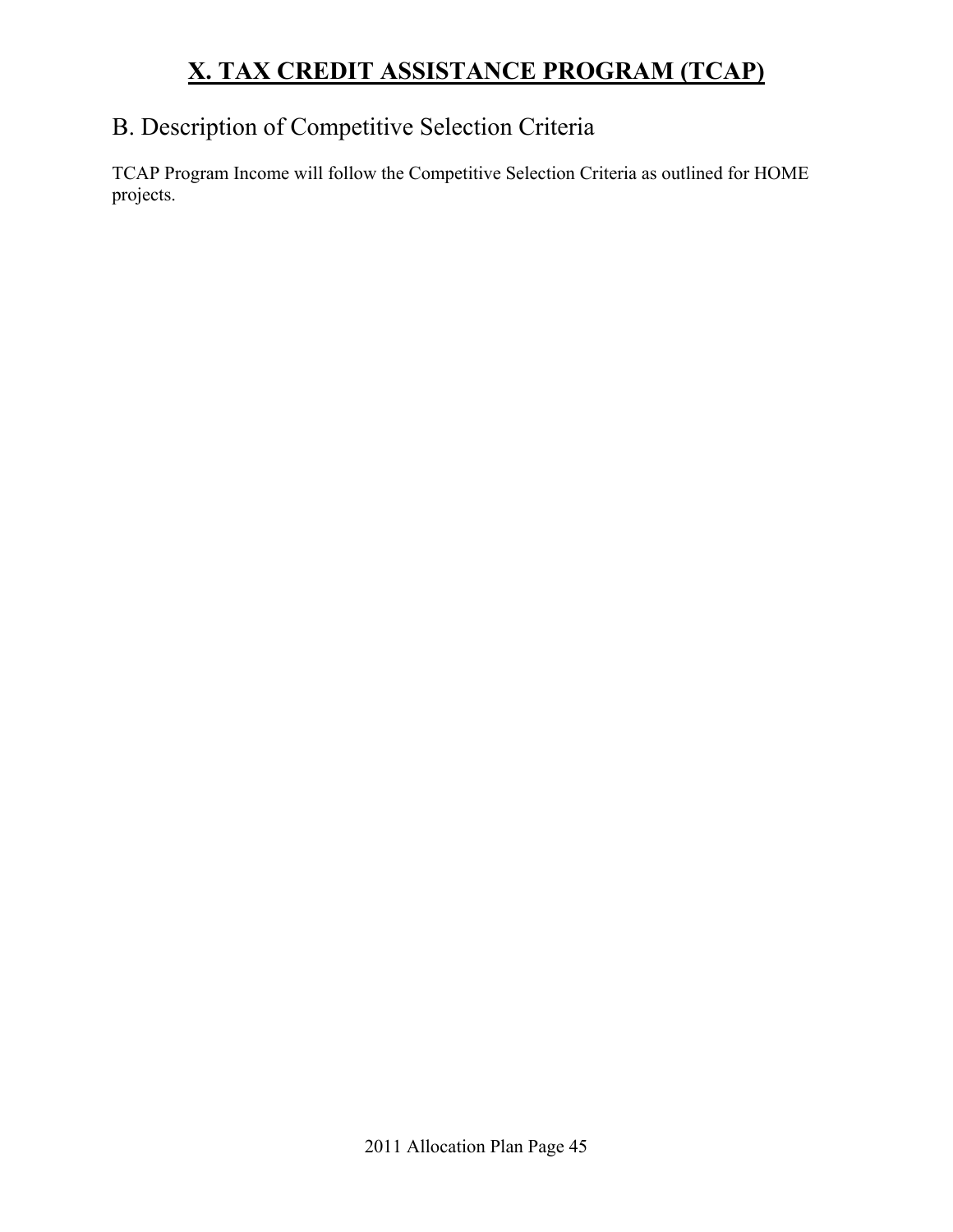# X. TAX CREDIT ASSISTANCE PROGRAM (TCAP)

## B. Description of Competitive Selection Criteria

TCAP Program Income will follow the Competitive Selection Criteria as outlined for HOME projects.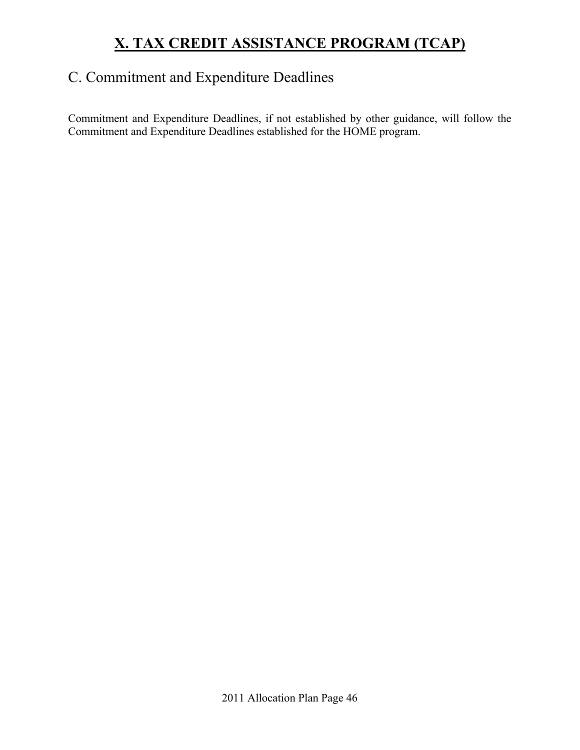# X. TAX CREDIT ASSISTANCE PROGRAM (TCAP)

## C. Commitment and Expenditure Deadlines

Commitment and Expenditure Deadlines, if not established by other guidance, will follow the Commitment and Expenditure Deadlines established for the HOME program.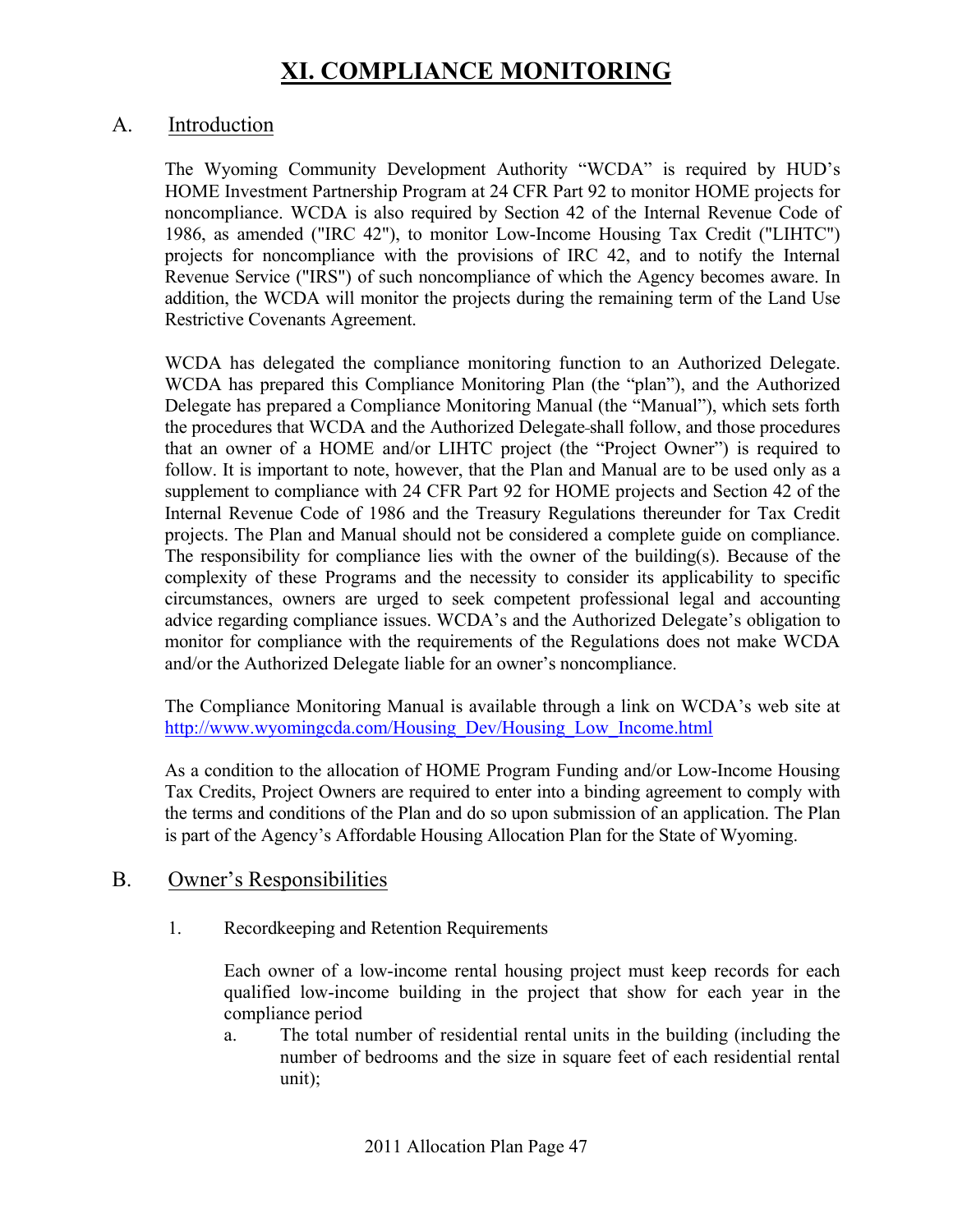# XI. COMPLIANCE MONITORING

## A. Introduction

The Wyoming Community Development Authority "WCDA" is required by HUD's HOME Investment Partnership Program at 24 CFR Part 92 to monitor HOME projects for noncompliance. WCDA is also required by Section 42 of the Internal Revenue Code of 1986, as amended ("IRC 42"), to monitor Low-Income Housing Tax Credit ("LIHTC") projects for noncompliance with the provisions of IRC 42, and to notify the Internal Revenue Service ("IRS") of such noncompliance of which the Agency becomes aware. In addition, the WCDA will monitor the projects during the remaining term of the Land Use Restrictive Covenants Agreement.

WCDA has delegated the compliance monitoring function to an Authorized Delegate. WCDA has prepared this Compliance Monitoring Plan (the "plan"), and the Authorized Delegate has prepared a Compliance Monitoring Manual (the "Manual"), which sets forth the procedures that WCDA and the Authorized Delegate shall follow, and those procedures that an owner of a HOME and/or LIHTC project (the "Project Owner") is required to follow. It is important to note, however, that the Plan and Manual are to be used only as a supplement to compliance with 24 CFR Part 92 for HOME projects and Section 42 of the Internal Revenue Code of 1986 and the Treasury Regulations thereunder for Tax Credit projects. The Plan and Manual should not be considered a complete guide on compliance. The responsibility for compliance lies with the owner of the building(s). Because of the complexity of these Programs and the necessity to consider its applicability to specific circumstances, owners are urged to seek competent professional legal and accounting advice regarding compliance issues. WCDA's and the Authorized Delegate's obligation to monitor for compliance with the requirements of the Regulations does not make WCDA and/or the Authorized Delegate liable for an owner's noncompliance.

The Compliance Monitoring Manual is available through a link on WCDA's web site at http://www.wyomingcda.com/Housing_Dev/Housing_Low_Income.html

As a condition to the allocation of HOME Program Funding and/or Low-Income Housing Tax Credits, Project Owners are required to enter into a binding agreement to comply with the terms and conditions of the Plan and do so upon submission of an application. The Plan is part of the Agency's Affordable Housing Allocation Plan for the State of Wyoming.

## B. Owner's Responsibilities

1. Recordkeeping and Retention Requirements

   Each owner of a low-income rental housing project must keep records for each qualified low-income building in the project that show for each year in the compliance period

   a. The total number of residential rental units in the building (including the number of bedrooms and the size in square feet of each residential rental unit);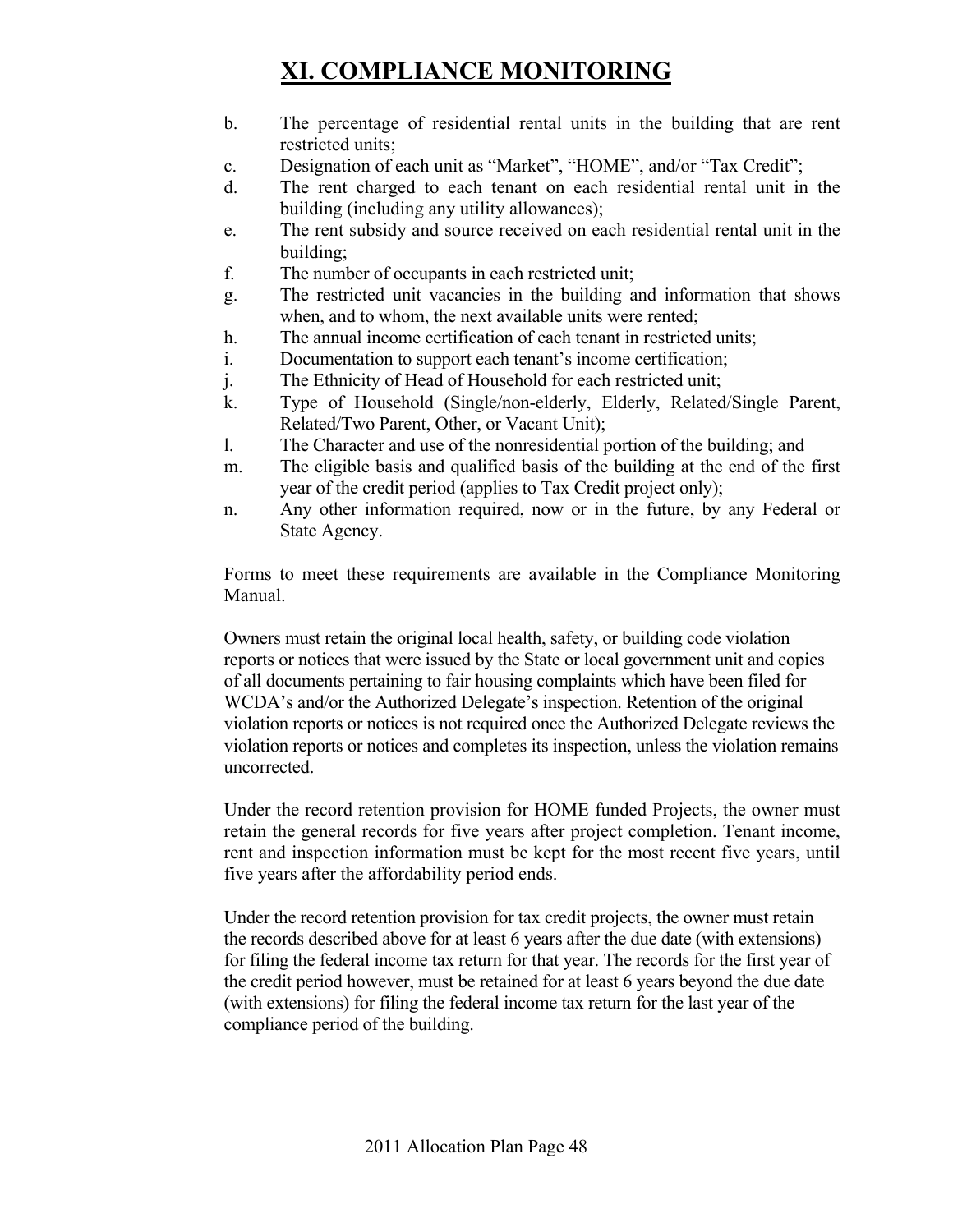# XI. COMPLIANCE MONITORING

b. The percentage of residential rental units in the building that are rent restricted units;
c. Designation of each unit as "Market", "HOME", and/or "Tax Credit";
d. The rent charged to each tenant on each residential rental unit in the building (including any utility allowances);
e. The rent subsidy and source received on each residential rental unit in the building;
f. The number of occupants in each restricted unit;
g. The restricted unit vacancies in the building and information that shows when, and to whom, the next available units were rented;
h. The annual income certification of each tenant in restricted units;
i. Documentation to support each tenant's income certification;
j. The Ethnicity of Head of Household for each restricted unit;
k. Type of Household (Single/non-elderly, Elderly, Related/Single Parent, Related/Two Parent, Other, or Vacant Unit);
l. The Character and use of the nonresidential portion of the building; and
m. The eligible basis and qualified basis of the building at the end of the first year of the credit period (applies to Tax Credit project only);
n. Any other information required, now or in the future, by any Federal or State Agency.

Forms to meet these requirements are available in the Compliance Monitoring Manual.

Owners must retain the original local health, safety, or building code violation reports or notices that were issued by the State or local government unit and copies of all documents pertaining to fair housing complaints which have been filed for WCDA's and/or the Authorized Delegate's inspection. Retention of the original violation reports or notices is not required once the Authorized Delegate reviews the violation reports or notices and completes its inspection, unless the violation remains uncorrected.

Under the record retention provision for HOME funded Projects, the owner must retain the general records for five years after project completion. Tenant income, rent and inspection information must be kept for the most recent five years, until five years after the affordability period ends.

Under the record retention provision for tax credit projects, the owner must retain the records described above for at least 6 years after the due date (with extensions) for filing the federal income tax return for that year. The records for the first year of the credit period however, must be retained for at least 6 years beyond the due date (with extensions) for filing the federal income tax return for the last year of the compliance period of the building.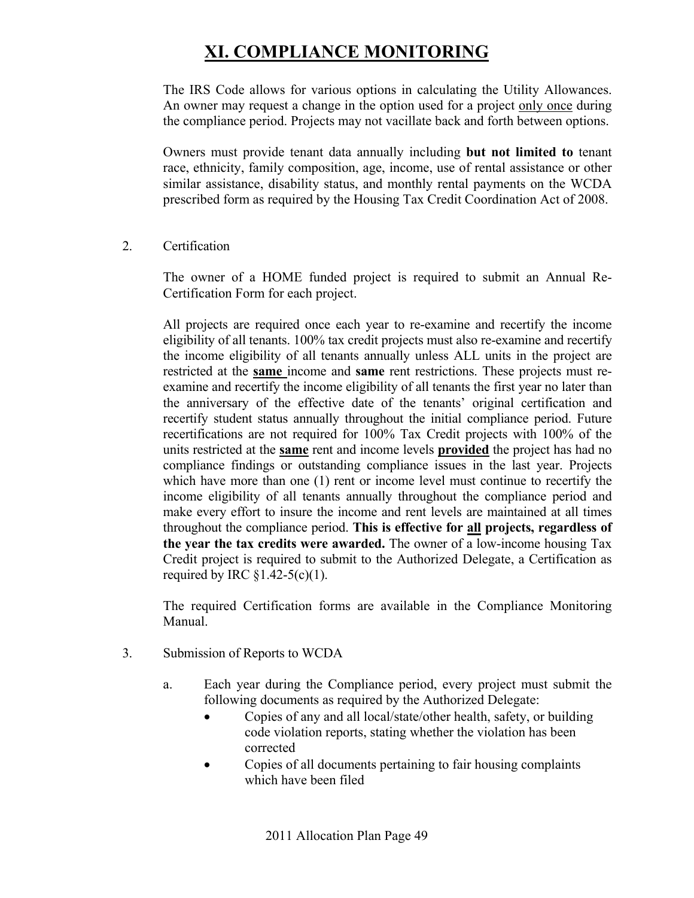# XI. COMPLIANCE MONITORING

The IRS Code allows for various options in calculating the Utility Allowances. An owner may request a change in the option used for a project only once during the compliance period. Projects may not vacillate back and forth between options.

Owners must provide tenant data annually including **but not limited to** tenant race, ethnicity, family composition, age, income, use of rental assistance or other similar assistance, disability status, and monthly rental payments on the WCDA prescribed form as required by the Housing Tax Credit Coordination Act of 2008.

2. Certification

   The owner of a HOME funded project is required to submit an Annual Re-Certification Form for each project.

   All projects are required once each year to re-examine and recertify the income eligibility of all tenants. 100% tax credit projects must also re-examine and recertify the income eligibility of all tenants annually unless ALL units in the project are restricted at the **same** income and **same** rent restrictions. These projects must re-examine and recertify the income eligibility of all tenants the first year no later than the anniversary of the effective date of the tenants' original certification and recertify student status annually throughout the initial compliance period. Future recertifications are not required for 100% Tax Credit projects with 100% of the units restricted at the **same** rent and income levels **provided** the project has had no compliance findings or outstanding compliance issues in the last year. Projects which have more than one (1) rent or income level must continue to recertify the income eligibility of all tenants annually throughout the compliance period and make every effort to insure the income and rent levels are maintained at all times throughout the compliance period. **This is effective for all projects, regardless of the year the tax credits were awarded.** The owner of a low-income housing Tax Credit project is required to submit to the Authorized Delegate, a Certification as required by IRC §1.42-5(c)(1).

   The required Certification forms are available in the Compliance Monitoring Manual.

3. Submission of Reports to WCDA

   a. Each year during the Compliance period, every project must submit the following documents as required by the Authorized Delegate:
      - Copies of any and all local/state/other health, safety, or building code violation reports, stating whether the violation has been corrected
      - Copies of all documents pertaining to fair housing complaints which have been filed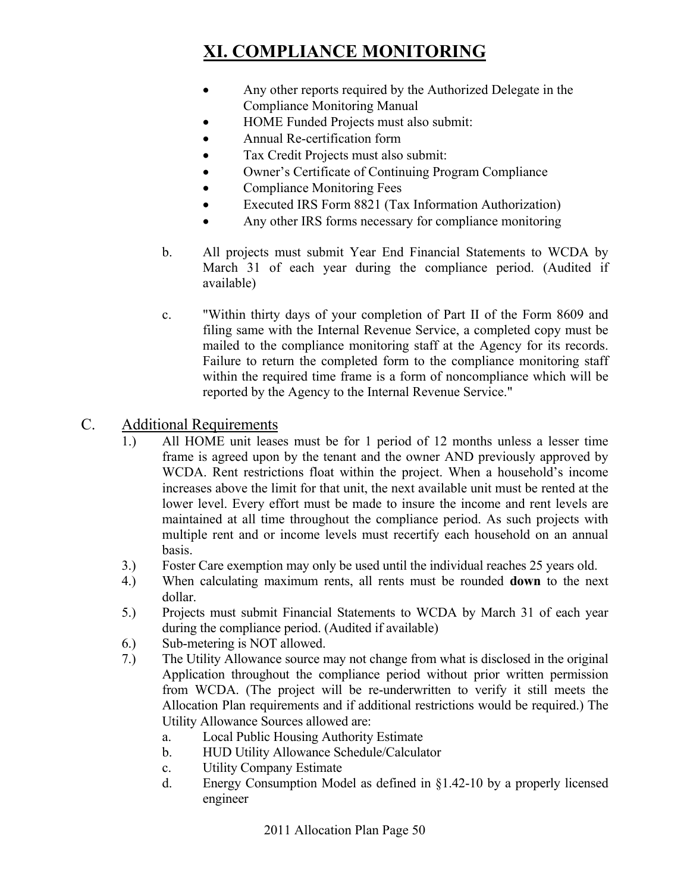# XI. COMPLIANCE MONITORING

- Any other reports required by the Authorized Delegate in the Compliance Monitoring Manual
- HOME Funded Projects must also submit:
- Annual Re-certification form
- Tax Credit Projects must also submit:
- Owner's Certificate of Continuing Program Compliance
- Compliance Monitoring Fees
- Executed IRS Form 8821 (Tax Information Authorization)
- Any other IRS forms necessary for compliance monitoring

b. All projects must submit Year End Financial Statements to WCDA by March 31 of each year during the compliance period. (Audited if available)

c. "Within thirty days of your completion of Part II of the Form 8609 and filing same with the Internal Revenue Service, a completed copy must be mailed to the compliance monitoring staff at the Agency for its records. Failure to return the completed form to the compliance monitoring staff within the required time frame is a form of noncompliance which will be reported by the Agency to the Internal Revenue Service."

## C. Additional Requirements

1.) All HOME unit leases must be for 1 period of 12 months unless a lesser time frame is agreed upon by the tenant and the owner AND previously approved by WCDA. Rent restrictions float within the project. When a household's income increases above the limit for that unit, the next available unit must be rented at the lower level. Every effort must be made to insure the income and rent levels are maintained at all time throughout the compliance period. As such projects with multiple rent and or income levels must recertify each household on an annual basis.

3.) Foster Care exemption may only be used until the individual reaches 25 years old.

4.) When calculating maximum rents, all rents must be rounded **down** to the next dollar.

5.) Projects must submit Financial Statements to WCDA by March 31 of each year during the compliance period. (Audited if available)

6.) Sub-metering is NOT allowed.

7.) The Utility Allowance source may not change from what is disclosed in the original Application throughout the compliance period without prior written permission from WCDA. (The project will be re-underwritten to verify it still meets the Allocation Plan requirements and if additional restrictions would be required.) The Utility Allowance Sources allowed are:

   a. Local Public Housing Authority Estimate
   b. HUD Utility Allowance Schedule/Calculator
   c. Utility Company Estimate
   d. Energy Consumption Model as defined in §1.42-10 by a properly licensed engineer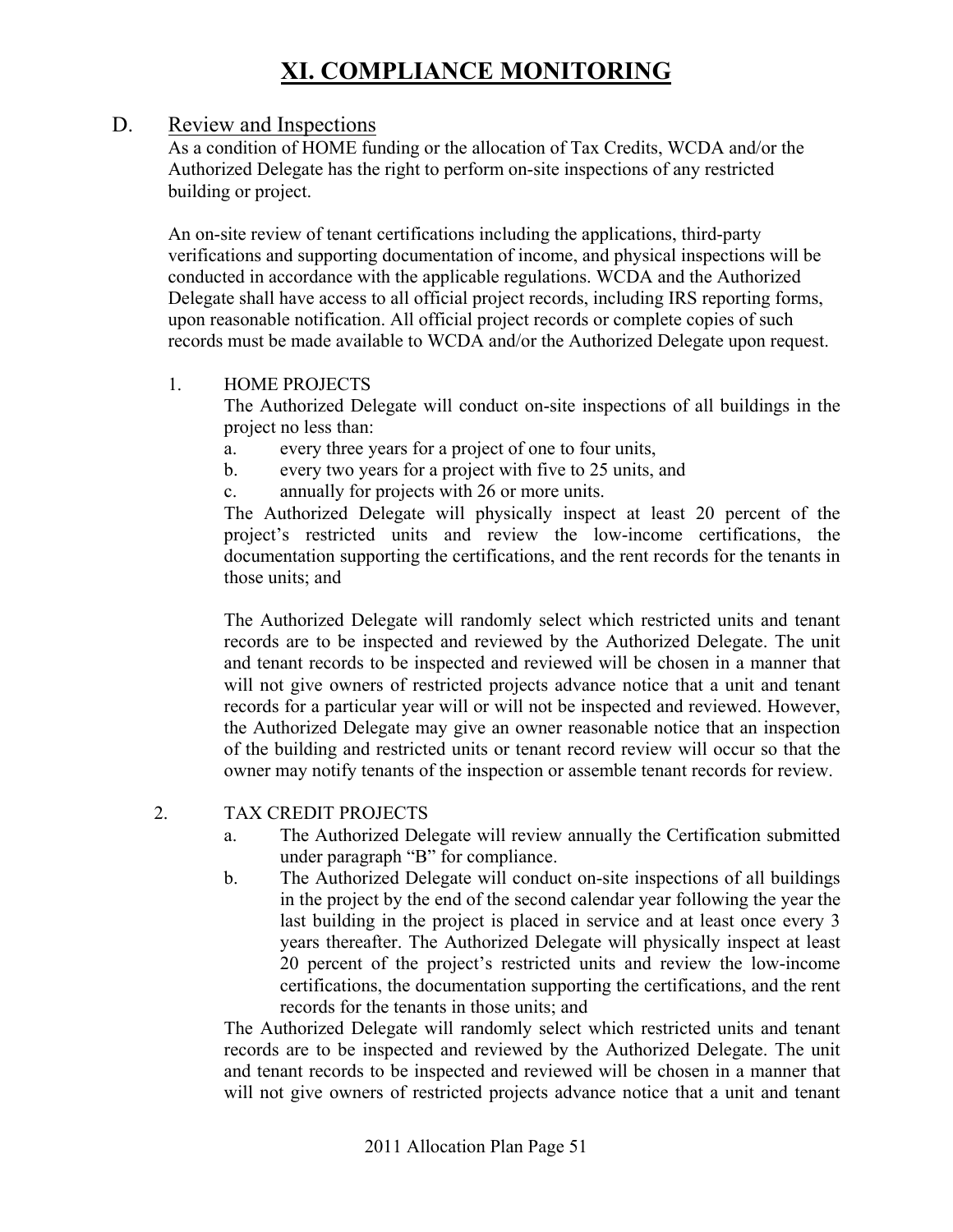# XI. COMPLIANCE MONITORING

## D. Review and Inspections

As a condition of HOME funding or the allocation of Tax Credits, WCDA and/or the Authorized Delegate has the right to perform on-site inspections of any restricted building or project.

An on-site review of tenant certifications including the applications, third-party verifications and supporting documentation of income, and physical inspections will be conducted in accordance with the applicable regulations. WCDA and the Authorized Delegate shall have access to all official project records, including IRS reporting forms, upon reasonable notification. All official project records or complete copies of such records must be made available to WCDA and/or the Authorized Delegate upon request.

1. HOME PROJECTS

   The Authorized Delegate will conduct on-site inspections of all buildings in the project no less than:

   a. every three years for a project of one to four units,
   b. every two years for a project with five to 25 units, and
   c. annually for projects with 26 or more units.

   The Authorized Delegate will physically inspect at least 20 percent of the project's restricted units and review the low-income certifications, the documentation supporting the certifications, and the rent records for the tenants in those units; and

   The Authorized Delegate will randomly select which restricted units and tenant records are to be inspected and reviewed by the Authorized Delegate. The unit and tenant records to be inspected and reviewed will be chosen in a manner that will not give owners of restricted projects advance notice that a unit and tenant records for a particular year will or will not be inspected and reviewed. However, the Authorized Delegate may give an owner reasonable notice that an inspection of the building and restricted units or tenant record review will occur so that the owner may notify tenants of the inspection or assemble tenant records for review.

2. TAX CREDIT PROJECTS

   a. The Authorized Delegate will review annually the Certification submitted under paragraph "B" for compliance.
   b. The Authorized Delegate will conduct on-site inspections of all buildings in the project by the end of the second calendar year following the year the last building in the project is placed in service and at least once every 3 years thereafter. The Authorized Delegate will physically inspect at least 20 percent of the project's restricted units and review the low-income certifications, the documentation supporting the certifications, and the rent records for the tenants in those units; and

   The Authorized Delegate will randomly select which restricted units and tenant records are to be inspected and reviewed by the Authorized Delegate. The unit and tenant records to be inspected and reviewed will be chosen in a manner that will not give owners of restricted projects advance notice that a unit and tenant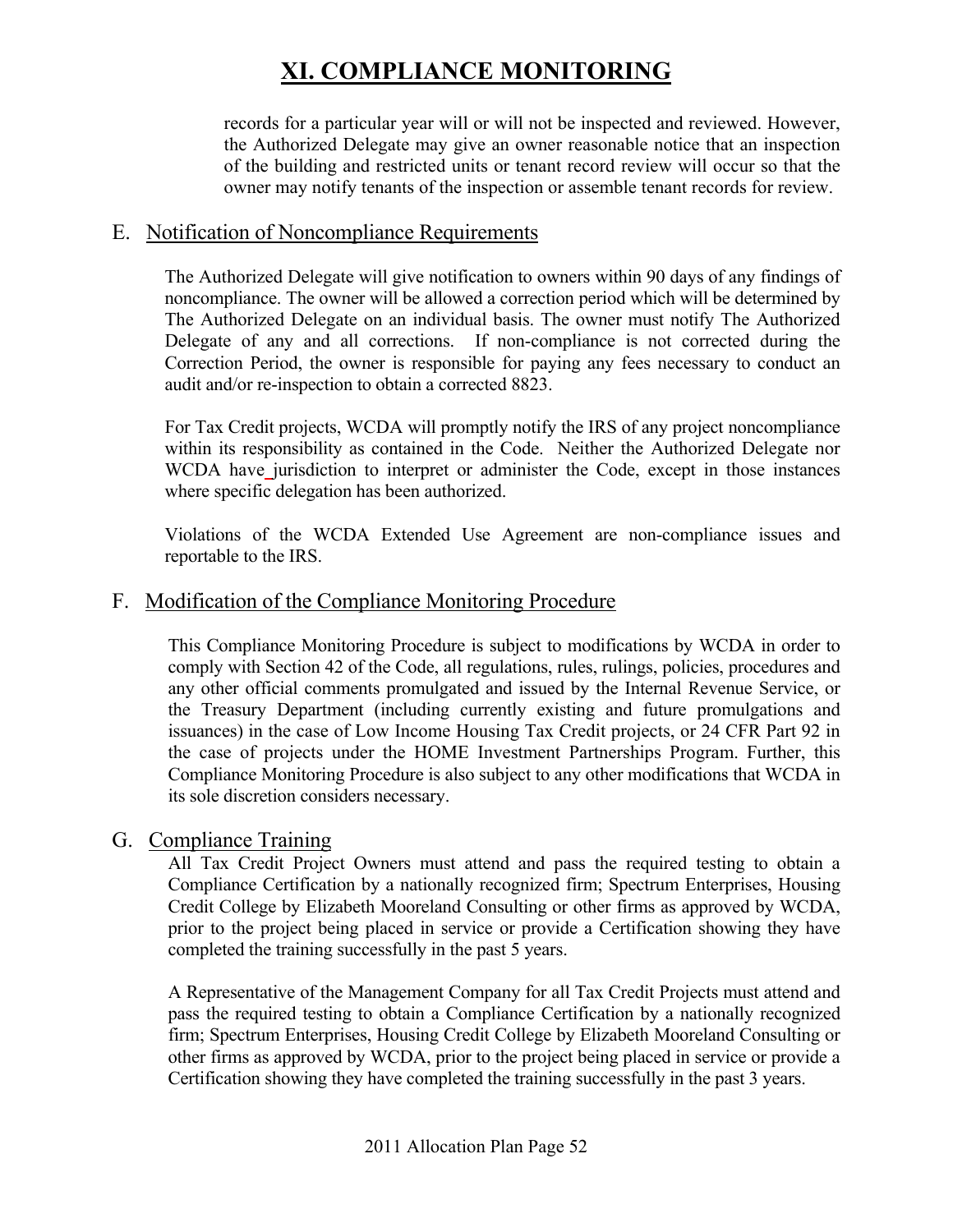# XI. COMPLIANCE MONITORING

records for a particular year will or will not be inspected and reviewed. However, the Authorized Delegate may give an owner reasonable notice that an inspection of the building and restricted units or tenant record review will occur so that the owner may notify tenants of the inspection or assemble tenant records for review.

## E. Notification of Noncompliance Requirements

The Authorized Delegate will give notification to owners within 90 days of any findings of noncompliance. The owner will be allowed a correction period which will be determined by The Authorized Delegate on an individual basis. The owner must notify The Authorized Delegate of any and all corrections. If non-compliance is not corrected during the Correction Period, the owner is responsible for paying any fees necessary to conduct an audit and/or re-inspection to obtain a corrected 8823.

For Tax Credit projects, WCDA will promptly notify the IRS of any project noncompliance within its responsibility as contained in the Code. Neither the Authorized Delegate nor WCDA have jurisdiction to interpret or administer the Code, except in those instances where specific delegation has been authorized.

Violations of the WCDA Extended Use Agreement are non-compliance issues and reportable to the IRS.

## F. Modification of the Compliance Monitoring Procedure

This Compliance Monitoring Procedure is subject to modifications by WCDA in order to comply with Section 42 of the Code, all regulations, rules, rulings, policies, procedures and any other official comments promulgated and issued by the Internal Revenue Service, or the Treasury Department (including currently existing and future promulgations and issuances) in the case of Low Income Housing Tax Credit projects, or 24 CFR Part 92 in the case of projects under the HOME Investment Partnerships Program. Further, this Compliance Monitoring Procedure is also subject to any other modifications that WCDA in its sole discretion considers necessary.

## G. Compliance Training

All Tax Credit Project Owners must attend and pass the required testing to obtain a Compliance Certification by a nationally recognized firm; Spectrum Enterprises, Housing Credit College by Elizabeth Mooreland Consulting or other firms as approved by WCDA, prior to the project being placed in service or provide a Certification showing they have completed the training successfully in the past 5 years.

A Representative of the Management Company for all Tax Credit Projects must attend and pass the required testing to obtain a Compliance Certification by a nationally recognized firm; Spectrum Enterprises, Housing Credit College by Elizabeth Mooreland Consulting or other firms as approved by WCDA, prior to the project being placed in service or provide a Certification showing they have completed the training successfully in the past 3 years.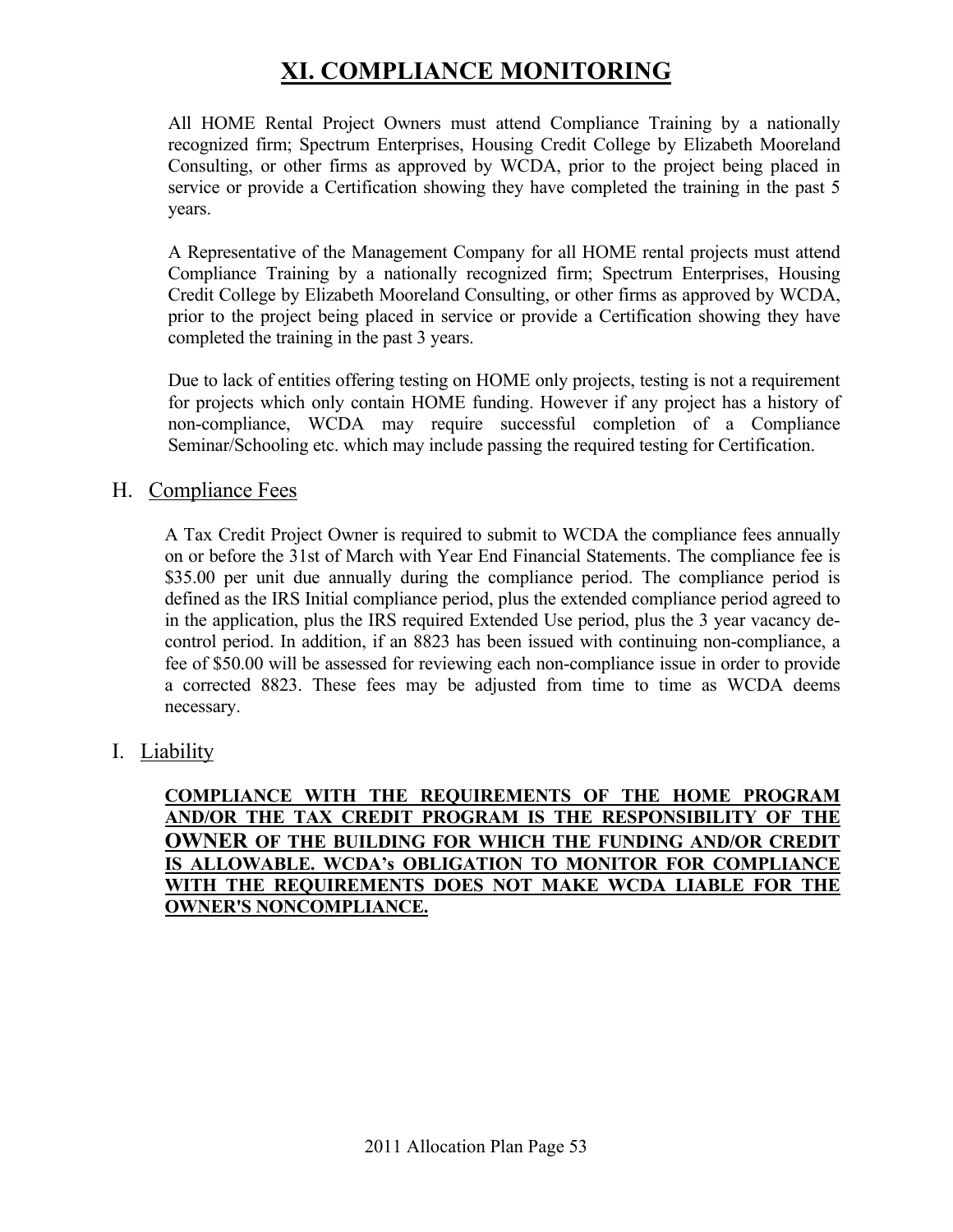# XI. COMPLIANCE MONITORING

All HOME Rental Project Owners must attend Compliance Training by a nationally recognized firm; Spectrum Enterprises, Housing Credit College by Elizabeth Mooreland Consulting, or other firms as approved by WCDA, prior to the project being placed in service or provide a Certification showing they have completed the training in the past 5 years.

A Representative of the Management Company for all HOME rental projects must attend Compliance Training by a nationally recognized firm; Spectrum Enterprises, Housing Credit College by Elizabeth Mooreland Consulting, or other firms as approved by WCDA, prior to the project being placed in service or provide a Certification showing they have completed the training in the past 3 years.

Due to lack of entities offering testing on HOME only projects, testing is not a requirement for projects which only contain HOME funding. However if any project has a history of non-compliance, WCDA may require successful completion of a Compliance Seminar/Schooling etc. which may include passing the required testing for Certification.

## H. Compliance Fees

A Tax Credit Project Owner is required to submit to WCDA the compliance fees annually on or before the 31st of March with Year End Financial Statements. The compliance fee is $35.00 per unit due annually during the compliance period. The compliance period is defined as the IRS Initial compliance period, plus the extended compliance period agreed to in the application, plus the IRS required Extended Use period, plus the 3 year vacancy de-control period. In addition, if an 8823 has been issued with continuing non-compliance, a fee of $50.00 will be assessed for reviewing each non-compliance issue in order to provide a corrected 8823. These fees may be adjusted from time to time as WCDA deems necessary.

## I. Liability

**COMPLIANCE WITH THE REQUIREMENTS OF THE HOME PROGRAM AND/OR THE TAX CREDIT PROGRAM IS THE RESPONSIBILITY OF THE OWNER OF THE BUILDING FOR WHICH THE FUNDING AND/OR CREDIT IS ALLOWABLE. WCDA's OBLIGATION TO MONITOR FOR COMPLIANCE WITH THE REQUIREMENTS DOES NOT MAKE WCDA LIABLE FOR THE OWNER'S NONCOMPLIANCE.**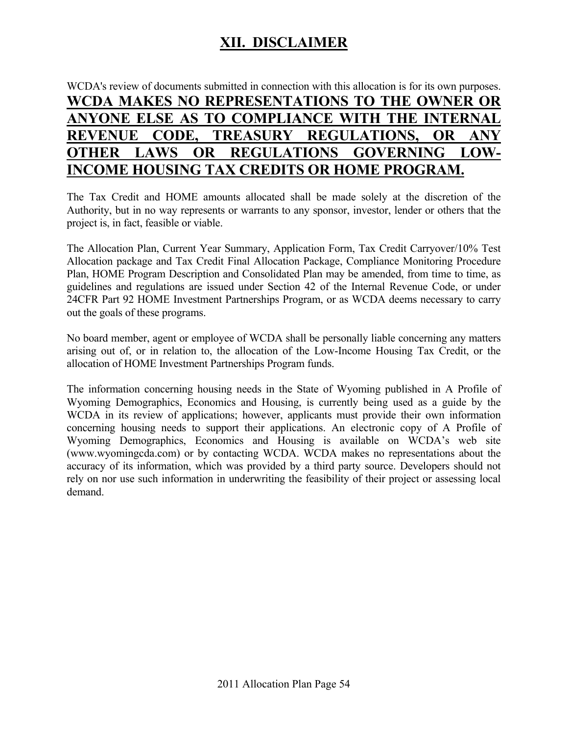# XII. DISCLAIMER

WCDA's review of documents submitted in connection with this allocation is for its own purposes. **WCDA MAKES NO REPRESENTATIONS TO THE OWNER OR ANYONE ELSE AS TO COMPLIANCE WITH THE INTERNAL REVENUE CODE, TREASURY REGULATIONS, OR ANY OTHER LAWS OR REGULATIONS GOVERNING LOW-INCOME HOUSING TAX CREDITS OR HOME PROGRAM.**

The Tax Credit and HOME amounts allocated shall be made solely at the discretion of the Authority, but in no way represents or warrants to any sponsor, investor, lender or others that the project is, in fact, feasible or viable.

The Allocation Plan, Current Year Summary, Application Form, Tax Credit Carryover/10% Test Allocation package and Tax Credit Final Allocation Package, Compliance Monitoring Procedure Plan, HOME Program Description and Consolidated Plan may be amended, from time to time, as guidelines and regulations are issued under Section 42 of the Internal Revenue Code, or under 24CFR Part 92 HOME Investment Partnerships Program, or as WCDA deems necessary to carry out the goals of these programs.

No board member, agent or employee of WCDA shall be personally liable concerning any matters arising out of, or in relation to, the allocation of the Low-Income Housing Tax Credit, or the allocation of HOME Investment Partnerships Program funds.

The information concerning housing needs in the State of Wyoming published in A Profile of Wyoming Demographics, Economics and Housing, is currently being used as a guide by the WCDA in its review of applications; however, applicants must provide their own information concerning housing needs to support their applications. An electronic copy of A Profile of Wyoming Demographics, Economics and Housing is available on WCDA's web site (www.wyomingcda.com) or by contacting WCDA. WCDA makes no representations about the accuracy of its information, which was provided by a third party source. Developers should not rely on nor use such information in underwriting the feasibility of their project or assessing local demand.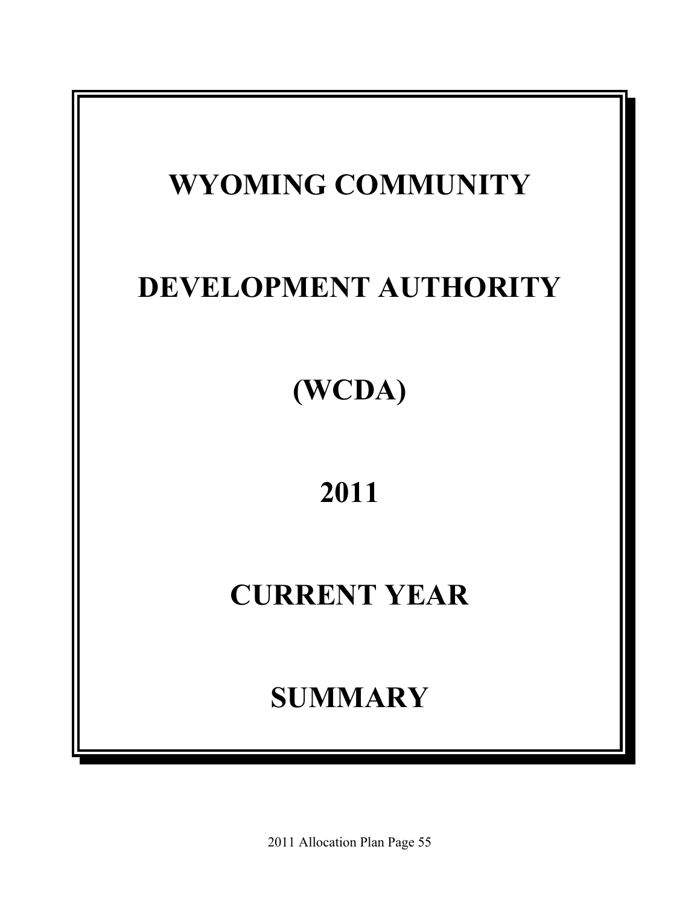# WYOMING COMMUNITY

# DEVELOPMENT AUTHORITY

# (WCDA)

# 2011

# CURRENT YEAR

# SUMMARY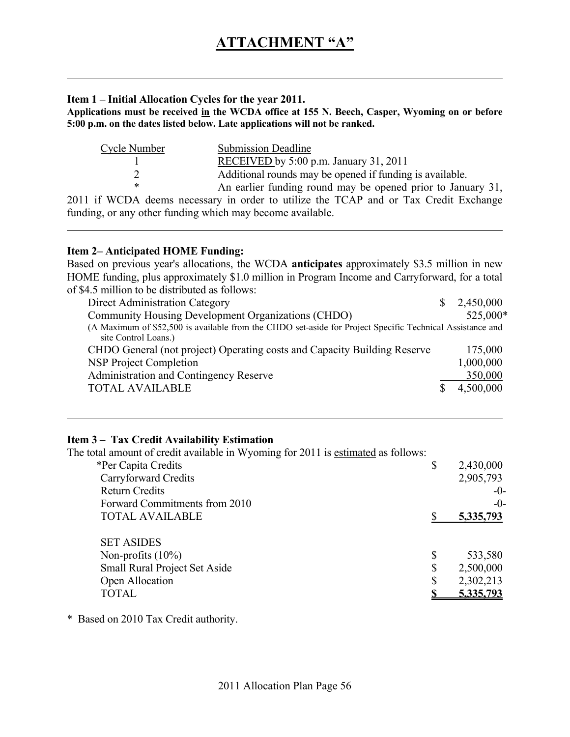# ATTACHMENT "A"

---

**Item 1 – Initial Allocation Cycles for the year 2011.**

**Applications must be received in the WCDA office at 155 N. Beech, Casper, Wyoming on or before 5:00 p.m. on the dates listed below. Late applications will not be ranked.**

| Cycle Number | Submission Deadline |
|---|---|
| 1 | RECEIVED by 5:00 p.m. January 31, 2011 |
| 2 | Additional rounds may be opened if funding is available. |
| * | An earlier funding round may be opened prior to January 31, 2011 if WCDA deems necessary in order to utilize the TCAP and or Tax Credit Exchange funding, or any other funding which may become available. |

---

**Item 2– Anticipated HOME Funding:**

Based on previous year's allocations, the WCDA **anticipates** approximately $3.5 million in new HOME funding, plus approximately $1.0 million in Program Income and Carryforward, for a total of $4.5 million to be distributed as follows:

| | |
|---|---|
| Direct Administration Category | $ 2,450,000 |
| Community Housing Development Organizations (CHDO) | 525,000* |
| (A Maximum of $52,500 is available from the CHDO set-aside for Project Specific Technical Assistance and site Control Loans.) | |
| CHDO General (not project) Operating costs and Capacity Building Reserve | 175,000 |
| NSP Project Completion | 1,000,000 |
| Administration and Contingency Reserve | 350,000 |
| TOTAL AVAILABLE | $ 4,500,000 |

---

**Item 3 – Tax Credit Availability Estimation**

The total amount of credit available in Wyoming for 2011 is estimated as follows:

| | |
|---|---|
| *Per Capita Credits | $ 2,430,000 |
| Carryforward Credits | 2,905,793 |
| Return Credits | -0- |
| Forward Commitments from 2010 | -0- |
| TOTAL AVAILABLE | $ 5,335,793 |
| | |
| SET ASIDES | |
| Non-profits (10%) | $ 533,580 |
| Small Rural Project Set Aside | $ 2,500,000 |
| Open Allocation | $ 2,302,213 |
| TOTAL | $ 5,335,793 |

* Based on 2010 Tax Credit authority.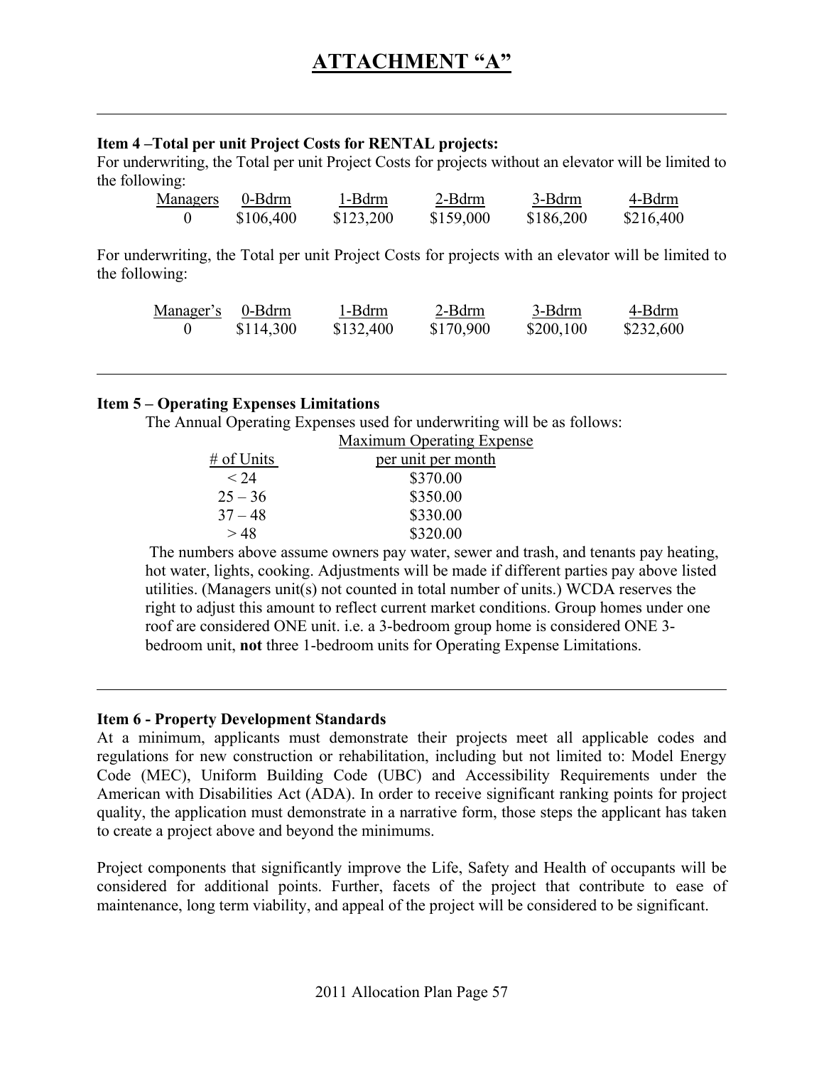# ATTACHMENT "A"

---

**Item 4 –Total per unit Project Costs for RENTAL projects:**

For underwriting, the Total per unit Project Costs for projects without an elevator will be limited to the following:

| Managers | 0-Bdrm | 1-Bdrm | 2-Bdrm | 3-Bdrm | 4-Bdrm |
|---|---|---|---|---|---|
| 0 | $106,400 | $123,200 | $159,000 | $186,200 | $216,400 |

For underwriting, the Total per unit Project Costs for projects with an elevator will be limited to the following:

| Manager's | 0-Bdrm | 1-Bdrm | 2-Bdrm | 3-Bdrm | 4-Bdrm |
|---|---|---|---|---|---|
| 0 | $114,300 | $132,400 | $170,900 | $200,100 | $232,600 |

---

**Item 5 – Operating Expenses Limitations**

The Annual Operating Expenses used for underwriting will be as follows:

| # of Units | Maximum Operating Expense per unit per month |
|---|---|
| < 24 | $370.00 |
| 25 – 36 | $350.00 |
| 37 – 48 | $330.00 |
| > 48 | $320.00 |

The numbers above assume owners pay water, sewer and trash, and tenants pay heating, hot water, lights, cooking. Adjustments will be made if different parties pay above listed utilities. (Managers unit(s) not counted in total number of units.) WCDA reserves the right to adjust this amount to reflect current market conditions. Group homes under one roof are considered ONE unit. i.e. a 3-bedroom group home is considered ONE 3-bedroom unit, **not** three 1-bedroom units for Operating Expense Limitations.

---

**Item 6 - Property Development Standards**

At a minimum, applicants must demonstrate their projects meet all applicable codes and regulations for new construction or rehabilitation, including but not limited to: Model Energy Code (MEC), Uniform Building Code (UBC) and Accessibility Requirements under the American with Disabilities Act (ADA). In order to receive significant ranking points for project quality, the application must demonstrate in a narrative form, those steps the applicant has taken to create a project above and beyond the minimums.

Project components that significantly improve the Life, Safety and Health of occupants will be considered for additional points. Further, facets of the project that contribute to ease of maintenance, long term viability, and appeal of the project will be considered to be significant.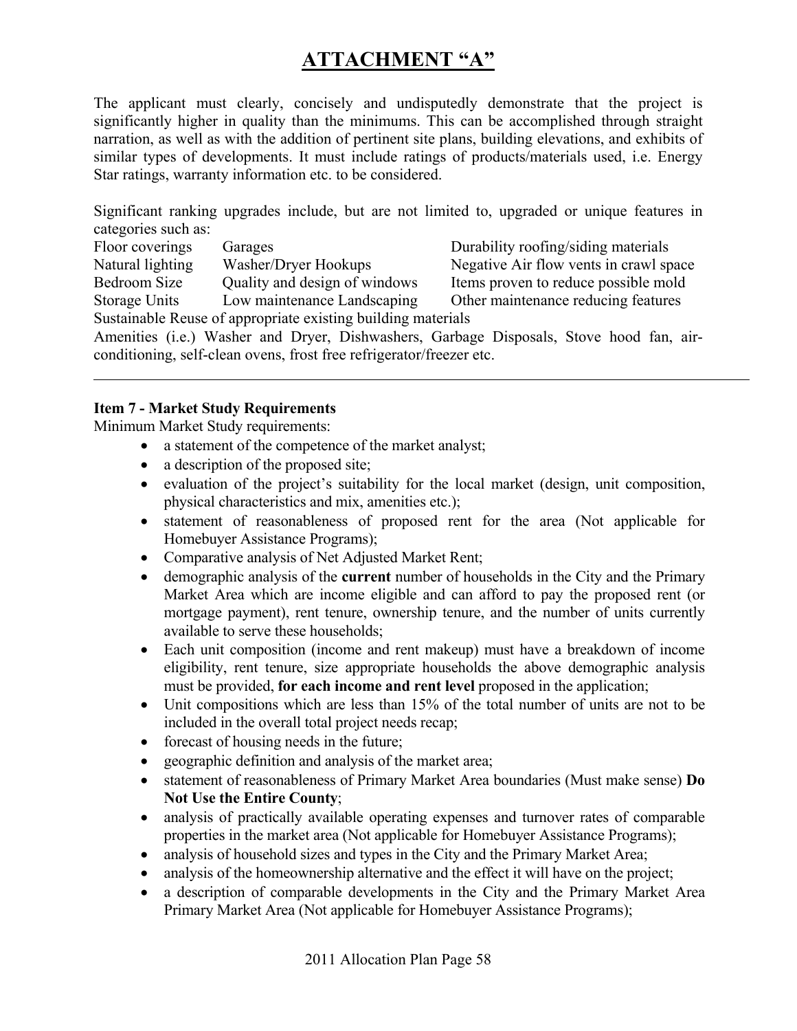# ATTACHMENT "A"

The applicant must clearly, concisely and undisputedly demonstrate that the project is significantly higher in quality than the minimums. This can be accomplished through straight narration, as well as with the addition of pertinent site plans, building elevations, and exhibits of similar types of developments. It must include ratings of products/materials used, i.e. Energy Star ratings, warranty information etc. to be considered.

Significant ranking upgrades include, but are not limited to, upgraded or unique features in categories such as:

| | | |
|---|---|---|
| Floor coverings | Garages | Durability roofing/siding materials |
| Natural lighting | Washer/Dryer Hookups | Negative Air flow vents in crawl space |
| Bedroom Size | Quality and design of windows | Items proven to reduce possible mold |
| Storage Units | Low maintenance Landscaping | Other maintenance reducing features |

Sustainable Reuse of appropriate existing building materials

Amenities (i.e.) Washer and Dryer, Dishwashers, Garbage Disposals, Stove hood fan, air-conditioning, self-clean ovens, frost free refrigerator/freezer etc.

---

**Item 7 - Market Study Requirements**

Minimum Market Study requirements:

- a statement of the competence of the market analyst;
- a description of the proposed site;
- evaluation of the project's suitability for the local market (design, unit composition, physical characteristics and mix, amenities etc.);
- statement of reasonableness of proposed rent for the area (Not applicable for Homebuyer Assistance Programs);
- Comparative analysis of Net Adjusted Market Rent;
- demographic analysis of the **current** number of households in the City and the Primary Market Area which are income eligible and can afford to pay the proposed rent (or mortgage payment), rent tenure, ownership tenure, and the number of units currently available to serve these households;
- Each unit composition (income and rent makeup) must have a breakdown of income eligibility, rent tenure, size appropriate households the above demographic analysis must be provided, **for each income and rent level** proposed in the application;
- Unit compositions which are less than 15% of the total number of units are not to be included in the overall total project needs recap;
- forecast of housing needs in the future;
- geographic definition and analysis of the market area;
- statement of reasonableness of Primary Market Area boundaries (Must make sense) **Do Not Use the Entire County**;
- analysis of practically available operating expenses and turnover rates of comparable properties in the market area (Not applicable for Homebuyer Assistance Programs);
- analysis of household sizes and types in the City and the Primary Market Area;
- analysis of the homeownership alternative and the effect it will have on the project;
- a description of comparable developments in the City and the Primary Market Area Primary Market Area (Not applicable for Homebuyer Assistance Programs);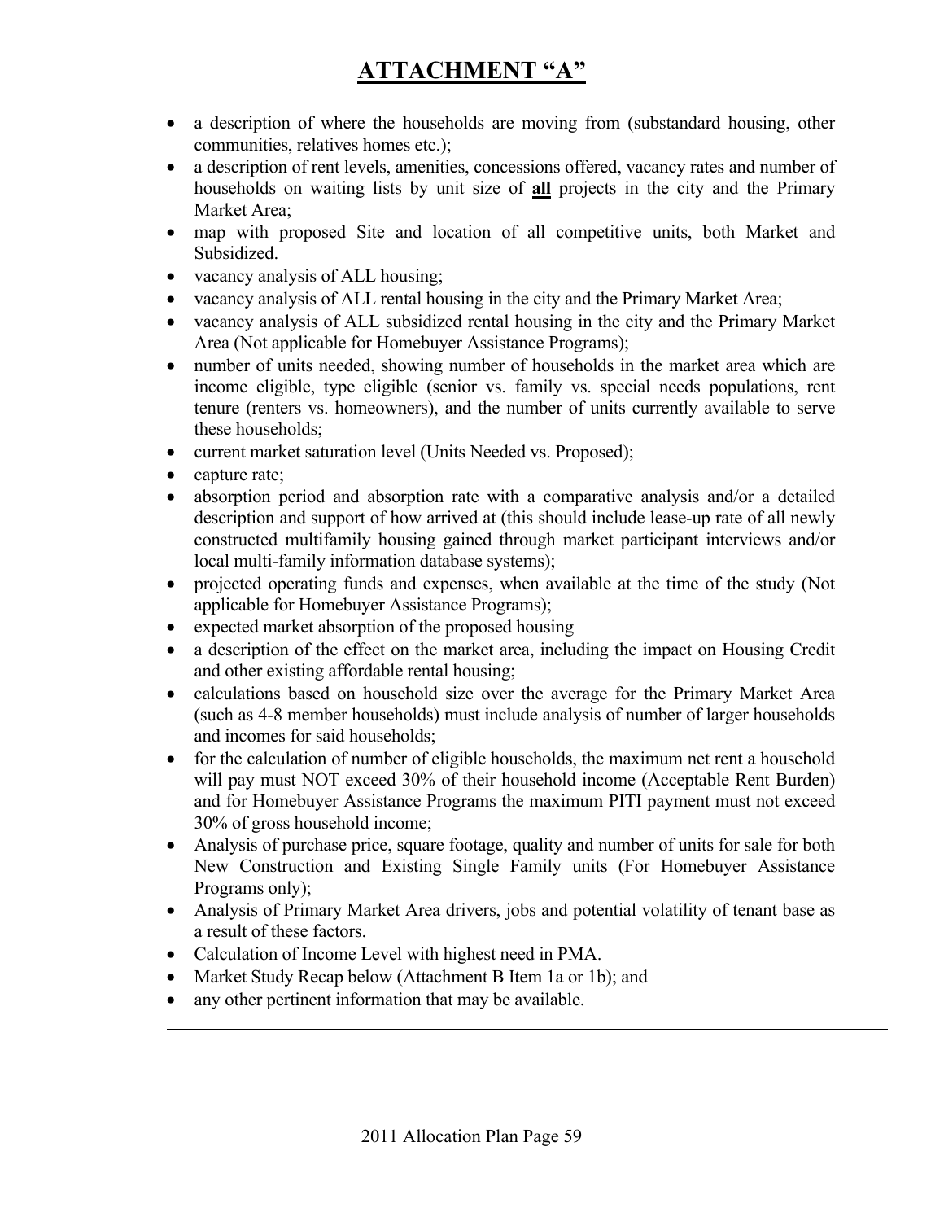# ATTACHMENT "A"

- a description of where the households are moving from (substandard housing, other communities, relatives homes etc.);
- a description of rent levels, amenities, concessions offered, vacancy rates and number of households on waiting lists by unit size of **all** projects in the city and the Primary Market Area;
- map with proposed Site and location of all competitive units, both Market and Subsidized.
- vacancy analysis of ALL housing;
- vacancy analysis of ALL rental housing in the city and the Primary Market Area;
- vacancy analysis of ALL subsidized rental housing in the city and the Primary Market Area (Not applicable for Homebuyer Assistance Programs);
- number of units needed, showing number of households in the market area which are income eligible, type eligible (senior vs. family vs. special needs populations, rent tenure (renters vs. homeowners), and the number of units currently available to serve these households;
- current market saturation level (Units Needed vs. Proposed);
- capture rate;
- absorption period and absorption rate with a comparative analysis and/or a detailed description and support of how arrived at (this should include lease-up rate of all newly constructed multifamily housing gained through market participant interviews and/or local multi-family information database systems);
- projected operating funds and expenses, when available at the time of the study (Not applicable for Homebuyer Assistance Programs);
- expected market absorption of the proposed housing
- a description of the effect on the market area, including the impact on Housing Credit and other existing affordable rental housing;
- calculations based on household size over the average for the Primary Market Area (such as 4-8 member households) must include analysis of number of larger households and incomes for said households;
- for the calculation of number of eligible households, the maximum net rent a household will pay must NOT exceed 30% of their household income (Acceptable Rent Burden) and for Homebuyer Assistance Programs the maximum PITI payment must not exceed 30% of gross household income;
- Analysis of purchase price, square footage, quality and number of units for sale for both New Construction and Existing Single Family units (For Homebuyer Assistance Programs only);
- Analysis of Primary Market Area drivers, jobs and potential volatility of tenant base as a result of these factors.
- Calculation of Income Level with highest need in PMA.
- Market Study Recap below (Attachment B Item 1a or 1b); and
- any other pertinent information that may be available.

---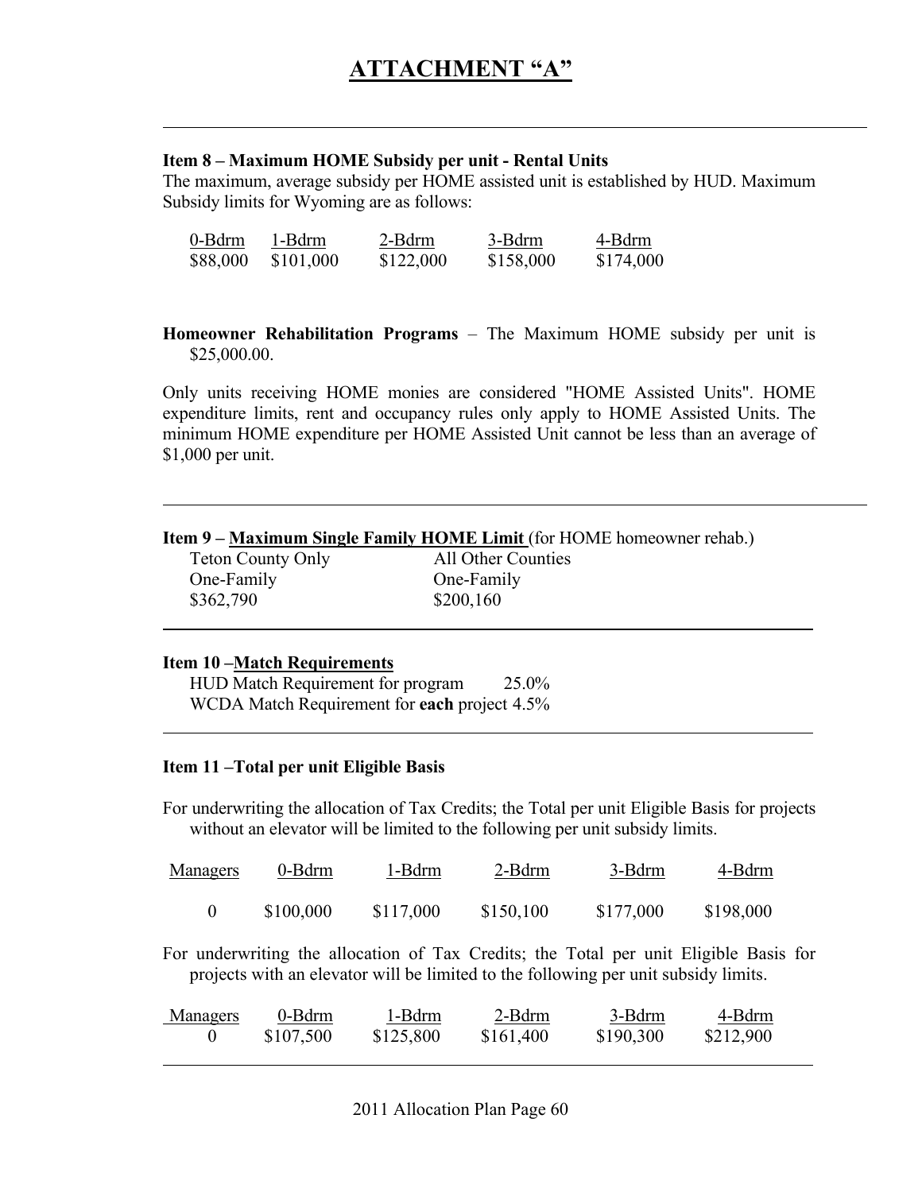# ATTACHMENT "A"

**Item 8 – Maximum HOME Subsidy per unit - Rental Units**

The maximum, average subsidy per HOME assisted unit is established by HUD. Maximum Subsidy limits for Wyoming are as follows:

| 0-Bdrm | 1-Bdrm | 2-Bdrm | 3-Bdrm | 4-Bdrm |
|---|---|---|---|---|
| $88,000 | $101,000 | $122,000 | $158,000 | $174,000 |

**Homeowner Rehabilitation Programs** – The Maximum HOME subsidy per unit is $25,000.00.

Only units receiving HOME monies are considered "HOME Assisted Units". HOME expenditure limits, rent and occupancy rules only apply to HOME Assisted Units. The minimum HOME expenditure per HOME Assisted Unit cannot be less than an average of $1,000 per unit.

**Item 9 – Maximum Single Family HOME Limit** (for HOME homeowner rehab.)

| Teton County Only | All Other Counties |
|---|---|
| One-Family | One-Family |
| $362,790 | $200,160 |

**Item 10 – Match Requirements**

HUD Match Requirement for program 25.0%
WCDA Match Requirement for **each** project 4.5%

**Item 11 – Total per unit Eligible Basis**

For underwriting the allocation of Tax Credits; the Total per unit Eligible Basis for projects without an elevator will be limited to the following per unit subsidy limits.

| Managers | 0-Bdrm | 1-Bdrm | 2-Bdrm | 3-Bdrm | 4-Bdrm |
|---|---|---|---|---|---|
| 0 | $100,000 | $117,000 | $150,100 | $177,000 | $198,000 |

For underwriting the allocation of Tax Credits; the Total per unit Eligible Basis for projects with an elevator will be limited to the following per unit subsidy limits.

| Managers | 0-Bdrm | 1-Bdrm | 2-Bdrm | 3-Bdrm | 4-Bdrm |
|---|---|---|---|---|---|
| 0 | $107,500 | $125,800 | $161,400 | $190,300 | $212,900 |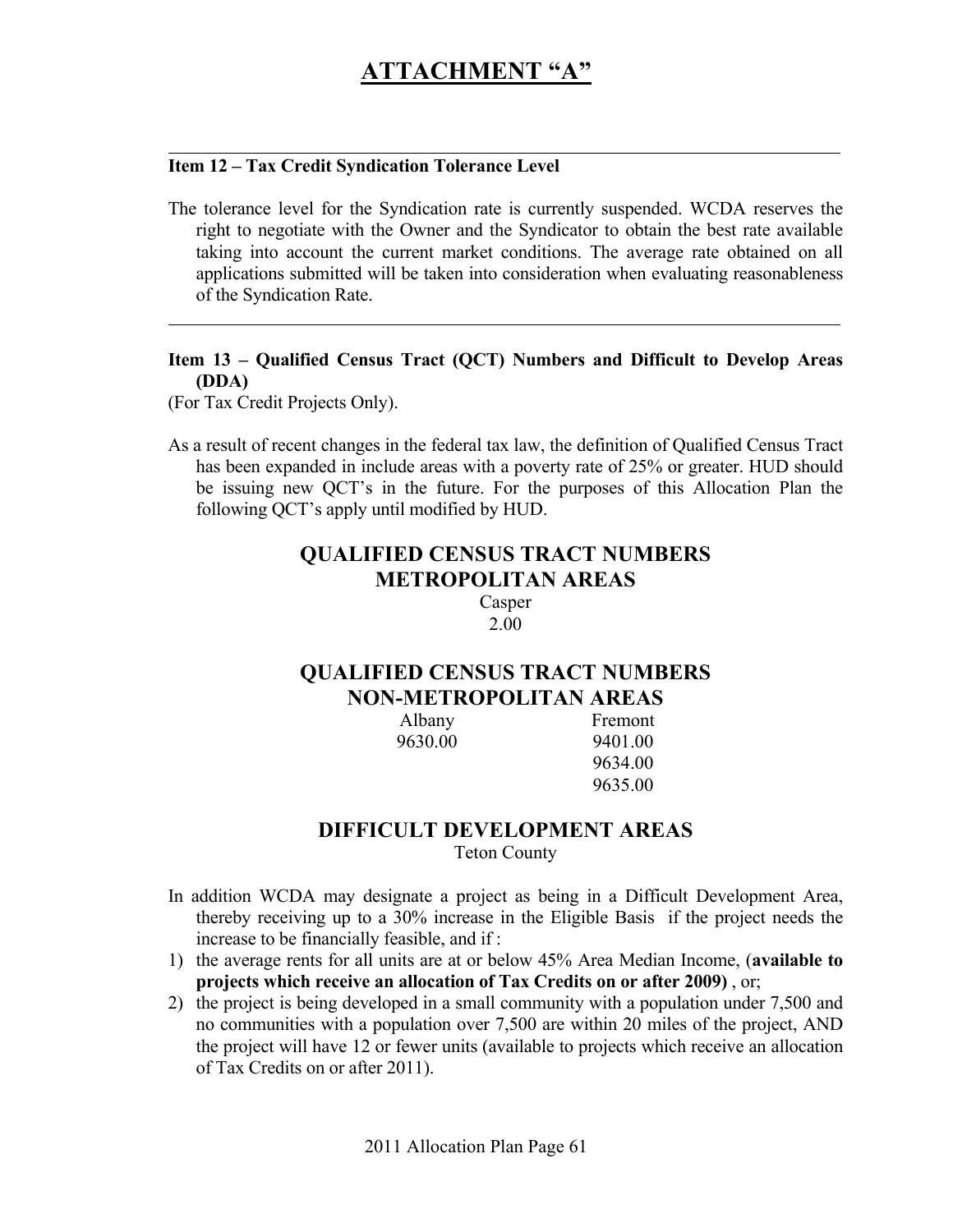# ATTACHMENT "A"

---

**Item 12 – Tax Credit Syndication Tolerance Level**

The tolerance level for the Syndication rate is currently suspended. WCDA reserves the right to negotiate with the Owner and the Syndicator to obtain the best rate available taking into account the current market conditions. The average rate obtained on all applications submitted will be taken into consideration when evaluating reasonableness of the Syndication Rate.

---

**Item 13 – Qualified Census Tract (QCT) Numbers and Difficult to Develop Areas (DDA)**

(For Tax Credit Projects Only).

As a result of recent changes in the federal tax law, the definition of Qualified Census Tract has been expanded in include areas with a poverty rate of 25% or greater. HUD should be issuing new QCT's in the future. For the purposes of this Allocation Plan the following QCT's apply until modified by HUD.

## QUALIFIED CENSUS TRACT NUMBERS METROPOLITAN AREAS

Casper
2.00

## QUALIFIED CENSUS TRACT NUMBERS NON-METROPOLITAN AREAS

| Albany | Fremont |
|---|---|
| 9630.00 | 9401.00 |
| | 9634.00 |
| | 9635.00 |

## DIFFICULT DEVELOPMENT AREAS

Teton County

In addition WCDA may designate a project as being in a Difficult Development Area, thereby receiving up to a 30% increase in the Eligible Basis if the project needs the increase to be financially feasible, and if :

1) the average rents for all units are at or below 45% Area Median Income, (**available to projects which receive an allocation of Tax Credits on or after 2009)** , or;
2) the project is being developed in a small community with a population under 7,500 and no communities with a population over 7,500 are within 20 miles of the project, AND the project will have 12 or fewer units (available to projects which receive an allocation of Tax Credits on or after 2011).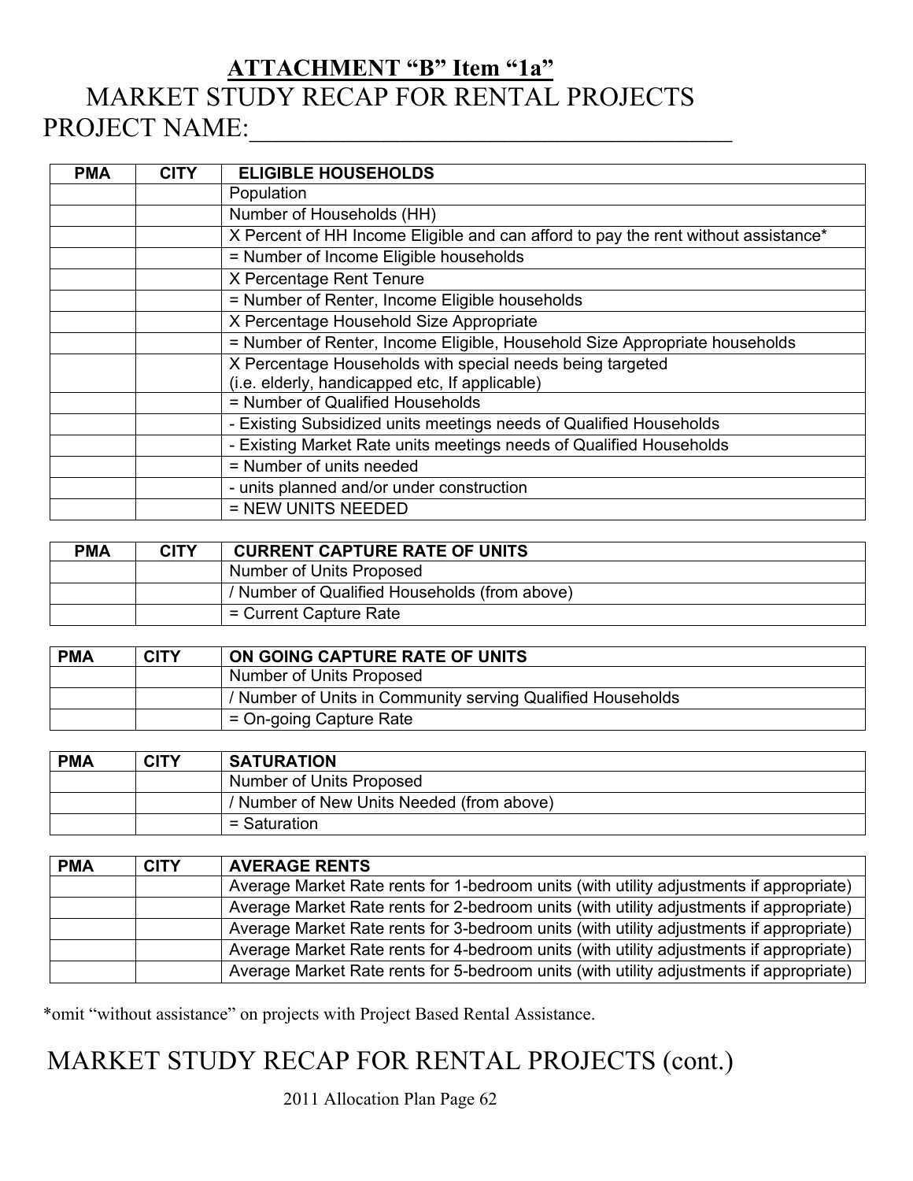## ATTACHMENT "B" Item "1a"

# MARKET STUDY RECAP FOR RENTAL PROJECTS

PROJECT NAME:______________________________________

| PMA | CITY | ELIGIBLE HOUSEHOLDS |
|---|---|---|
| | | Population |
| | | Number of Households (HH) |
| | | X Percent of HH Income Eligible and can afford to pay the rent without assistance* |
| | | = Number of Income Eligible households |
| | | X Percentage Rent Tenure |
| | | = Number of Renter, Income Eligible households |
| | | X Percentage Household Size Appropriate |
| | | = Number of Renter, Income Eligible, Household Size Appropriate households |
| | | X Percentage Households with special needs being targeted (i.e. elderly, handicapped etc, If applicable) |
| | | = Number of Qualified Households |
| | | - Existing Subsidized units meetings needs of Qualified Households |
| | | - Existing Market Rate units meetings needs of Qualified Households |
| | | = Number of units needed |
| | | - units planned and/or under construction |
| | | = NEW UNITS NEEDED |

| PMA | CITY | CURRENT CAPTURE RATE OF UNITS |
|---|---|---|
| | | Number of Units Proposed |
| | | / Number of Qualified Households (from above) |
| | | = Current Capture Rate |

| PMA | CITY | ON GOING CAPTURE RATE OF UNITS |
|---|---|---|
| | | Number of Units Proposed |
| | | / Number of Units in Community serving Qualified Households |
| | | = On-going Capture Rate |

| PMA | CITY | SATURATION |
|---|---|---|
| | | Number of Units Proposed |
| | | / Number of New Units Needed (from above) |
| | | = Saturation |

| PMA | CITY | AVERAGE RENTS |
|---|---|---|
| | | Average Market Rate rents for 1-bedroom units (with utility adjustments if appropriate) |
| | | Average Market Rate rents for 2-bedroom units (with utility adjustments if appropriate) |
| | | Average Market Rate rents for 3-bedroom units (with utility adjustments if appropriate) |
| | | Average Market Rate rents for 4-bedroom units (with utility adjustments if appropriate) |
| | | Average Market Rate rents for 5-bedroom units (with utility adjustments if appropriate) |

*omit "without assistance" on projects with Project Based Rental Assistance.

# MARKET STUDY RECAP FOR RENTAL PROJECTS (cont.)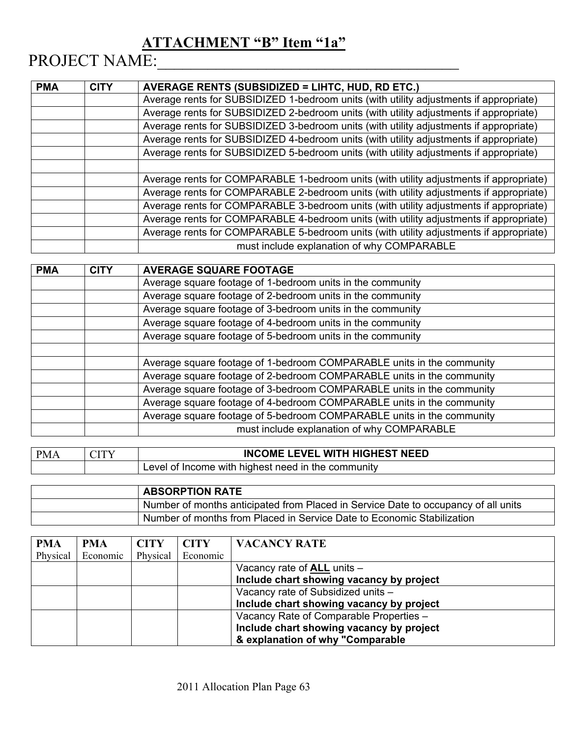## ATTACHMENT "B" Item "1a"

PROJECT NAME:\_\_\_\_\_\_\_\_\_\_\_\_\_\_\_\_\_\_\_\_\_\_\_\_\_\_\_\_\_\_\_\_\_\_\_\_\_\_\_\_\_\_

| PMA | CITY | AVERAGE RENTS (SUBSIDIZED = LIHTC, HUD, RD ETC.) |
|---|---|---|
| | | Average rents for SUBSIDIZED 1-bedroom units (with utility adjustments if appropriate) |
| | | Average rents for SUBSIDIZED 2-bedroom units (with utility adjustments if appropriate) |
| | | Average rents for SUBSIDIZED 3-bedroom units (with utility adjustments if appropriate) |
| | | Average rents for SUBSIDIZED 4-bedroom units (with utility adjustments if appropriate) |
| | | Average rents for SUBSIDIZED 5-bedroom units (with utility adjustments if appropriate) |
| | | |
| | | Average rents for COMPARABLE 1-bedroom units (with utility adjustments if appropriate) |
| | | Average rents for COMPARABLE 2-bedroom units (with utility adjustments if appropriate) |
| | | Average rents for COMPARABLE 3-bedroom units (with utility adjustments if appropriate) |
| | | Average rents for COMPARABLE 4-bedroom units (with utility adjustments if appropriate) |
| | | Average rents for COMPARABLE 5-bedroom units (with utility adjustments if appropriate) |
| | | must include explanation of why COMPARABLE |

| PMA | CITY | AVERAGE SQUARE FOOTAGE |
|---|---|---|
| | | Average square footage of 1-bedroom units in the community |
| | | Average square footage of 2-bedroom units in the community |
| | | Average square footage of 3-bedroom units in the community |
| | | Average square footage of 4-bedroom units in the community |
| | | Average square footage of 5-bedroom units in the community |
| | | |
| | | Average square footage of 1-bedroom COMPARABLE units in the community |
| | | Average square footage of 2-bedroom COMPARABLE units in the community |
| | | Average square footage of 3-bedroom COMPARABLE units in the community |
| | | Average square footage of 4-bedroom COMPARABLE units in the community |
| | | Average square footage of 5-bedroom COMPARABLE units in the community |
| | | must include explanation of why COMPARABLE |

| PMA | CITY | INCOME LEVEL WITH HIGHEST NEED |
|---|---|---|
| | | Level of Income with highest need in the community |

| | ABSORPTION RATE |
|---|---|
| | Number of months anticipated from Placed in Service Date to occupancy of all units |
| | Number of months from Placed in Service Date to Economic Stabilization |

| PMA Physical | PMA Economic | CITY Physical | CITY Economic | VACANCY RATE |
|---|---|---|---|---|
| | | | | Vacancy rate of **ALL** units – **Include chart showing vacancy by project** |
| | | | | Vacancy rate of Subsidized units – **Include chart showing vacancy by project** |
| | | | | Vacancy Rate of Comparable Properties – **Include chart showing vacancy by project & explanation of why "Comparable** |

2011 Allocation Plan Page 63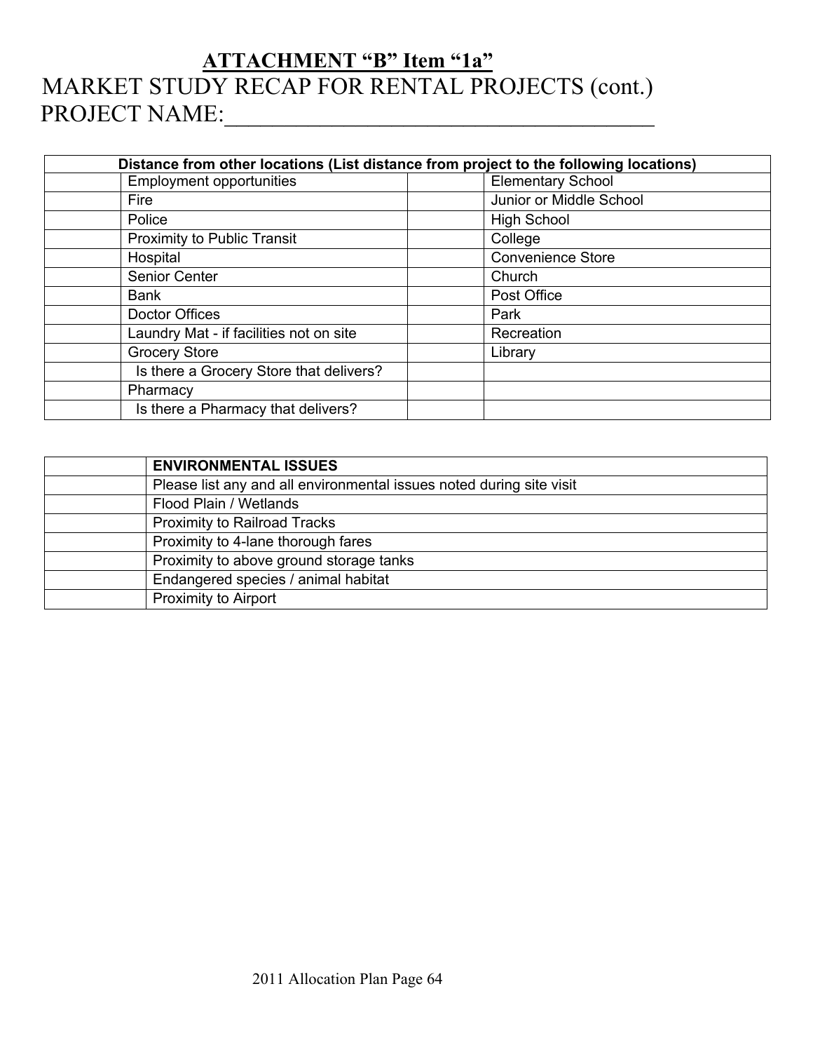## ATTACHMENT "B" Item "1a"

MARKET STUDY RECAP FOR RENTAL PROJECTS (cont.)
PROJECT NAME:___________________________________

| Distance from other locations (List distance from project to the following locations) | | | |
|---|---|---|---|
| | Employment opportunities | | Elementary School |
| | Fire | | Junior or Middle School |
| | Police | | High School |
| | Proximity to Public Transit | | College |
| | Hospital | | Convenience Store |
| | Senior Center | | Church |
| | Bank | | Post Office |
| | Doctor Offices | | Park |
| | Laundry Mat - if facilities not on site | | Recreation |
| | Grocery Store | | Library |
| | Is there a Grocery Store that delivers? | | |
| | Pharmacy | | |
| | Is there a Pharmacy that delivers? | | |

| | ENVIRONMENTAL ISSUES |
|---|---|
| | Please list any and all environmental issues noted during site visit |
| | Flood Plain / Wetlands |
| | Proximity to Railroad Tracks |
| | Proximity to 4-lane thorough fares |
| | Proximity to above ground storage tanks |
| | Endangered species / animal habitat |
| | Proximity to Airport |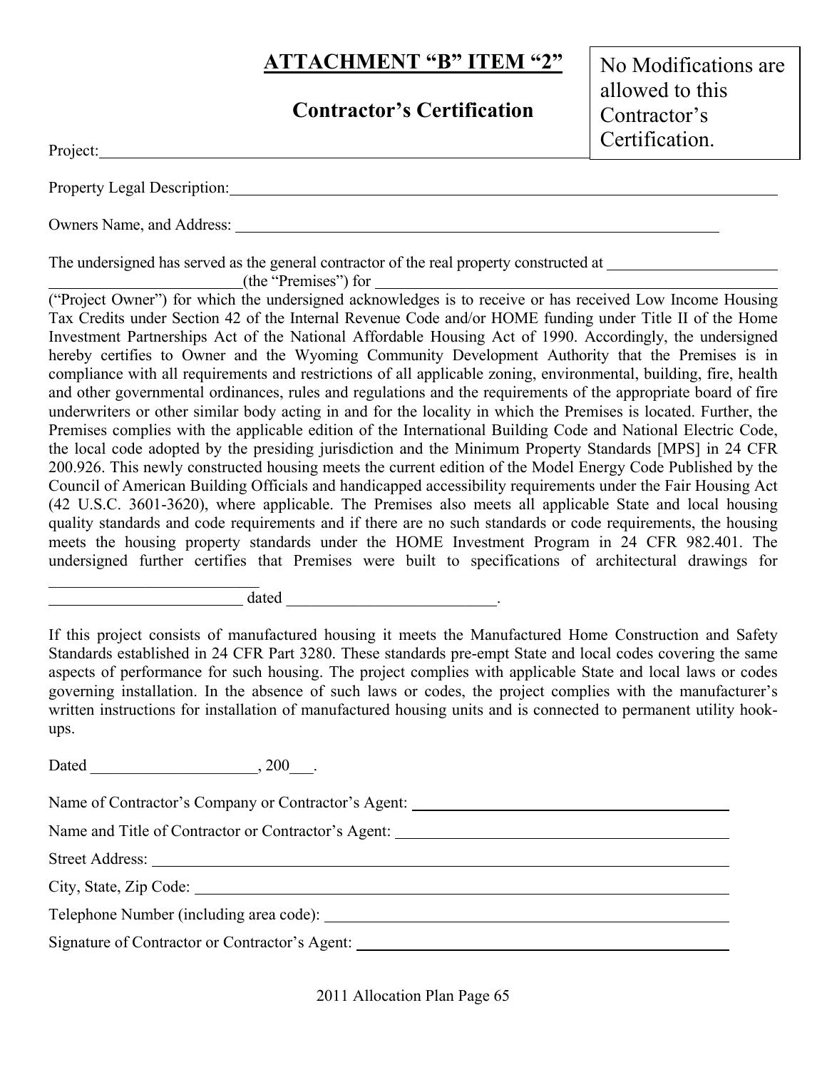# ATTACHMENT "B" ITEM "2"

## Contractor's Certification

No Modifications are allowed to this Contractor's Certification.

Project:_______________________________________________________________

Property Legal Description:_______________________________________________________________

Owners Name, and Address: _______________________________________________________________

The undersigned has served as the general contractor of the real property constructed at ______________________ ________________________(the "Premises") for ______________________________________________ ("Project Owner") for which the undersigned acknowledges is to receive or has received Low Income Housing Tax Credits under Section 42 of the Internal Revenue Code and/or HOME funding under Title II of the Home Investment Partnerships Act of the National Affordable Housing Act of 1990. Accordingly, the undersigned hereby certifies to Owner and the Wyoming Community Development Authority that the Premises is in compliance with all requirements and restrictions of all applicable zoning, environmental, building, fire, health and other governmental ordinances, rules and regulations and the requirements of the appropriate board of fire underwriters or other similar body acting in and for the locality in which the Premises is located. Further, the Premises complies with the applicable edition of the International Building Code and National Electric Code, the local code adopted by the presiding jurisdiction and the Minimum Property Standards [MPS] in 24 CFR 200.926. This newly constructed housing meets the current edition of the Model Energy Code Published by the Council of American Building Officials and handicapped accessibility requirements under the Fair Housing Act (42 U.S.C. 3601-3620), where applicable. The Premises also meets all applicable State and local housing quality standards and code requirements and if there are no such standards or code requirements, the housing meets the housing property standards under the HOME Investment Program in 24 CFR 982.401. The undersigned further certifies that Premises were built to specifications of architectural drawings for ___________________________ _________________________ dated ___________________________.

If this project consists of manufactured housing it meets the Manufactured Home Construction and Safety Standards established in 24 CFR Part 3280. These standards pre-empt State and local codes covering the same aspects of performance for such housing. The project complies with applicable State and local laws or codes governing installation. In the absence of such laws or codes, the project complies with the manufacturer's written instructions for installation of manufactured housing units and is connected to permanent utility hook-ups.

Dated _____________________, 200___.

Name of Contractor's Company or Contractor's Agent: ________________________________________

Name and Title of Contractor or Contractor's Agent: ________________________________________

Street Address: ________________________________________

City, State, Zip Code: ________________________________________

Telephone Number (including area code): ________________________________________

Signature of Contractor or Contractor's Agent: ________________________________________

2011 Allocation Plan Page 65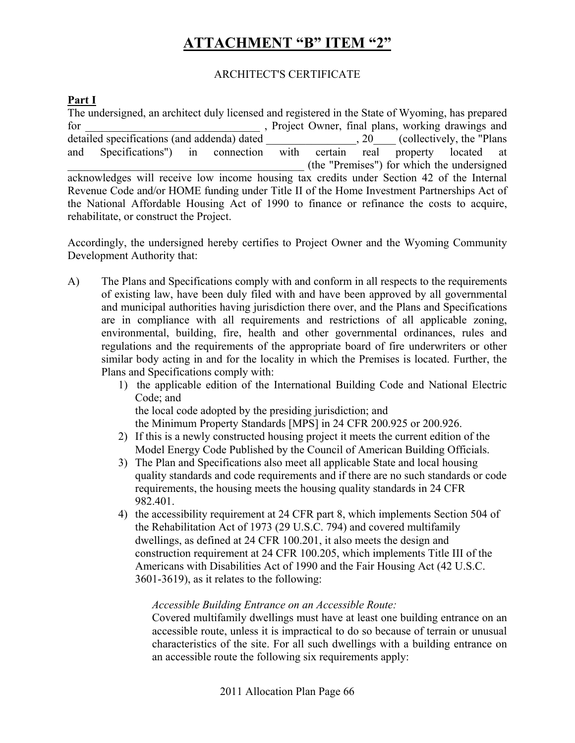# ATTACHMENT "B" ITEM "2"

ARCHITECT'S CERTIFICATE

**Part I**

The undersigned, an architect duly licensed and registered in the State of Wyoming, has prepared for ______________________________ , Project Owner, final plans, working drawings and detailed specifications (and addenda) dated ________________, 20____ (collectively, the "Plans and Specifications") in connection with certain real property located at __________________________________________ (the "Premises") for which the undersigned acknowledges will receive low income housing tax credits under Section 42 of the Internal Revenue Code and/or HOME funding under Title II of the Home Investment Partnerships Act of the National Affordable Housing Act of 1990 to finance or refinance the costs to acquire, rehabilitate, or construct the Project.

Accordingly, the undersigned hereby certifies to Project Owner and the Wyoming Community Development Authority that:

A) The Plans and Specifications comply with and conform in all respects to the requirements of existing law, have been duly filed with and have been approved by all governmental and municipal authorities having jurisdiction there over, and the Plans and Specifications are in compliance with all requirements and restrictions of all applicable zoning, environmental, building, fire, health and other governmental ordinances, rules and regulations and the requirements of the appropriate board of fire underwriters or other similar body acting in and for the locality in which the Premises is located. Further, the Plans and Specifications comply with:

   1) the applicable edition of the International Building Code and National Electric Code; and
      the local code adopted by the presiding jurisdiction; and
      the Minimum Property Standards [MPS] in 24 CFR 200.925 or 200.926.
   2) If this is a newly constructed housing project it meets the current edition of the Model Energy Code Published by the Council of American Building Officials.
   3) The Plan and Specifications also meet all applicable State and local housing quality standards and code requirements and if there are no such standards or code requirements, the housing meets the housing quality standards in 24 CFR 982.401.
   4) the accessibility requirement at 24 CFR part 8, which implements Section 504 of the Rehabilitation Act of 1973 (29 U.S.C. 794) and covered multifamily dwellings, as defined at 24 CFR 100.201, it also meets the design and construction requirement at 24 CFR 100.205, which implements Title III of the Americans with Disabilities Act of 1990 and the Fair Housing Act (42 U.S.C. 3601-3619), as it relates to the following:

      *Accessible Building Entrance on an Accessible Route:*
      Covered multifamily dwellings must have at least one building entrance on an accessible route, unless it is impractical to do so because of terrain or unusual characteristics of the site. For all such dwellings with a building entrance on an accessible route the following six requirements apply: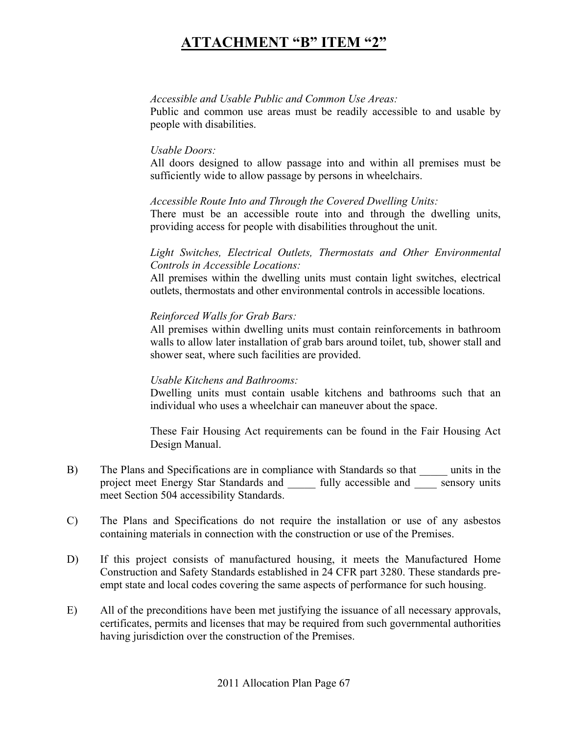# ATTACHMENT "B" ITEM "2"

*Accessible and Usable Public and Common Use Areas:*
Public and common use areas must be readily accessible to and usable by people with disabilities.

*Usable Doors:*
All doors designed to allow passage into and within all premises must be sufficiently wide to allow passage by persons in wheelchairs.

*Accessible Route Into and Through the Covered Dwelling Units:*
There must be an accessible route into and through the dwelling units, providing access for people with disabilities throughout the unit.

*Light Switches, Electrical Outlets, Thermostats and Other Environmental Controls in Accessible Locations:*
All premises within the dwelling units must contain light switches, electrical outlets, thermostats and other environmental controls in accessible locations.

*Reinforced Walls for Grab Bars:*
All premises within dwelling units must contain reinforcements in bathroom walls to allow later installation of grab bars around toilet, tub, shower stall and shower seat, where such facilities are provided.

*Usable Kitchens and Bathrooms:*
Dwelling units must contain usable kitchens and bathrooms such that an individual who uses a wheelchair can maneuver about the space.

These Fair Housing Act requirements can be found in the Fair Housing Act Design Manual.

B) The Plans and Specifications are in compliance with Standards so that _____ units in the project meet Energy Star Standards and _____ fully accessible and ____ sensory units meet Section 504 accessibility Standards.

C) The Plans and Specifications do not require the installation or use of any asbestos containing materials in connection with the construction or use of the Premises.

D) If this project consists of manufactured housing, it meets the Manufactured Home Construction and Safety Standards established in 24 CFR part 3280. These standards pre-empt state and local codes covering the same aspects of performance for such housing.

E) All of the preconditions have been met justifying the issuance of all necessary approvals, certificates, permits and licenses that may be required from such governmental authorities having jurisdiction over the construction of the Premises.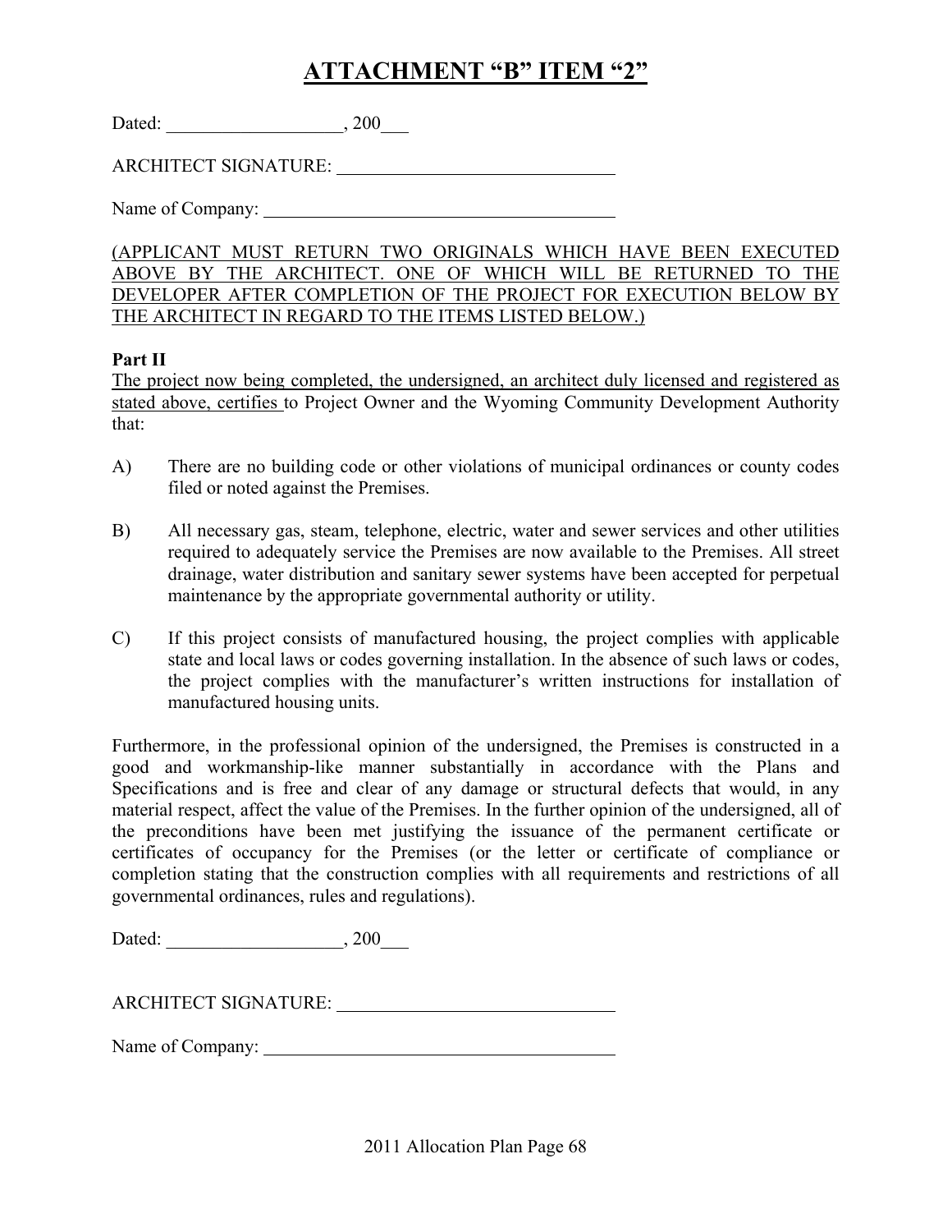# ATTACHMENT "B" ITEM "2"

Dated: ___________________, 200___

ARCHITECT SIGNATURE: ______________________________

Name of Company: ______________________________________

<u>(APPLICANT MUST RETURN TWO ORIGINALS WHICH HAVE BEEN EXECUTED ABOVE BY THE ARCHITECT. ONE OF WHICH WILL BE RETURNED TO THE DEVELOPER AFTER COMPLETION OF THE PROJECT FOR EXECUTION BELOW BY THE ARCHITECT IN REGARD TO THE ITEMS LISTED BELOW.)</u>

**Part II**

<u>The project now being completed, the undersigned, an architect duly licensed and registered as stated above, certifies</u> to Project Owner and the Wyoming Community Development Authority that:

A) There are no building code or other violations of municipal ordinances or county codes filed or noted against the Premises.

B) All necessary gas, steam, telephone, electric, water and sewer services and other utilities required to adequately service the Premises are now available to the Premises. All street drainage, water distribution and sanitary sewer systems have been accepted for perpetual maintenance by the appropriate governmental authority or utility.

C) If this project consists of manufactured housing, the project complies with applicable state and local laws or codes governing installation. In the absence of such laws or codes, the project complies with the manufacturer's written instructions for installation of manufactured housing units.

Furthermore, in the professional opinion of the undersigned, the Premises is constructed in a good and workmanship-like manner substantially in accordance with the Plans and Specifications and is free and clear of any damage or structural defects that would, in any material respect, affect the value of the Premises. In the further opinion of the undersigned, all of the preconditions have been met justifying the issuance of the permanent certificate or certificates of occupancy for the Premises (or the letter or certificate of compliance or completion stating that the construction complies with all requirements and restrictions of all governmental ordinances, rules and regulations).

Dated: ___________________, 200___

ARCHITECT SIGNATURE: ______________________________

Name of Company: ______________________________________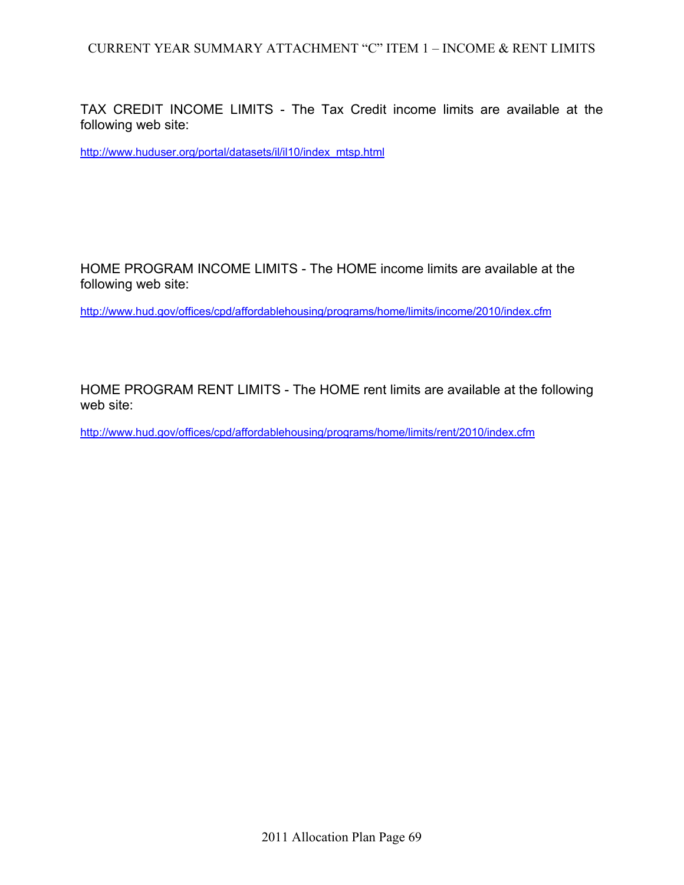# CURRENT YEAR SUMMARY ATTACHMENT "C" ITEM 1 – INCOME & RENT LIMITS

TAX CREDIT INCOME LIMITS - The Tax Credit income limits are available at the following web site:

http://www.huduser.org/portal/datasets/il/il10/index_mtsp.html

HOME PROGRAM INCOME LIMITS - The HOME income limits are available at the following web site:

http://www.hud.gov/offices/cpd/affordablehousing/programs/home/limits/income/2010/index.cfm

HOME PROGRAM RENT LIMITS - The HOME rent limits are available at the following web site:

http://www.hud.gov/offices/cpd/affordablehousing/programs/home/limits/rent/2010/index.cfm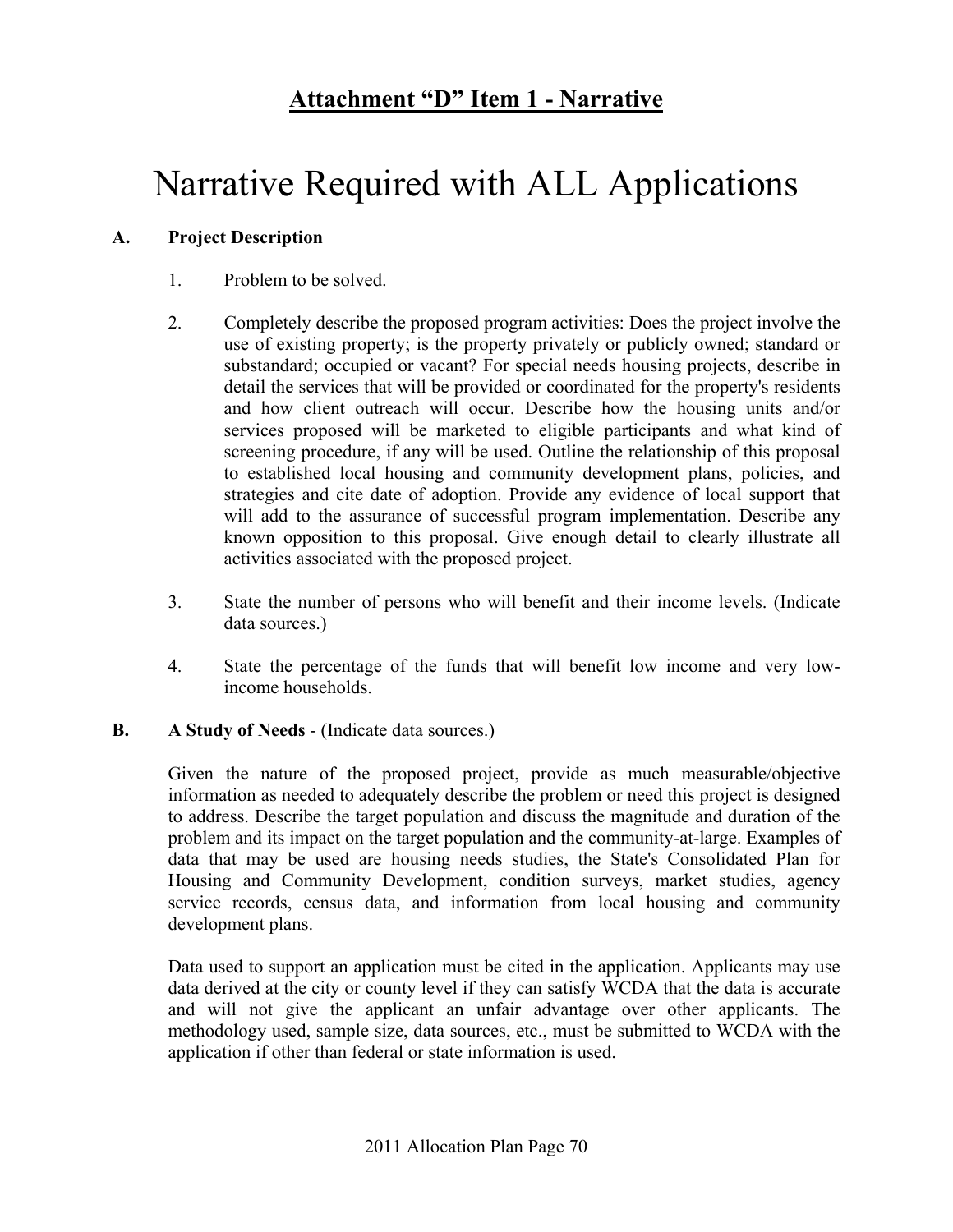## Attachment "D" Item 1 - Narrative

# Narrative Required with ALL Applications

**A. Project Description**

1. Problem to be solved.

2. Completely describe the proposed program activities: Does the project involve the use of existing property; is the property privately or publicly owned; standard or substandard; occupied or vacant? For special needs housing projects, describe in detail the services that will be provided or coordinated for the property's residents and how client outreach will occur. Describe how the housing units and/or services proposed will be marketed to eligible participants and what kind of screening procedure, if any will be used. Outline the relationship of this proposal to established local housing and community development plans, policies, and strategies and cite date of adoption. Provide any evidence of local support that will add to the assurance of successful program implementation. Describe any known opposition to this proposal. Give enough detail to clearly illustrate all activities associated with the proposed project.

3. State the number of persons who will benefit and their income levels. (Indicate data sources.)

4. State the percentage of the funds that will benefit low income and very low-income households.

**B. A Study of Needs** - (Indicate data sources.)

Given the nature of the proposed project, provide as much measurable/objective information as needed to adequately describe the problem or need this project is designed to address. Describe the target population and discuss the magnitude and duration of the problem and its impact on the target population and the community-at-large. Examples of data that may be used are housing needs studies, the State's Consolidated Plan for Housing and Community Development, condition surveys, market studies, agency service records, census data, and information from local housing and community development plans.

Data used to support an application must be cited in the application. Applicants may use data derived at the city or county level if they can satisfy WCDA that the data is accurate and will not give the applicant an unfair advantage over other applicants. The methodology used, sample size, data sources, etc., must be submitted to WCDA with the application if other than federal or state information is used.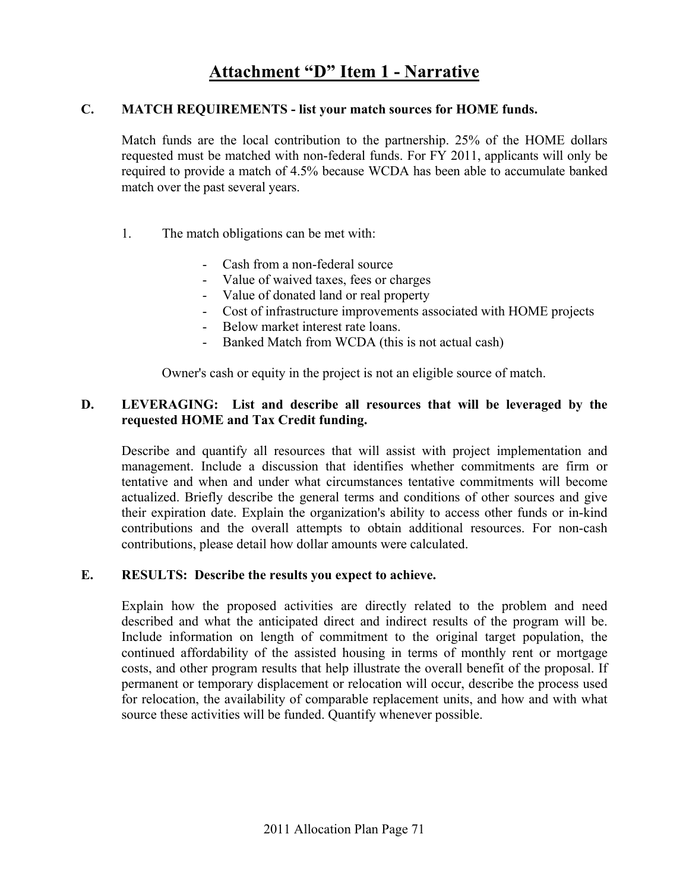# Attachment "D" Item 1 - Narrative

**C. MATCH REQUIREMENTS - list your match sources for HOME funds.**

Match funds are the local contribution to the partnership. 25% of the HOME dollars requested must be matched with non-federal funds. For FY 2011, applicants will only be required to provide a match of 4.5% because WCDA has been able to accumulate banked match over the past several years.

1. The match obligations can be met with:

   - Cash from a non-federal source
   - Value of waived taxes, fees or charges
   - Value of donated land or real property
   - Cost of infrastructure improvements associated with HOME projects
   - Below market interest rate loans.
   - Banked Match from WCDA (this is not actual cash)

   Owner's cash or equity in the project is not an eligible source of match.

**D. LEVERAGING: List and describe all resources that will be leveraged by the requested HOME and Tax Credit funding.**

Describe and quantify all resources that will assist with project implementation and management. Include a discussion that identifies whether commitments are firm or tentative and when and under what circumstances tentative commitments will become actualized. Briefly describe the general terms and conditions of other sources and give their expiration date. Explain the organization's ability to access other funds or in-kind contributions and the overall attempts to obtain additional resources. For non-cash contributions, please detail how dollar amounts were calculated.

**E. RESULTS: Describe the results you expect to achieve.**

Explain how the proposed activities are directly related to the problem and need described and what the anticipated direct and indirect results of the program will be. Include information on length of commitment to the original target population, the continued affordability of the assisted housing in terms of monthly rent or mortgage costs, and other program results that help illustrate the overall benefit of the proposal. If permanent or temporary displacement or relocation will occur, describe the process used for relocation, the availability of comparable replacement units, and how and with what source these activities will be funded. Quantify whenever possible.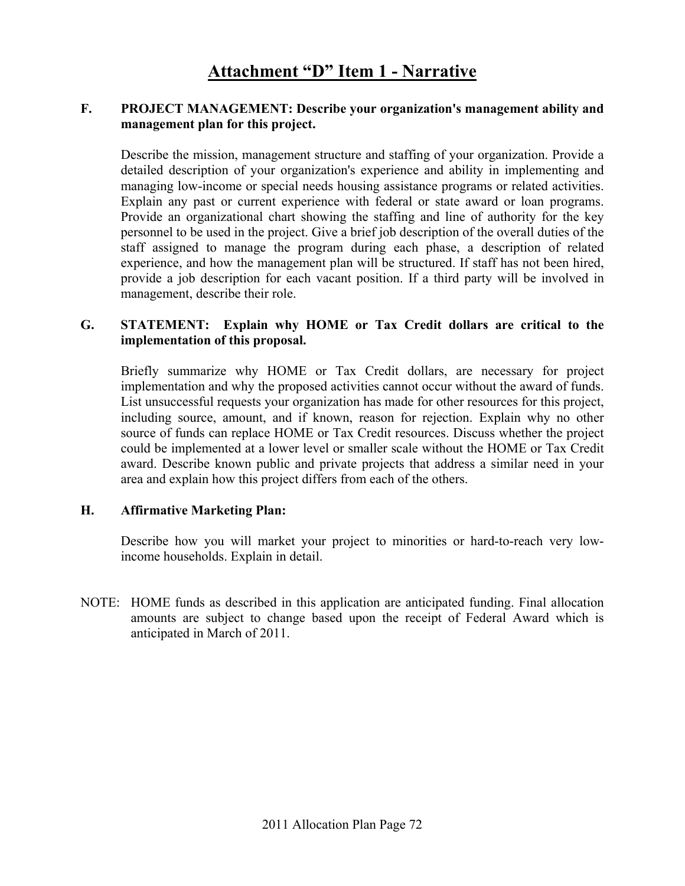# Attachment "D" Item 1 - Narrative

**F. PROJECT MANAGEMENT: Describe your organization's management ability and management plan for this project.**

Describe the mission, management structure and staffing of your organization. Provide a detailed description of your organization's experience and ability in implementing and managing low-income or special needs housing assistance programs or related activities. Explain any past or current experience with federal or state award or loan programs. Provide an organizational chart showing the staffing and line of authority for the key personnel to be used in the project. Give a brief job description of the overall duties of the staff assigned to manage the program during each phase, a description of related experience, and how the management plan will be structured. If staff has not been hired, provide a job description for each vacant position. If a third party will be involved in management, describe their role.

**G. STATEMENT: Explain why HOME or Tax Credit dollars are critical to the implementation of this proposal.**

Briefly summarize why HOME or Tax Credit dollars, are necessary for project implementation and why the proposed activities cannot occur without the award of funds. List unsuccessful requests your organization has made for other resources for this project, including source, amount, and if known, reason for rejection. Explain why no other source of funds can replace HOME or Tax Credit resources. Discuss whether the project could be implemented at a lower level or smaller scale without the HOME or Tax Credit award. Describe known public and private projects that address a similar need in your area and explain how this project differs from each of the others.

**H. Affirmative Marketing Plan:**

Describe how you will market your project to minorities or hard-to-reach very low-income households. Explain in detail.

NOTE: HOME funds as described in this application are anticipated funding. Final allocation amounts are subject to change based upon the receipt of Federal Award which is anticipated in March of 2011.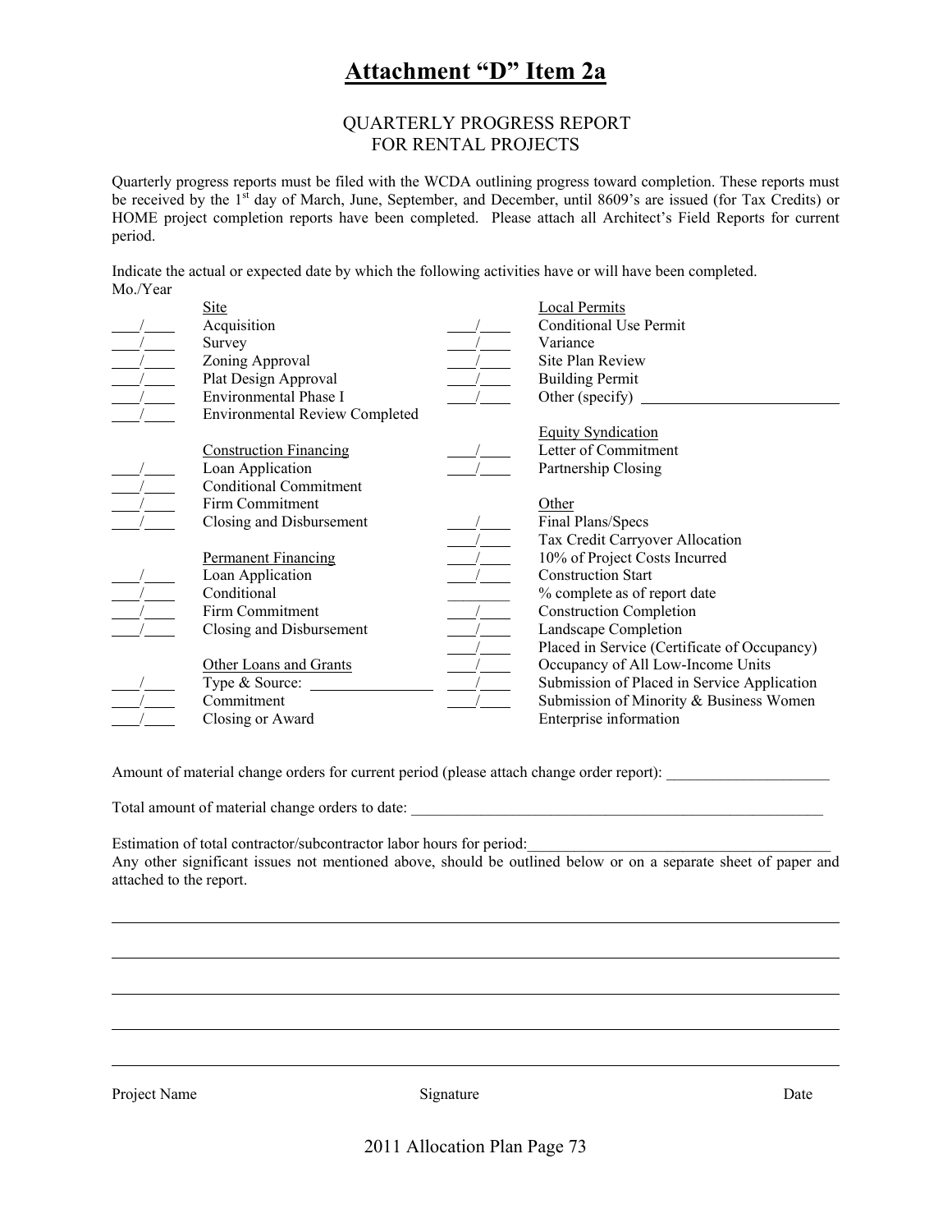# Attachment "D" Item 2a

## QUARTERLY PROGRESS REPORT FOR RENTAL PROJECTS

Quarterly progress reports must be filed with the WCDA outlining progress toward completion. These reports must be received by the 1st day of March, June, September, and December, until 8609's are issued (for Tax Credits) or HOME project completion reports have been completed. Please attach all Architect's Field Reports for current period.

Indicate the actual or expected date by which the following activities have or will have been completed.

Mo./Year

| Mo./Year | Activity | Mo./Year | Activity |
|---|---|---|---|
| | Site | | Local Permits |
| ____/____ | Acquisition | ____/____ | Conditional Use Permit |
| ____/____ | Survey | ____/____ | Variance |
| ____/____ | Zoning Approval | ____/____ | Site Plan Review |
| ____/____ | Plat Design Approval | ____/____ | Building Permit |
| ____/____ | Environmental Phase I | ____/____ | Other (specify) ______________________ |
| ____/____ | Environmental Review Completed | | |
| | | | Equity Syndication |
| | Construction Financing | ____/____ | Letter of Commitment |
| ____/____ | Loan Application | ____/____ | Partnership Closing |
| ____/____ | Conditional Commitment | | |
| ____/____ | Firm Commitment | | Other |
| ____/____ | Closing and Disbursement | ____/____ | Final Plans/Specs |
| | | ____/____ | Tax Credit Carryover Allocation |
| | Permanent Financing | ____/____ | 10% of Project Costs Incurred |
| ____/____ | Loan Application | ____/____ | Construction Start |
| ____/____ | Conditional | ________ | % complete as of report date |
| ____/____ | Firm Commitment | ____/____ | Construction Completion |
| ____/____ | Closing and Disbursement | ____/____ | Landscape Completion |
| | | ____/____ | Placed in Service (Certificate of Occupancy) |
| | Other Loans and Grants | ____/____ | Occupancy of All Low-Income Units |
| ____/____ | Type & Source: ______________ | ____/____ | Submission of Placed in Service Application |
| ____/____ | Commitment | ____/____ | Submission of Minority & Business Women Enterprise information |
| ____/____ | Closing or Award | | |

Amount of material change orders for current period (please attach change order report): ____________________

Total amount of material change orders to date: ______________________________________________________

Estimation of total contractor/subcontractor labor hours for period: ______________________________________

Any other significant issues not mentioned above, should be outlined below or on a separate sheet of paper and attached to the report.

______________________________________________________________________________

______________________________________________________________________________

______________________________________________________________________________

______________________________________________________________________________

______________________________________________________________________________

Project Name                                        Signature                                        Date

2011 Allocation Plan Page 73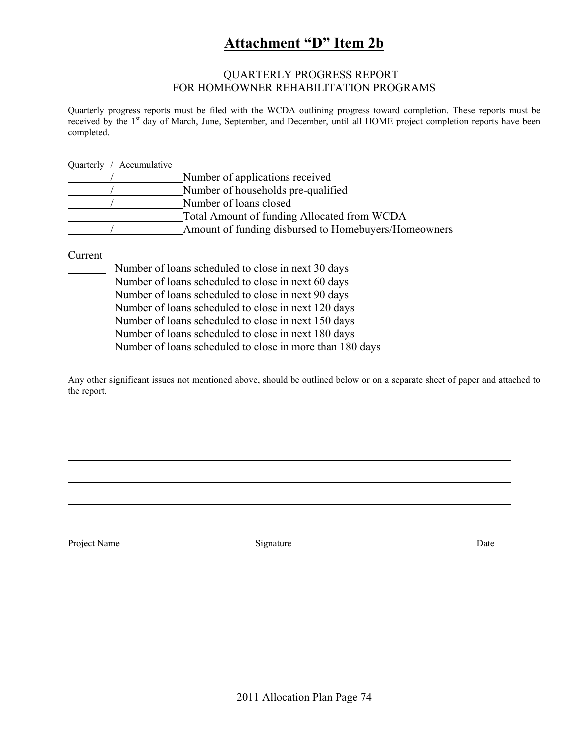# Attachment "D" Item 2b

QUARTERLY PROGRESS REPORT
FOR HOMEOWNER REHABILITATION PROGRAMS

Quarterly progress reports must be filed with the WCDA outlining progress toward completion. These reports must be received by the 1st day of March, June, September, and December, until all HOME project completion reports have been completed.

Quarterly / Accumulative

\_\_\_\_\_\_\_\_/\_\_\_\_\_\_\_\_\_\_\_\_Number of applications received
\_\_\_\_\_\_\_\_/\_\_\_\_\_\_\_\_\_\_\_\_Number of households pre-qualified
\_\_\_\_\_\_\_\_/\_\_\_\_\_\_\_\_\_\_\_\_Number of loans closed
\_\_\_\_\_\_\_\_\_\_\_\_\_\_\_\_\_\_\_\_\_Total Amount of funding Allocated from WCDA
\_\_\_\_\_\_\_\_/\_\_\_\_\_\_\_\_\_\_\_\_Amount of funding disbursed to Homebuyers/Homeowners

Current

\_\_\_\_\_\_\_ Number of loans scheduled to close in next 30 days
\_\_\_\_\_\_\_ Number of loans scheduled to close in next 60 days
\_\_\_\_\_\_\_ Number of loans scheduled to close in next 90 days
\_\_\_\_\_\_\_ Number of loans scheduled to close in next 120 days
\_\_\_\_\_\_\_ Number of loans scheduled to close in next 150 days
\_\_\_\_\_\_\_ Number of loans scheduled to close in next 180 days
\_\_\_\_\_\_\_ Number of loans scheduled to close in more than 180 days

Any other significant issues not mentioned above, should be outlined below or on a separate sheet of paper and attached to the report.

\_\_\_\_\_\_\_\_\_\_\_\_\_\_\_\_\_\_\_\_\_\_\_\_\_\_\_\_\_\_\_\_\_\_\_\_\_\_\_\_\_\_\_\_\_\_\_\_\_\_\_\_\_\_\_\_\_\_\_\_\_\_\_\_\_\_\_\_\_\_
\_\_\_\_\_\_\_\_\_\_\_\_\_\_\_\_\_\_\_\_\_\_\_\_\_\_\_\_\_\_\_\_\_\_\_\_\_\_\_\_\_\_\_\_\_\_\_\_\_\_\_\_\_\_\_\_\_\_\_\_\_\_\_\_\_\_\_\_\_\_
\_\_\_\_\_\_\_\_\_\_\_\_\_\_\_\_\_\_\_\_\_\_\_\_\_\_\_\_\_\_\_\_\_\_\_\_\_\_\_\_\_\_\_\_\_\_\_\_\_\_\_\_\_\_\_\_\_\_\_\_\_\_\_\_\_\_\_\_\_\_
\_\_\_\_\_\_\_\_\_\_\_\_\_\_\_\_\_\_\_\_\_\_\_\_\_\_\_\_\_\_\_\_\_\_\_\_\_\_\_\_\_\_\_\_\_\_\_\_\_\_\_\_\_\_\_\_\_\_\_\_\_\_\_\_\_\_\_\_\_\_
\_\_\_\_\_\_\_\_\_\_\_\_\_\_\_\_\_\_\_\_\_\_\_\_\_\_\_\_\_\_\_\_\_\_\_\_\_\_\_\_\_\_\_\_\_\_\_\_\_\_\_\_\_\_\_\_\_\_\_\_\_\_\_\_\_\_\_\_\_\_

\_\_\_\_\_\_\_\_\_\_\_\_\_\_\_\_\_\_\_\_\_\_\_\_\_\_\_ \_\_\_\_\_\_\_\_\_\_\_\_\_\_\_\_\_\_\_\_\_\_\_\_\_\_\_\_\_\_ \_\_\_\_\_\_\_\_

Project Name Signature Date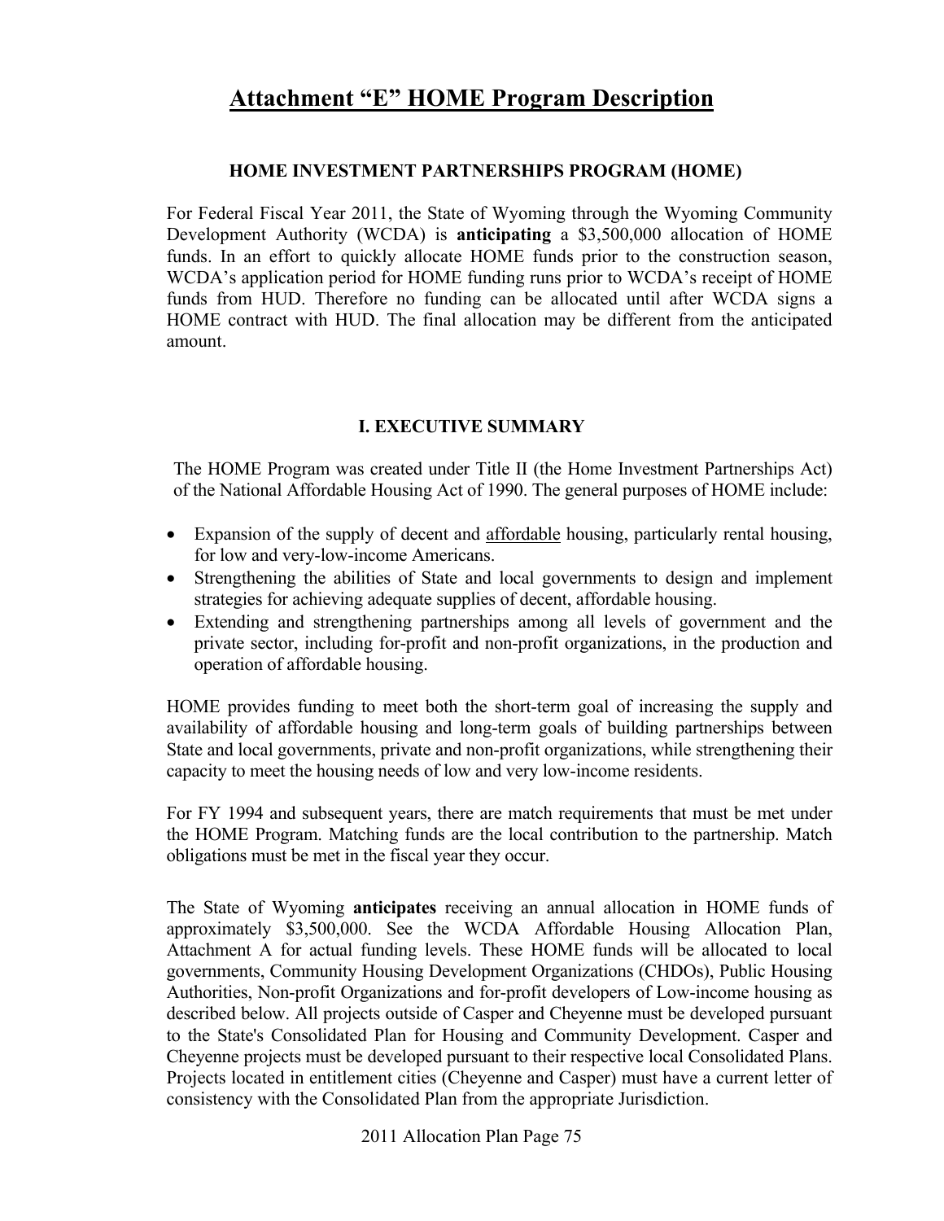# Attachment "E" HOME Program Description

## HOME INVESTMENT PARTNERSHIPS PROGRAM (HOME)

For Federal Fiscal Year 2011, the State of Wyoming through the Wyoming Community Development Authority (WCDA) is **anticipating** a $3,500,000 allocation of HOME funds. In an effort to quickly allocate HOME funds prior to the construction season, WCDA's application period for HOME funding runs prior to WCDA's receipt of HOME funds from HUD. Therefore no funding can be allocated until after WCDA signs a HOME contract with HUD. The final allocation may be different from the anticipated amount.

## I. EXECUTIVE SUMMARY

The HOME Program was created under Title II (the Home Investment Partnerships Act) of the National Affordable Housing Act of 1990. The general purposes of HOME include:

- Expansion of the supply of decent and affordable housing, particularly rental housing, for low and very-low-income Americans.
- Strengthening the abilities of State and local governments to design and implement strategies for achieving adequate supplies of decent, affordable housing.
- Extending and strengthening partnerships among all levels of government and the private sector, including for-profit and non-profit organizations, in the production and operation of affordable housing.

HOME provides funding to meet both the short-term goal of increasing the supply and availability of affordable housing and long-term goals of building partnerships between State and local governments, private and non-profit organizations, while strengthening their capacity to meet the housing needs of low and very low-income residents.

For FY 1994 and subsequent years, there are match requirements that must be met under the HOME Program. Matching funds are the local contribution to the partnership. Match obligations must be met in the fiscal year they occur.

The State of Wyoming **anticipates** receiving an annual allocation in HOME funds of approximately $3,500,000. See the WCDA Affordable Housing Allocation Plan, Attachment A for actual funding levels. These HOME funds will be allocated to local governments, Community Housing Development Organizations (CHDOs), Public Housing Authorities, Non-profit Organizations and for-profit developers of Low-income housing as described below. All projects outside of Casper and Cheyenne must be developed pursuant to the State's Consolidated Plan for Housing and Community Development. Casper and Cheyenne projects must be developed pursuant to their respective local Consolidated Plans. Projects located in entitlement cities (Cheyenne and Casper) must have a current letter of consistency with the Consolidated Plan from the appropriate Jurisdiction.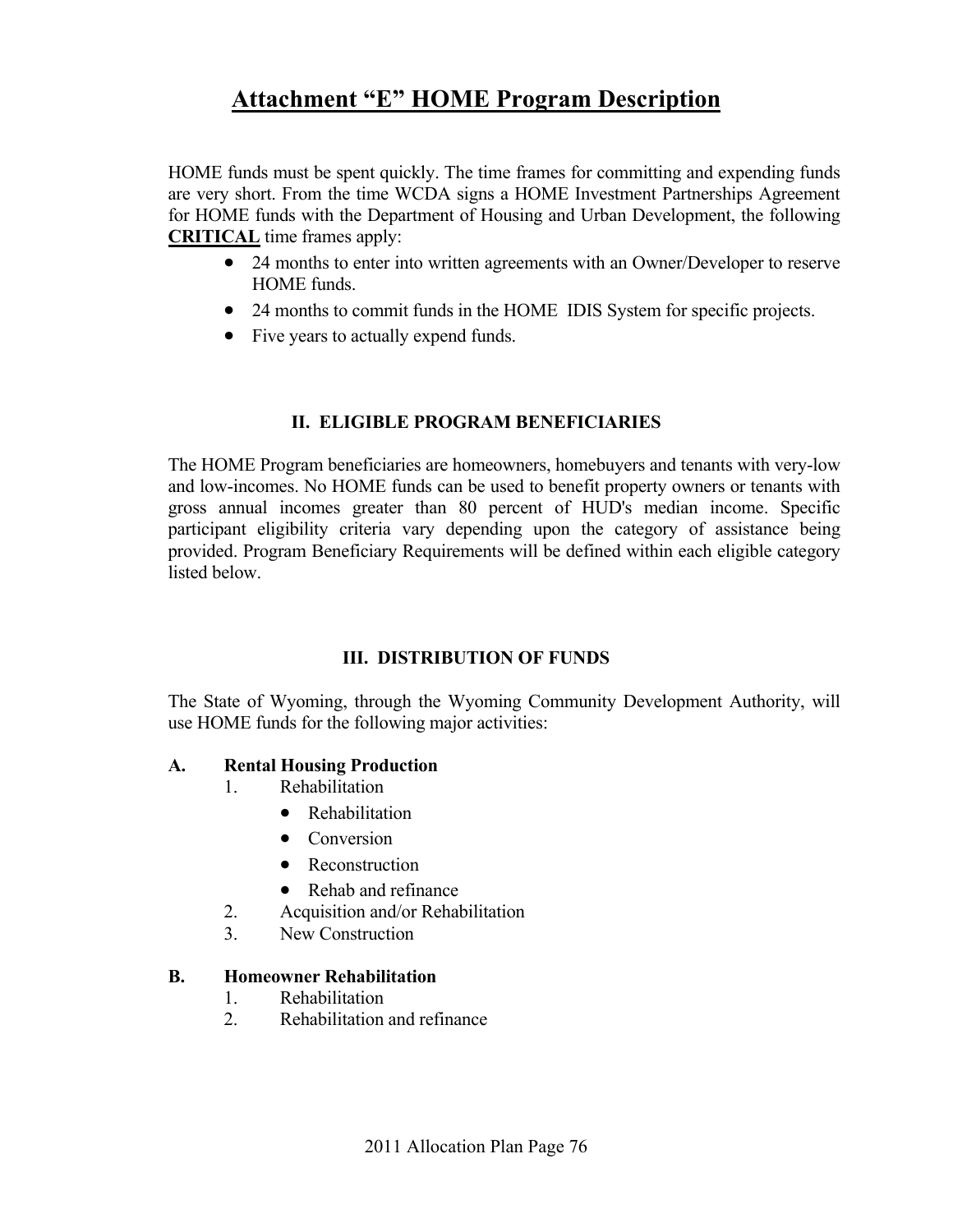# Attachment "E" HOME Program Description

HOME funds must be spent quickly. The time frames for committing and expending funds are very short. From the time WCDA signs a HOME Investment Partnerships Agreement for HOME funds with the Department of Housing and Urban Development, the following **CRITICAL** time frames apply:

- 24 months to enter into written agreements with an Owner/Developer to reserve HOME funds.
- 24 months to commit funds in the HOME IDIS System for specific projects.
- Five years to actually expend funds.

## II. ELIGIBLE PROGRAM BENEFICIARIES

The HOME Program beneficiaries are homeowners, homebuyers and tenants with very-low and low-incomes. No HOME funds can be used to benefit property owners or tenants with gross annual incomes greater than 80 percent of HUD's median income. Specific participant eligibility criteria vary depending upon the category of assistance being provided. Program Beneficiary Requirements will be defined within each eligible category listed below.

## III. DISTRIBUTION OF FUNDS

The State of Wyoming, through the Wyoming Community Development Authority, will use HOME funds for the following major activities:

**A. Rental Housing Production**

1. Rehabilitation
   - Rehabilitation
   - Conversion
   - Reconstruction
   - Rehab and refinance
2. Acquisition and/or Rehabilitation
3. New Construction

**B. Homeowner Rehabilitation**

1. Rehabilitation
2. Rehabilitation and refinance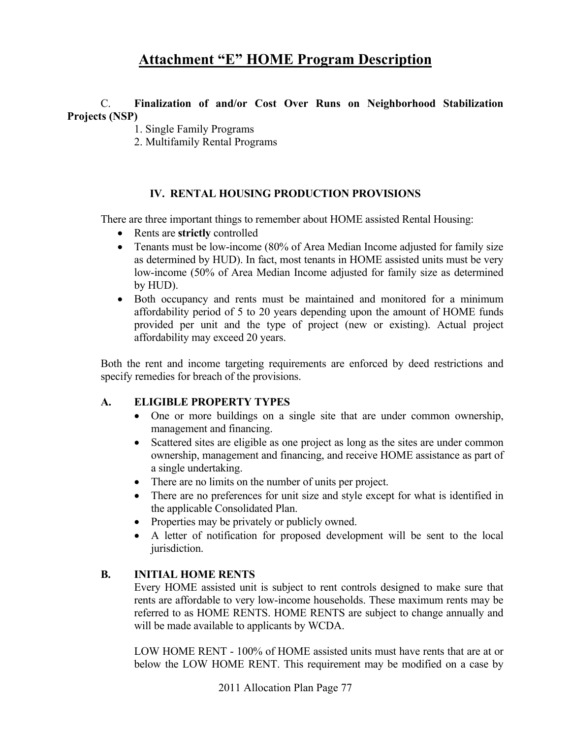# Attachment "E" HOME Program Description

C. **Finalization of and/or Cost Over Runs on Neighborhood Stabilization Projects (NSP)**

1. Single Family Programs
2. Multifamily Rental Programs

## IV. RENTAL HOUSING PRODUCTION PROVISIONS

There are three important things to remember about HOME assisted Rental Housing:

- Rents are **strictly** controlled
- Tenants must be low-income (80% of Area Median Income adjusted for family size as determined by HUD). In fact, most tenants in HOME assisted units must be very low-income (50% of Area Median Income adjusted for family size as determined by HUD).
- Both occupancy and rents must be maintained and monitored for a minimum affordability period of 5 to 20 years depending upon the amount of HOME funds provided per unit and the type of project (new or existing). Actual project affordability may exceed 20 years.

Both the rent and income targeting requirements are enforced by deed restrictions and specify remedies for breach of the provisions.

### A. ELIGIBLE PROPERTY TYPES

- One or more buildings on a single site that are under common ownership, management and financing.
- Scattered sites are eligible as one project as long as the sites are under common ownership, management and financing, and receive HOME assistance as part of a single undertaking.
- There are no limits on the number of units per project.
- There are no preferences for unit size and style except for what is identified in the applicable Consolidated Plan.
- Properties may be privately or publicly owned.
- A letter of notification for proposed development will be sent to the local jurisdiction.

### B. INITIAL HOME RENTS

Every HOME assisted unit is subject to rent controls designed to make sure that rents are affordable to very low-income households. These maximum rents may be referred to as HOME RENTS. HOME RENTS are subject to change annually and will be made available to applicants by WCDA.

LOW HOME RENT - 100% of HOME assisted units must have rents that are at or below the LOW HOME RENT. This requirement may be modified on a case by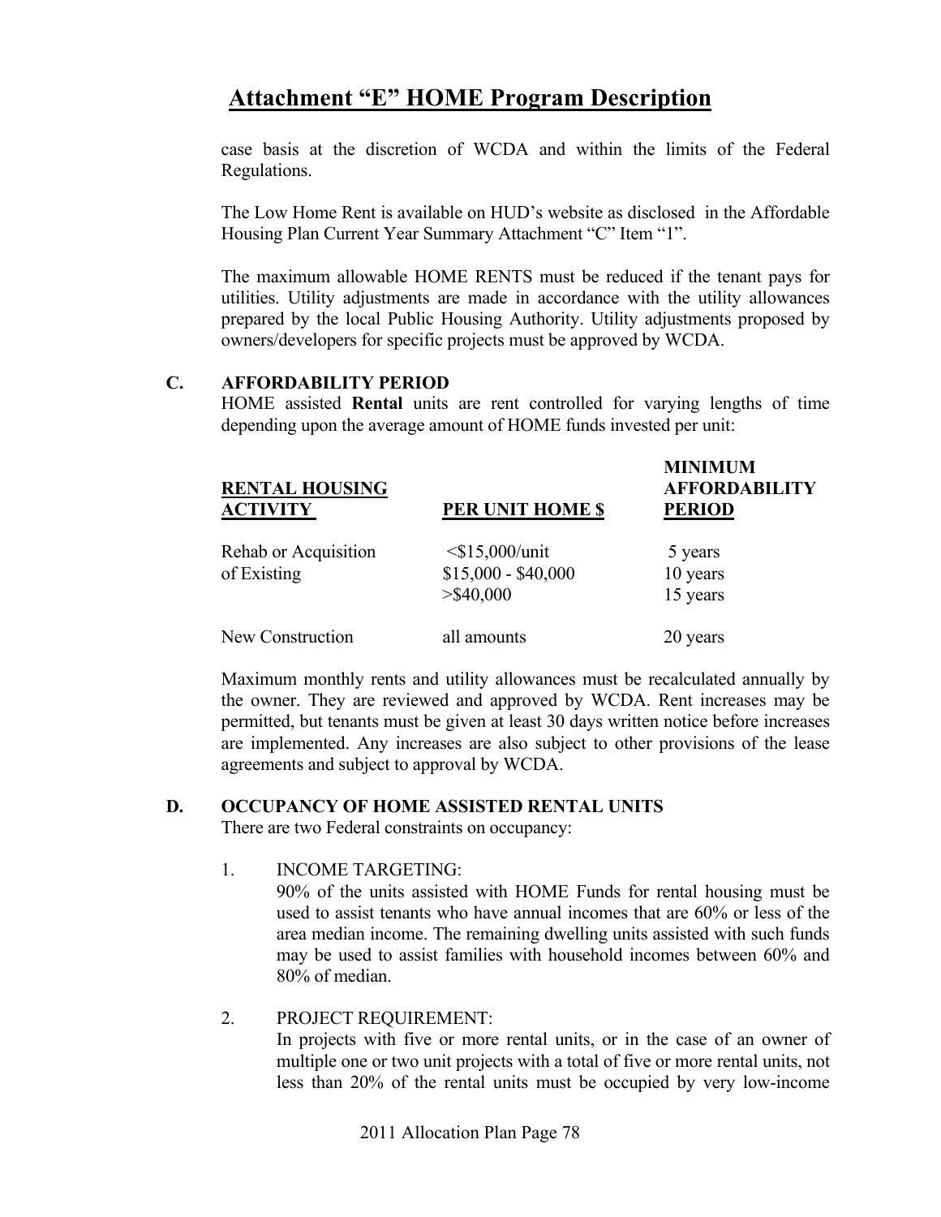# Attachment "E" HOME Program Description

case basis at the discretion of WCDA and within the limits of the Federal Regulations.

The Low Home Rent is available on HUD's website as disclosed in the Affordable Housing Plan Current Year Summary Attachment "C" Item "1".

The maximum allowable HOME RENTS must be reduced if the tenant pays for utilities. Utility adjustments are made in accordance with the utility allowances prepared by the local Public Housing Authority. Utility adjustments proposed by owners/developers for specific projects must be approved by WCDA.

## C. AFFORDABILITY PERIOD

HOME assisted **Rental** units are rent controlled for varying lengths of time depending upon the average amount of HOME funds invested per unit:

| RENTAL HOUSING ACTIVITY | PER UNIT HOME $ | MINIMUM AFFORDABILITY PERIOD |
|---|---|---|
| Rehab or Acquisition of Existing | <$15,000/unit | 5 years |
| | $15,000 - $40,000 | 10 years |
| | >$40,000 | 15 years |
| New Construction | all amounts | 20 years |

Maximum monthly rents and utility allowances must be recalculated annually by the owner. They are reviewed and approved by WCDA. Rent increases may be permitted, but tenants must be given at least 30 days written notice before increases are implemented. Any increases are also subject to other provisions of the lease agreements and subject to approval by WCDA.

## D. OCCUPANCY OF HOME ASSISTED RENTAL UNITS

There are two Federal constraints on occupancy:

1. INCOME TARGETING:
   90% of the units assisted with HOME Funds for rental housing must be used to assist tenants who have annual incomes that are 60% or less of the area median income. The remaining dwelling units assisted with such funds may be used to assist families with household incomes between 60% and 80% of median.

2. PROJECT REQUIREMENT:
   In projects with five or more rental units, or in the case of an owner of multiple one or two unit projects with a total of five or more rental units, not less than 20% of the rental units must be occupied by very low-income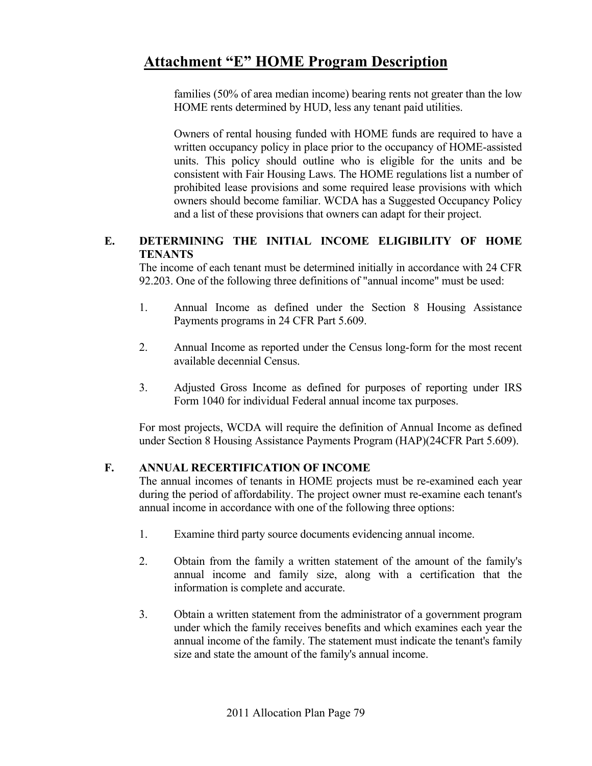families (50% of area median income) bearing rents not greater than the low HOME rents determined by HUD, less any tenant paid utilities.

Owners of rental housing funded with HOME funds are required to have a written occupancy policy in place prior to the occupancy of HOME-assisted units. This policy should outline who is eligible for the units and be consistent with Fair Housing Laws. The HOME regulations list a number of prohibited lease provisions and some required lease provisions with which owners should become familiar. WCDA has a Suggested Occupancy Policy and a list of these provisions that owners can adapt for their project.

### E. DETERMINING THE INITIAL INCOME ELIGIBILITY OF HOME TENANTS

The income of each tenant must be determined initially in accordance with 24 CFR 92.203. One of the following three definitions of "annual income" must be used:

1. Annual Income as defined under the Section 8 Housing Assistance Payments programs in 24 CFR Part 5.609.

2. Annual Income as reported under the Census long-form for the most recent available decennial Census.

3. Adjusted Gross Income as defined for purposes of reporting under IRS Form 1040 for individual Federal annual income tax purposes.

For most projects, WCDA will require the definition of Annual Income as defined under Section 8 Housing Assistance Payments Program (HAP)(24CFR Part 5.609).

### F. ANNUAL RECERTIFICATION OF INCOME

The annual incomes of tenants in HOME projects must be re-examined each year during the period of affordability. The project owner must re-examine each tenant's annual income in accordance with one of the following three options:

1. Examine third party source documents evidencing annual income.

2. Obtain from the family a written statement of the amount of the family's annual income and family size, along with a certification that the information is complete and accurate.

3. Obtain a written statement from the administrator of a government program under which the family receives benefits and which examines each year the annual income of the family. The statement must indicate the tenant's family size and state the amount of the family's annual income.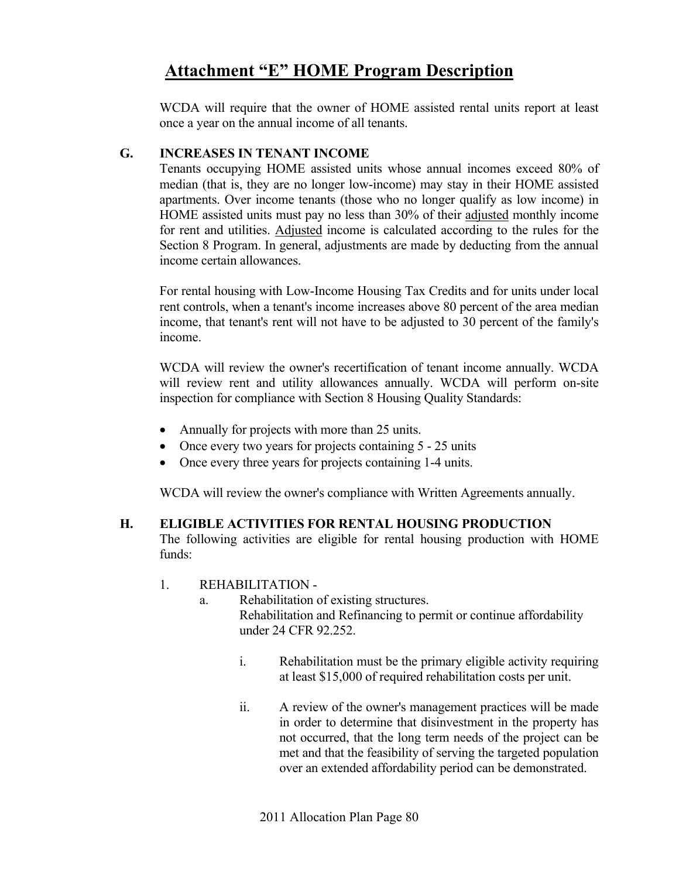# Attachment "E" HOME Program Description

WCDA will require that the owner of HOME assisted rental units report at least once a year on the annual income of all tenants.

## G. INCREASES IN TENANT INCOME

Tenants occupying HOME assisted units whose annual incomes exceed 80% of median (that is, they are no longer low-income) may stay in their HOME assisted apartments. Over income tenants (those who no longer qualify as low income) in HOME assisted units must pay no less than 30% of their adjusted monthly income for rent and utilities. Adjusted income is calculated according to the rules for the Section 8 Program. In general, adjustments are made by deducting from the annual income certain allowances.

For rental housing with Low-Income Housing Tax Credits and for units under local rent controls, when a tenant's income increases above 80 percent of the area median income, that tenant's rent will not have to be adjusted to 30 percent of the family's income.

WCDA will review the owner's recertification of tenant income annually. WCDA will review rent and utility allowances annually. WCDA will perform on-site inspection for compliance with Section 8 Housing Quality Standards:

- Annually for projects with more than 25 units.
- Once every two years for projects containing 5 - 25 units
- Once every three years for projects containing 1-4 units.

WCDA will review the owner's compliance with Written Agreements annually.

## H. ELIGIBLE ACTIVITIES FOR RENTAL HOUSING PRODUCTION

The following activities are eligible for rental housing production with HOME funds:

1. REHABILITATION -
   a. Rehabilitation of existing structures.
      Rehabilitation and Refinancing to permit or continue affordability under 24 CFR 92.252.

      i. Rehabilitation must be the primary eligible activity requiring at least $15,000 of required rehabilitation costs per unit.

      ii. A review of the owner's management practices will be made in order to determine that disinvestment in the property has not occurred, that the long term needs of the project can be met and that the feasibility of serving the targeted population over an extended affordability period can be demonstrated.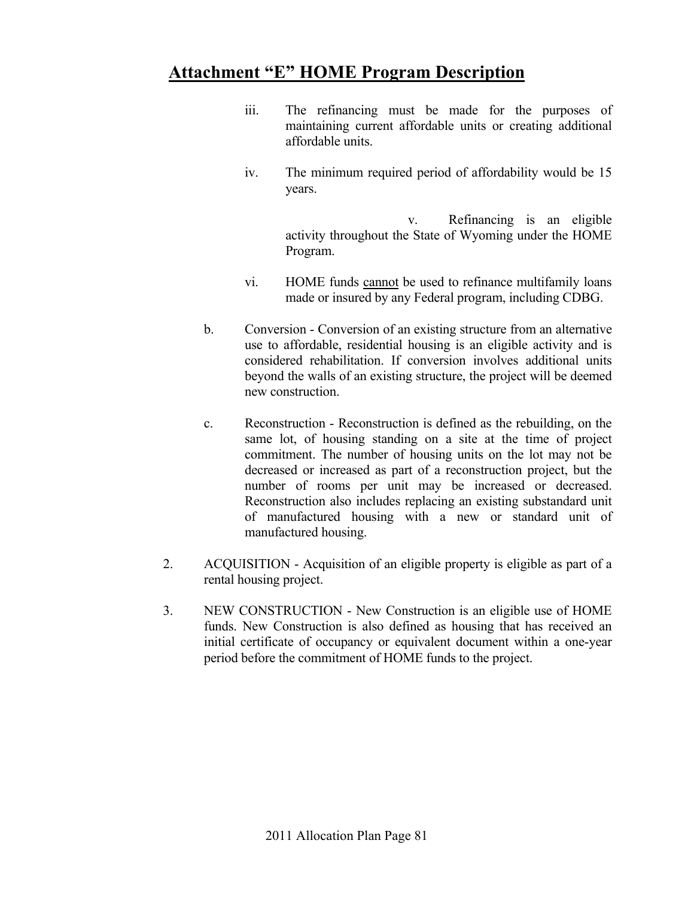## Attachment "E" HOME Program Description

iii. The refinancing must be made for the purposes of maintaining current affordable units or creating additional affordable units.

iv. The minimum required period of affordability would be 15 years.

v. Refinancing is an eligible activity throughout the State of Wyoming under the HOME Program.

vi. HOME funds <u>cannot</u> be used to refinance multifamily loans made or insured by any Federal program, including CDBG.

b. Conversion - Conversion of an existing structure from an alternative use to affordable, residential housing is an eligible activity and is considered rehabilitation. If conversion involves additional units beyond the walls of an existing structure, the project will be deemed new construction.

c. Reconstruction - Reconstruction is defined as the rebuilding, on the same lot, of housing standing on a site at the time of project commitment. The number of housing units on the lot may not be decreased or increased as part of a reconstruction project, but the number of rooms per unit may be increased or decreased. Reconstruction also includes replacing an existing substandard unit of manufactured housing with a new or standard unit of manufactured housing.

2. ACQUISITION - Acquisition of an eligible property is eligible as part of a rental housing project.

3. NEW CONSTRUCTION - New Construction is an eligible use of HOME funds. New Construction is also defined as housing that has received an initial certificate of occupancy or equivalent document within a one-year period before the commitment of HOME funds to the project.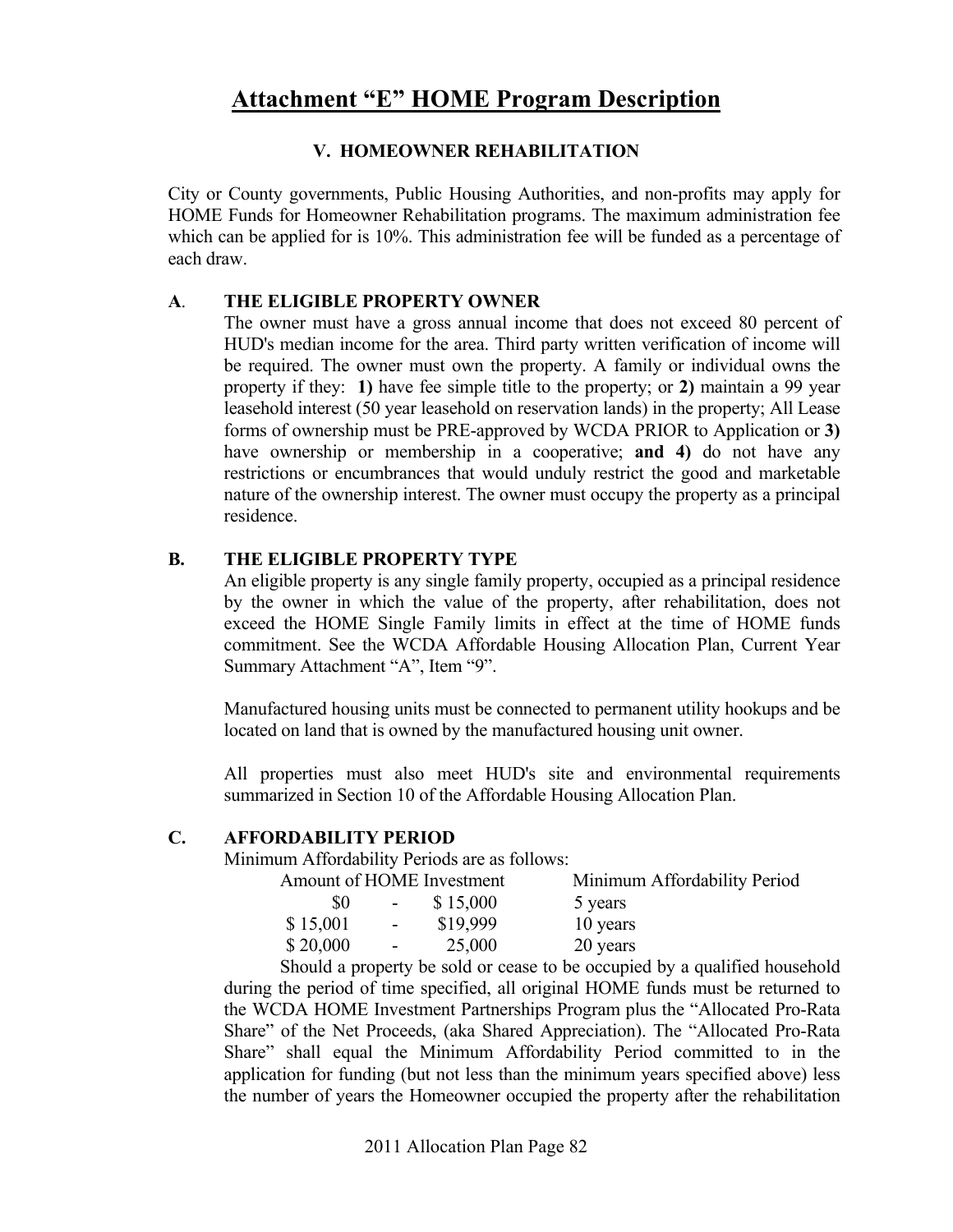# Attachment "E" HOME Program Description

## V. HOMEOWNER REHABILITATION

City or County governments, Public Housing Authorities, and non-profits may apply for HOME Funds for Homeowner Rehabilitation programs. The maximum administration fee which can be applied for is 10%. This administration fee will be funded as a percentage of each draw.

### A. THE ELIGIBLE PROPERTY OWNER

The owner must have a gross annual income that does not exceed 80 percent of HUD's median income for the area. Third party written verification of income will be required. The owner must own the property. A family or individual owns the property if they: **1)** have fee simple title to the property; or **2)** maintain a 99 year leasehold interest (50 year leasehold on reservation lands) in the property; All Lease forms of ownership must be PRE-approved by WCDA PRIOR to Application or **3)** have ownership or membership in a cooperative; **and 4)** do not have any restrictions or encumbrances that would unduly restrict the good and marketable nature of the ownership interest. The owner must occupy the property as a principal residence.

### B. THE ELIGIBLE PROPERTY TYPE

An eligible property is any single family property, occupied as a principal residence by the owner in which the value of the property, after rehabilitation, does not exceed the HOME Single Family limits in effect at the time of HOME funds commitment. See the WCDA Affordable Housing Allocation Plan, Current Year Summary Attachment "A", Item "9".

Manufactured housing units must be connected to permanent utility hookups and be located on land that is owned by the manufactured housing unit owner.

All properties must also meet HUD's site and environmental requirements summarized in Section 10 of the Affordable Housing Allocation Plan.

### C. AFFORDABILITY PERIOD

Minimum Affordability Periods are as follows:

| Amount of HOME Investment | Minimum Affordability Period |
|---|---|
| $0 - $ 15,000 | 5 years |
| $ 15,001 - $19,999 | 10 years |
| $ 20,000 - 25,000 | 20 years |

Should a property be sold or cease to be occupied by a qualified household during the period of time specified, all original HOME funds must be returned to the WCDA HOME Investment Partnerships Program plus the "Allocated Pro-Rata Share" of the Net Proceeds, (aka Shared Appreciation). The "Allocated Pro-Rata Share" shall equal the Minimum Affordability Period committed to in the application for funding (but not less than the minimum years specified above) less the number of years the Homeowner occupied the property after the rehabilitation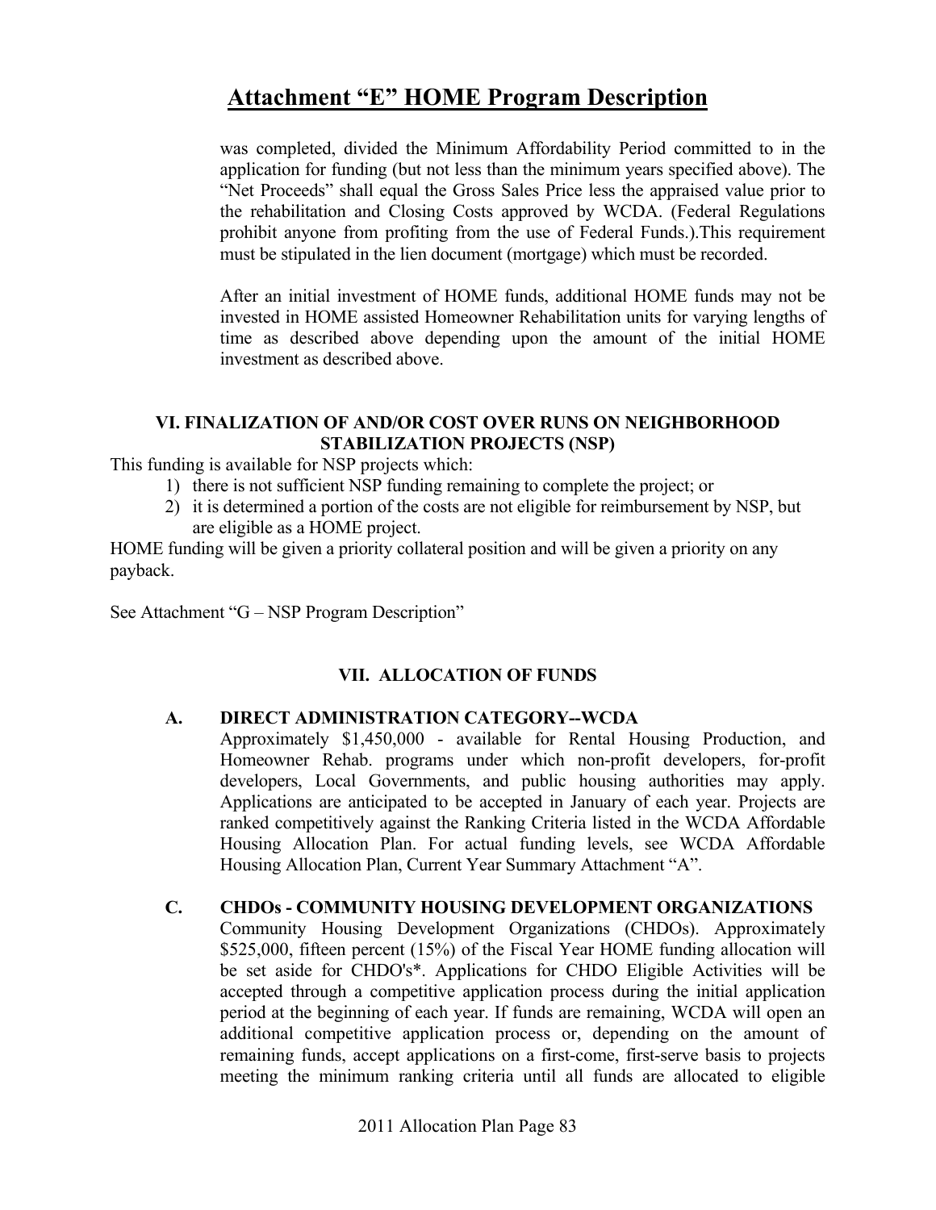was completed, divided the Minimum Affordability Period committed to in the application for funding (but not less than the minimum years specified above). The "Net Proceeds" shall equal the Gross Sales Price less the appraised value prior to the rehabilitation and Closing Costs approved by WCDA. (Federal Regulations prohibit anyone from profiting from the use of Federal Funds.).This requirement must be stipulated in the lien document (mortgage) which must be recorded.

After an initial investment of HOME funds, additional HOME funds may not be invested in HOME assisted Homeowner Rehabilitation units for varying lengths of time as described above depending upon the amount of the initial HOME investment as described above.

## VI. FINALIZATION OF AND/OR COST OVER RUNS ON NEIGHBORHOOD STABILIZATION PROJECTS (NSP)

This funding is available for NSP projects which:

1) there is not sufficient NSP funding remaining to complete the project; or
2) it is determined a portion of the costs are not eligible for reimbursement by NSP, but are eligible as a HOME project.

HOME funding will be given a priority collateral position and will be given a priority on any payback.

See Attachment "G – NSP Program Description"

## VII. ALLOCATION OF FUNDS

### A. DIRECT ADMINISTRATION CATEGORY--WCDA

Approximately $1,450,000 - available for Rental Housing Production, and Homeowner Rehab. programs under which non-profit developers, for-profit developers, Local Governments, and public housing authorities may apply. Applications are anticipated to be accepted in January of each year. Projects are ranked competitively against the Ranking Criteria listed in the WCDA Affordable Housing Allocation Plan. For actual funding levels, see WCDA Affordable Housing Allocation Plan, Current Year Summary Attachment "A".

### C. CHDOs - COMMUNITY HOUSING DEVELOPMENT ORGANIZATIONS

Community Housing Development Organizations (CHDOs). Approximately $525,000, fifteen percent (15%) of the Fiscal Year HOME funding allocation will be set aside for CHDO's*. Applications for CHDO Eligible Activities will be accepted through a competitive application process during the initial application period at the beginning of each year. If funds are remaining, WCDA will open an additional competitive application process or, depending on the amount of remaining funds, accept applications on a first-come, first-serve basis to projects meeting the minimum ranking criteria until all funds are allocated to eligible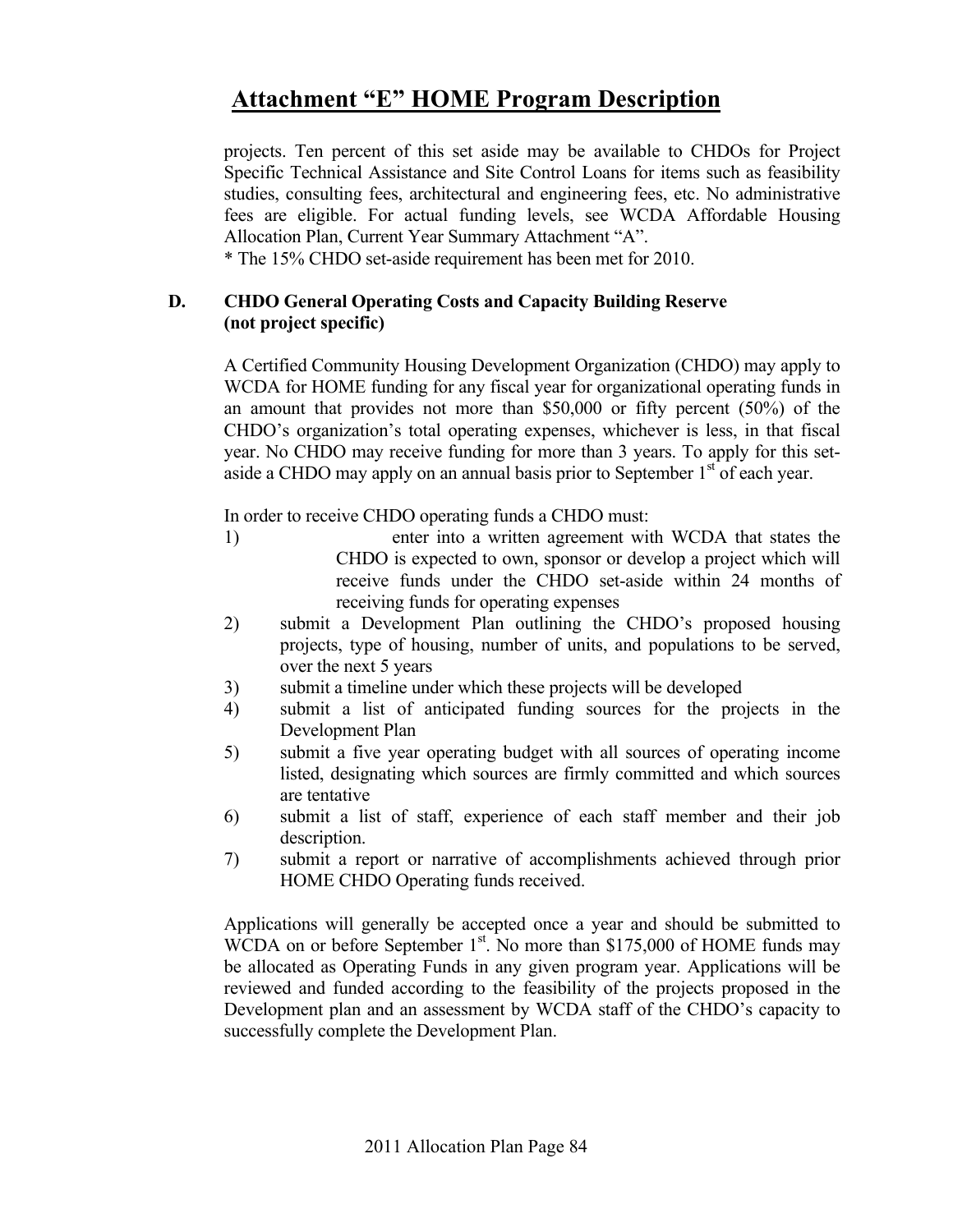# Attachment "E" HOME Program Description

projects. Ten percent of this set aside may be available to CHDOs for Project Specific Technical Assistance and Site Control Loans for items such as feasibility studies, consulting fees, architectural and engineering fees, etc. No administrative fees are eligible. For actual funding levels, see WCDA Affordable Housing Allocation Plan, Current Year Summary Attachment "A".

* The 15% CHDO set-aside requirement has been met for 2010.

### D. CHDO General Operating Costs and Capacity Building Reserve (not project specific)

A Certified Community Housing Development Organization (CHDO) may apply to WCDA for HOME funding for any fiscal year for organizational operating funds in an amount that provides not more than $50,000 or fifty percent (50%) of the CHDO's organization's total operating expenses, whichever is less, in that fiscal year. No CHDO may receive funding for more than 3 years. To apply for this set-aside a CHDO may apply on an annual basis prior to September 1st of each year.

In order to receive CHDO operating funds a CHDO must:

1) enter into a written agreement with WCDA that states the CHDO is expected to own, sponsor or develop a project which will receive funds under the CHDO set-aside within 24 months of receiving funds for operating expenses
2) submit a Development Plan outlining the CHDO's proposed housing projects, type of housing, number of units, and populations to be served, over the next 5 years
3) submit a timeline under which these projects will be developed
4) submit a list of anticipated funding sources for the projects in the Development Plan
5) submit a five year operating budget with all sources of operating income listed, designating which sources are firmly committed and which sources are tentative
6) submit a list of staff, experience of each staff member and their job description.
7) submit a report or narrative of accomplishments achieved through prior HOME CHDO Operating funds received.

Applications will generally be accepted once a year and should be submitted to WCDA on or before September 1st. No more than $175,000 of HOME funds may be allocated as Operating Funds in any given program year. Applications will be reviewed and funded according to the feasibility of the projects proposed in the Development plan and an assessment by WCDA staff of the CHDO's capacity to successfully complete the Development Plan.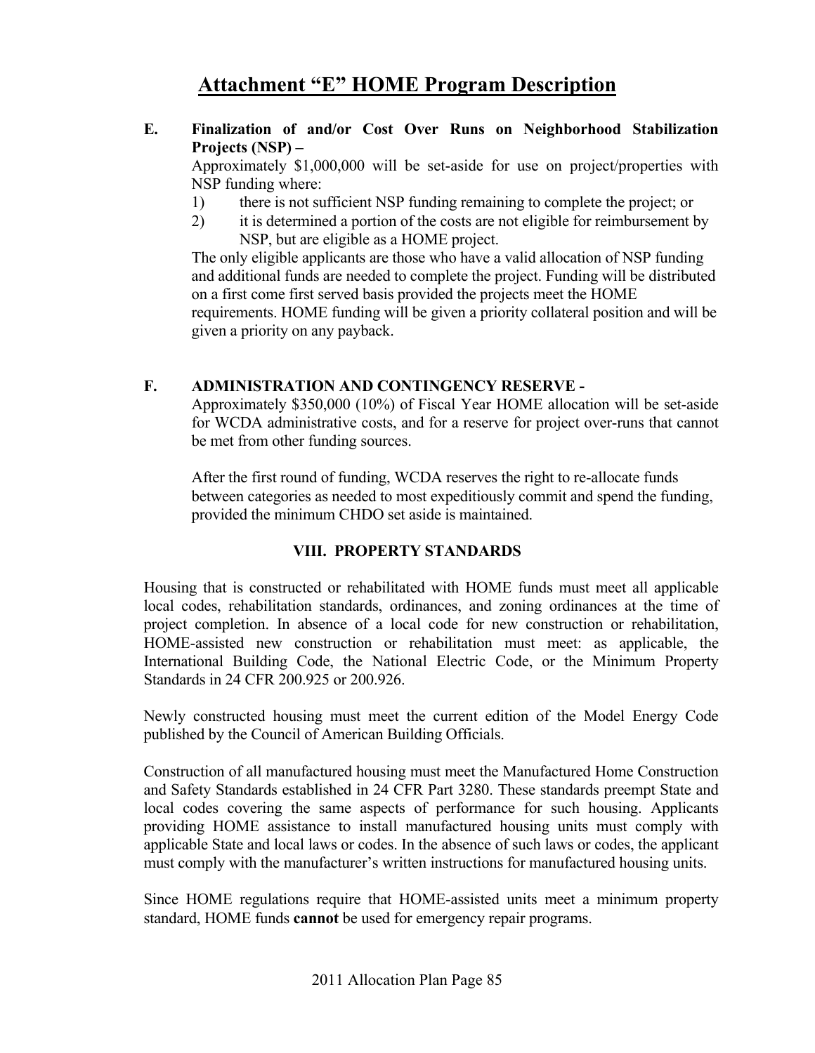# Attachment "E" HOME Program Description

**E. Finalization of and/or Cost Over Runs on Neighborhood Stabilization Projects (NSP) –**

Approximately $1,000,000 will be set-aside for use on project/properties with NSP funding where:

1) there is not sufficient NSP funding remaining to complete the project; or
2) it is determined a portion of the costs are not eligible for reimbursement by NSP, but are eligible as a HOME project.

The only eligible applicants are those who have a valid allocation of NSP funding and additional funds are needed to complete the project. Funding will be distributed on a first come first served basis provided the projects meet the HOME requirements. HOME funding will be given a priority collateral position and will be given a priority on any payback.

**F. ADMINISTRATION AND CONTINGENCY RESERVE -**

Approximately $350,000 (10%) of Fiscal Year HOME allocation will be set-aside for WCDA administrative costs, and for a reserve for project over-runs that cannot be met from other funding sources.

After the first round of funding, WCDA reserves the right to re-allocate funds between categories as needed to most expeditiously commit and spend the funding, provided the minimum CHDO set aside is maintained.

## VIII. PROPERTY STANDARDS

Housing that is constructed or rehabilitated with HOME funds must meet all applicable local codes, rehabilitation standards, ordinances, and zoning ordinances at the time of project completion. In absence of a local code for new construction or rehabilitation, HOME-assisted new construction or rehabilitation must meet: as applicable, the International Building Code, the National Electric Code, or the Minimum Property Standards in 24 CFR 200.925 or 200.926.

Newly constructed housing must meet the current edition of the Model Energy Code published by the Council of American Building Officials.

Construction of all manufactured housing must meet the Manufactured Home Construction and Safety Standards established in 24 CFR Part 3280. These standards preempt State and local codes covering the same aspects of performance for such housing. Applicants providing HOME assistance to install manufactured housing units must comply with applicable State and local laws or codes. In the absence of such laws or codes, the applicant must comply with the manufacturer's written instructions for manufactured housing units.

Since HOME regulations require that HOME-assisted units meet a minimum property standard, HOME funds **cannot** be used for emergency repair programs.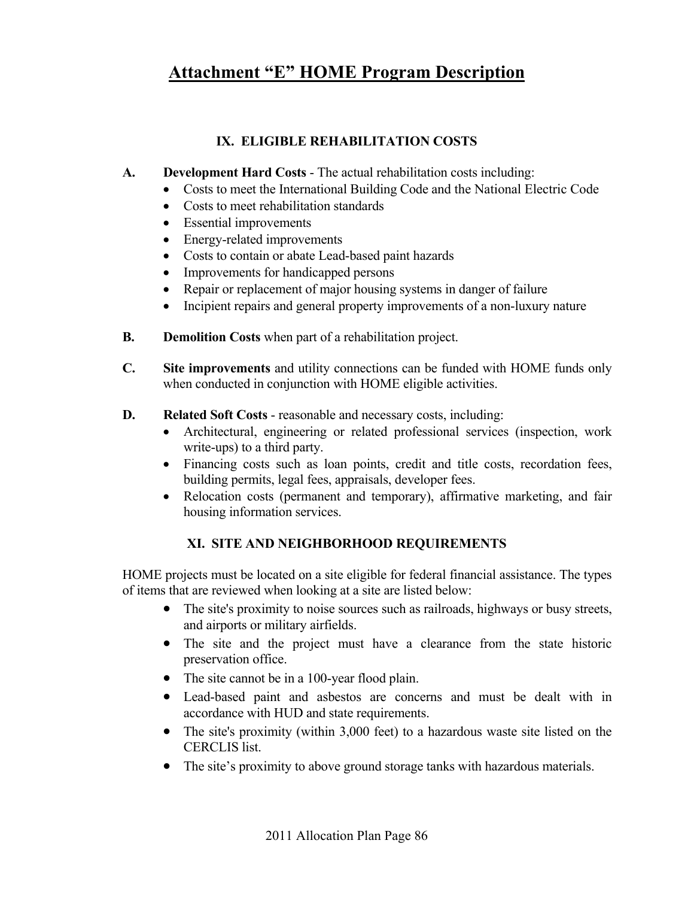# Attachment "E" HOME Program Description

## IX. ELIGIBLE REHABILITATION COSTS

**A. Development Hard Costs** - The actual rehabilitation costs including:

- Costs to meet the International Building Code and the National Electric Code
- Costs to meet rehabilitation standards
- Essential improvements
- Energy-related improvements
- Costs to contain or abate Lead-based paint hazards
- Improvements for handicapped persons
- Repair or replacement of major housing systems in danger of failure
- Incipient repairs and general property improvements of a non-luxury nature

**B. Demolition Costs** when part of a rehabilitation project.

**C. Site improvements** and utility connections can be funded with HOME funds only when conducted in conjunction with HOME eligible activities.

**D. Related Soft Costs** - reasonable and necessary costs, including:

- Architectural, engineering or related professional services (inspection, work write-ups) to a third party.
- Financing costs such as loan points, credit and title costs, recordation fees, building permits, legal fees, appraisals, developer fees.
- Relocation costs (permanent and temporary), affirmative marketing, and fair housing information services.

## XI. SITE AND NEIGHBORHOOD REQUIREMENTS

HOME projects must be located on a site eligible for federal financial assistance. The types of items that are reviewed when looking at a site are listed below:

- The site's proximity to noise sources such as railroads, highways or busy streets, and airports or military airfields.
- The site and the project must have a clearance from the state historic preservation office.
- The site cannot be in a 100-year flood plain.
- Lead-based paint and asbestos are concerns and must be dealt with in accordance with HUD and state requirements.
- The site's proximity (within 3,000 feet) to a hazardous waste site listed on the CERCLIS list.
- The site's proximity to above ground storage tanks with hazardous materials.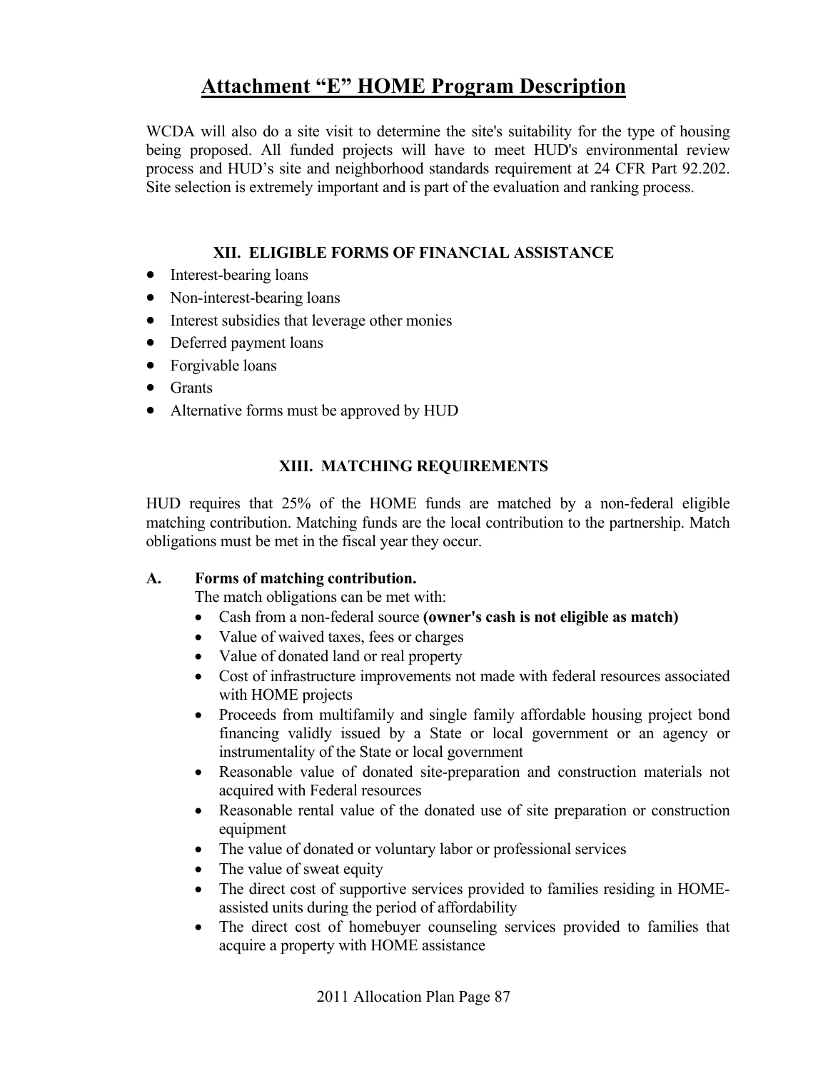# Attachment "E" HOME Program Description

WCDA will also do a site visit to determine the site's suitability for the type of housing being proposed. All funded projects will have to meet HUD's environmental review process and HUD's site and neighborhood standards requirement at 24 CFR Part 92.202. Site selection is extremely important and is part of the evaluation and ranking process.

### XII. ELIGIBLE FORMS OF FINANCIAL ASSISTANCE

- Interest-bearing loans
- Non-interest-bearing loans
- Interest subsidies that leverage other monies
- Deferred payment loans
- Forgivable loans
- Grants
- Alternative forms must be approved by HUD

### XIII. MATCHING REQUIREMENTS

HUD requires that 25% of the HOME funds are matched by a non-federal eligible matching contribution. Matching funds are the local contribution to the partnership. Match obligations must be met in the fiscal year they occur.

**A. Forms of matching contribution.**

The match obligations can be met with:

- Cash from a non-federal source **(owner's cash is not eligible as match)**
- Value of waived taxes, fees or charges
- Value of donated land or real property
- Cost of infrastructure improvements not made with federal resources associated with HOME projects
- Proceeds from multifamily and single family affordable housing project bond financing validly issued by a State or local government or an agency or instrumentality of the State or local government
- Reasonable value of donated site-preparation and construction materials not acquired with Federal resources
- Reasonable rental value of the donated use of site preparation or construction equipment
- The value of donated or voluntary labor or professional services
- The value of sweat equity
- The direct cost of supportive services provided to families residing in HOME-assisted units during the period of affordability
- The direct cost of homebuyer counseling services provided to families that acquire a property with HOME assistance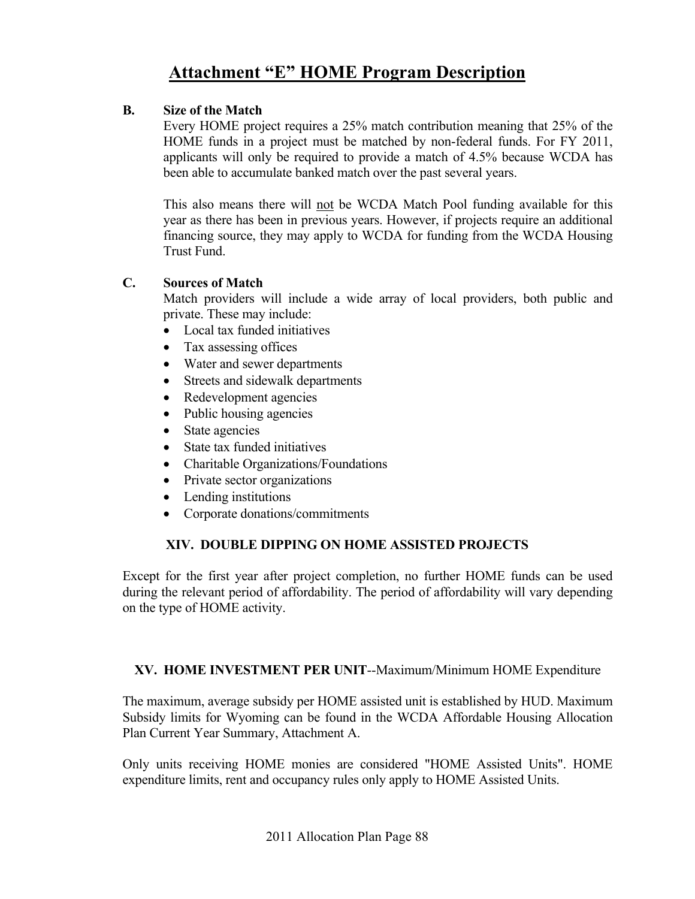# Attachment "E" HOME Program Description

**B. Size of the Match**

Every HOME project requires a 25% match contribution meaning that 25% of the HOME funds in a project must be matched by non-federal funds. For FY 2011, applicants will only be required to provide a match of 4.5% because WCDA has been able to accumulate banked match over the past several years.

This also means there will <u>not</u> be WCDA Match Pool funding available for this year as there has been in previous years. However, if projects require an additional financing source, they may apply to WCDA for funding from the WCDA Housing Trust Fund.

**C. Sources of Match**

Match providers will include a wide array of local providers, both public and private. These may include:

- Local tax funded initiatives
- Tax assessing offices
- Water and sewer departments
- Streets and sidewalk departments
- Redevelopment agencies
- Public housing agencies
- State agencies
- State tax funded initiatives
- Charitable Organizations/Foundations
- Private sector organizations
- Lending institutions
- Corporate donations/commitments

## XIV. DOUBLE DIPPING ON HOME ASSISTED PROJECTS

Except for the first year after project completion, no further HOME funds can be used during the relevant period of affordability. The period of affordability will vary depending on the type of HOME activity.

## XV. HOME INVESTMENT PER UNIT--Maximum/Minimum HOME Expenditure

The maximum, average subsidy per HOME assisted unit is established by HUD. Maximum Subsidy limits for Wyoming can be found in the WCDA Affordable Housing Allocation Plan Current Year Summary, Attachment A.

Only units receiving HOME monies are considered "HOME Assisted Units". HOME expenditure limits, rent and occupancy rules only apply to HOME Assisted Units.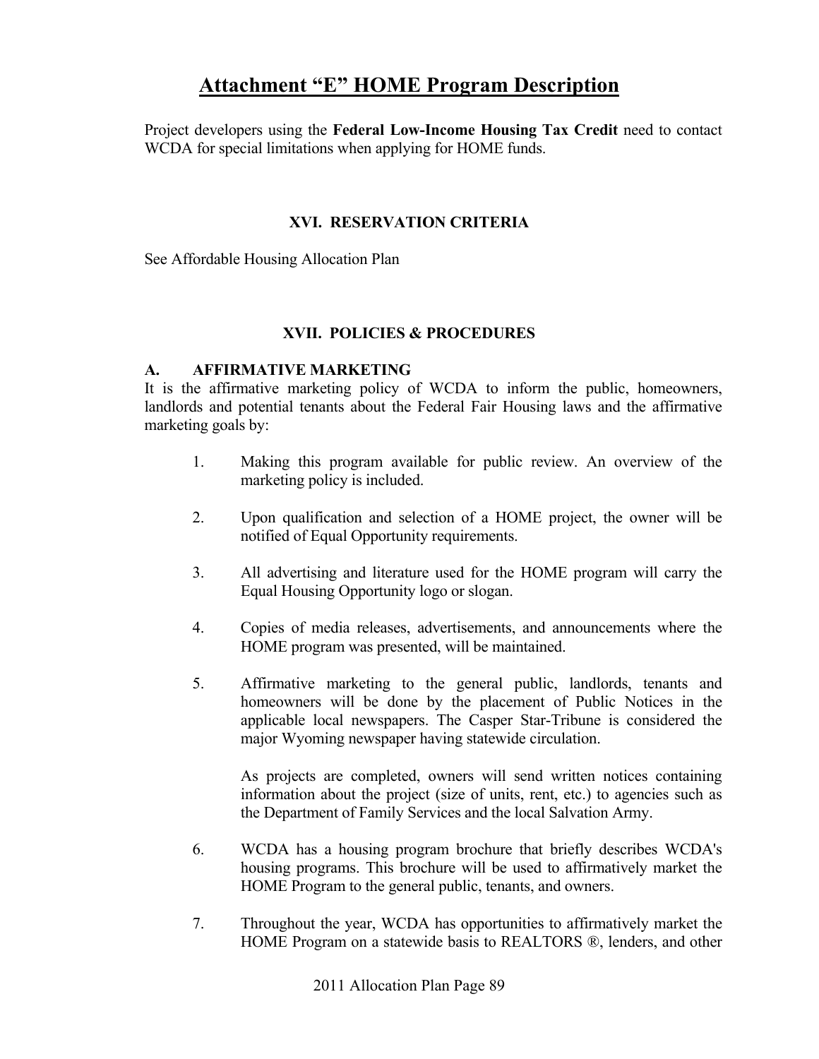# Attachment "E" HOME Program Description

Project developers using the **Federal Low-Income Housing Tax Credit** need to contact WCDA for special limitations when applying for HOME funds.

## XVI. RESERVATION CRITERIA

See Affordable Housing Allocation Plan

## XVII. POLICIES & PROCEDURES

### A. AFFIRMATIVE MARKETING

It is the affirmative marketing policy of WCDA to inform the public, homeowners, landlords and potential tenants about the Federal Fair Housing laws and the affirmative marketing goals by:

1. Making this program available for public review. An overview of the marketing policy is included.

2. Upon qualification and selection of a HOME project, the owner will be notified of Equal Opportunity requirements.

3. All advertising and literature used for the HOME program will carry the Equal Housing Opportunity logo or slogan.

4. Copies of media releases, advertisements, and announcements where the HOME program was presented, will be maintained.

5. Affirmative marketing to the general public, landlords, tenants and homeowners will be done by the placement of Public Notices in the applicable local newspapers. The Casper Star-Tribune is considered the major Wyoming newspaper having statewide circulation.

   As projects are completed, owners will send written notices containing information about the project (size of units, rent, etc.) to agencies such as the Department of Family Services and the local Salvation Army.

6. WCDA has a housing program brochure that briefly describes WCDA's housing programs. This brochure will be used to affirmatively market the HOME Program to the general public, tenants, and owners.

7. Throughout the year, WCDA has opportunities to affirmatively market the HOME Program on a statewide basis to REALTORS ®, lenders, and other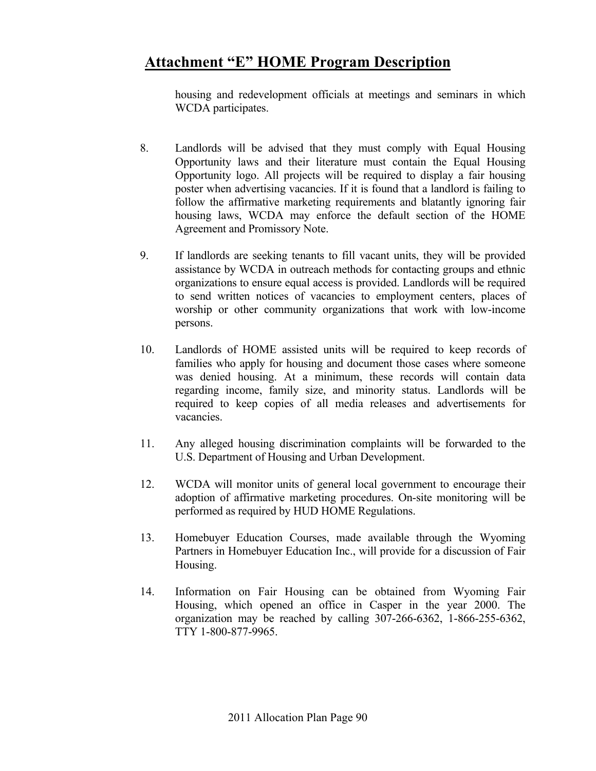# Attachment "E" HOME Program Description

housing and redevelopment officials at meetings and seminars in which WCDA participates.

8. Landlords will be advised that they must comply with Equal Housing Opportunity laws and their literature must contain the Equal Housing Opportunity logo. All projects will be required to display a fair housing poster when advertising vacancies. If it is found that a landlord is failing to follow the affirmative marketing requirements and blatantly ignoring fair housing laws, WCDA may enforce the default section of the HOME Agreement and Promissory Note.

9. If landlords are seeking tenants to fill vacant units, they will be provided assistance by WCDA in outreach methods for contacting groups and ethnic organizations to ensure equal access is provided. Landlords will be required to send written notices of vacancies to employment centers, places of worship or other community organizations that work with low-income persons.

10. Landlords of HOME assisted units will be required to keep records of families who apply for housing and document those cases where someone was denied housing. At a minimum, these records will contain data regarding income, family size, and minority status. Landlords will be required to keep copies of all media releases and advertisements for vacancies.

11. Any alleged housing discrimination complaints will be forwarded to the U.S. Department of Housing and Urban Development.

12. WCDA will monitor units of general local government to encourage their adoption of affirmative marketing procedures. On-site monitoring will be performed as required by HUD HOME Regulations.

13. Homebuyer Education Courses, made available through the Wyoming Partners in Homebuyer Education Inc., will provide for a discussion of Fair Housing.

14. Information on Fair Housing can be obtained from Wyoming Fair Housing, which opened an office in Casper in the year 2000. The organization may be reached by calling 307-266-6362, 1-866-255-6362, TTY 1-800-877-9965.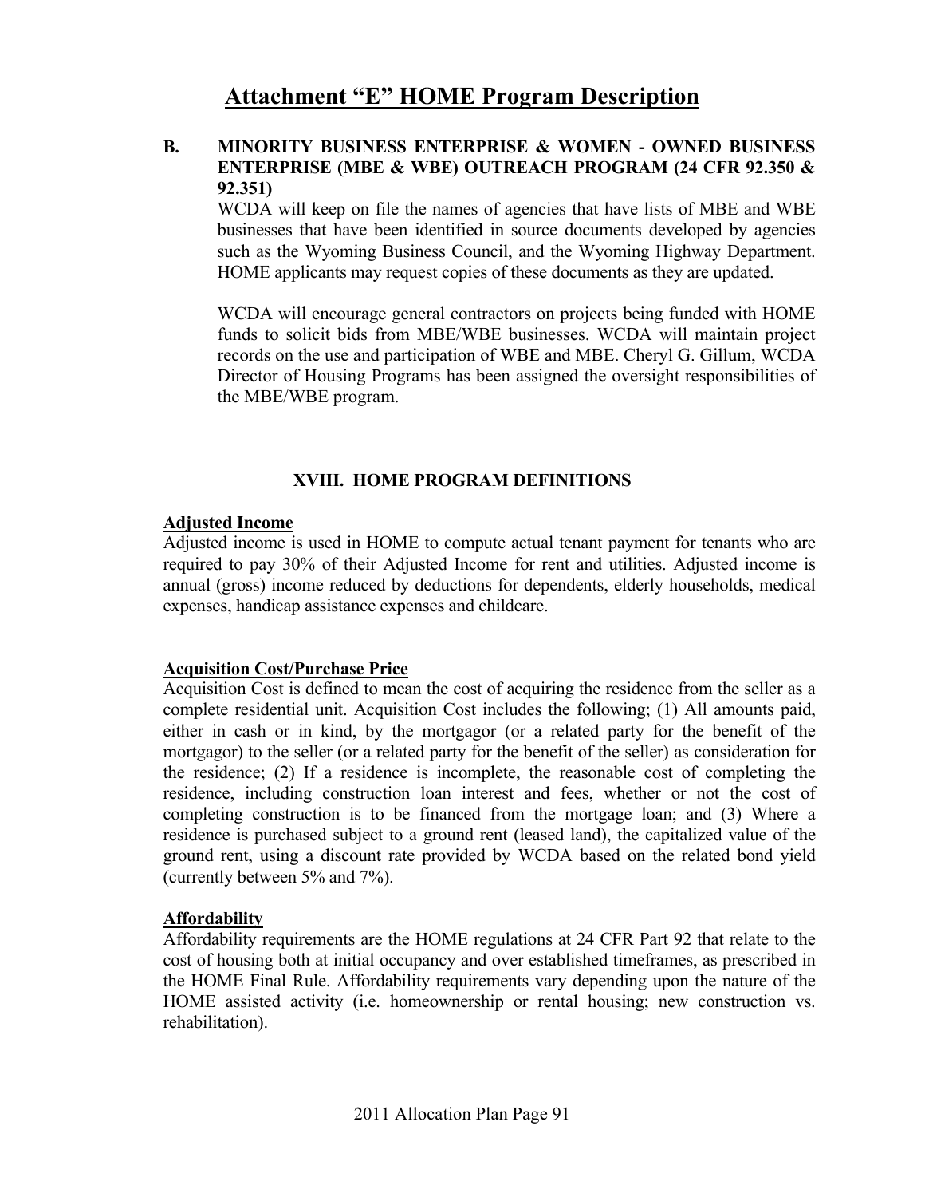# Attachment "E" HOME Program Description

**B. MINORITY BUSINESS ENTERPRISE & WOMEN - OWNED BUSINESS ENTERPRISE (MBE & WBE) OUTREACH PROGRAM (24 CFR 92.350 & 92.351)**

WCDA will keep on file the names of agencies that have lists of MBE and WBE businesses that have been identified in source documents developed by agencies such as the Wyoming Business Council, and the Wyoming Highway Department. HOME applicants may request copies of these documents as they are updated.

WCDA will encourage general contractors on projects being funded with HOME funds to solicit bids from MBE/WBE businesses. WCDA will maintain project records on the use and participation of WBE and MBE. Cheryl G. Gillum, WCDA Director of Housing Programs has been assigned the oversight responsibilities of the MBE/WBE program.

## XVIII. HOME PROGRAM DEFINITIONS

**Adjusted Income**

Adjusted income is used in HOME to compute actual tenant payment for tenants who are required to pay 30% of their Adjusted Income for rent and utilities. Adjusted income is annual (gross) income reduced by deductions for dependents, elderly households, medical expenses, handicap assistance expenses and childcare.

**Acquisition Cost/Purchase Price**

Acquisition Cost is defined to mean the cost of acquiring the residence from the seller as a complete residential unit. Acquisition Cost includes the following; (1) All amounts paid, either in cash or in kind, by the mortgagor (or a related party for the benefit of the mortgagor) to the seller (or a related party for the benefit of the seller) as consideration for the residence; (2) If a residence is incomplete, the reasonable cost of completing the residence, including construction loan interest and fees, whether or not the cost of completing construction is to be financed from the mortgage loan; and (3) Where a residence is purchased subject to a ground rent (leased land), the capitalized value of the ground rent, using a discount rate provided by WCDA based on the related bond yield (currently between 5% and 7%).

**Affordability**

Affordability requirements are the HOME regulations at 24 CFR Part 92 that relate to the cost of housing both at initial occupancy and over established timeframes, as prescribed in the HOME Final Rule. Affordability requirements vary depending upon the nature of the HOME assisted activity (i.e. homeownership or rental housing; new construction vs. rehabilitation).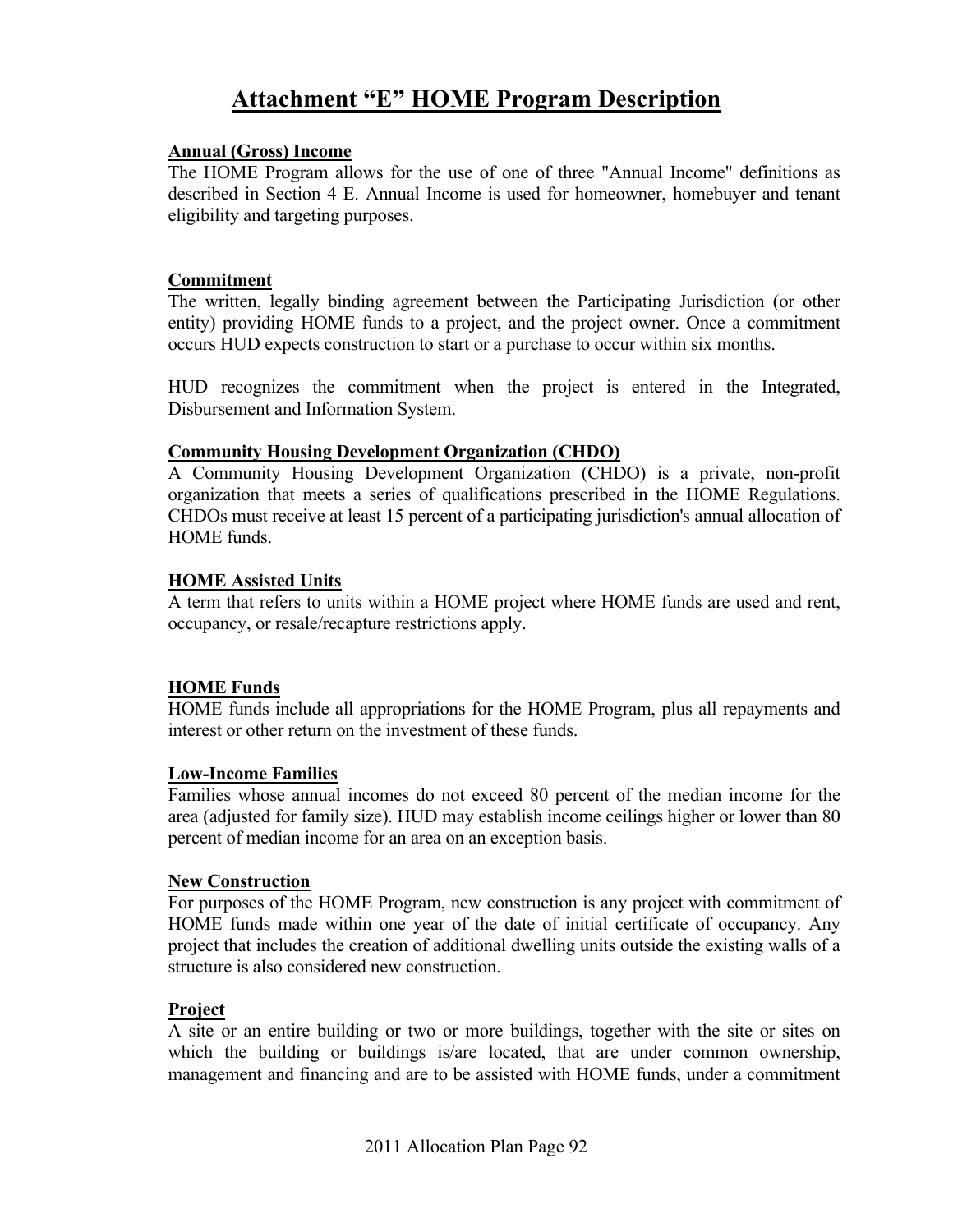# Attachment "E" HOME Program Description

**Annual (Gross) Income**

The HOME Program allows for the use of one of three "Annual Income" definitions as described in Section 4 E. Annual Income is used for homeowner, homebuyer and tenant eligibility and targeting purposes.

**Commitment**

The written, legally binding agreement between the Participating Jurisdiction (or other entity) providing HOME funds to a project, and the project owner. Once a commitment occurs HUD expects construction to start or a purchase to occur within six months.

HUD recognizes the commitment when the project is entered in the Integrated, Disbursement and Information System.

**Community Housing Development Organization (CHDO)**

A Community Housing Development Organization (CHDO) is a private, non-profit organization that meets a series of qualifications prescribed in the HOME Regulations. CHDOs must receive at least 15 percent of a participating jurisdiction's annual allocation of HOME funds.

**HOME Assisted Units**

A term that refers to units within a HOME project where HOME funds are used and rent, occupancy, or resale/recapture restrictions apply.

**HOME Funds**

HOME funds include all appropriations for the HOME Program, plus all repayments and interest or other return on the investment of these funds.

**Low-Income Families**

Families whose annual incomes do not exceed 80 percent of the median income for the area (adjusted for family size). HUD may establish income ceilings higher or lower than 80 percent of median income for an area on an exception basis.

**New Construction**

For purposes of the HOME Program, new construction is any project with commitment of HOME funds made within one year of the date of initial certificate of occupancy. Any project that includes the creation of additional dwelling units outside the existing walls of a structure is also considered new construction.

**Project**

A site or an entire building or two or more buildings, together with the site or sites on which the building or buildings is/are located, that are under common ownership, management and financing and are to be assisted with HOME funds, under a commitment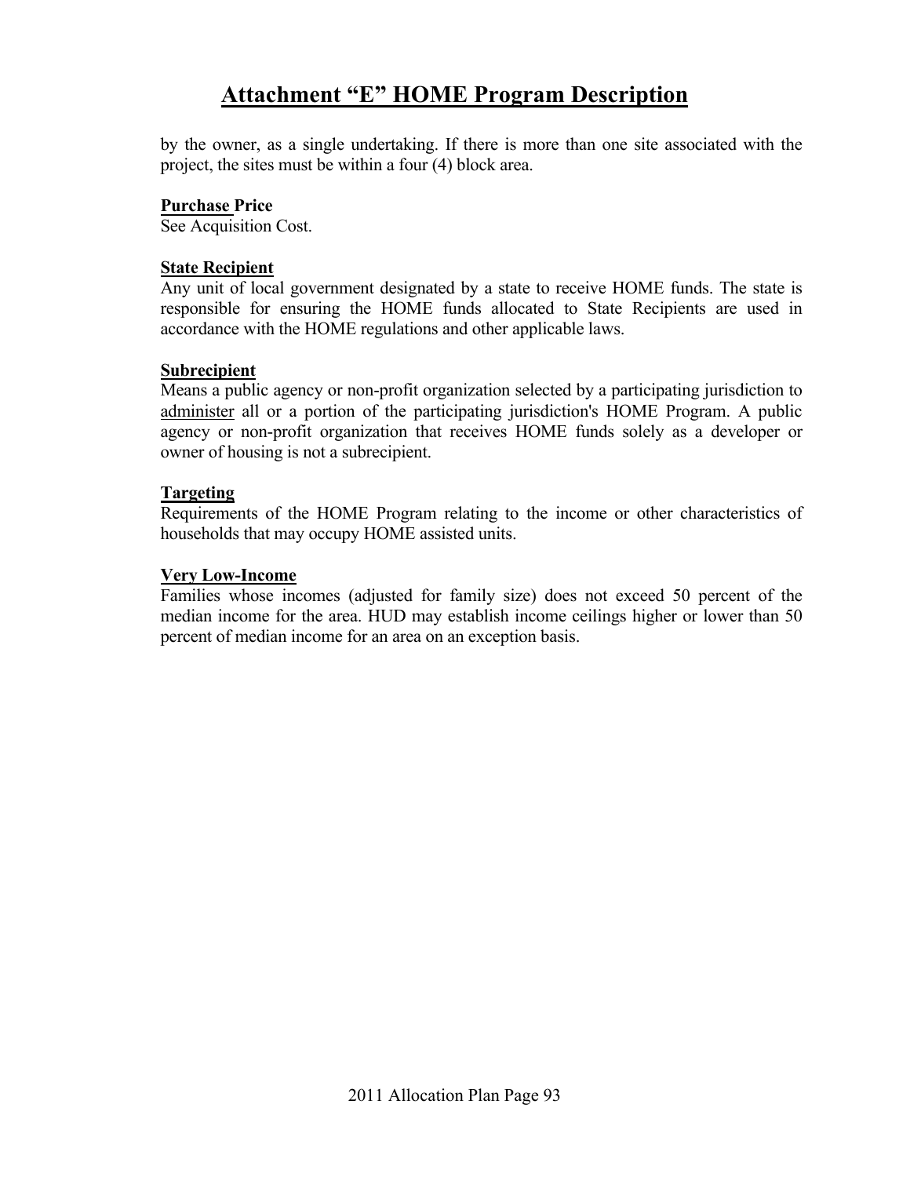# Attachment "E" HOME Program Description

by the owner, as a single undertaking. If there is more than one site associated with the project, the sites must be within a four (4) block area.

**Purchase Price**
See Acquisition Cost.

**State Recipient**
Any unit of local government designated by a state to receive HOME funds. The state is responsible for ensuring the HOME funds allocated to State Recipients are used in accordance with the HOME regulations and other applicable laws.

**Subrecipient**
Means a public agency or non-profit organization selected by a participating jurisdiction to administer all or a portion of the participating jurisdiction's HOME Program. A public agency or non-profit organization that receives HOME funds solely as a developer or owner of housing is not a subrecipient.

**Targeting**
Requirements of the HOME Program relating to the income or other characteristics of households that may occupy HOME assisted units.

**Very Low-Income**
Families whose incomes (adjusted for family size) does not exceed 50 percent of the median income for the area. HUD may establish income ceilings higher or lower than 50 percent of median income for an area on an exception basis.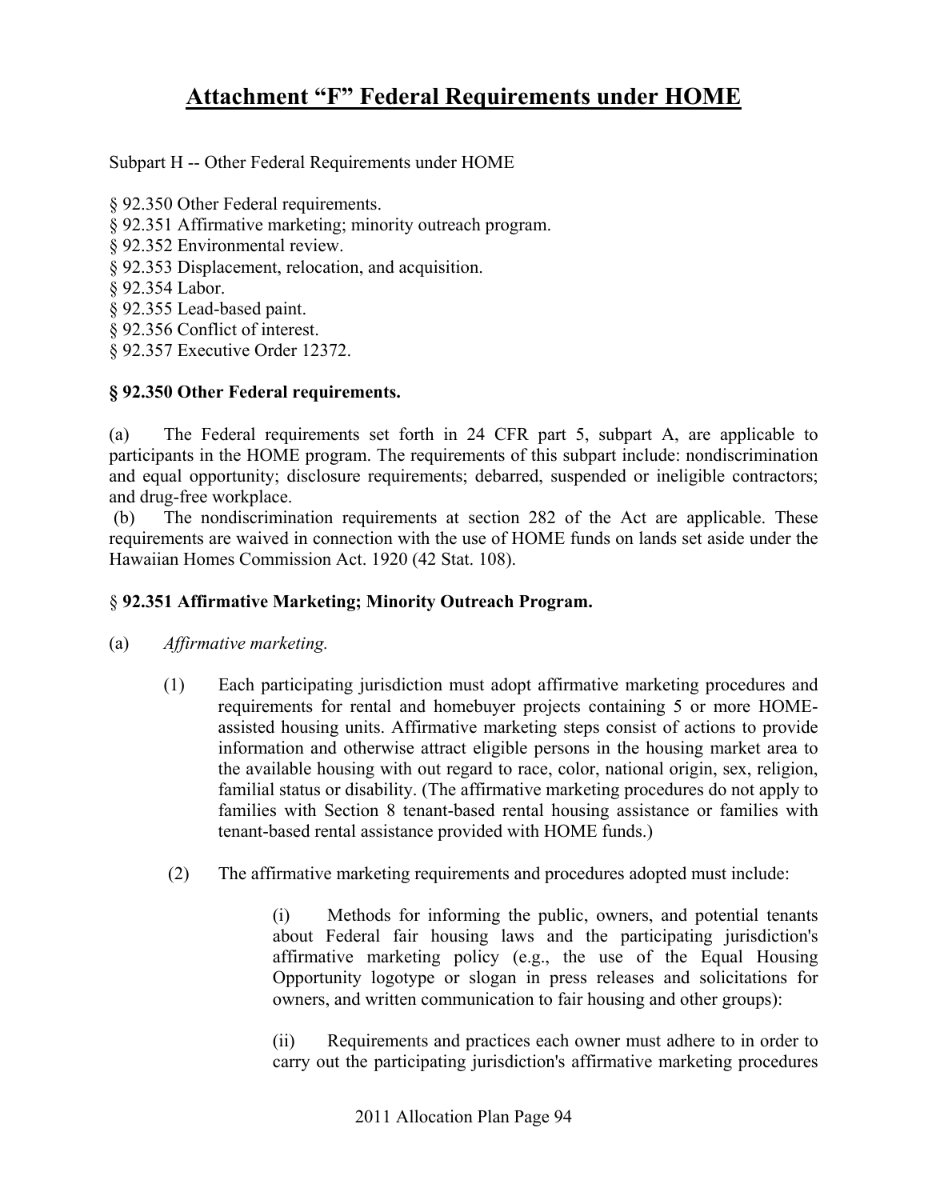# Attachment "F" Federal Requirements under HOME

Subpart H -- Other Federal Requirements under HOME

§ 92.350 Other Federal requirements.
§ 92.351 Affirmative marketing; minority outreach program.
§ 92.352 Environmental review.
§ 92.353 Displacement, relocation, and acquisition.
§ 92.354 Labor.
§ 92.355 Lead-based paint.
§ 92.356 Conflict of interest.
§ 92.357 Executive Order 12372.

### § 92.350 Other Federal requirements.

(a) The Federal requirements set forth in 24 CFR part 5, subpart A, are applicable to participants in the HOME program. The requirements of this subpart include: nondiscrimination and equal opportunity; disclosure requirements; debarred, suspended or ineligible contractors; and drug-free workplace.

(b) The nondiscrimination requirements at section 282 of the Act are applicable. These requirements are waived in connection with the use of HOME funds on lands set aside under the Hawaiian Homes Commission Act. 1920 (42 Stat. 108).

### § 92.351 Affirmative Marketing; Minority Outreach Program.

(a) *Affirmative marketing.*

(1) Each participating jurisdiction must adopt affirmative marketing procedures and requirements for rental and homebuyer projects containing 5 or more HOME-assisted housing units. Affirmative marketing steps consist of actions to provide information and otherwise attract eligible persons in the housing market area to the available housing with out regard to race, color, national origin, sex, religion, familial status or disability. (The affirmative marketing procedures do not apply to families with Section 8 tenant-based rental housing assistance or families with tenant-based rental assistance provided with HOME funds.)

(2) The affirmative marketing requirements and procedures adopted must include:

(i) Methods for informing the public, owners, and potential tenants about Federal fair housing laws and the participating jurisdiction's affirmative marketing policy (e.g., the use of the Equal Housing Opportunity logotype or slogan in press releases and solicitations for owners, and written communication to fair housing and other groups):

(ii) Requirements and practices each owner must adhere to in order to carry out the participating jurisdiction's affirmative marketing procedures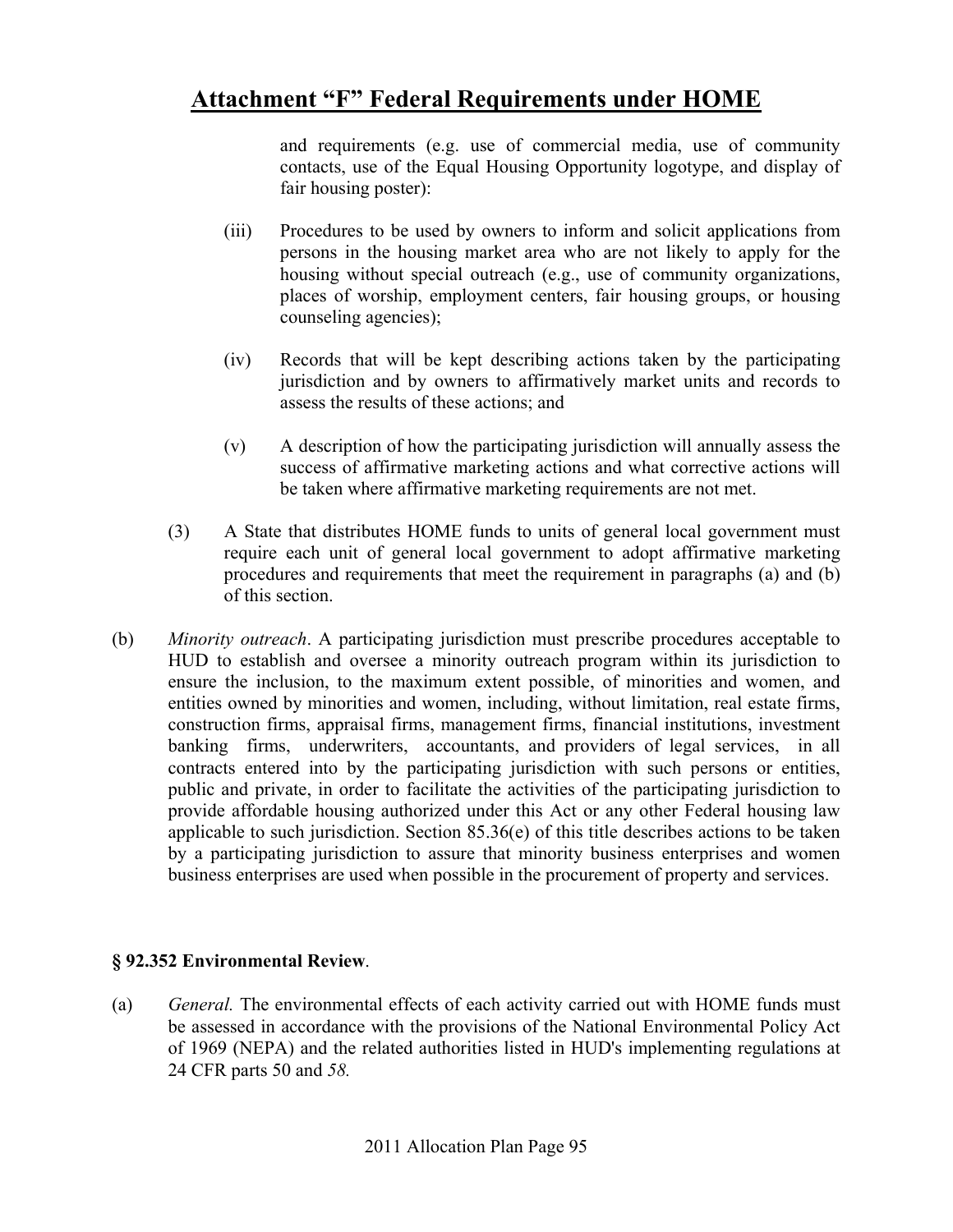and requirements (e.g. use of commercial media, use of community contacts, use of the Equal Housing Opportunity logotype, and display of fair housing poster):

(iii) Procedures to be used by owners to inform and solicit applications from persons in the housing market area who are not likely to apply for the housing without special outreach (e.g., use of community organizations, places of worship, employment centers, fair housing groups, or housing counseling agencies);

(iv) Records that will be kept describing actions taken by the participating jurisdiction and by owners to affirmatively market units and records to assess the results of these actions; and

(v) A description of how the participating jurisdiction will annually assess the success of affirmative marketing actions and what corrective actions will be taken where affirmative marketing requirements are not met.

(3) A State that distributes HOME funds to units of general local government must require each unit of general local government to adopt affirmative marketing procedures and requirements that meet the requirement in paragraphs (a) and (b) of this section.

(b) *Minority outreach*. A participating jurisdiction must prescribe procedures acceptable to HUD to establish and oversee a minority outreach program within its jurisdiction to ensure the inclusion, to the maximum extent possible, of minorities and women, and entities owned by minorities and women, including, without limitation, real estate firms, construction firms, appraisal firms, management firms, financial institutions, investment banking firms, underwriters, accountants, and providers of legal services, in all contracts entered into by the participating jurisdiction with such persons or entities, public and private, in order to facilitate the activities of the participating jurisdiction to provide affordable housing authorized under this Act or any other Federal housing law applicable to such jurisdiction. Section 85.36(e) of this title describes actions to be taken by a participating jurisdiction to assure that minority business enterprises and women business enterprises are used when possible in the procurement of property and services.

**§ 92.352 Environmental Review**.

(a) *General.* The environmental effects of each activity carried out with HOME funds must be assessed in accordance with the provisions of the National Environmental Policy Act of 1969 (NEPA) and the related authorities listed in HUD's implementing regulations at 24 CFR parts 50 and *58.*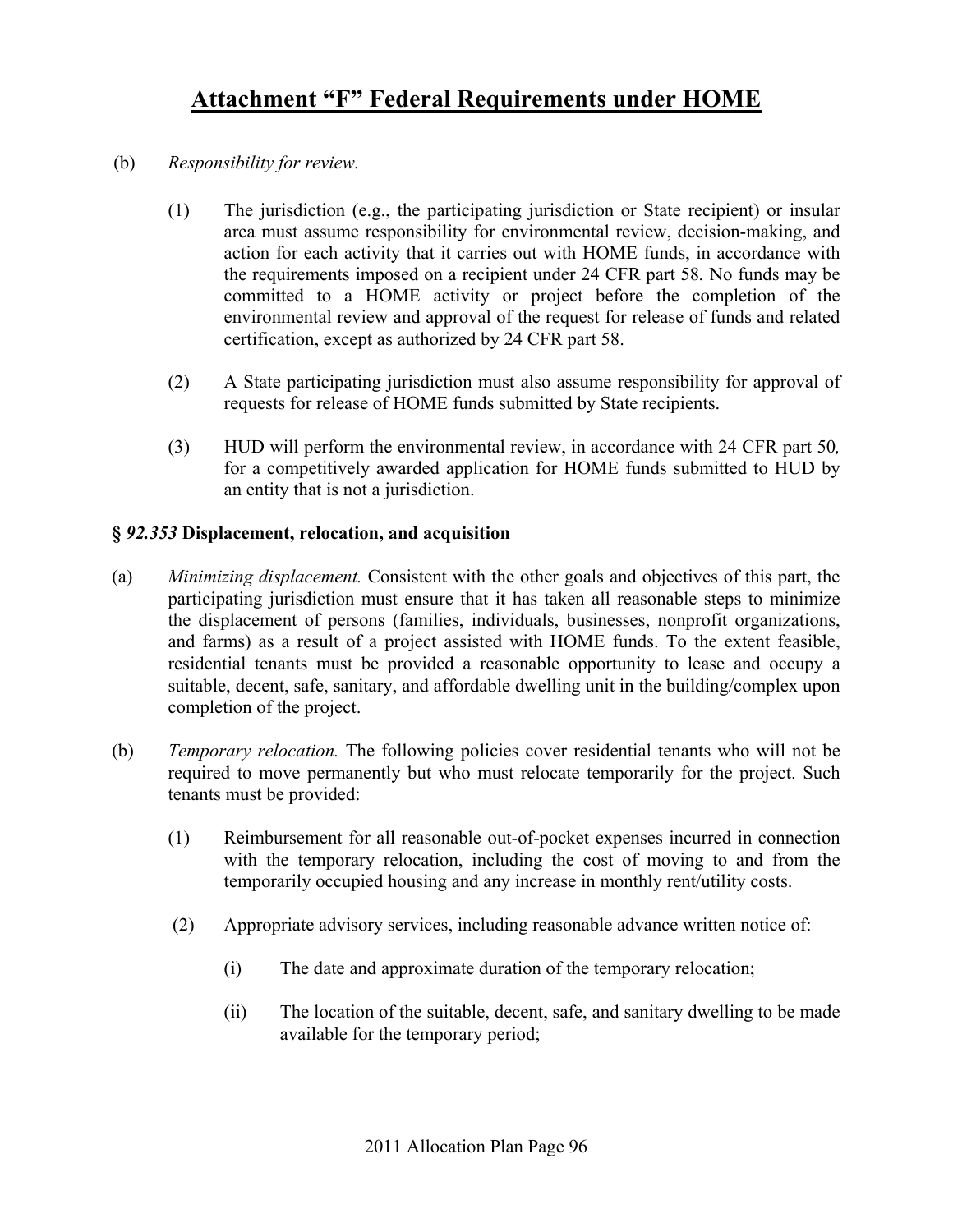# Attachment "F" Federal Requirements under HOME

(b) *Responsibility for review.*

(1) The jurisdiction (e.g., the participating jurisdiction or State recipient) or insular area must assume responsibility for environmental review, decision-making, and action for each activity that it carries out with HOME funds, in accordance with the requirements imposed on a recipient under 24 CFR part 58. No funds may be committed to a HOME activity or project before the completion of the environmental review and approval of the request for release of funds and related certification, except as authorized by 24 CFR part 58.

(2) A State participating jurisdiction must also assume responsibility for approval of requests for release of HOME funds submitted by State recipients.

(3) HUD will perform the environmental review, in accordance with 24 CFR part 50*,* for a competitively awarded application for HOME funds submitted to HUD by an entity that is not a jurisdiction.

### § *92.353* Displacement, relocation, and acquisition

(a) *Minimizing displacement.* Consistent with the other goals and objectives of this part, the participating jurisdiction must ensure that it has taken all reasonable steps to minimize the displacement of persons (families, individuals, businesses, nonprofit organizations, and farms) as a result of a project assisted with HOME funds. To the extent feasible, residential tenants must be provided a reasonable opportunity to lease and occupy a suitable, decent, safe, sanitary, and affordable dwelling unit in the building/complex upon completion of the project.

(b) *Temporary relocation.* The following policies cover residential tenants who will not be required to move permanently but who must relocate temporarily for the project. Such tenants must be provided:

(1) Reimbursement for all reasonable out-of-pocket expenses incurred in connection with the temporary relocation, including the cost of moving to and from the temporarily occupied housing and any increase in monthly rent/utility costs.

(2) Appropriate advisory services, including reasonable advance written notice of:

(i) The date and approximate duration of the temporary relocation;

(ii) The location of the suitable, decent, safe, and sanitary dwelling to be made available for the temporary period;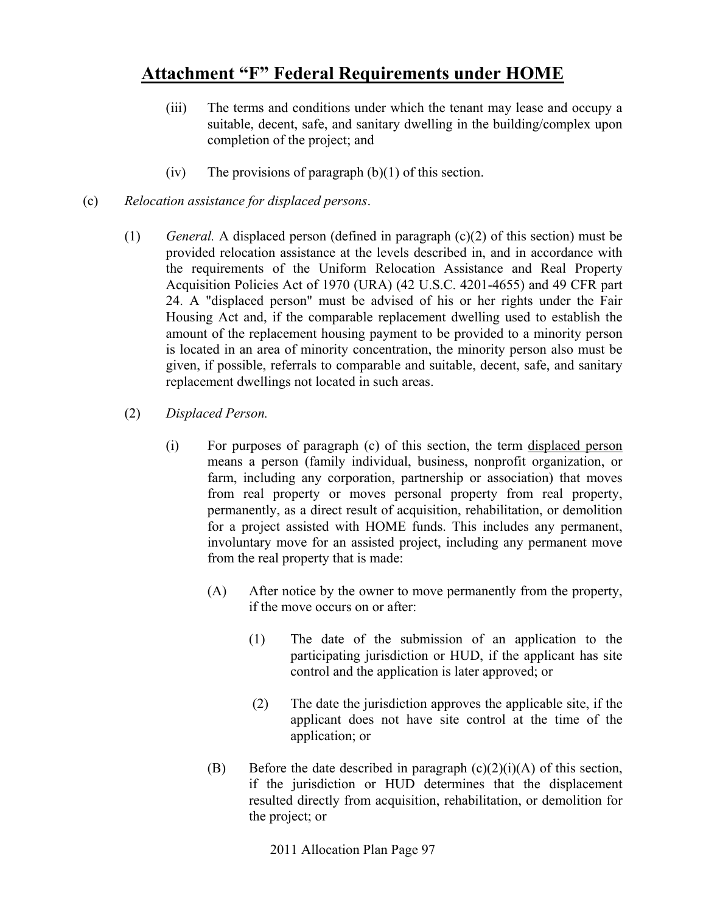# Attachment "F" Federal Requirements under HOME

(iii) The terms and conditions under which the tenant may lease and occupy a suitable, decent, safe, and sanitary dwelling in the building/complex upon completion of the project; and

(iv) The provisions of paragraph (b)(1) of this section.

(c) *Relocation assistance for displaced persons*.

(1) *General.* A displaced person (defined in paragraph (c)(2) of this section) must be provided relocation assistance at the levels described in, and in accordance with the requirements of the Uniform Relocation Assistance and Real Property Acquisition Policies Act of 1970 (URA) (42 U.S.C. 4201-4655) and 49 CFR part 24. A "displaced person" must be advised of his or her rights under the Fair Housing Act and, if the comparable replacement dwelling used to establish the amount of the replacement housing payment to be provided to a minority person is located in an area of minority concentration, the minority person also must be given, if possible, referrals to comparable and suitable, decent, safe, and sanitary replacement dwellings not located in such areas.

(2) *Displaced Person.*

(i) For purposes of paragraph (c) of this section, the term <u>displaced person</u> means a person (family individual, business, nonprofit organization, or farm, including any corporation, partnership or association) that moves from real property or moves personal property from real property, permanently, as a direct result of acquisition, rehabilitation, or demolition for a project assisted with HOME funds. This includes any permanent, involuntary move for an assisted project, including any permanent move from the real property that is made:

(A) After notice by the owner to move permanently from the property, if the move occurs on or after:

(1) The date of the submission of an application to the participating jurisdiction or HUD, if the applicant has site control and the application is later approved; or

(2) The date the jurisdiction approves the applicable site, if the applicant does not have site control at the time of the application; or

(B) Before the date described in paragraph (c)(2)(i)(A) of this section, if the jurisdiction or HUD determines that the displacement resulted directly from acquisition, rehabilitation, or demolition for the project; or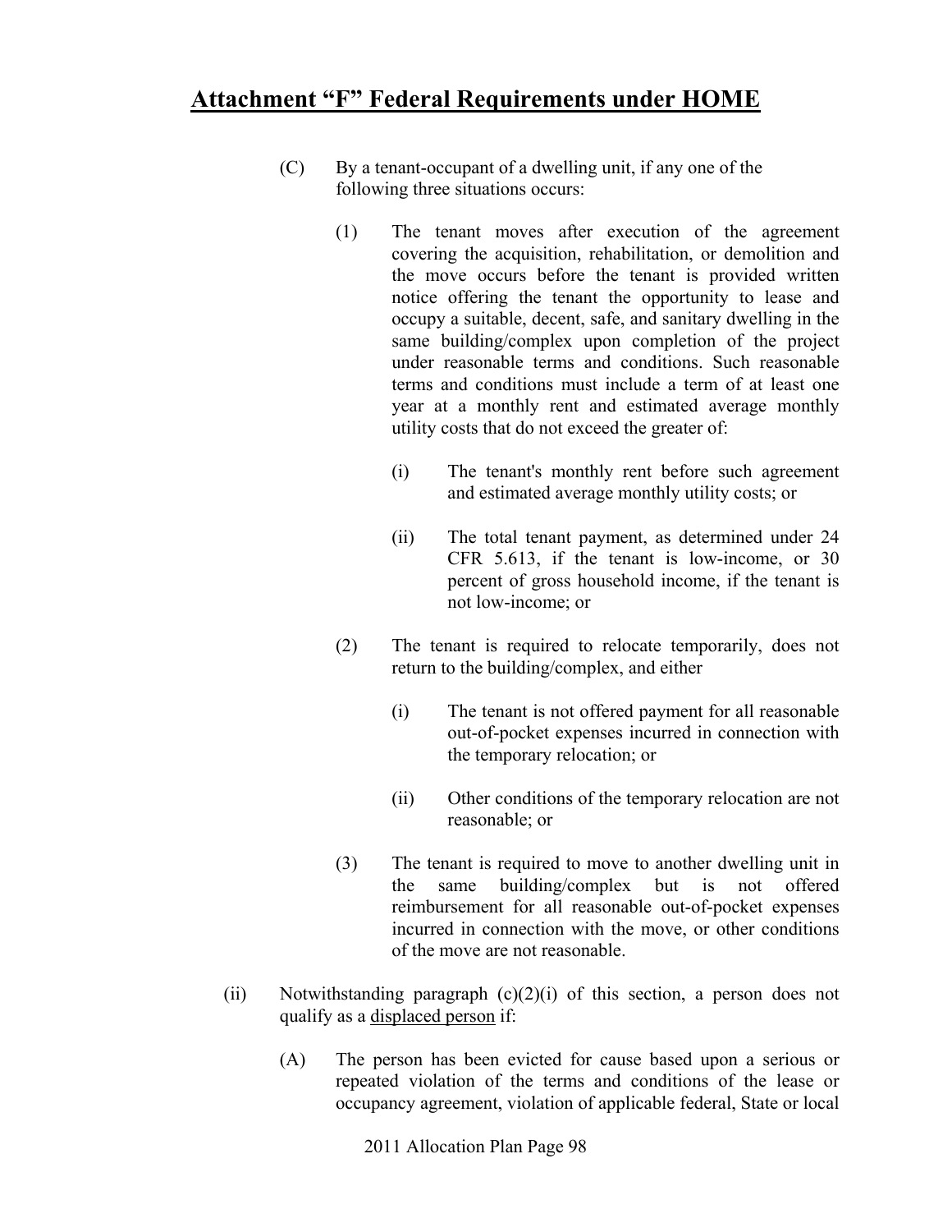## Attachment "F" Federal Requirements under HOME

(C) By a tenant-occupant of a dwelling unit, if any one of the following three situations occurs:

(1) The tenant moves after execution of the agreement covering the acquisition, rehabilitation, or demolition and the move occurs before the tenant is provided written notice offering the tenant the opportunity to lease and occupy a suitable, decent, safe, and sanitary dwelling in the same building/complex upon completion of the project under reasonable terms and conditions. Such reasonable terms and conditions must include a term of at least one year at a monthly rent and estimated average monthly utility costs that do not exceed the greater of:

(i) The tenant's monthly rent before such agreement and estimated average monthly utility costs; or

(ii) The total tenant payment, as determined under 24 CFR 5.613, if the tenant is low-income, or 30 percent of gross household income, if the tenant is not low-income; or

(2) The tenant is required to relocate temporarily, does not return to the building/complex, and either

(i) The tenant is not offered payment for all reasonable out-of-pocket expenses incurred in connection with the temporary relocation; or

(ii) Other conditions of the temporary relocation are not reasonable; or

(3) The tenant is required to move to another dwelling unit in the same building/complex but is not offered reimbursement for all reasonable out-of-pocket expenses incurred in connection with the move, or other conditions of the move are not reasonable.

(ii) Notwithstanding paragraph (c)(2)(i) of this section, a person does not qualify as a <u>displaced person</u> if:

(A) The person has been evicted for cause based upon a serious or repeated violation of the terms and conditions of the lease or occupancy agreement, violation of applicable federal, State or local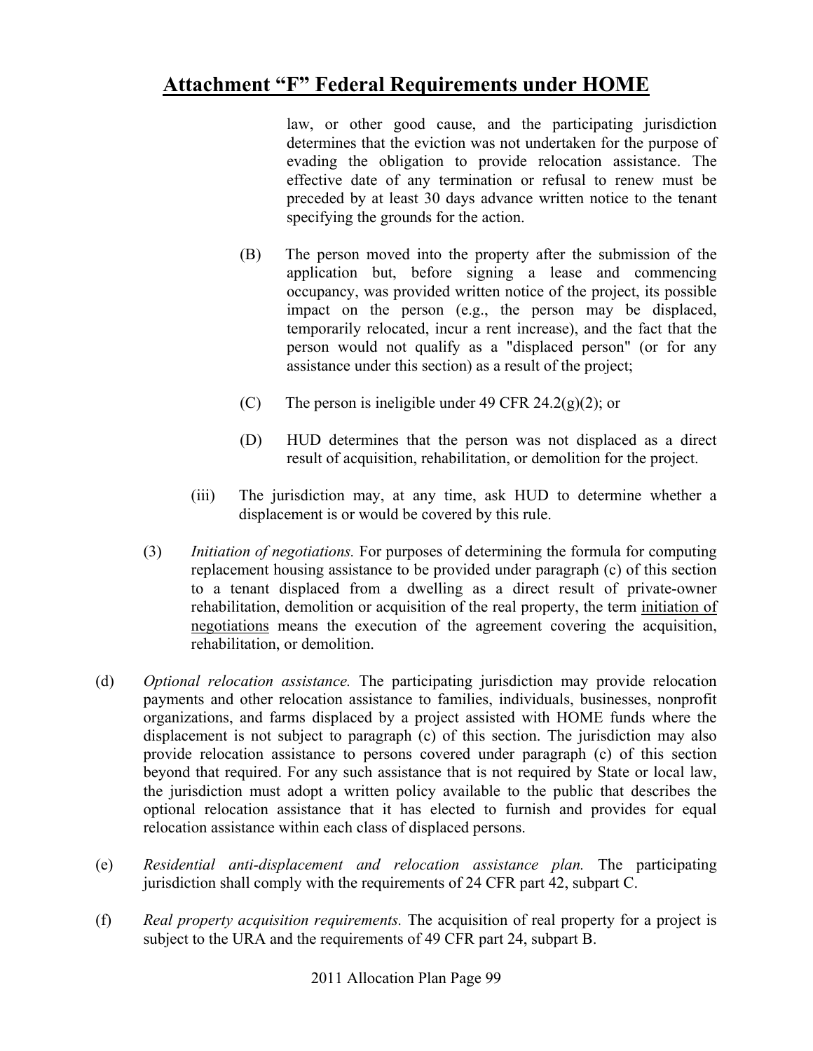# Attachment "F" Federal Requirements under HOME

law, or other good cause, and the participating jurisdiction determines that the eviction was not undertaken for the purpose of evading the obligation to provide relocation assistance. The effective date of any termination or refusal to renew must be preceded by at least 30 days advance written notice to the tenant specifying the grounds for the action.

(B) The person moved into the property after the submission of the application but, before signing a lease and commencing occupancy, was provided written notice of the project, its possible impact on the person (e.g., the person may be displaced, temporarily relocated, incur a rent increase), and the fact that the person would not qualify as a "displaced person" (or for any assistance under this section) as a result of the project;

(C) The person is ineligible under 49 CFR 24.2(g)(2); or

(D) HUD determines that the person was not displaced as a direct result of acquisition, rehabilitation, or demolition for the project.

(iii) The jurisdiction may, at any time, ask HUD to determine whether a displacement is or would be covered by this rule.

(3) *Initiation of negotiations.* For purposes of determining the formula for computing replacement housing assistance to be provided under paragraph (c) of this section to a tenant displaced from a dwelling as a direct result of private-owner rehabilitation, demolition or acquisition of the real property, the term <u>initiation of negotiations</u> means the execution of the agreement covering the acquisition, rehabilitation, or demolition.

(d) *Optional relocation assistance.* The participating jurisdiction may provide relocation payments and other relocation assistance to families, individuals, businesses, nonprofit organizations, and farms displaced by a project assisted with HOME funds where the displacement is not subject to paragraph (c) of this section. The jurisdiction may also provide relocation assistance to persons covered under paragraph (c) of this section beyond that required. For any such assistance that is not required by State or local law, the jurisdiction must adopt a written policy available to the public that describes the optional relocation assistance that it has elected to furnish and provides for equal relocation assistance within each class of displaced persons.

(e) *Residential anti-displacement and relocation assistance plan.* The participating jurisdiction shall comply with the requirements of 24 CFR part 42, subpart C.

(f) *Real property acquisition requirements.* The acquisition of real property for a project is subject to the URA and the requirements of 49 CFR part 24, subpart B.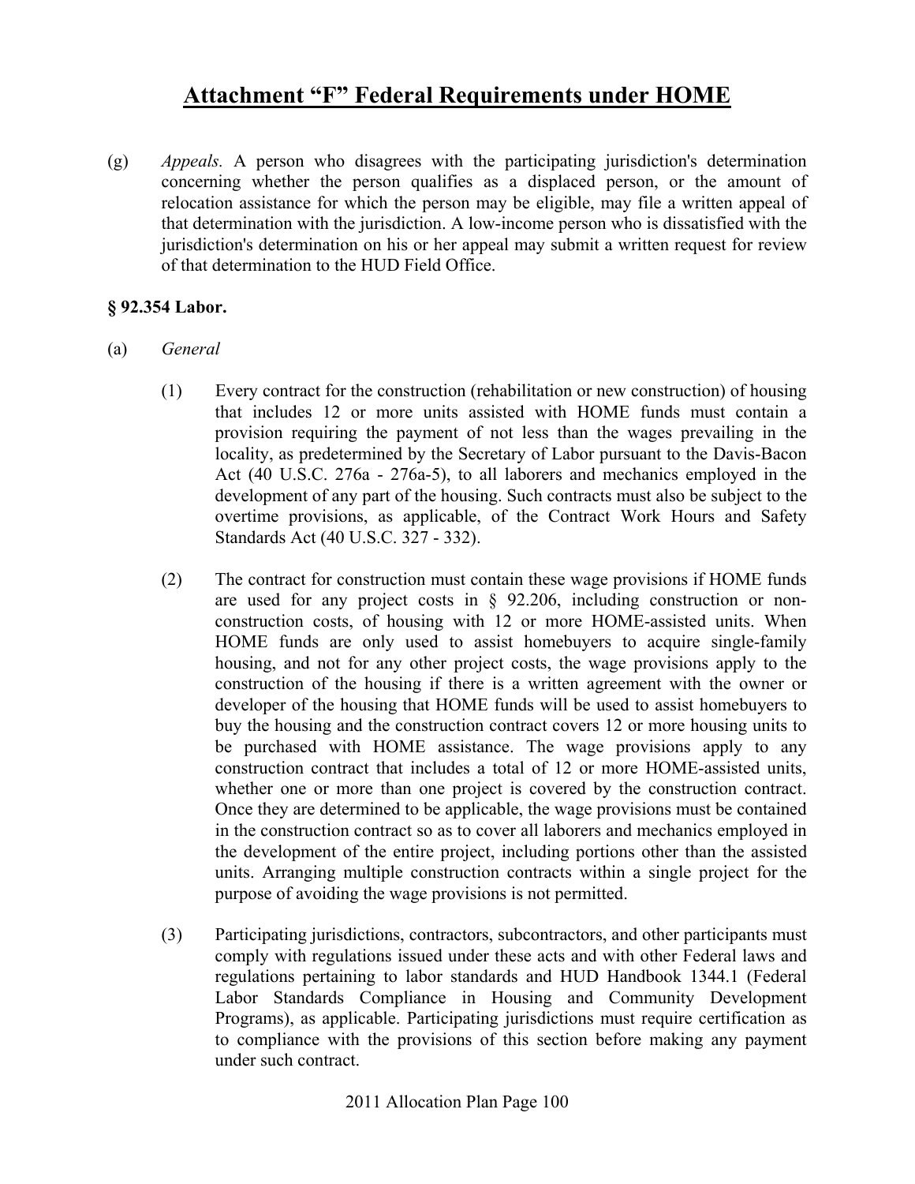# Attachment "F" Federal Requirements under HOME

(g) *Appeals.* A person who disagrees with the participating jurisdiction's determination concerning whether the person qualifies as a displaced person, or the amount of relocation assistance for which the person may be eligible, may file a written appeal of that determination with the jurisdiction. A low-income person who is dissatisfied with the jurisdiction's determination on his or her appeal may submit a written request for review of that determination to the HUD Field Office.

**§ 92.354 Labor.**

(a) *General*

(1) Every contract for the construction (rehabilitation or new construction) of housing that includes 12 or more units assisted with HOME funds must contain a provision requiring the payment of not less than the wages prevailing in the locality, as predetermined by the Secretary of Labor pursuant to the Davis-Bacon Act (40 U.S.C. 276a - 276a-5), to all laborers and mechanics employed in the development of any part of the housing. Such contracts must also be subject to the overtime provisions, as applicable, of the Contract Work Hours and Safety Standards Act (40 U.S.C. 327 - 332).

(2) The contract for construction must contain these wage provisions if HOME funds are used for any project costs in § 92.206, including construction or non-construction costs, of housing with 12 or more HOME-assisted units. When HOME funds are only used to assist homebuyers to acquire single-family housing, and not for any other project costs, the wage provisions apply to the construction of the housing if there is a written agreement with the owner or developer of the housing that HOME funds will be used to assist homebuyers to buy the housing and the construction contract covers 12 or more housing units to be purchased with HOME assistance. The wage provisions apply to any construction contract that includes a total of 12 or more HOME-assisted units, whether one or more than one project is covered by the construction contract. Once they are determined to be applicable, the wage provisions must be contained in the construction contract so as to cover all laborers and mechanics employed in the development of the entire project, including portions other than the assisted units. Arranging multiple construction contracts within a single project for the purpose of avoiding the wage provisions is not permitted.

(3) Participating jurisdictions, contractors, subcontractors, and other participants must comply with regulations issued under these acts and with other Federal laws and regulations pertaining to labor standards and HUD Handbook 1344.1 (Federal Labor Standards Compliance in Housing and Community Development Programs), as applicable. Participating jurisdictions must require certification as to compliance with the provisions of this section before making any payment under such contract.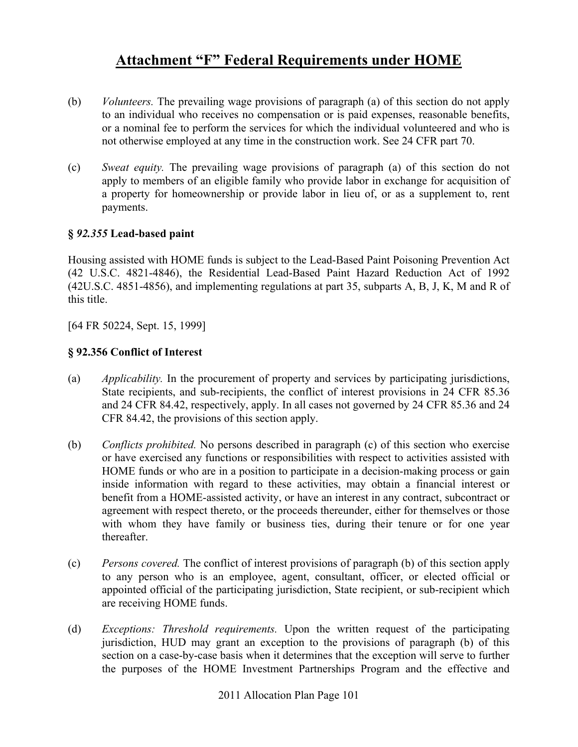# Attachment "F" Federal Requirements under HOME

(b) *Volunteers.* The prevailing wage provisions of paragraph (a) of this section do not apply to an individual who receives no compensation or is paid expenses, reasonable benefits, or a nominal fee to perform the services for which the individual volunteered and who is not otherwise employed at any time in the construction work. See 24 CFR part 70.

(c) *Sweat equity.* The prevailing wage provisions of paragraph (a) of this section do not apply to members of an eligible family who provide labor in exchange for acquisition of a property for homeownership or provide labor in lieu of, or as a supplement to, rent payments.

### § *92.355* Lead-based paint

Housing assisted with HOME funds is subject to the Lead-Based Paint Poisoning Prevention Act (42 U.S.C. 4821-4846), the Residential Lead-Based Paint Hazard Reduction Act of 1992 (42U.S.C. 4851-4856), and implementing regulations at part 35, subparts A, B, J, K, M and R of this title.

[64 FR 50224, Sept. 15, 1999]

### § 92.356 Conflict of Interest

(a) *Applicability.* In the procurement of property and services by participating jurisdictions, State recipients, and sub-recipients, the conflict of interest provisions in 24 CFR 85.36 and 24 CFR 84.42, respectively, apply. In all cases not governed by 24 CFR 85.36 and 24 CFR 84.42, the provisions of this section apply.

(b) *Conflicts prohibited.* No persons described in paragraph (c) of this section who exercise or have exercised any functions or responsibilities with respect to activities assisted with HOME funds or who are in a position to participate in a decision-making process or gain inside information with regard to these activities, may obtain a financial interest or benefit from a HOME-assisted activity, or have an interest in any contract, subcontract or agreement with respect thereto, or the proceeds thereunder, either for themselves or those with whom they have family or business ties, during their tenure or for one year thereafter.

(c) *Persons covered.* The conflict of interest provisions of paragraph (b) of this section apply to any person who is an employee, agent, consultant, officer, or elected official or appointed official of the participating jurisdiction, State recipient, or sub-recipient which are receiving HOME funds.

(d) *Exceptions: Threshold requirements.* Upon the written request of the participating jurisdiction, HUD may grant an exception to the provisions of paragraph (b) of this section on a case-by-case basis when it determines that the exception will serve to further the purposes of the HOME Investment Partnerships Program and the effective and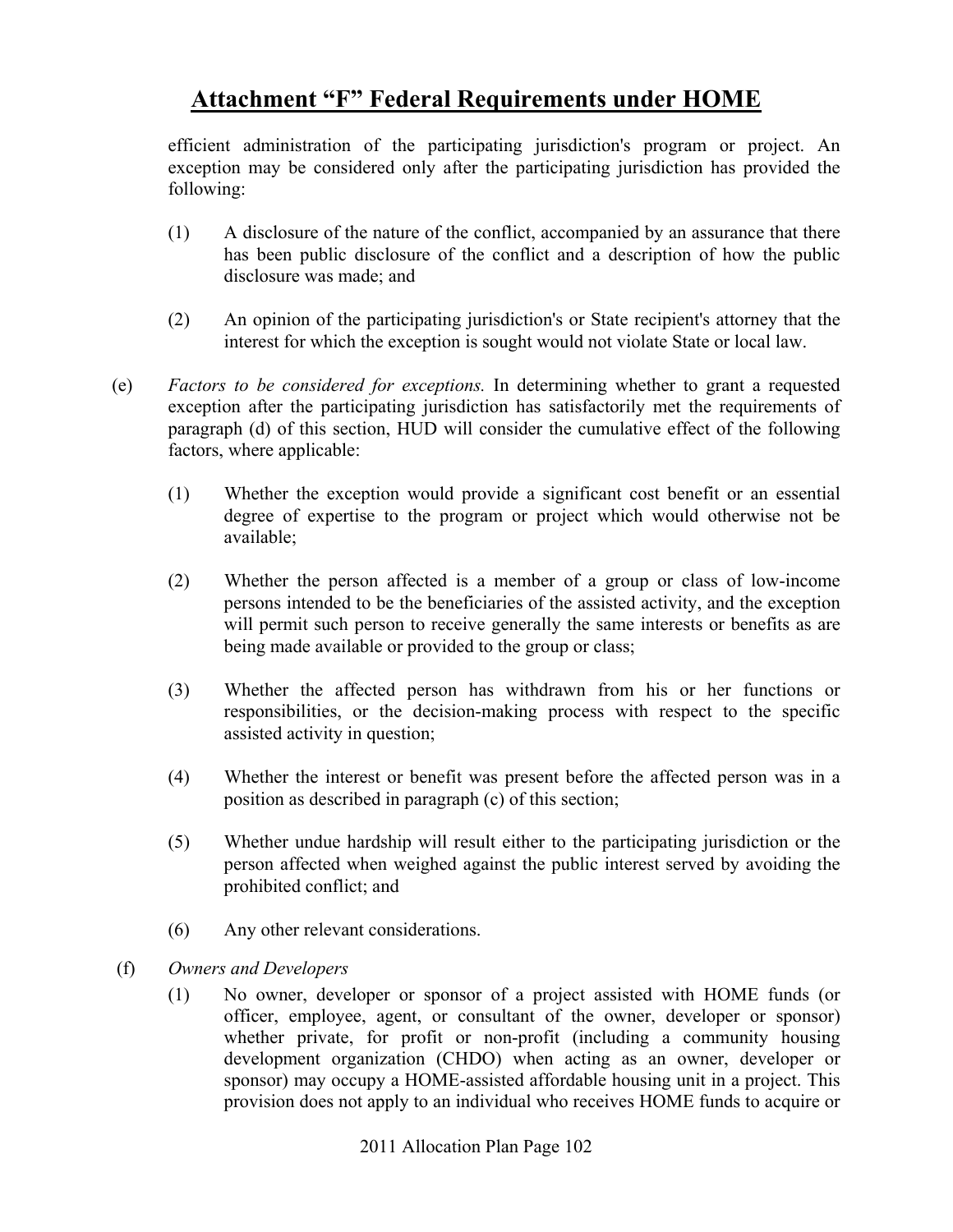# Attachment "F" Federal Requirements under HOME

efficient administration of the participating jurisdiction's program or project. An exception may be considered only after the participating jurisdiction has provided the following:

(1) A disclosure of the nature of the conflict, accompanied by an assurance that there has been public disclosure of the conflict and a description of how the public disclosure was made; and

(2) An opinion of the participating jurisdiction's or State recipient's attorney that the interest for which the exception is sought would not violate State or local law.

(e) *Factors to be considered for exceptions.* In determining whether to grant a requested exception after the participating jurisdiction has satisfactorily met the requirements of paragraph (d) of this section, HUD will consider the cumulative effect of the following factors, where applicable:

(1) Whether the exception would provide a significant cost benefit or an essential degree of expertise to the program or project which would otherwise not be available;

(2) Whether the person affected is a member of a group or class of low-income persons intended to be the beneficiaries of the assisted activity, and the exception will permit such person to receive generally the same interests or benefits as are being made available or provided to the group or class;

(3) Whether the affected person has withdrawn from his or her functions or responsibilities, or the decision-making process with respect to the specific assisted activity in question;

(4) Whether the interest or benefit was present before the affected person was in a position as described in paragraph (c) of this section;

(5) Whether undue hardship will result either to the participating jurisdiction or the person affected when weighed against the public interest served by avoiding the prohibited conflict; and

(6) Any other relevant considerations.

(f) *Owners and Developers*

(1) No owner, developer or sponsor of a project assisted with HOME funds (or officer, employee, agent, or consultant of the owner, developer or sponsor) whether private, for profit or non-profit (including a community housing development organization (CHDO) when acting as an owner, developer or sponsor) may occupy a HOME-assisted affordable housing unit in a project. This provision does not apply to an individual who receives HOME funds to acquire or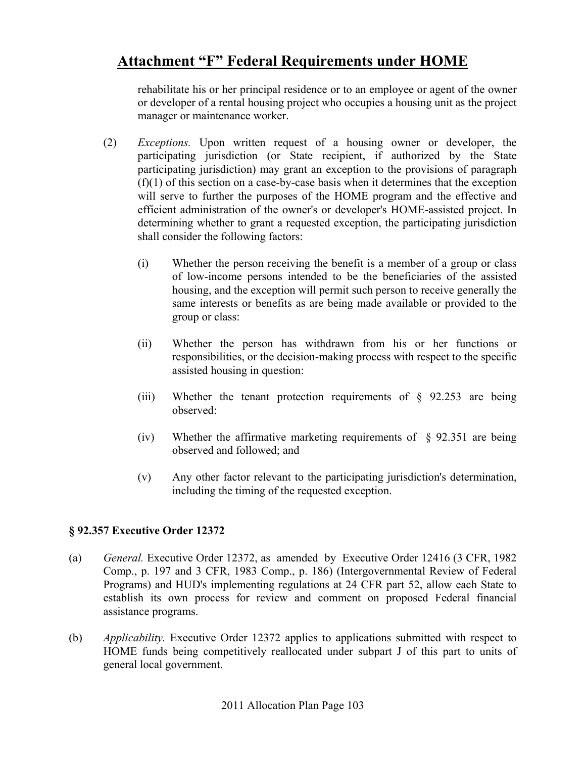rehabilitate his or her principal residence or to an employee or agent of the owner or developer of a rental housing project who occupies a housing unit as the project manager or maintenance worker.

(2) *Exceptions.* Upon written request of a housing owner or developer, the participating jurisdiction (or State recipient, if authorized by the State participating jurisdiction) may grant an exception to the provisions of paragraph (f)(1) of this section on a case-by-case basis when it determines that the exception will serve to further the purposes of the HOME program and the effective and efficient administration of the owner's or developer's HOME-assisted project. In determining whether to grant a requested exception, the participating jurisdiction shall consider the following factors:

(i) Whether the person receiving the benefit is a member of a group or class of low-income persons intended to be the beneficiaries of the assisted housing, and the exception will permit such person to receive generally the same interests or benefits as are being made available or provided to the group or class:

(ii) Whether the person has withdrawn from his or her functions or responsibilities, or the decision-making process with respect to the specific assisted housing in question:

(iii) Whether the tenant protection requirements of § 92.253 are being observed:

(iv) Whether the affirmative marketing requirements of § 92.351 are being observed and followed; and

(v) Any other factor relevant to the participating jurisdiction's determination, including the timing of the requested exception.

### § 92.357 Executive Order 12372

(a) *General.* Executive Order 12372, as amended by Executive Order 12416 (3 CFR, 1982 Comp., p. 197 and 3 CFR, 1983 Comp., p. 186) (Intergovernmental Review of Federal Programs) and HUD's implementing regulations at 24 CFR part 52, allow each State to establish its own process for review and comment on proposed Federal financial assistance programs.

(b) *Applicability.* Executive Order 12372 applies to applications submitted with respect to HOME funds being competitively reallocated under subpart J of this part to units of general local government.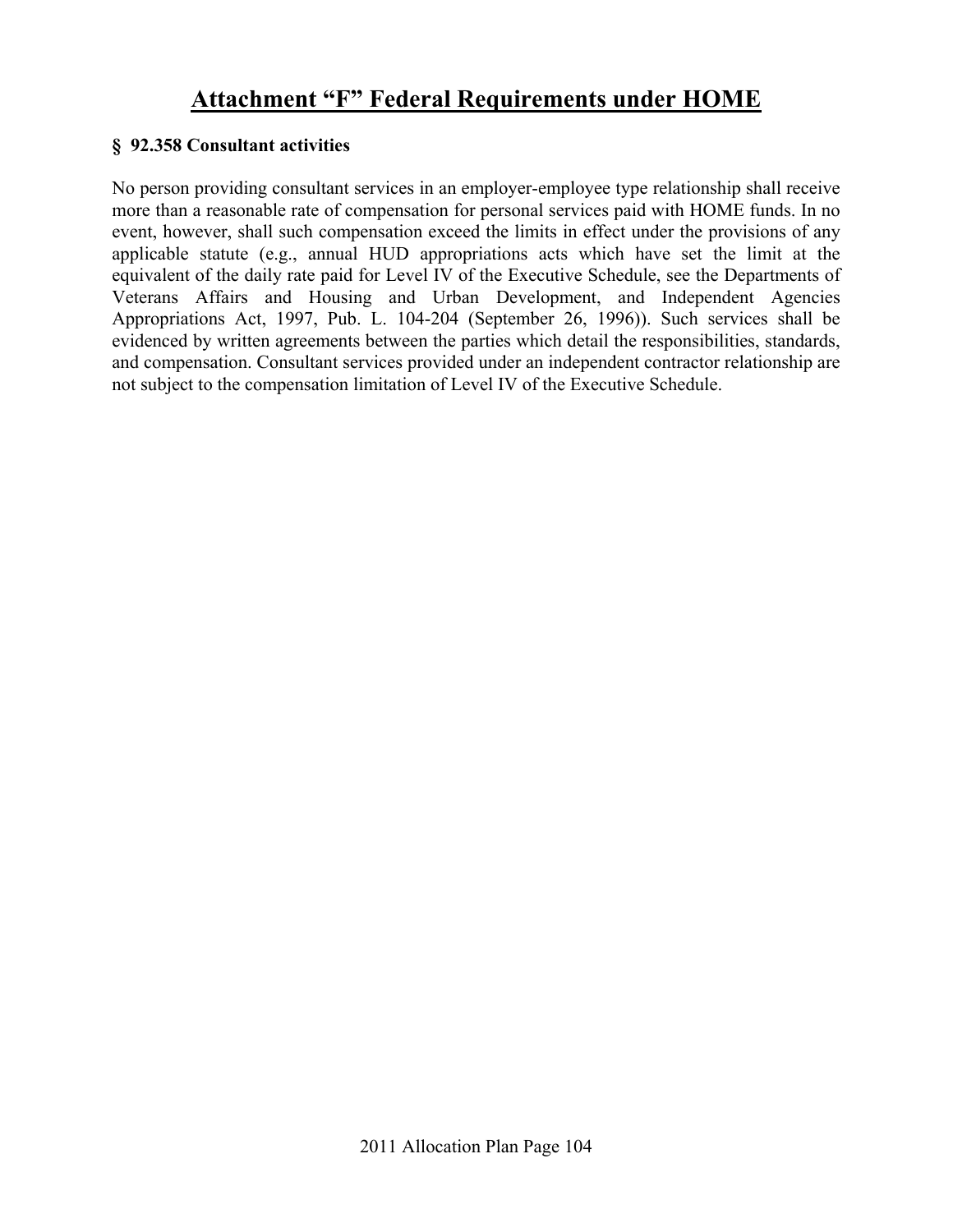# Attachment "F" Federal Requirements under HOME

**§ 92.358 Consultant activities**

No person providing consultant services in an employer-employee type relationship shall receive more than a reasonable rate of compensation for personal services paid with HOME funds. In no event, however, shall such compensation exceed the limits in effect under the provisions of any applicable statute (e.g., annual HUD appropriations acts which have set the limit at the equivalent of the daily rate paid for Level IV of the Executive Schedule, see the Departments of Veterans Affairs and Housing and Urban Development, and Independent Agencies Appropriations Act, 1997, Pub. L. 104-204 (September 26, 1996)). Such services shall be evidenced by written agreements between the parties which detail the responsibilities, standards, and compensation. Consultant services provided under an independent contractor relationship are not subject to the compensation limitation of Level IV of the Executive Schedule.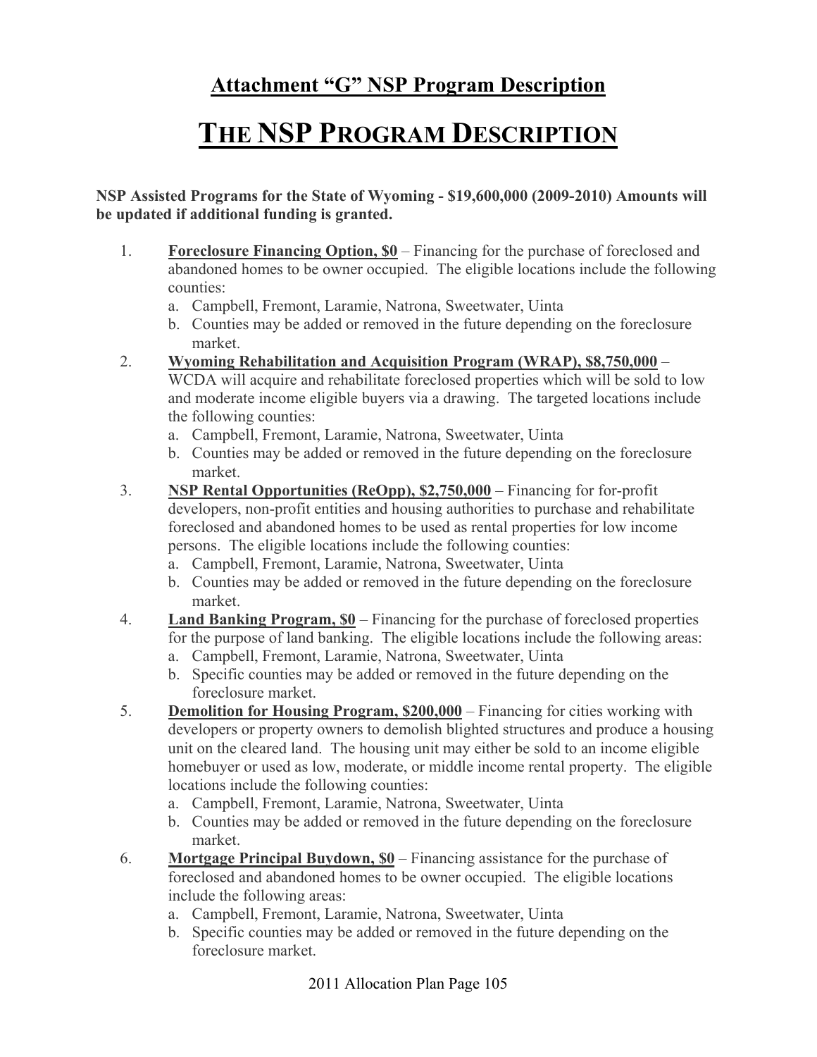## Attachment "G" NSP Program Description

# THE NSP PROGRAM DESCRIPTION

**NSP Assisted Programs for the State of Wyoming - $19,600,000 (2009-2010) Amounts will be updated if additional funding is granted.**

1. **Foreclosure Financing Option, $0** – Financing for the purchase of foreclosed and abandoned homes to be owner occupied. The eligible locations include the following counties:
   a. Campbell, Fremont, Laramie, Natrona, Sweetwater, Uinta
   b. Counties may be added or removed in the future depending on the foreclosure market.
2. **Wyoming Rehabilitation and Acquisition Program (WRAP), $8,750,000** – WCDA will acquire and rehabilitate foreclosed properties which will be sold to low and moderate income eligible buyers via a drawing. The targeted locations include the following counties:
   a. Campbell, Fremont, Laramie, Natrona, Sweetwater, Uinta
   b. Counties may be added or removed in the future depending on the foreclosure market.
3. **NSP Rental Opportunities (ReOpp), $2,750,000** – Financing for for-profit developers, non-profit entities and housing authorities to purchase and rehabilitate foreclosed and abandoned homes to be used as rental properties for low income persons. The eligible locations include the following counties:
   a. Campbell, Fremont, Laramie, Natrona, Sweetwater, Uinta
   b. Counties may be added or removed in the future depending on the foreclosure market.
4. **Land Banking Program, $0** – Financing for the purchase of foreclosed properties for the purpose of land banking. The eligible locations include the following areas:
   a. Campbell, Fremont, Laramie, Natrona, Sweetwater, Uinta
   b. Specific counties may be added or removed in the future depending on the foreclosure market.
5. **Demolition for Housing Program, $200,000** – Financing for cities working with developers or property owners to demolish blighted structures and produce a housing unit on the cleared land. The housing unit may either be sold to an income eligible homebuyer or used as low, moderate, or middle income rental property. The eligible locations include the following counties:
   a. Campbell, Fremont, Laramie, Natrona, Sweetwater, Uinta
   b. Counties may be added or removed in the future depending on the foreclosure market.
6. **Mortgage Principal Buydown, $0** – Financing assistance for the purchase of foreclosed and abandoned homes to be owner occupied. The eligible locations include the following areas:
   a. Campbell, Fremont, Laramie, Natrona, Sweetwater, Uinta
   b. Specific counties may be added or removed in the future depending on the foreclosure market.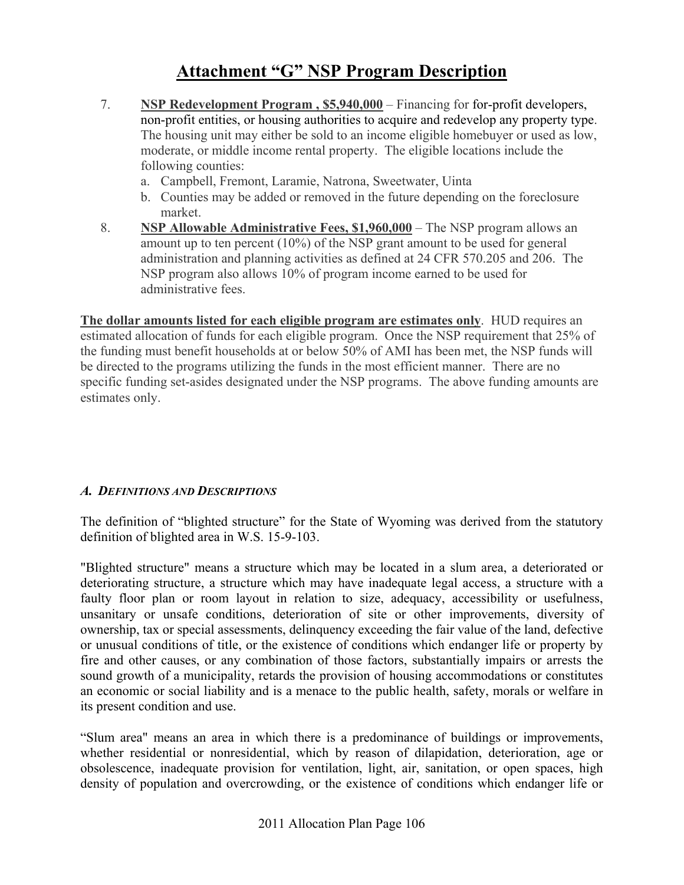# Attachment "G" NSP Program Description

7. **NSP Redevelopment Program , $5,940,000** – Financing for for-profit developers, non-profit entities, or housing authorities to acquire and redevelop any property type. The housing unit may either be sold to an income eligible homebuyer or used as low, moderate, or middle income rental property. The eligible locations include the following counties:
   a. Campbell, Fremont, Laramie, Natrona, Sweetwater, Uinta
   b. Counties may be added or removed in the future depending on the foreclosure market.
8. **NSP Allowable Administrative Fees, $1,960,000** – The NSP program allows an amount up to ten percent (10%) of the NSP grant amount to be used for general administration and planning activities as defined at 24 CFR 570.205 and 206. The NSP program also allows 10% of program income earned to be used for administrative fees.

**The dollar amounts listed for each eligible program are estimates only**. HUD requires an estimated allocation of funds for each eligible program. Once the NSP requirement that 25% of the funding must benefit households at or below 50% of AMI has been met, the NSP funds will be directed to the programs utilizing the funds in the most efficient manner. There are no specific funding set-asides designated under the NSP programs. The above funding amounts are estimates only.

### *A. Definitions and Descriptions*

The definition of "blighted structure" for the State of Wyoming was derived from the statutory definition of blighted area in W.S. 15-9-103.

"Blighted structure" means a structure which may be located in a slum area, a deteriorated or deteriorating structure, a structure which may have inadequate legal access, a structure with a faulty floor plan or room layout in relation to size, adequacy, accessibility or usefulness, unsanitary or unsafe conditions, deterioration of site or other improvements, diversity of ownership, tax or special assessments, delinquency exceeding the fair value of the land, defective or unusual conditions of title, or the existence of conditions which endanger life or property by fire and other causes, or any combination of those factors, substantially impairs or arrests the sound growth of a municipality, retards the provision of housing accommodations or constitutes an economic or social liability and is a menace to the public health, safety, morals or welfare in its present condition and use.

"Slum area" means an area in which there is a predominance of buildings or improvements, whether residential or nonresidential, which by reason of dilapidation, deterioration, age or obsolescence, inadequate provision for ventilation, light, air, sanitation, or open spaces, high density of population and overcrowding, or the existence of conditions which endanger life or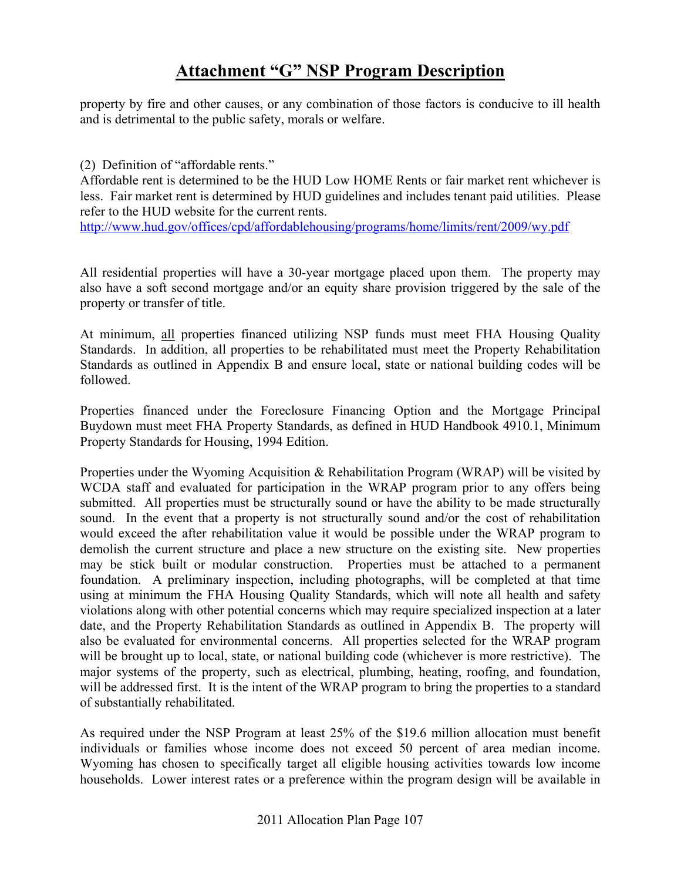# Attachment "G" NSP Program Description

property by fire and other causes, or any combination of those factors is conducive to ill health and is detrimental to the public safety, morals or welfare.

(2) Definition of "affordable rents."
Affordable rent is determined to be the HUD Low HOME Rents or fair market rent whichever is less. Fair market rent is determined by HUD guidelines and includes tenant paid utilities. Please refer to the HUD website for the current rents.
http://www.hud.gov/offices/cpd/affordablehousing/programs/home/limits/rent/2009/wy.pdf

All residential properties will have a 30-year mortgage placed upon them. The property may also have a soft second mortgage and/or an equity share provision triggered by the sale of the property or transfer of title.

At minimum, <u>all</u> properties financed utilizing NSP funds must meet FHA Housing Quality Standards. In addition, all properties to be rehabilitated must meet the Property Rehabilitation Standards as outlined in Appendix B and ensure local, state or national building codes will be followed.

Properties financed under the Foreclosure Financing Option and the Mortgage Principal Buydown must meet FHA Property Standards, as defined in HUD Handbook 4910.1, Minimum Property Standards for Housing, 1994 Edition.

Properties under the Wyoming Acquisition & Rehabilitation Program (WRAP) will be visited by WCDA staff and evaluated for participation in the WRAP program prior to any offers being submitted. All properties must be structurally sound or have the ability to be made structurally sound. In the event that a property is not structurally sound and/or the cost of rehabilitation would exceed the after rehabilitation value it would be possible under the WRAP program to demolish the current structure and place a new structure on the existing site. New properties may be stick built or modular construction. Properties must be attached to a permanent foundation. A preliminary inspection, including photographs, will be completed at that time using at minimum the FHA Housing Quality Standards, which will note all health and safety violations along with other potential concerns which may require specialized inspection at a later date, and the Property Rehabilitation Standards as outlined in Appendix B. The property will also be evaluated for environmental concerns. All properties selected for the WRAP program will be brought up to local, state, or national building code (whichever is more restrictive). The major systems of the property, such as electrical, plumbing, heating, roofing, and foundation, will be addressed first. It is the intent of the WRAP program to bring the properties to a standard of substantially rehabilitated.

As required under the NSP Program at least 25% of the $19.6 million allocation must benefit individuals or families whose income does not exceed 50 percent of area median income. Wyoming has chosen to specifically target all eligible housing activities towards low income households. Lower interest rates or a preference within the program design will be available in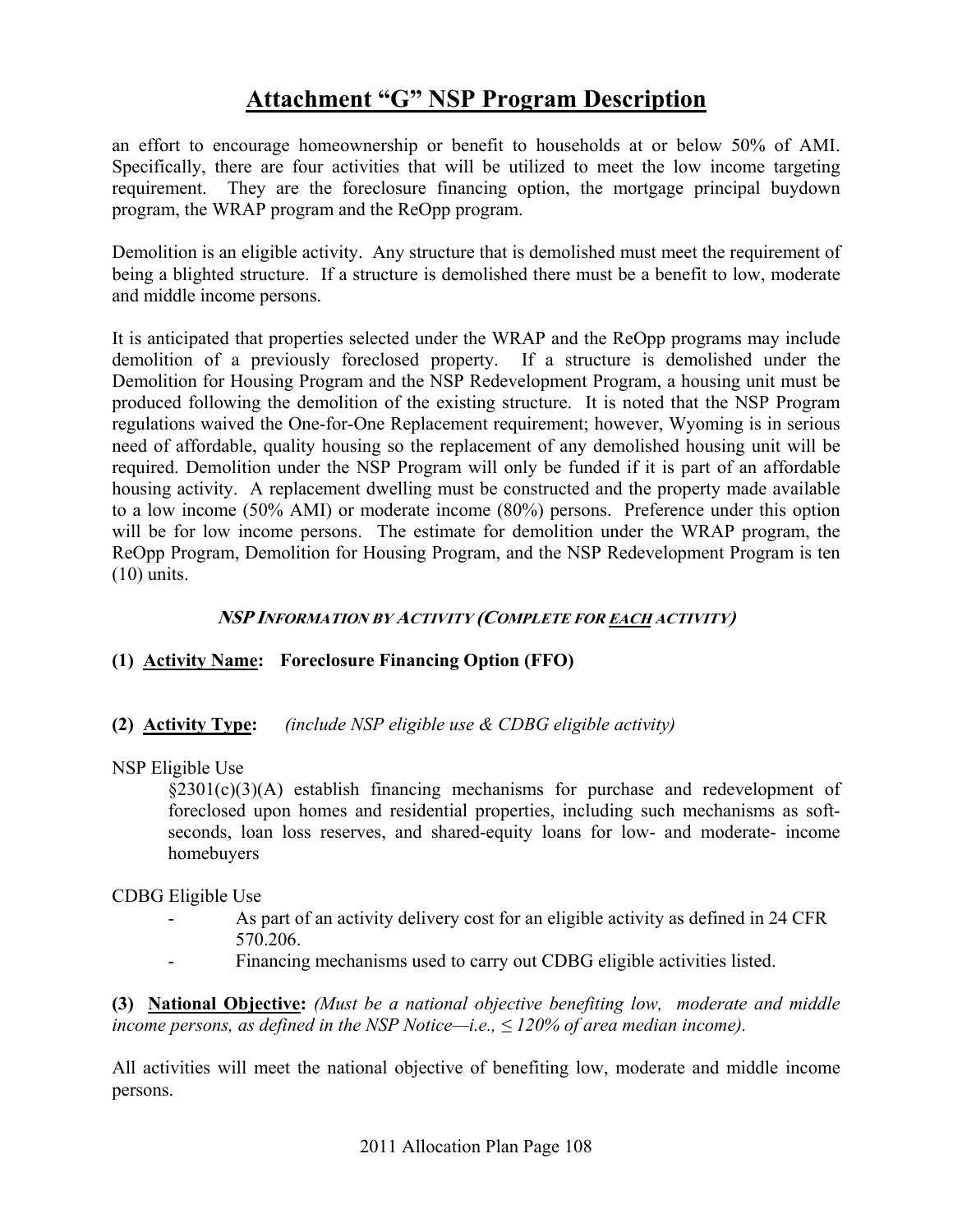# Attachment "G" NSP Program Description

an effort to encourage homeownership or benefit to households at or below 50% of AMI. Specifically, there are four activities that will be utilized to meet the low income targeting requirement. They are the foreclosure financing option, the mortgage principal buydown program, the WRAP program and the ReOpp program.

Demolition is an eligible activity. Any structure that is demolished must meet the requirement of being a blighted structure. If a structure is demolished there must be a benefit to low, moderate and middle income persons.

It is anticipated that properties selected under the WRAP and the ReOpp programs may include demolition of a previously foreclosed property. If a structure is demolished under the Demolition for Housing Program and the NSP Redevelopment Program, a housing unit must be produced following the demolition of the existing structure. It is noted that the NSP Program regulations waived the One-for-One Replacement requirement; however, Wyoming is in serious need of affordable, quality housing so the replacement of any demolished housing unit will be required. Demolition under the NSP Program will only be funded if it is part of an affordable housing activity. A replacement dwelling must be constructed and the property made available to a low income (50% AMI) or moderate income (80%) persons. Preference under this option will be for low income persons. The estimate for demolition under the WRAP program, the ReOpp Program, Demolition for Housing Program, and the NSP Redevelopment Program is ten (10) units.

### *NSP INFORMATION BY ACTIVITY (COMPLETE FOR EACH ACTIVITY)*

**(1) Activity Name: Foreclosure Financing Option (FFO)**

**(2) Activity Type:** *(include NSP eligible use & CDBG eligible activity)*

NSP Eligible Use

§2301(c)(3)(A) establish financing mechanisms for purchase and redevelopment of foreclosed upon homes and residential properties, including such mechanisms as soft-seconds, loan loss reserves, and shared-equity loans for low- and moderate- income homebuyers

CDBG Eligible Use

- As part of an activity delivery cost for an eligible activity as defined in 24 CFR 570.206.
- Financing mechanisms used to carry out CDBG eligible activities listed.

**(3) National Objective:** *(Must be a national objective benefiting low, moderate and middle income persons, as defined in the NSP Notice—i.e., ≤ 120% of area median income).*

All activities will meet the national objective of benefiting low, moderate and middle income persons.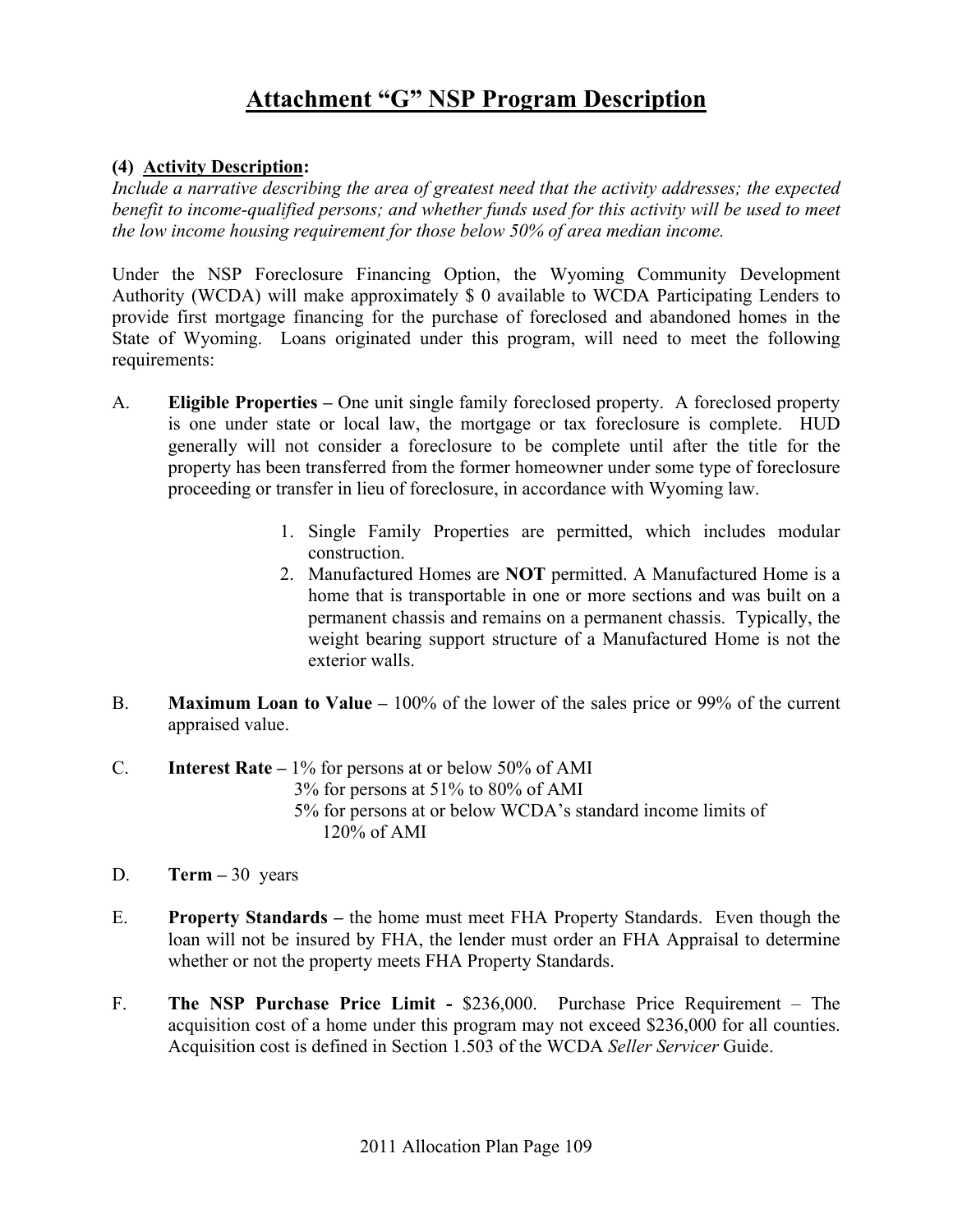# Attachment "G" NSP Program Description

**(4) Activity Description:**

*Include a narrative describing the area of greatest need that the activity addresses; the expected benefit to income-qualified persons; and whether funds used for this activity will be used to meet the low income housing requirement for those below 50% of area median income.*

Under the NSP Foreclosure Financing Option, the Wyoming Community Development Authority (WCDA) will make approximately $ 0 available to WCDA Participating Lenders to provide first mortgage financing for the purchase of foreclosed and abandoned homes in the State of Wyoming. Loans originated under this program, will need to meet the following requirements:

A. **Eligible Properties –** One unit single family foreclosed property. A foreclosed property is one under state or local law, the mortgage or tax foreclosure is complete. HUD generally will not consider a foreclosure to be complete until after the title for the property has been transferred from the former homeowner under some type of foreclosure proceeding or transfer in lieu of foreclosure, in accordance with Wyoming law.

   1. Single Family Properties are permitted, which includes modular construction.
   2. Manufactured Homes are **NOT** permitted. A Manufactured Home is a home that is transportable in one or more sections and was built on a permanent chassis and remains on a permanent chassis. Typically, the weight bearing support structure of a Manufactured Home is not the exterior walls.

B. **Maximum Loan to Value –** 100% of the lower of the sales price or 99% of the current appraised value.

C. **Interest Rate –** 1% for persons at or below 50% of AMI
   3% for persons at 51% to 80% of AMI
   5% for persons at or below WCDA's standard income limits of 120% of AMI

D. **Term –** 30 years

E. **Property Standards –** the home must meet FHA Property Standards. Even though the loan will not be insured by FHA, the lender must order an FHA Appraisal to determine whether or not the property meets FHA Property Standards.

F. **The NSP Purchase Price Limit -** $236,000. Purchase Price Requirement – The acquisition cost of a home under this program may not exceed $236,000 for all counties. Acquisition cost is defined in Section 1.503 of the WCDA *Seller Servicer* Guide.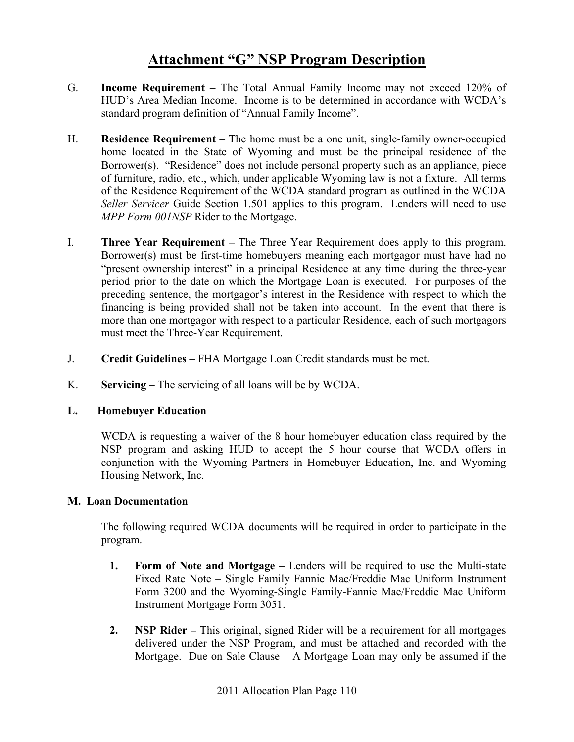# Attachment "G" NSP Program Description

G. **Income Requirement –** The Total Annual Family Income may not exceed 120% of HUD's Area Median Income. Income is to be determined in accordance with WCDA's standard program definition of "Annual Family Income".

H. **Residence Requirement –** The home must be a one unit, single-family owner-occupied home located in the State of Wyoming and must be the principal residence of the Borrower(s). "Residence" does not include personal property such as an appliance, piece of furniture, radio, etc., which, under applicable Wyoming law is not a fixture. All terms of the Residence Requirement of the WCDA standard program as outlined in the WCDA *Seller Servicer* Guide Section 1.501 applies to this program. Lenders will need to use *MPP Form 001NSP* Rider to the Mortgage.

I. **Three Year Requirement –** The Three Year Requirement does apply to this program. Borrower(s) must be first-time homebuyers meaning each mortgagor must have had no "present ownership interest" in a principal Residence at any time during the three-year period prior to the date on which the Mortgage Loan is executed. For purposes of the preceding sentence, the mortgagor's interest in the Residence with respect to which the financing is being provided shall not be taken into account. In the event that there is more than one mortgagor with respect to a particular Residence, each of such mortgagors must meet the Three-Year Requirement.

J. **Credit Guidelines –** FHA Mortgage Loan Credit standards must be met.

K. **Servicing –** The servicing of all loans will be by WCDA.

**L. Homebuyer Education**

WCDA is requesting a waiver of the 8 hour homebuyer education class required by the NSP program and asking HUD to accept the 5 hour course that WCDA offers in conjunction with the Wyoming Partners in Homebuyer Education, Inc. and Wyoming Housing Network, Inc.

**M. Loan Documentation**

The following required WCDA documents will be required in order to participate in the program.

1. **Form of Note and Mortgage –** Lenders will be required to use the Multi-state Fixed Rate Note – Single Family Fannie Mae/Freddie Mac Uniform Instrument Form 3200 and the Wyoming-Single Family-Fannie Mae/Freddie Mac Uniform Instrument Mortgage Form 3051.

2. **NSP Rider –** This original, signed Rider will be a requirement for all mortgages delivered under the NSP Program, and must be attached and recorded with the Mortgage. Due on Sale Clause – A Mortgage Loan may only be assumed if the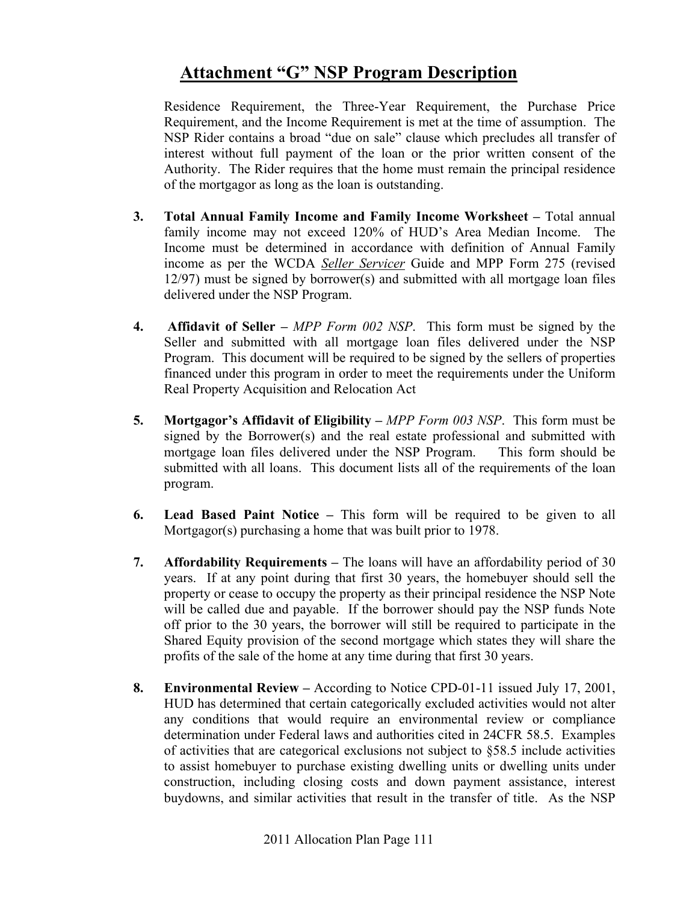# Attachment "G" NSP Program Description

Residence Requirement, the Three-Year Requirement, the Purchase Price Requirement, and the Income Requirement is met at the time of assumption. The NSP Rider contains a broad "due on sale" clause which precludes all transfer of interest without full payment of the loan or the prior written consent of the Authority. The Rider requires that the home must remain the principal residence of the mortgagor as long as the loan is outstanding.

3. **Total Annual Family Income and Family Income Worksheet –** Total annual family income may not exceed 120% of HUD's Area Median Income. The Income must be determined in accordance with definition of Annual Family income as per the WCDA *Seller Servicer* Guide and MPP Form 275 (revised 12/97) must be signed by borrower(s) and submitted with all mortgage loan files delivered under the NSP Program.

4. **Affidavit of Seller –** *MPP Form 002 NSP*. This form must be signed by the Seller and submitted with all mortgage loan files delivered under the NSP Program. This document will be required to be signed by the sellers of properties financed under this program in order to meet the requirements under the Uniform Real Property Acquisition and Relocation Act

5. **Mortgagor's Affidavit of Eligibility –** *MPP Form 003 NSP*. This form must be signed by the Borrower(s) and the real estate professional and submitted with mortgage loan files delivered under the NSP Program. This form should be submitted with all loans. This document lists all of the requirements of the loan program.

6. **Lead Based Paint Notice –** This form will be required to be given to all Mortgagor(s) purchasing a home that was built prior to 1978.

7. **Affordability Requirements –** The loans will have an affordability period of 30 years. If at any point during that first 30 years, the homebuyer should sell the property or cease to occupy the property as their principal residence the NSP Note will be called due and payable. If the borrower should pay the NSP funds Note off prior to the 30 years, the borrower will still be required to participate in the Shared Equity provision of the second mortgage which states they will share the profits of the sale of the home at any time during that first 30 years.

8. **Environmental Review –** According to Notice CPD-01-11 issued July 17, 2001, HUD has determined that certain categorically excluded activities would not alter any conditions that would require an environmental review or compliance determination under Federal laws and authorities cited in 24CFR 58.5. Examples of activities that are categorical exclusions not subject to §58.5 include activities to assist homebuyer to purchase existing dwelling units or dwelling units under construction, including closing costs and down payment assistance, interest buydowns, and similar activities that result in the transfer of title. As the NSP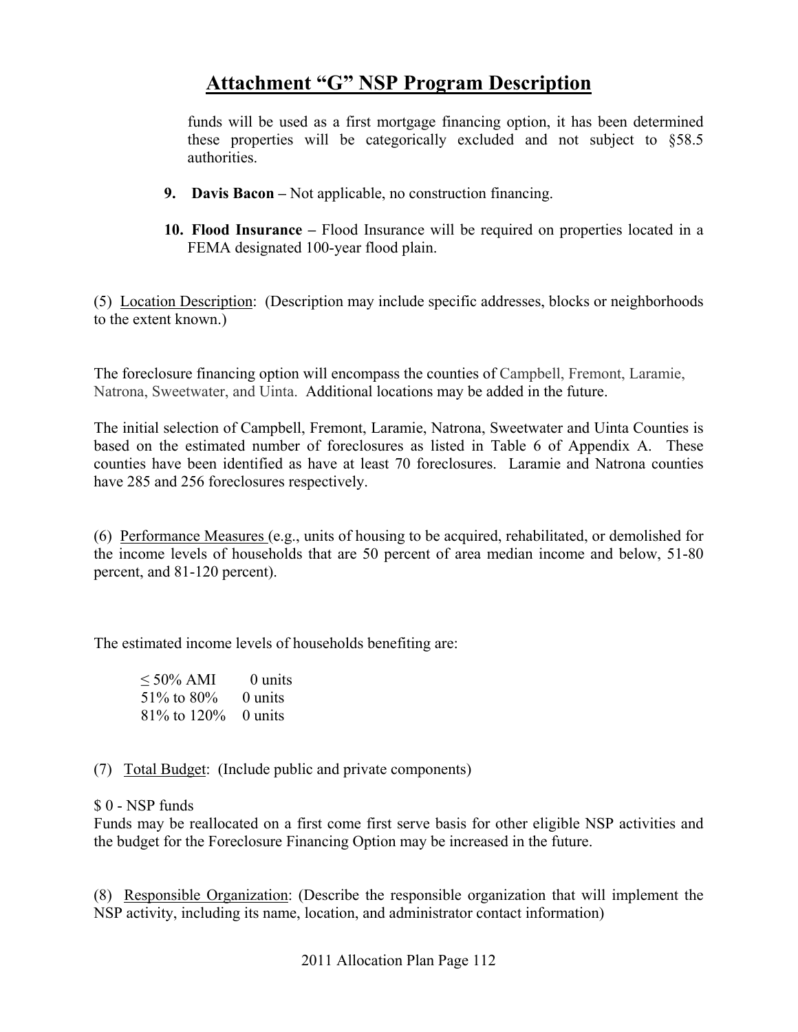# Attachment "G" NSP Program Description

funds will be used as a first mortgage financing option, it has been determined these properties will be categorically excluded and not subject to §58.5 authorities.

9. **Davis Bacon –** Not applicable, no construction financing.

10. **Flood Insurance –** Flood Insurance will be required on properties located in a FEMA designated 100-year flood plain.

(5) Location Description: (Description may include specific addresses, blocks or neighborhoods to the extent known.)

The foreclosure financing option will encompass the counties of Campbell, Fremont, Laramie, Natrona, Sweetwater, and Uinta. Additional locations may be added in the future.

The initial selection of Campbell, Fremont, Laramie, Natrona, Sweetwater and Uinta Counties is based on the estimated number of foreclosures as listed in Table 6 of Appendix A. These counties have been identified as have at least 70 foreclosures. Laramie and Natrona counties have 285 and 256 foreclosures respectively.

(6) Performance Measures (e.g., units of housing to be acquired, rehabilitated, or demolished for the income levels of households that are 50 percent of area median income and below, 51-80 percent, and 81-120 percent).

The estimated income levels of households benefiting are:

≤ 50% AMI 0 units
51% to 80% 0 units
81% to 120% 0 units

(7) Total Budget: (Include public and private components)

$ 0 - NSP funds
Funds may be reallocated on a first come first serve basis for other eligible NSP activities and the budget for the Foreclosure Financing Option may be increased in the future.

(8) Responsible Organization: (Describe the responsible organization that will implement the NSP activity, including its name, location, and administrator contact information)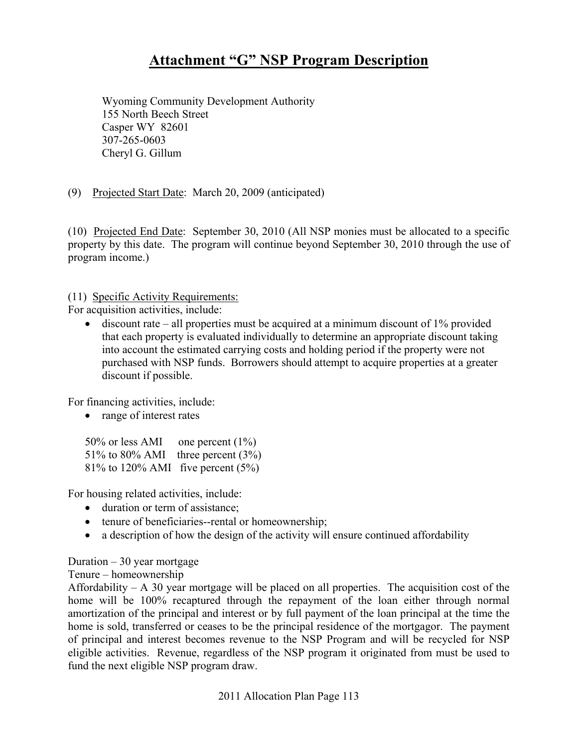# Attachment "G" NSP Program Description

Wyoming Community Development Authority
155 North Beech Street
Casper WY 82601
307-265-0603
Cheryl G. Gillum

(9) Projected Start Date: March 20, 2009 (anticipated)

(10) Projected End Date: September 30, 2010 (All NSP monies must be allocated to a specific property by this date. The program will continue beyond September 30, 2010 through the use of program income.)

(11) Specific Activity Requirements:
For acquisition activities, include:

- discount rate – all properties must be acquired at a minimum discount of 1% provided that each property is evaluated individually to determine an appropriate discount taking into account the estimated carrying costs and holding period if the property were not purchased with NSP funds. Borrowers should attempt to acquire properties at a greater discount if possible.

For financing activities, include:

- range of interest rates

50% or less AMI one percent (1%)
51% to 80% AMI three percent (3%)
81% to 120% AMI five percent (5%)

For housing related activities, include:

- duration or term of assistance;
- tenure of beneficiaries--rental or homeownership;
- a description of how the design of the activity will ensure continued affordability

Duration – 30 year mortgage
Tenure – homeownership
Affordability – A 30 year mortgage will be placed on all properties. The acquisition cost of the home will be 100% recaptured through the repayment of the loan either through normal amortization of the principal and interest or by full payment of the loan principal at the time the home is sold, transferred or ceases to be the principal residence of the mortgagor. The payment of principal and interest becomes revenue to the NSP Program and will be recycled for NSP eligible activities. Revenue, regardless of the NSP program it originated from must be used to fund the next eligible NSP program draw.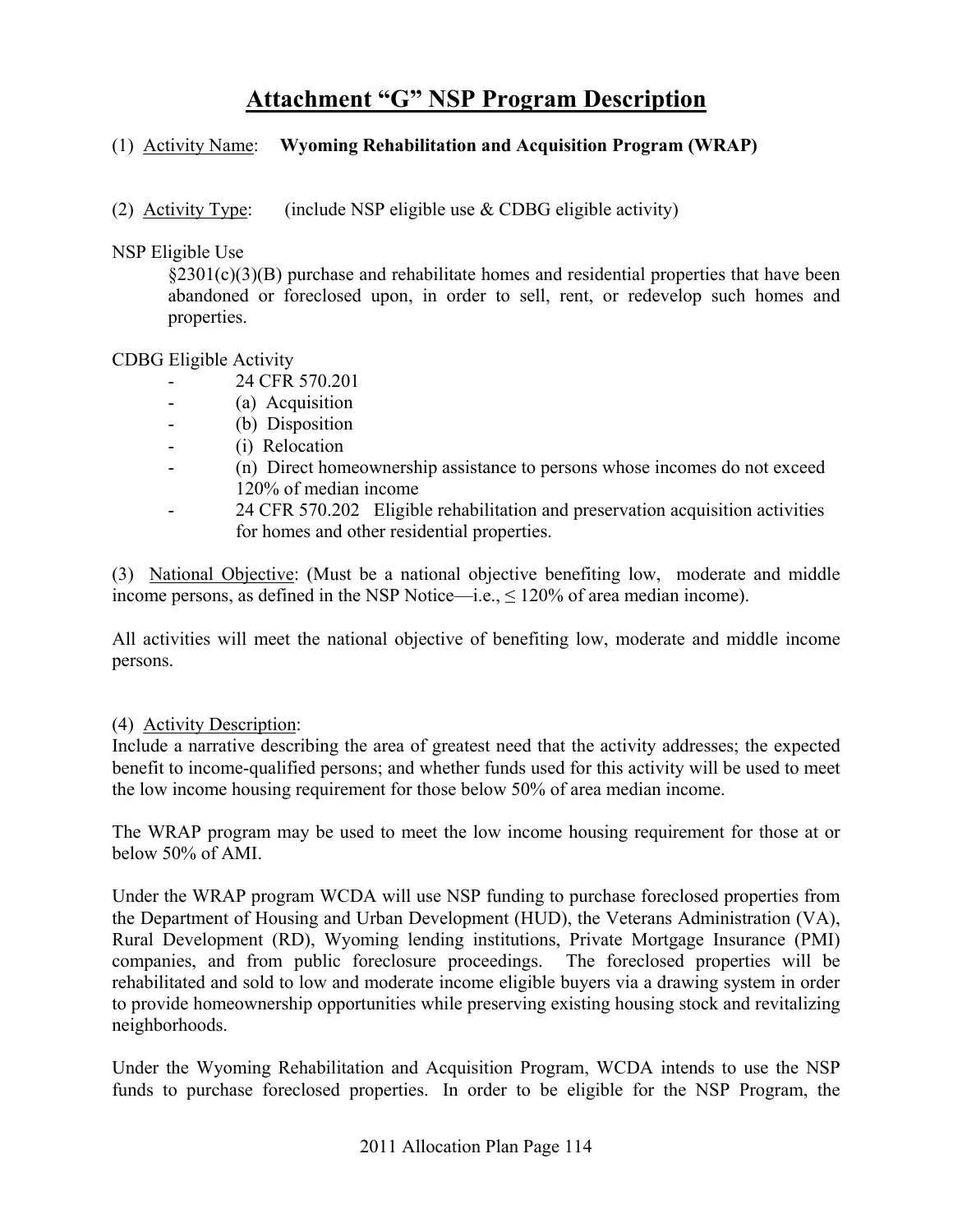# Attachment "G" NSP Program Description

(1) Activity Name: **Wyoming Rehabilitation and Acquisition Program (WRAP)**

(2) Activity Type: (include NSP eligible use & CDBG eligible activity)

NSP Eligible Use

§2301(c)(3)(B) purchase and rehabilitate homes and residential properties that have been abandoned or foreclosed upon, in order to sell, rent, or redevelop such homes and properties.

CDBG Eligible Activity

- 24 CFR 570.201
- (a) Acquisition
- (b) Disposition
- (i) Relocation
- (n) Direct homeownership assistance to persons whose incomes do not exceed 120% of median income
- 24 CFR 570.202 Eligible rehabilitation and preservation acquisition activities for homes and other residential properties.

(3) National Objective: (Must be a national objective benefiting low, moderate and middle income persons, as defined in the NSP Notice—i.e., ≤ 120% of area median income).

All activities will meet the national objective of benefiting low, moderate and middle income persons.

(4) Activity Description:

Include a narrative describing the area of greatest need that the activity addresses; the expected benefit to income-qualified persons; and whether funds used for this activity will be used to meet the low income housing requirement for those below 50% of area median income.

The WRAP program may be used to meet the low income housing requirement for those at or below 50% of AMI.

Under the WRAP program WCDA will use NSP funding to purchase foreclosed properties from the Department of Housing and Urban Development (HUD), the Veterans Administration (VA), Rural Development (RD), Wyoming lending institutions, Private Mortgage Insurance (PMI) companies, and from public foreclosure proceedings. The foreclosed properties will be rehabilitated and sold to low and moderate income eligible buyers via a drawing system in order to provide homeownership opportunities while preserving existing housing stock and revitalizing neighborhoods.

Under the Wyoming Rehabilitation and Acquisition Program, WCDA intends to use the NSP funds to purchase foreclosed properties. In order to be eligible for the NSP Program, the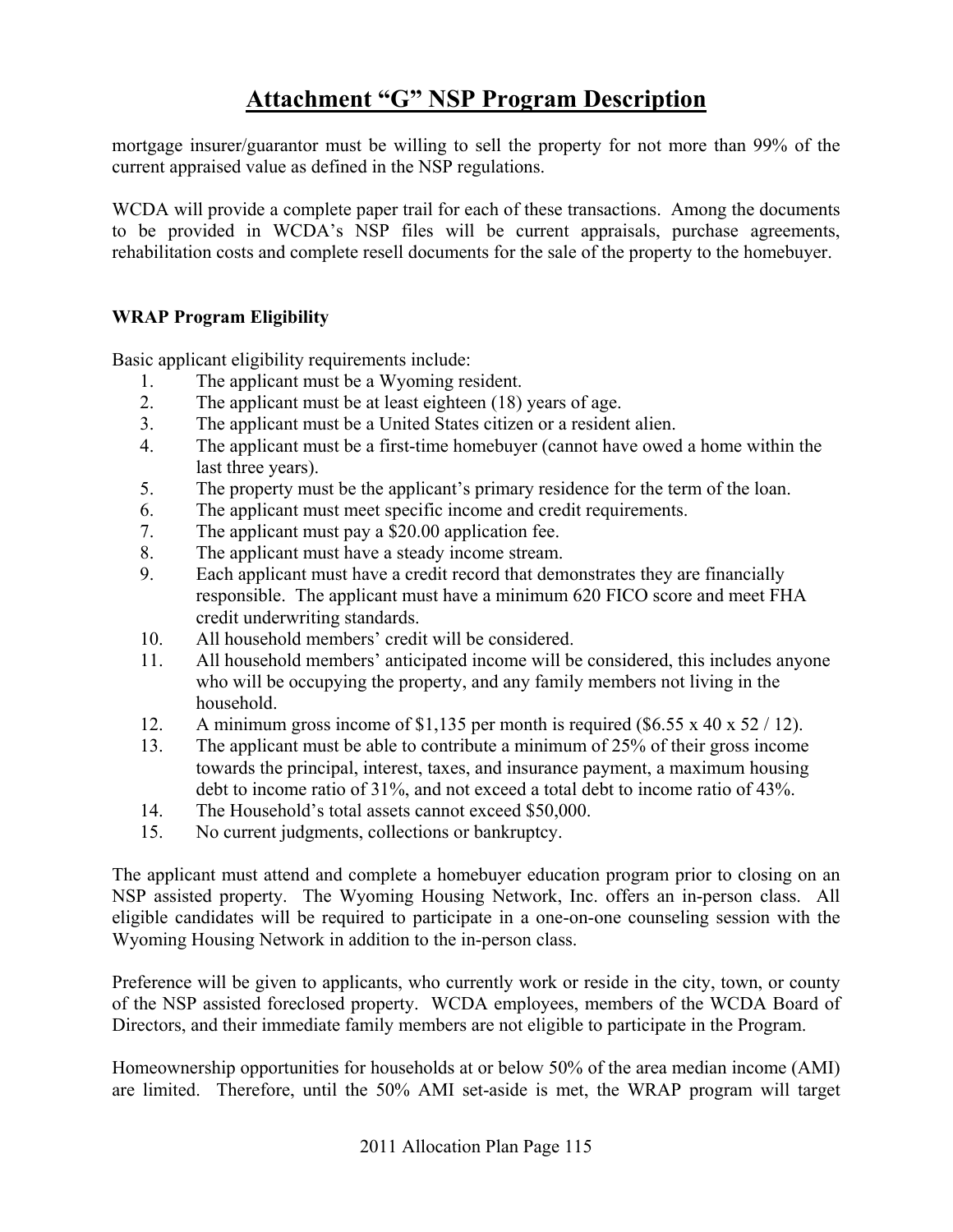mortgage insurer/guarantor must be willing to sell the property for not more than 99% of the current appraised value as defined in the NSP regulations.

WCDA will provide a complete paper trail for each of these transactions. Among the documents to be provided in WCDA's NSP files will be current appraisals, purchase agreements, rehabilitation costs and complete resell documents for the sale of the property to the homebuyer.

**WRAP Program Eligibility**

Basic applicant eligibility requirements include:

1. The applicant must be a Wyoming resident.
2. The applicant must be at least eighteen (18) years of age.
3. The applicant must be a United States citizen or a resident alien.
4. The applicant must be a first-time homebuyer (cannot have owed a home within the last three years).
5. The property must be the applicant's primary residence for the term of the loan.
6. The applicant must meet specific income and credit requirements.
7. The applicant must pay a $20.00 application fee.
8. The applicant must have a steady income stream.
9. Each applicant must have a credit record that demonstrates they are financially responsible. The applicant must have a minimum 620 FICO score and meet FHA credit underwriting standards.
10. All household members' credit will be considered.
11. All household members' anticipated income will be considered, this includes anyone who will be occupying the property, and any family members not living in the household.
12. A minimum gross income of $1,135 per month is required ($6.55 x 40 x 52 / 12).
13. The applicant must be able to contribute a minimum of 25% of their gross income towards the principal, interest, taxes, and insurance payment, a maximum housing debt to income ratio of 31%, and not exceed a total debt to income ratio of 43%.
14. The Household's total assets cannot exceed $50,000.
15. No current judgments, collections or bankruptcy.

The applicant must attend and complete a homebuyer education program prior to closing on an NSP assisted property. The Wyoming Housing Network, Inc. offers an in-person class. All eligible candidates will be required to participate in a one-on-one counseling session with the Wyoming Housing Network in addition to the in-person class.

Preference will be given to applicants, who currently work or reside in the city, town, or county of the NSP assisted foreclosed property. WCDA employees, members of the WCDA Board of Directors, and their immediate family members are not eligible to participate in the Program.

Homeownership opportunities for households at or below 50% of the area median income (AMI) are limited. Therefore, until the 50% AMI set-aside is met, the WRAP program will target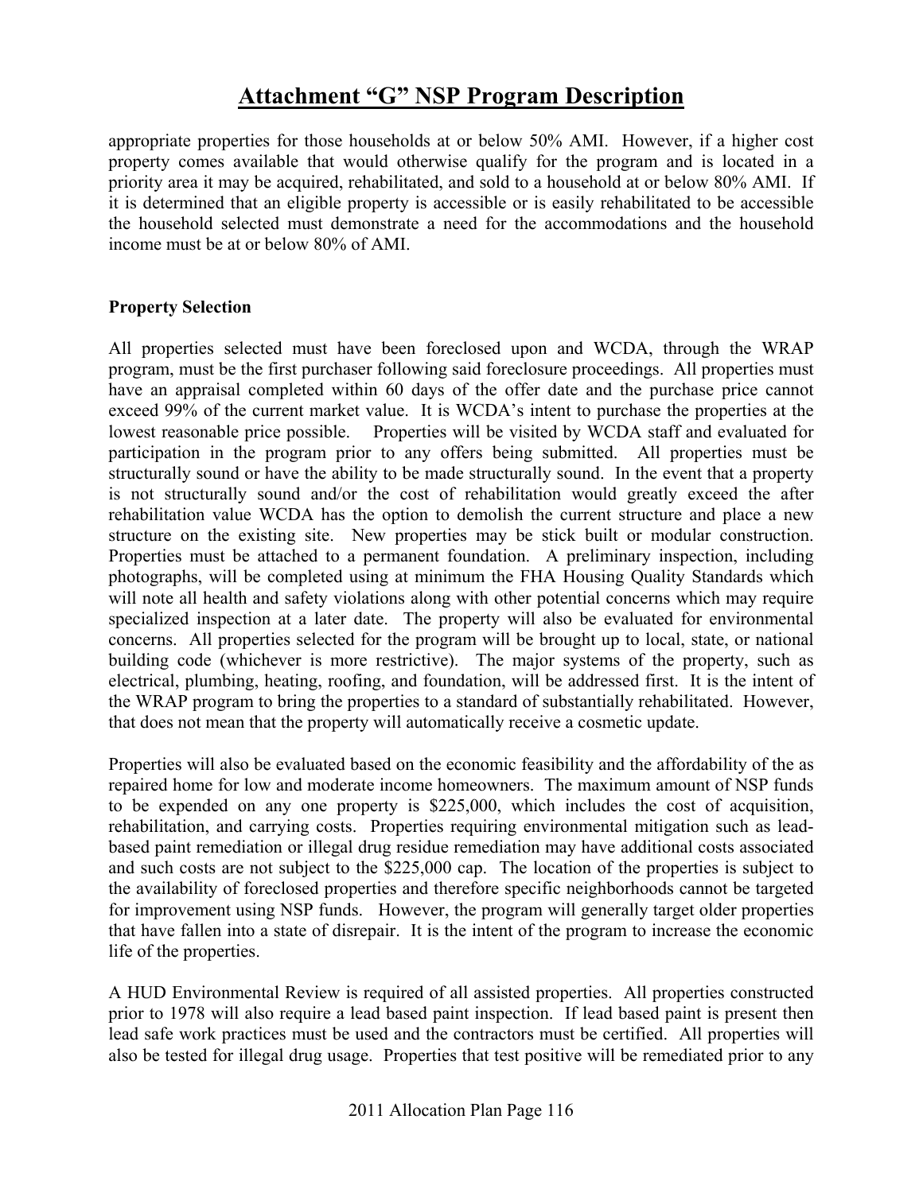# Attachment "G" NSP Program Description

appropriate properties for those households at or below 50% AMI. However, if a higher cost property comes available that would otherwise qualify for the program and is located in a priority area it may be acquired, rehabilitated, and sold to a household at or below 80% AMI. If it is determined that an eligible property is accessible or is easily rehabilitated to be accessible the household selected must demonstrate a need for the accommodations and the household income must be at or below 80% of AMI.

**Property Selection**

All properties selected must have been foreclosed upon and WCDA, through the WRAP program, must be the first purchaser following said foreclosure proceedings. All properties must have an appraisal completed within 60 days of the offer date and the purchase price cannot exceed 99% of the current market value. It is WCDA's intent to purchase the properties at the lowest reasonable price possible. Properties will be visited by WCDA staff and evaluated for participation in the program prior to any offers being submitted. All properties must be structurally sound or have the ability to be made structurally sound. In the event that a property is not structurally sound and/or the cost of rehabilitation would greatly exceed the after rehabilitation value WCDA has the option to demolish the current structure and place a new structure on the existing site. New properties may be stick built or modular construction. Properties must be attached to a permanent foundation. A preliminary inspection, including photographs, will be completed using at minimum the FHA Housing Quality Standards which will note all health and safety violations along with other potential concerns which may require specialized inspection at a later date. The property will also be evaluated for environmental concerns. All properties selected for the program will be brought up to local, state, or national building code (whichever is more restrictive). The major systems of the property, such as electrical, plumbing, heating, roofing, and foundation, will be addressed first. It is the intent of the WRAP program to bring the properties to a standard of substantially rehabilitated. However, that does not mean that the property will automatically receive a cosmetic update.

Properties will also be evaluated based on the economic feasibility and the affordability of the as repaired home for low and moderate income homeowners. The maximum amount of NSP funds to be expended on any one property is $225,000, which includes the cost of acquisition, rehabilitation, and carrying costs. Properties requiring environmental mitigation such as lead-based paint remediation or illegal drug residue remediation may have additional costs associated and such costs are not subject to the $225,000 cap. The location of the properties is subject to the availability of foreclosed properties and therefore specific neighborhoods cannot be targeted for improvement using NSP funds. However, the program will generally target older properties that have fallen into a state of disrepair. It is the intent of the program to increase the economic life of the properties.

A HUD Environmental Review is required of all assisted properties. All properties constructed prior to 1978 will also require a lead based paint inspection. If lead based paint is present then lead safe work practices must be used and the contractors must be certified. All properties will also be tested for illegal drug usage. Properties that test positive will be remediated prior to any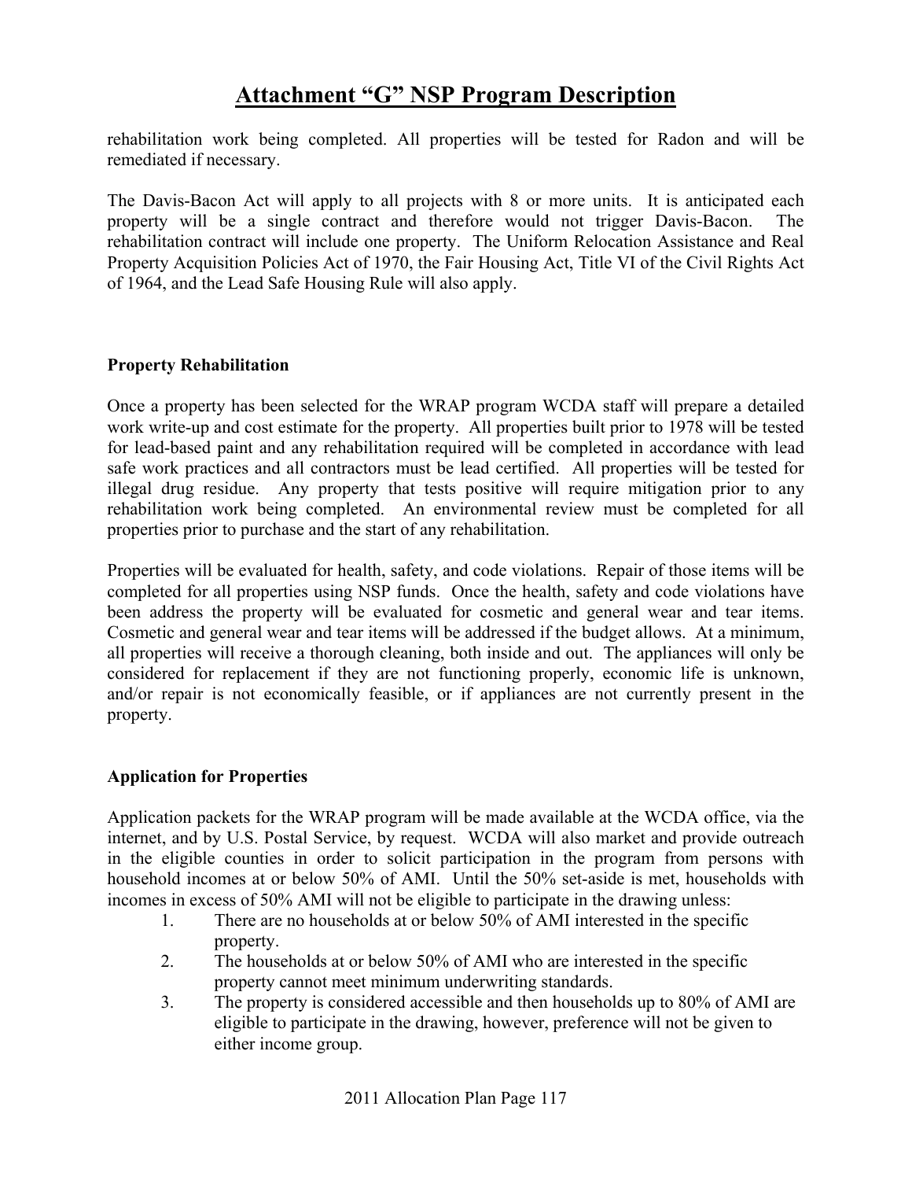# Attachment "G" NSP Program Description

rehabilitation work being completed. All properties will be tested for Radon and will be remediated if necessary.

The Davis-Bacon Act will apply to all projects with 8 or more units. It is anticipated each property will be a single contract and therefore would not trigger Davis-Bacon. The rehabilitation contract will include one property. The Uniform Relocation Assistance and Real Property Acquisition Policies Act of 1970, the Fair Housing Act, Title VI of the Civil Rights Act of 1964, and the Lead Safe Housing Rule will also apply.

**Property Rehabilitation**

Once a property has been selected for the WRAP program WCDA staff will prepare a detailed work write-up and cost estimate for the property. All properties built prior to 1978 will be tested for lead-based paint and any rehabilitation required will be completed in accordance with lead safe work practices and all contractors must be lead certified. All properties will be tested for illegal drug residue. Any property that tests positive will require mitigation prior to any rehabilitation work being completed. An environmental review must be completed for all properties prior to purchase and the start of any rehabilitation.

Properties will be evaluated for health, safety, and code violations. Repair of those items will be completed for all properties using NSP funds. Once the health, safety and code violations have been address the property will be evaluated for cosmetic and general wear and tear items. Cosmetic and general wear and tear items will be addressed if the budget allows. At a minimum, all properties will receive a thorough cleaning, both inside and out. The appliances will only be considered for replacement if they are not functioning properly, economic life is unknown, and/or repair is not economically feasible, or if appliances are not currently present in the property.

**Application for Properties**

Application packets for the WRAP program will be made available at the WCDA office, via the internet, and by U.S. Postal Service, by request. WCDA will also market and provide outreach in the eligible counties in order to solicit participation in the program from persons with household incomes at or below 50% of AMI. Until the 50% set-aside is met, households with incomes in excess of 50% AMI will not be eligible to participate in the drawing unless:

1. There are no households at or below 50% of AMI interested in the specific property.
2. The households at or below 50% of AMI who are interested in the specific property cannot meet minimum underwriting standards.
3. The property is considered accessible and then households up to 80% of AMI are eligible to participate in the drawing, however, preference will not be given to either income group.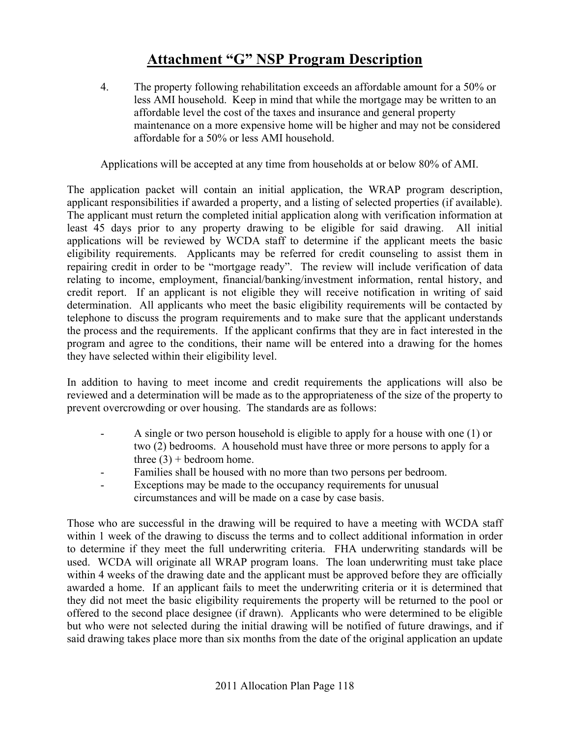# Attachment "G" NSP Program Description

4. The property following rehabilitation exceeds an affordable amount for a 50% or less AMI household. Keep in mind that while the mortgage may be written to an affordable level the cost of the taxes and insurance and general property maintenance on a more expensive home will be higher and may not be considered affordable for a 50% or less AMI household.

Applications will be accepted at any time from households at or below 80% of AMI.

The application packet will contain an initial application, the WRAP program description, applicant responsibilities if awarded a property, and a listing of selected properties (if available). The applicant must return the completed initial application along with verification information at least 45 days prior to any property drawing to be eligible for said drawing. All initial applications will be reviewed by WCDA staff to determine if the applicant meets the basic eligibility requirements. Applicants may be referred for credit counseling to assist them in repairing credit in order to be "mortgage ready". The review will include verification of data relating to income, employment, financial/banking/investment information, rental history, and credit report. If an applicant is not eligible they will receive notification in writing of said determination. All applicants who meet the basic eligibility requirements will be contacted by telephone to discuss the program requirements and to make sure that the applicant understands the process and the requirements. If the applicant confirms that they are in fact interested in the program and agree to the conditions, their name will be entered into a drawing for the homes they have selected within their eligibility level.

In addition to having to meet income and credit requirements the applications will also be reviewed and a determination will be made as to the appropriateness of the size of the property to prevent overcrowding or over housing. The standards are as follows:

- A single or two person household is eligible to apply for a house with one (1) or two (2) bedrooms. A household must have three or more persons to apply for a three (3) + bedroom home.
- Families shall be housed with no more than two persons per bedroom.
- Exceptions may be made to the occupancy requirements for unusual circumstances and will be made on a case by case basis.

Those who are successful in the drawing will be required to have a meeting with WCDA staff within 1 week of the drawing to discuss the terms and to collect additional information in order to determine if they meet the full underwriting criteria. FHA underwriting standards will be used. WCDA will originate all WRAP program loans. The loan underwriting must take place within 4 weeks of the drawing date and the applicant must be approved before they are officially awarded a home. If an applicant fails to meet the underwriting criteria or it is determined that they did not meet the basic eligibility requirements the property will be returned to the pool or offered to the second place designee (if drawn). Applicants who were determined to be eligible but who were not selected during the initial drawing will be notified of future drawings, and if said drawing takes place more than six months from the date of the original application an update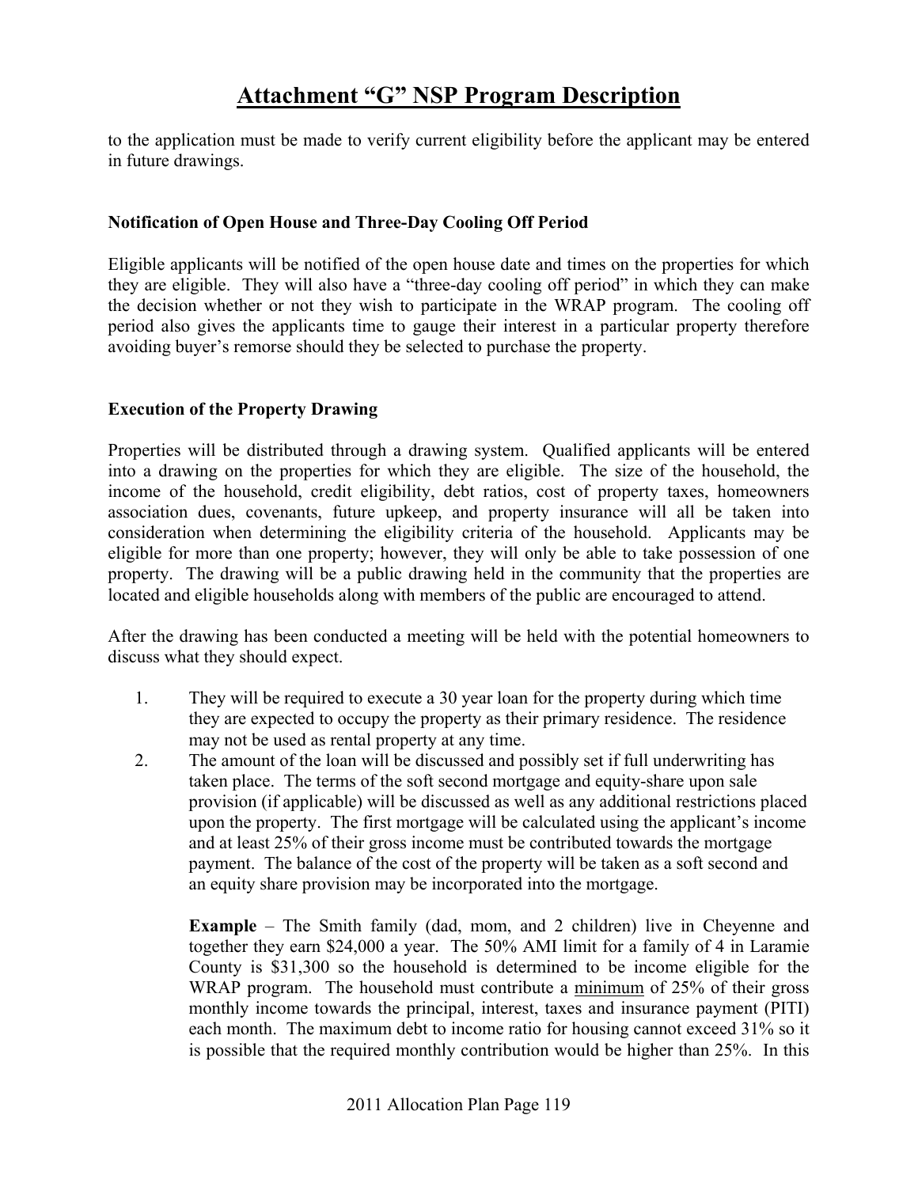# Attachment "G" NSP Program Description

to the application must be made to verify current eligibility before the applicant may be entered in future drawings.

**Notification of Open House and Three-Day Cooling Off Period**

Eligible applicants will be notified of the open house date and times on the properties for which they are eligible. They will also have a "three-day cooling off period" in which they can make the decision whether or not they wish to participate in the WRAP program. The cooling off period also gives the applicants time to gauge their interest in a particular property therefore avoiding buyer's remorse should they be selected to purchase the property.

**Execution of the Property Drawing**

Properties will be distributed through a drawing system. Qualified applicants will be entered into a drawing on the properties for which they are eligible. The size of the household, the income of the household, credit eligibility, debt ratios, cost of property taxes, homeowners association dues, covenants, future upkeep, and property insurance will all be taken into consideration when determining the eligibility criteria of the household. Applicants may be eligible for more than one property; however, they will only be able to take possession of one property. The drawing will be a public drawing held in the community that the properties are located and eligible households along with members of the public are encouraged to attend.

After the drawing has been conducted a meeting will be held with the potential homeowners to discuss what they should expect.

1. They will be required to execute a 30 year loan for the property during which time they are expected to occupy the property as their primary residence. The residence may not be used as rental property at any time.
2. The amount of the loan will be discussed and possibly set if full underwriting has taken place. The terms of the soft second mortgage and equity-share upon sale provision (if applicable) will be discussed as well as any additional restrictions placed upon the property. The first mortgage will be calculated using the applicant's income and at least 25% of their gross income must be contributed towards the mortgage payment. The balance of the cost of the property will be taken as a soft second and an equity share provision may be incorporated into the mortgage.

   **Example** – The Smith family (dad, mom, and 2 children) live in Cheyenne and together they earn $24,000 a year. The 50% AMI limit for a family of 4 in Laramie County is $31,300 so the household is determined to be income eligible for the WRAP program. The household must contribute a <u>minimum</u> of 25% of their gross monthly income towards the principal, interest, taxes and insurance payment (PITI) each month. The maximum debt to income ratio for housing cannot exceed 31% so it is possible that the required monthly contribution would be higher than 25%. In this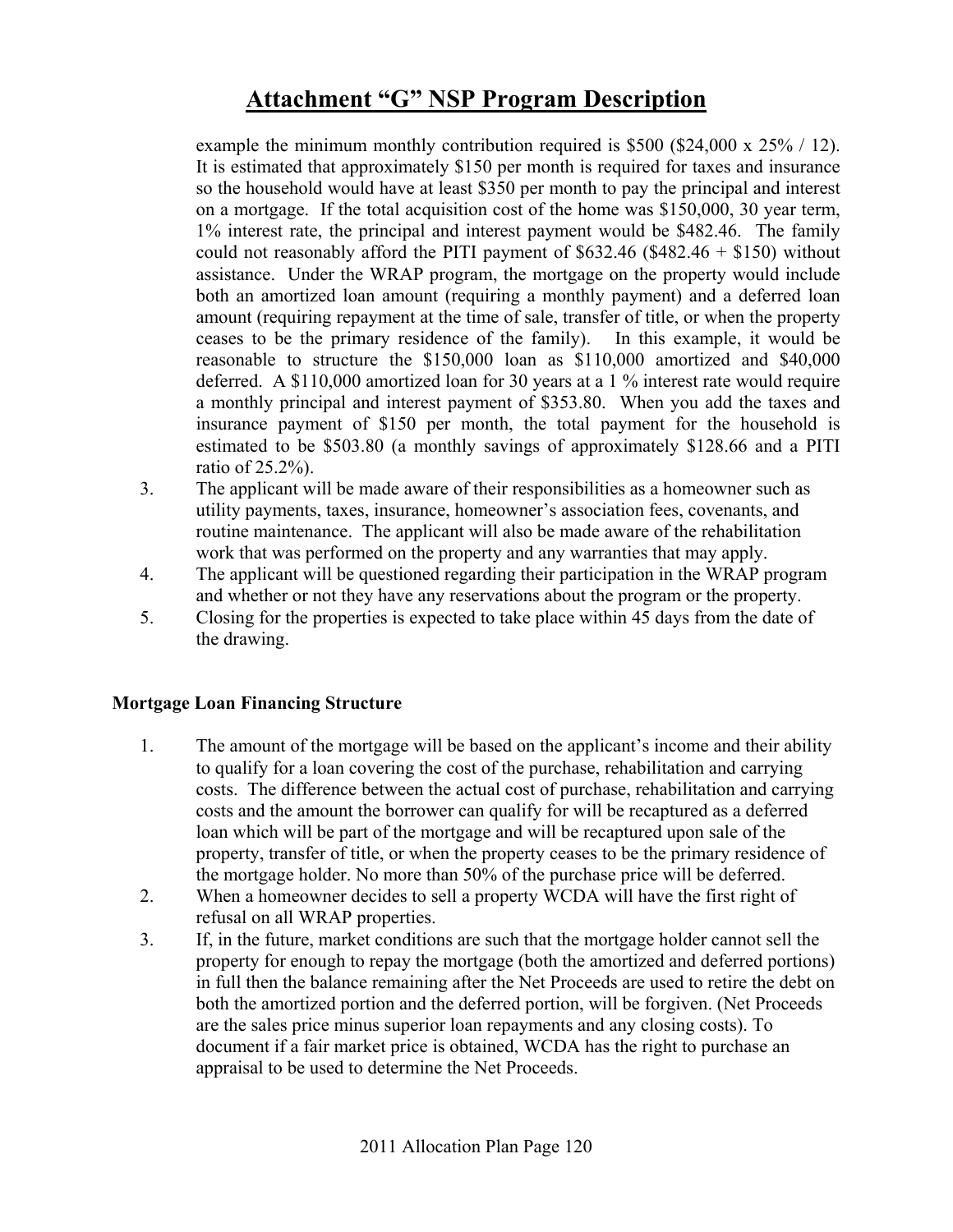# Attachment "G" NSP Program Description

example the minimum monthly contribution required is $500 ($24,000 x 25% / 12). It is estimated that approximately $150 per month is required for taxes and insurance so the household would have at least $350 per month to pay the principal and interest on a mortgage. If the total acquisition cost of the home was $150,000, 30 year term, 1% interest rate, the principal and interest payment would be $482.46. The family could not reasonably afford the PITI payment of $632.46 ($482.46 + $150) without assistance. Under the WRAP program, the mortgage on the property would include both an amortized loan amount (requiring a monthly payment) and a deferred loan amount (requiring repayment at the time of sale, transfer of title, or when the property ceases to be the primary residence of the family). In this example, it would be reasonable to structure the $150,000 loan as $110,000 amortized and $40,000 deferred. A $110,000 amortized loan for 30 years at a 1 % interest rate would require a monthly principal and interest payment of $353.80. When you add the taxes and insurance payment of $150 per month, the total payment for the household is estimated to be $503.80 (a monthly savings of approximately $128.66 and a PITI ratio of 25.2%).

3. The applicant will be made aware of their responsibilities as a homeowner such as utility payments, taxes, insurance, homeowner's association fees, covenants, and routine maintenance. The applicant will also be made aware of the rehabilitation work that was performed on the property and any warranties that may apply.
4. The applicant will be questioned regarding their participation in the WRAP program and whether or not they have any reservations about the program or the property.
5. Closing for the properties is expected to take place within 45 days from the date of the drawing.

**Mortgage Loan Financing Structure**

1. The amount of the mortgage will be based on the applicant's income and their ability to qualify for a loan covering the cost of the purchase, rehabilitation and carrying costs. The difference between the actual cost of purchase, rehabilitation and carrying costs and the amount the borrower can qualify for will be recaptured as a deferred loan which will be part of the mortgage and will be recaptured upon sale of the property, transfer of title, or when the property ceases to be the primary residence of the mortgage holder. No more than 50% of the purchase price will be deferred.
2. When a homeowner decides to sell a property WCDA will have the first right of refusal on all WRAP properties.
3. If, in the future, market conditions are such that the mortgage holder cannot sell the property for enough to repay the mortgage (both the amortized and deferred portions) in full then the balance remaining after the Net Proceeds are used to retire the debt on both the amortized portion and the deferred portion, will be forgiven. (Net Proceeds are the sales price minus superior loan repayments and any closing costs). To document if a fair market price is obtained, WCDA has the right to purchase an appraisal to be used to determine the Net Proceeds.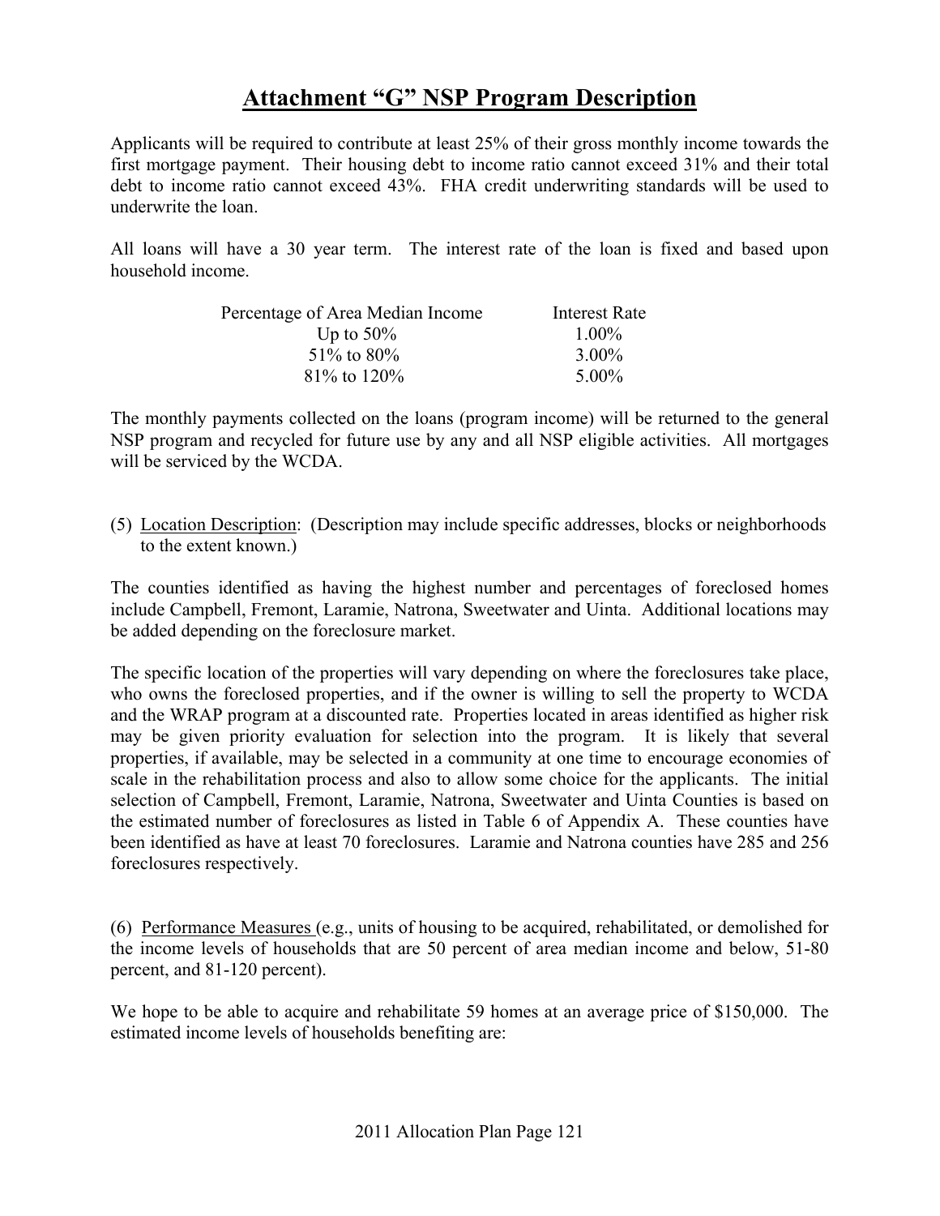# Attachment "G" NSP Program Description

Applicants will be required to contribute at least 25% of their gross monthly income towards the first mortgage payment. Their housing debt to income ratio cannot exceed 31% and their total debt to income ratio cannot exceed 43%. FHA credit underwriting standards will be used to underwrite the loan.

All loans will have a 30 year term. The interest rate of the loan is fixed and based upon household income.

| Percentage of Area Median Income | Interest Rate |
|---|---|
| Up to 50% | 1.00% |
| 51% to 80% | 3.00% |
| 81% to 120% | 5.00% |

The monthly payments collected on the loans (program income) will be returned to the general NSP program and recycled for future use by any and all NSP eligible activities. All mortgages will be serviced by the WCDA.

(5) Location Description: (Description may include specific addresses, blocks or neighborhoods to the extent known.)

The counties identified as having the highest number and percentages of foreclosed homes include Campbell, Fremont, Laramie, Natrona, Sweetwater and Uinta. Additional locations may be added depending on the foreclosure market.

The specific location of the properties will vary depending on where the foreclosures take place, who owns the foreclosed properties, and if the owner is willing to sell the property to WCDA and the WRAP program at a discounted rate. Properties located in areas identified as higher risk may be given priority evaluation for selection into the program. It is likely that several properties, if available, may be selected in a community at one time to encourage economies of scale in the rehabilitation process and also to allow some choice for the applicants. The initial selection of Campbell, Fremont, Laramie, Natrona, Sweetwater and Uinta Counties is based on the estimated number of foreclosures as listed in Table 6 of Appendix A. These counties have been identified as have at least 70 foreclosures. Laramie and Natrona counties have 285 and 256 foreclosures respectively.

(6) Performance Measures (e.g., units of housing to be acquired, rehabilitated, or demolished for the income levels of households that are 50 percent of area median income and below, 51-80 percent, and 81-120 percent).

We hope to be able to acquire and rehabilitate 59 homes at an average price of $150,000. The estimated income levels of households benefiting are: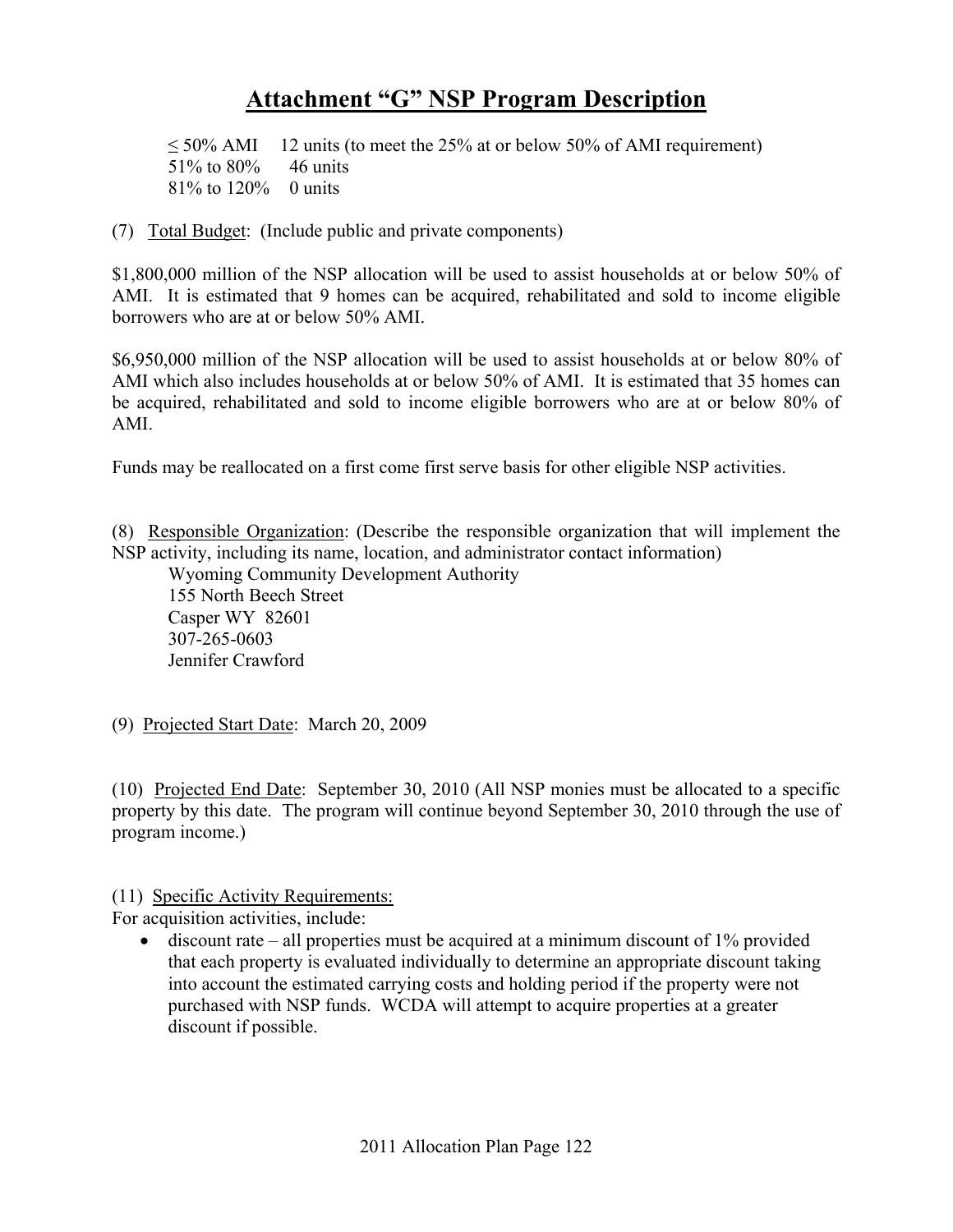# Attachment "G" NSP Program Description

≤ 50% AMI     12 units (to meet the 25% at or below 50% of AMI requirement)
51% to 80%     46 units
81% to 120%    0 units

(7) Total Budget: (Include public and private components)

$1,800,000 million of the NSP allocation will be used to assist households at or below 50% of AMI. It is estimated that 9 homes can be acquired, rehabilitated and sold to income eligible borrowers who are at or below 50% AMI.

$6,950,000 million of the NSP allocation will be used to assist households at or below 80% of AMI which also includes households at or below 50% of AMI. It is estimated that 35 homes can be acquired, rehabilitated and sold to income eligible borrowers who are at or below 80% of AMI.

Funds may be reallocated on a first come first serve basis for other eligible NSP activities.

(8) Responsible Organization: (Describe the responsible organization that will implement the NSP activity, including its name, location, and administrator contact information)

Wyoming Community Development Authority
155 North Beech Street
Casper WY 82601
307-265-0603
Jennifer Crawford

(9) Projected Start Date: March 20, 2009

(10) Projected End Date: September 30, 2010 (All NSP monies must be allocated to a specific property by this date. The program will continue beyond September 30, 2010 through the use of program income.)

(11) Specific Activity Requirements:
For acquisition activities, include:

- discount rate – all properties must be acquired at a minimum discount of 1% provided that each property is evaluated individually to determine an appropriate discount taking into account the estimated carrying costs and holding period if the property were not purchased with NSP funds. WCDA will attempt to acquire properties at a greater discount if possible.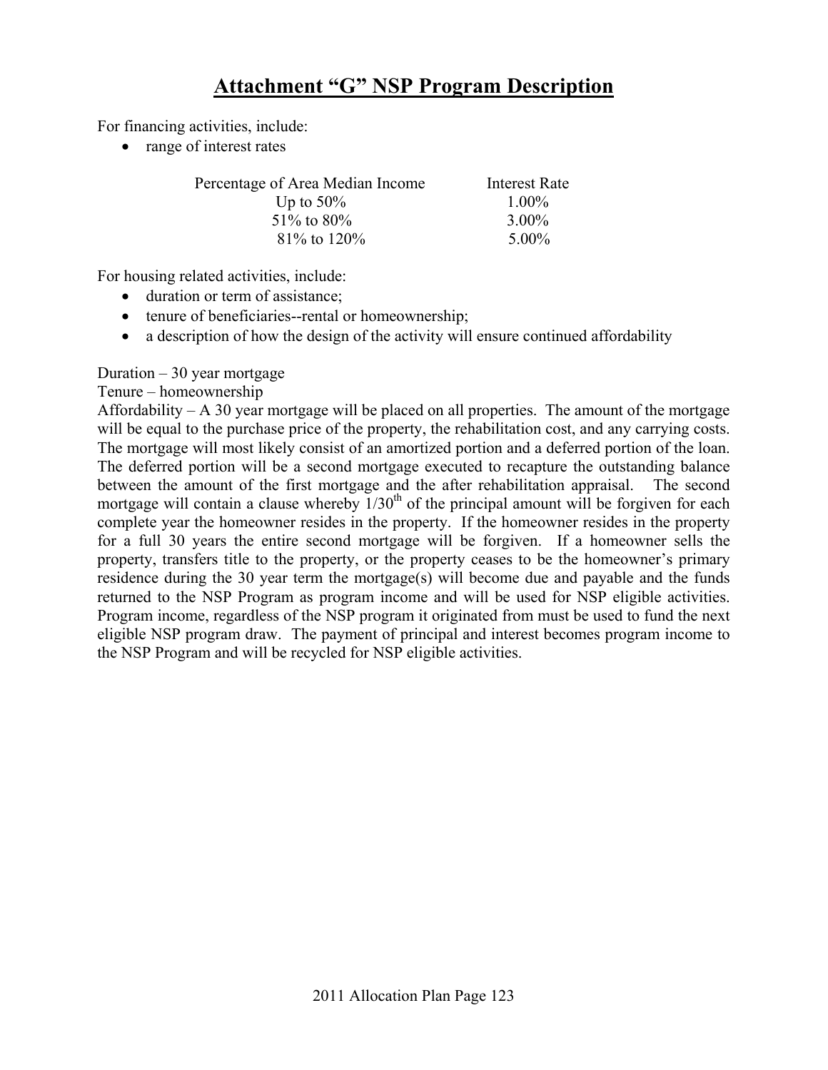# Attachment "G" NSP Program Description

For financing activities, include:

- range of interest rates

| Percentage of Area Median Income | Interest Rate |
|---|---|
| Up to 50% | 1.00% |
| 51% to 80% | 3.00% |
| 81% to 120% | 5.00% |

For housing related activities, include:

- duration or term of assistance;
- tenure of beneficiaries--rental or homeownership;
- a description of how the design of the activity will ensure continued affordability

Duration – 30 year mortgage
Tenure – homeownership
Affordability – A 30 year mortgage will be placed on all properties. The amount of the mortgage will be equal to the purchase price of the property, the rehabilitation cost, and any carrying costs. The mortgage will most likely consist of an amortized portion and a deferred portion of the loan. The deferred portion will be a second mortgage executed to recapture the outstanding balance between the amount of the first mortgage and the after rehabilitation appraisal. The second mortgage will contain a clause whereby 1/30th of the principal amount will be forgiven for each complete year the homeowner resides in the property. If the homeowner resides in the property for a full 30 years the entire second mortgage will be forgiven. If a homeowner sells the property, transfers title to the property, or the property ceases to be the homeowner's primary residence during the 30 year term the mortgage(s) will become due and payable and the funds returned to the NSP Program as program income and will be used for NSP eligible activities. Program income, regardless of the NSP program it originated from must be used to fund the next eligible NSP program draw. The payment of principal and interest becomes program income to the NSP Program and will be recycled for NSP eligible activities.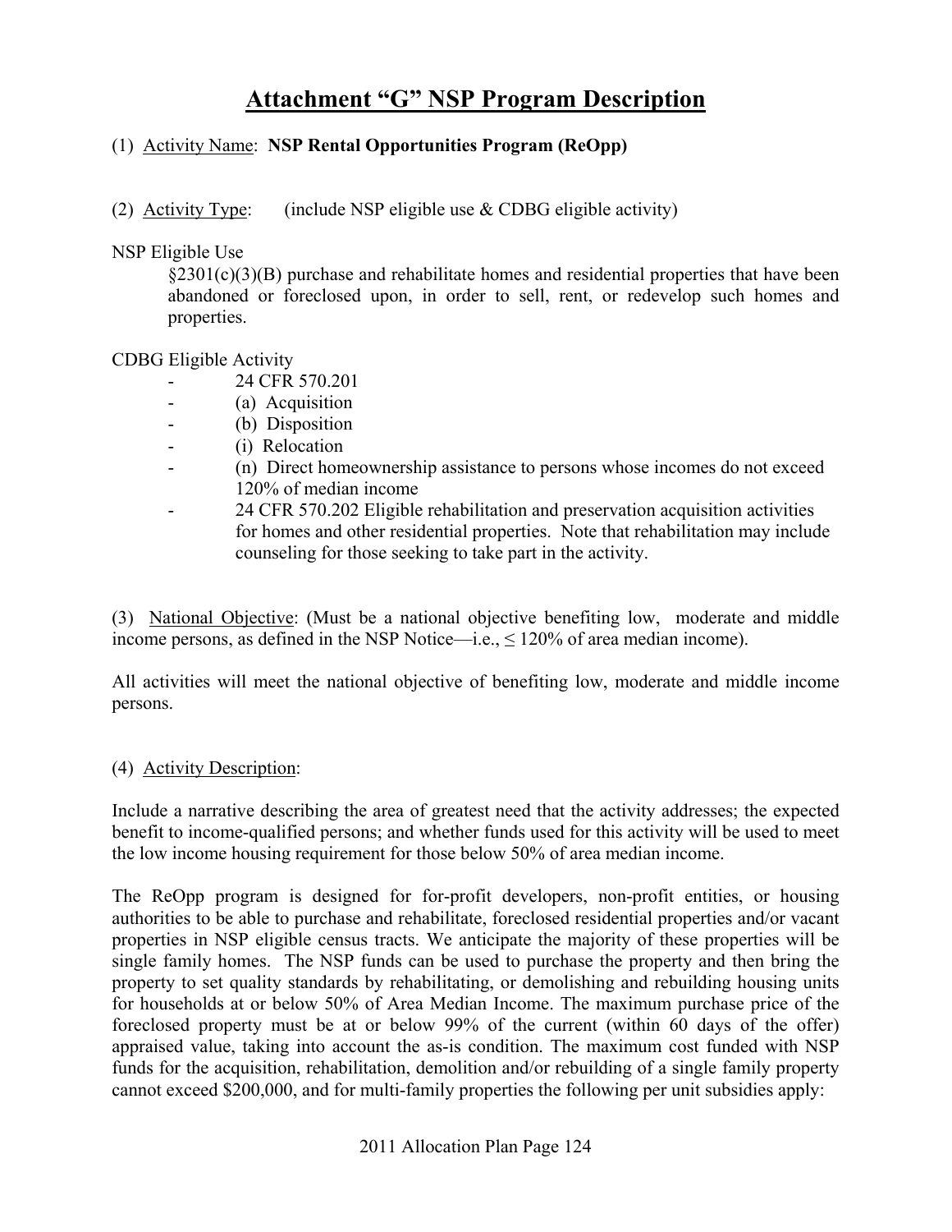# Attachment "G" NSP Program Description

(1) Activity Name: **NSP Rental Opportunities Program (ReOpp)**

(2) Activity Type: (include NSP eligible use & CDBG eligible activity)

NSP Eligible Use

§2301(c)(3)(B) purchase and rehabilitate homes and residential properties that have been abandoned or foreclosed upon, in order to sell, rent, or redevelop such homes and properties.

CDBG Eligible Activity

- 24 CFR 570.201
- (a) Acquisition
- (b) Disposition
- (i) Relocation
- (n) Direct homeownership assistance to persons whose incomes do not exceed 120% of median income
- 24 CFR 570.202 Eligible rehabilitation and preservation acquisition activities for homes and other residential properties. Note that rehabilitation may include counseling for those seeking to take part in the activity.

(3) National Objective: (Must be a national objective benefiting low, moderate and middle income persons, as defined in the NSP Notice—i.e., ≤ 120% of area median income).

All activities will meet the national objective of benefiting low, moderate and middle income persons.

(4) Activity Description:

Include a narrative describing the area of greatest need that the activity addresses; the expected benefit to income-qualified persons; and whether funds used for this activity will be used to meet the low income housing requirement for those below 50% of area median income.

The ReOpp program is designed for for-profit developers, non-profit entities, or housing authorities to be able to purchase and rehabilitate, foreclosed residential properties and/or vacant properties in NSP eligible census tracts. We anticipate the majority of these properties will be single family homes. The NSP funds can be used to purchase the property and then bring the property to set quality standards by rehabilitating, or demolishing and rebuilding housing units for households at or below 50% of Area Median Income. The maximum purchase price of the foreclosed property must be at or below 99% of the current (within 60 days of the offer) appraised value, taking into account the as-is condition. The maximum cost funded with NSP funds for the acquisition, rehabilitation, demolition and/or rebuilding of a single family property cannot exceed $200,000, and for multi-family properties the following per unit subsidies apply: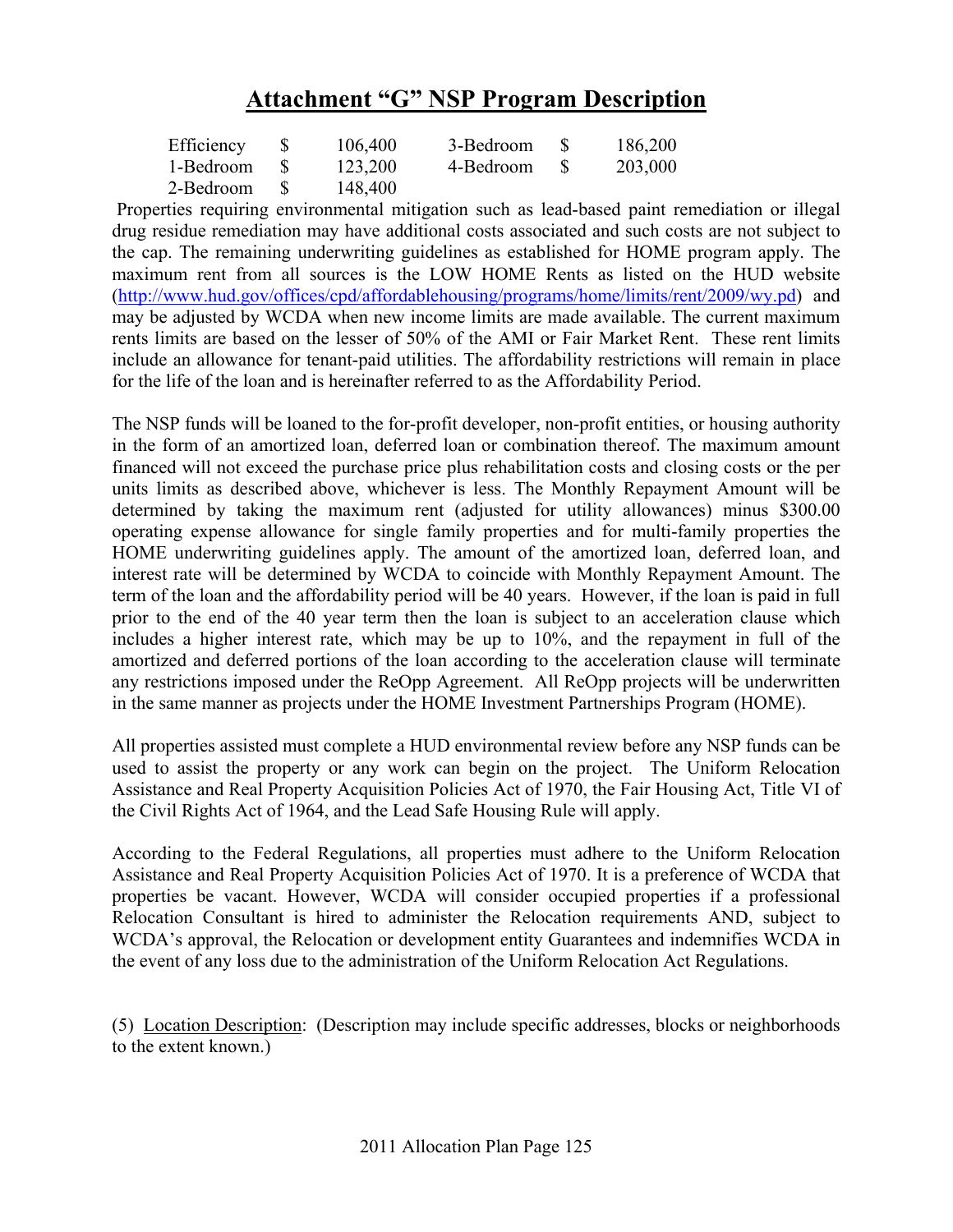# Attachment "G" NSP Program Description

| | | | | |
|---|---|---|---|---|
| Efficiency | $ 106,400 | | 3-Bedroom | $ 186,200 |
| 1-Bedroom | $ 123,200 | | 4-Bedroom | $ 203,000 |
| 2-Bedroom | $ 148,400 | | | |

Properties requiring environmental mitigation such as lead-based paint remediation or illegal drug residue remediation may have additional costs associated and such costs are not subject to the cap. The remaining underwriting guidelines as established for HOME program apply. The maximum rent from all sources is the LOW HOME Rents as listed on the HUD website (http://www.hud.gov/offices/cpd/affordablehousing/programs/home/limits/rent/2009/wy.pd) and may be adjusted by WCDA when new income limits are made available. The current maximum rents limits are based on the lesser of 50% of the AMI or Fair Market Rent. These rent limits include an allowance for tenant-paid utilities. The affordability restrictions will remain in place for the life of the loan and is hereinafter referred to as the Affordability Period.

The NSP funds will be loaned to the for-profit developer, non-profit entities, or housing authority in the form of an amortized loan, deferred loan or combination thereof. The maximum amount financed will not exceed the purchase price plus rehabilitation costs and closing costs or the per units limits as described above, whichever is less. The Monthly Repayment Amount will be determined by taking the maximum rent (adjusted for utility allowances) minus $300.00 operating expense allowance for single family properties and for multi-family properties the HOME underwriting guidelines apply. The amount of the amortized loan, deferred loan, and interest rate will be determined by WCDA to coincide with Monthly Repayment Amount. The term of the loan and the affordability period will be 40 years. However, if the loan is paid in full prior to the end of the 40 year term then the loan is subject to an acceleration clause which includes a higher interest rate, which may be up to 10%, and the repayment in full of the amortized and deferred portions of the loan according to the acceleration clause will terminate any restrictions imposed under the ReOpp Agreement. All ReOpp projects will be underwritten in the same manner as projects under the HOME Investment Partnerships Program (HOME).

All properties assisted must complete a HUD environmental review before any NSP funds can be used to assist the property or any work can begin on the project. The Uniform Relocation Assistance and Real Property Acquisition Policies Act of 1970, the Fair Housing Act, Title VI of the Civil Rights Act of 1964, and the Lead Safe Housing Rule will apply.

According to the Federal Regulations, all properties must adhere to the Uniform Relocation Assistance and Real Property Acquisition Policies Act of 1970. It is a preference of WCDA that properties be vacant. However, WCDA will consider occupied properties if a professional Relocation Consultant is hired to administer the Relocation requirements AND, subject to WCDA's approval, the Relocation or development entity Guarantees and indemnifies WCDA in the event of any loss due to the administration of the Uniform Relocation Act Regulations.

(5) Location Description: (Description may include specific addresses, blocks or neighborhoods to the extent known.)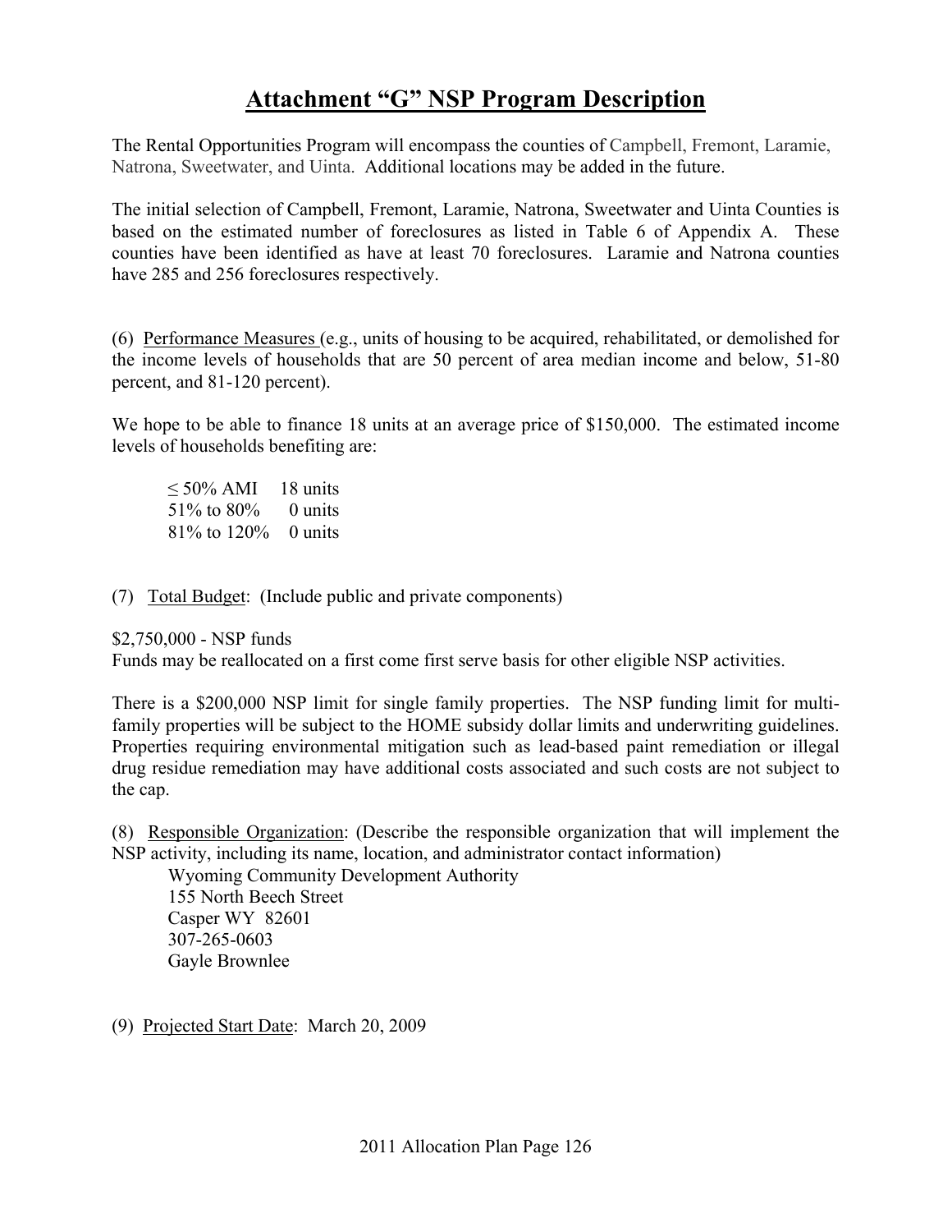# Attachment "G" NSP Program Description

The Rental Opportunities Program will encompass the counties of Campbell, Fremont, Laramie, Natrona, Sweetwater, and Uinta. Additional locations may be added in the future.

The initial selection of Campbell, Fremont, Laramie, Natrona, Sweetwater and Uinta Counties is based on the estimated number of foreclosures as listed in Table 6 of Appendix A. These counties have been identified as have at least 70 foreclosures. Laramie and Natrona counties have 285 and 256 foreclosures respectively.

(6) Performance Measures (e.g., units of housing to be acquired, rehabilitated, or demolished for the income levels of households that are 50 percent of area median income and below, 51-80 percent, and 81-120 percent).

We hope to be able to finance 18 units at an average price of $150,000. The estimated income levels of households benefiting are:

| | |
|---|---|
| ≤ 50% AMI | 18 units |
| 51% to 80% | 0 units |
| 81% to 120% | 0 units |

(7) Total Budget: (Include public and private components)

$2,750,000 - NSP funds
Funds may be reallocated on a first come first serve basis for other eligible NSP activities.

There is a $200,000 NSP limit for single family properties. The NSP funding limit for multi-family properties will be subject to the HOME subsidy dollar limits and underwriting guidelines. Properties requiring environmental mitigation such as lead-based paint remediation or illegal drug residue remediation may have additional costs associated and such costs are not subject to the cap.

(8) Responsible Organization: (Describe the responsible organization that will implement the NSP activity, including its name, location, and administrator contact information)

Wyoming Community Development Authority
155 North Beech Street
Casper WY 82601
307-265-0603
Gayle Brownlee

(9) Projected Start Date: March 20, 2009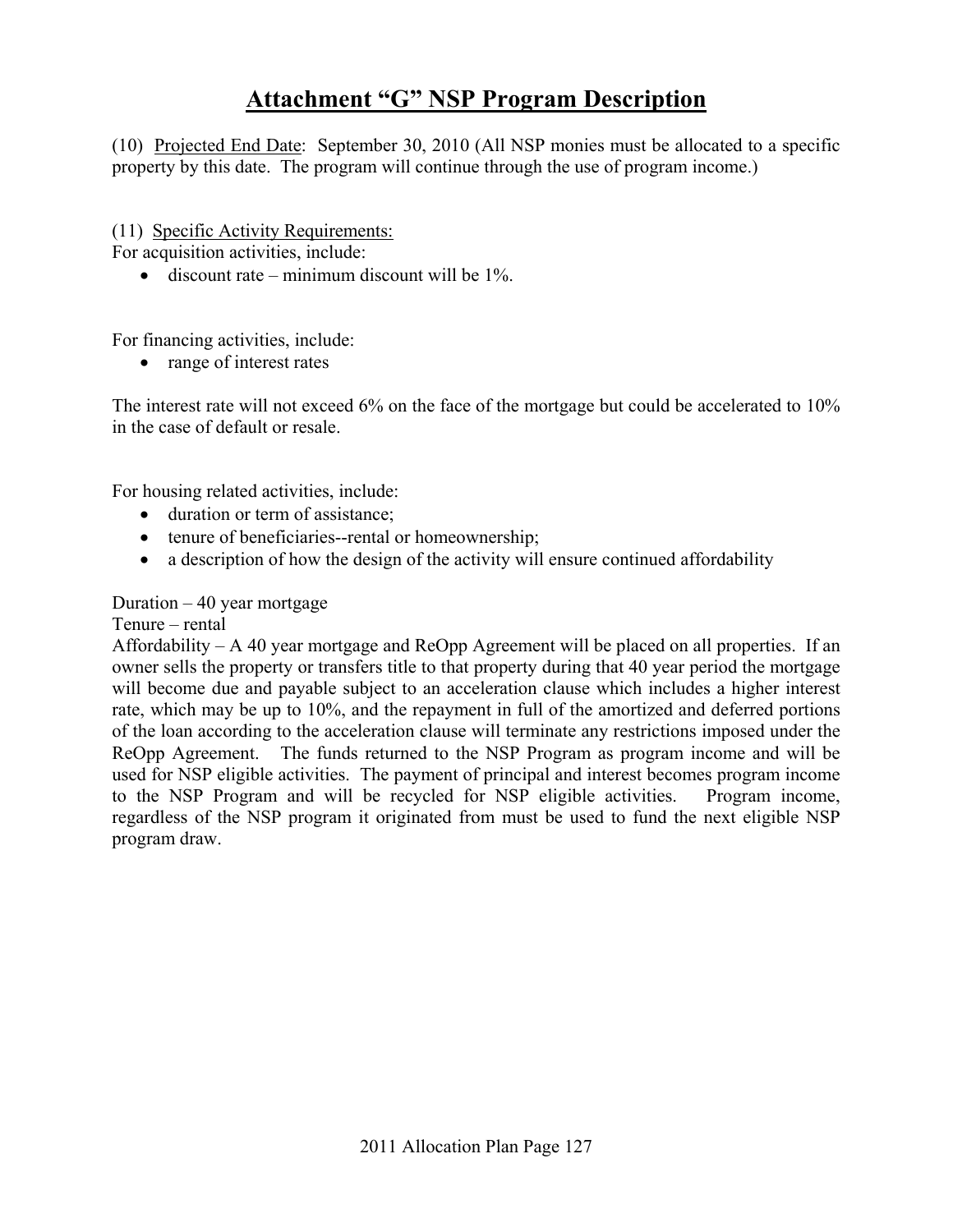# Attachment "G" NSP Program Description

(10) Projected End Date: September 30, 2010 (All NSP monies must be allocated to a specific property by this date. The program will continue through the use of program income.)

(11) Specific Activity Requirements:
For acquisition activities, include:

- discount rate – minimum discount will be 1%.

For financing activities, include:

- range of interest rates

The interest rate will not exceed 6% on the face of the mortgage but could be accelerated to 10% in the case of default or resale.

For housing related activities, include:

- duration or term of assistance;
- tenure of beneficiaries--rental or homeownership;
- a description of how the design of the activity will ensure continued affordability

Duration – 40 year mortgage
Tenure – rental
Affordability – A 40 year mortgage and ReOpp Agreement will be placed on all properties. If an owner sells the property or transfers title to that property during that 40 year period the mortgage will become due and payable subject to an acceleration clause which includes a higher interest rate, which may be up to 10%, and the repayment in full of the amortized and deferred portions of the loan according to the acceleration clause will terminate any restrictions imposed under the ReOpp Agreement. The funds returned to the NSP Program as program income and will be used for NSP eligible activities. The payment of principal and interest becomes program income to the NSP Program and will be recycled for NSP eligible activities. Program income, regardless of the NSP program it originated from must be used to fund the next eligible NSP program draw.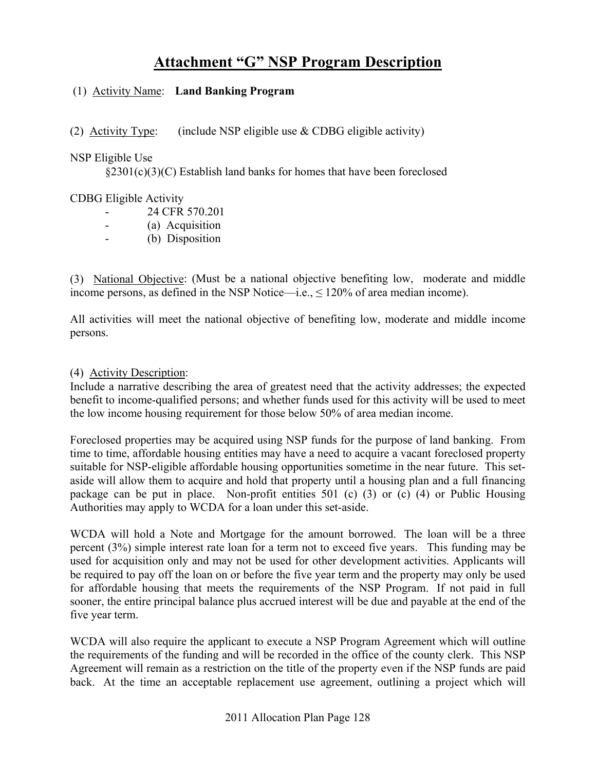# Attachment "G" NSP Program Description

(1) Activity Name: **Land Banking Program**

(2) Activity Type: (include NSP eligible use & CDBG eligible activity)

NSP Eligible Use

§2301(c)(3)(C) Establish land banks for homes that have been foreclosed

CDBG Eligible Activity

- 24 CFR 570.201
- (a) Acquisition
- (b) Disposition

(3) National Objective: (Must be a national objective benefiting low, moderate and middle income persons, as defined in the NSP Notice—i.e., ≤ 120% of area median income).

All activities will meet the national objective of benefiting low, moderate and middle income persons.

(4) Activity Description:

Include a narrative describing the area of greatest need that the activity addresses; the expected benefit to income-qualified persons; and whether funds used for this activity will be used to meet the low income housing requirement for those below 50% of area median income.

Foreclosed properties may be acquired using NSP funds for the purpose of land banking. From time to time, affordable housing entities may have a need to acquire a vacant foreclosed property suitable for NSP-eligible affordable housing opportunities sometime in the near future. This set-aside will allow them to acquire and hold that property until a housing plan and a full financing package can be put in place. Non-profit entities 501 (c) (3) or (c) (4) or Public Housing Authorities may apply to WCDA for a loan under this set-aside.

WCDA will hold a Note and Mortgage for the amount borrowed. The loan will be a three percent (3%) simple interest rate loan for a term not to exceed five years. This funding may be used for acquisition only and may not be used for other development activities. Applicants will be required to pay off the loan on or before the five year term and the property may only be used for affordable housing that meets the requirements of the NSP Program. If not paid in full sooner, the entire principal balance plus accrued interest will be due and payable at the end of the five year term.

WCDA will also require the applicant to execute a NSP Program Agreement which will outline the requirements of the funding and will be recorded in the office of the county clerk. This NSP Agreement will remain as a restriction on the title of the property even if the NSP funds are paid back. At the time an acceptable replacement use agreement, outlining a project which will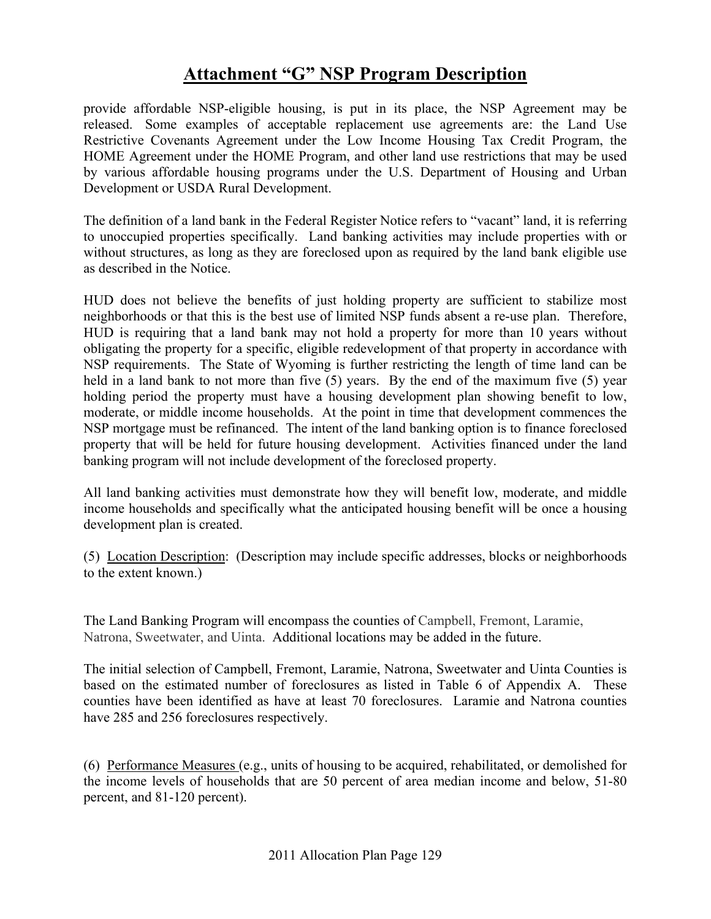# Attachment "G" NSP Program Description

provide affordable NSP-eligible housing, is put in its place, the NSP Agreement may be released. Some examples of acceptable replacement use agreements are: the Land Use Restrictive Covenants Agreement under the Low Income Housing Tax Credit Program, the HOME Agreement under the HOME Program, and other land use restrictions that may be used by various affordable housing programs under the U.S. Department of Housing and Urban Development or USDA Rural Development.

The definition of a land bank in the Federal Register Notice refers to "vacant" land, it is referring to unoccupied properties specifically. Land banking activities may include properties with or without structures, as long as they are foreclosed upon as required by the land bank eligible use as described in the Notice.

HUD does not believe the benefits of just holding property are sufficient to stabilize most neighborhoods or that this is the best use of limited NSP funds absent a re-use plan. Therefore, HUD is requiring that a land bank may not hold a property for more than 10 years without obligating the property for a specific, eligible redevelopment of that property in accordance with NSP requirements. The State of Wyoming is further restricting the length of time land can be held in a land bank to not more than five (5) years. By the end of the maximum five (5) year holding period the property must have a housing development plan showing benefit to low, moderate, or middle income households. At the point in time that development commences the NSP mortgage must be refinanced. The intent of the land banking option is to finance foreclosed property that will be held for future housing development. Activities financed under the land banking program will not include development of the foreclosed property.

All land banking activities must demonstrate how they will benefit low, moderate, and middle income households and specifically what the anticipated housing benefit will be once a housing development plan is created.

(5) Location Description: (Description may include specific addresses, blocks or neighborhoods to the extent known.)

The Land Banking Program will encompass the counties of Campbell, Fremont, Laramie, Natrona, Sweetwater, and Uinta. Additional locations may be added in the future.

The initial selection of Campbell, Fremont, Laramie, Natrona, Sweetwater and Uinta Counties is based on the estimated number of foreclosures as listed in Table 6 of Appendix A. These counties have been identified as have at least 70 foreclosures. Laramie and Natrona counties have 285 and 256 foreclosures respectively.

(6) Performance Measures (e.g., units of housing to be acquired, rehabilitated, or demolished for the income levels of households that are 50 percent of area median income and below, 51-80 percent, and 81-120 percent).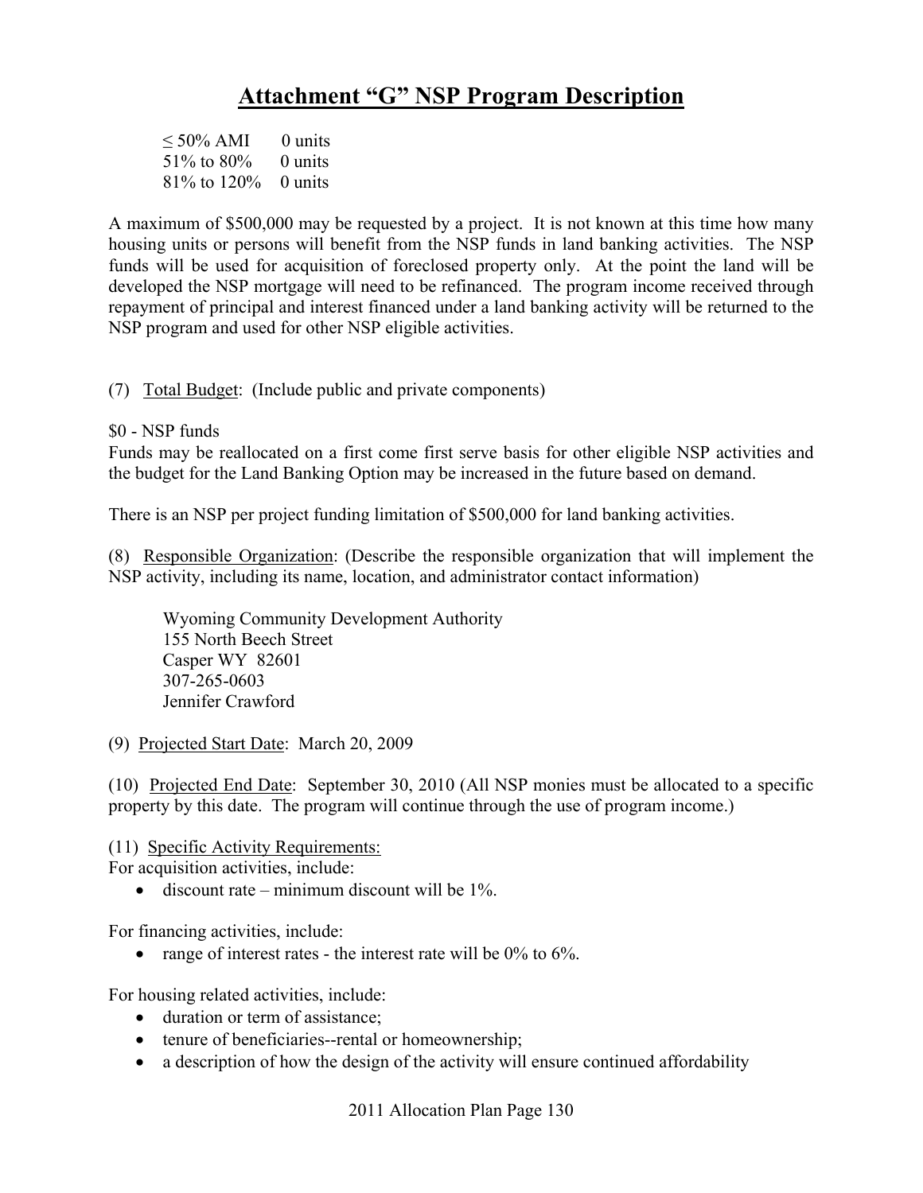# Attachment "G" NSP Program Description

| | |
|---|---|
| ≤ 50% AMI | 0 units |
| 51% to 80% | 0 units |
| 81% to 120% | 0 units |

A maximum of $500,000 may be requested by a project. It is not known at this time how many housing units or persons will benefit from the NSP funds in land banking activities. The NSP funds will be used for acquisition of foreclosed property only. At the point the land will be developed the NSP mortgage will need to be refinanced. The program income received through repayment of principal and interest financed under a land banking activity will be returned to the NSP program and used for other NSP eligible activities.

(7) Total Budget: (Include public and private components)

$0 - NSP funds
Funds may be reallocated on a first come first serve basis for other eligible NSP activities and the budget for the Land Banking Option may be increased in the future based on demand.

There is an NSP per project funding limitation of $500,000 for land banking activities.

(8) Responsible Organization: (Describe the responsible organization that will implement the NSP activity, including its name, location, and administrator contact information)

> Wyoming Community Development Authority
> 155 North Beech Street
> Casper WY 82601
> 307-265-0603
> Jennifer Crawford

(9) Projected Start Date: March 20, 2009

(10) Projected End Date: September 30, 2010 (All NSP monies must be allocated to a specific property by this date. The program will continue through the use of program income.)

(11) Specific Activity Requirements:
For acquisition activities, include:

- discount rate – minimum discount will be 1%.

For financing activities, include:

- range of interest rates - the interest rate will be 0% to 6%.

For housing related activities, include:

- duration or term of assistance;
- tenure of beneficiaries--rental or homeownership;
- a description of how the design of the activity will ensure continued affordability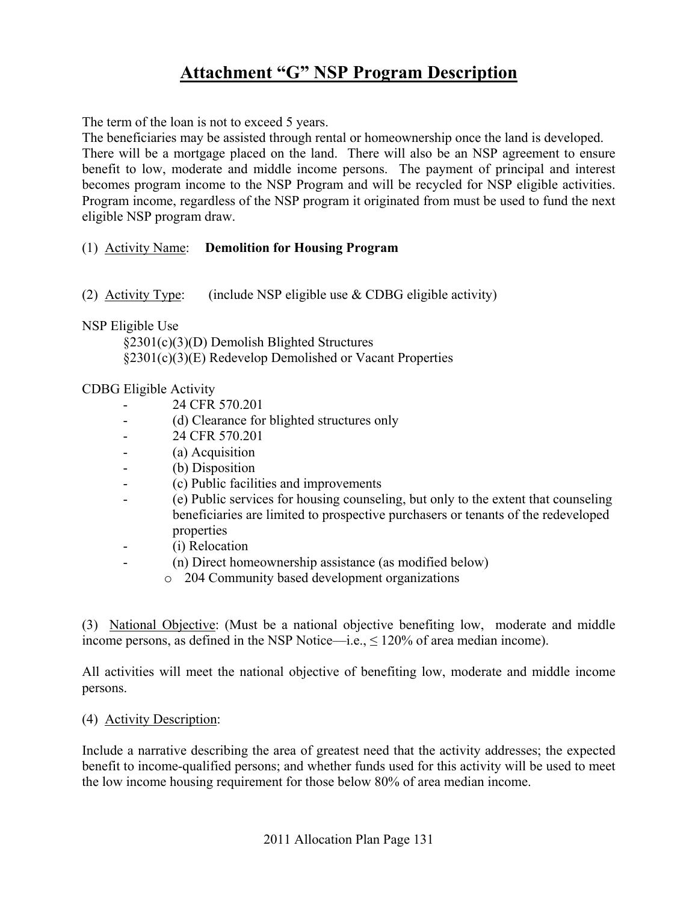# Attachment "G" NSP Program Description

The term of the loan is not to exceed 5 years.
The beneficiaries may be assisted through rental or homeownership once the land is developed. There will be a mortgage placed on the land. There will also be an NSP agreement to ensure benefit to low, moderate and middle income persons. The payment of principal and interest becomes program income to the NSP Program and will be recycled for NSP eligible activities. Program income, regardless of the NSP program it originated from must be used to fund the next eligible NSP program draw.

(1) Activity Name: **Demolition for Housing Program**

(2) Activity Type: (include NSP eligible use & CDBG eligible activity)

NSP Eligible Use

§2301(c)(3)(D) Demolish Blighted Structures
§2301(c)(3)(E) Redevelop Demolished or Vacant Properties

CDBG Eligible Activity

- 24 CFR 570.201
- (d) Clearance for blighted structures only
- 24 CFR 570.201
- (a) Acquisition
- (b) Disposition
- (c) Public facilities and improvements
- (e) Public services for housing counseling, but only to the extent that counseling beneficiaries are limited to prospective purchasers or tenants of the redeveloped properties
- (i) Relocation
- (n) Direct homeownership assistance (as modified below)
  - 204 Community based development organizations

(3) National Objective: (Must be a national objective benefiting low, moderate and middle income persons, as defined in the NSP Notice—i.e., ≤ 120% of area median income).

All activities will meet the national objective of benefiting low, moderate and middle income persons.

(4) Activity Description:

Include a narrative describing the area of greatest need that the activity addresses; the expected benefit to income-qualified persons; and whether funds used for this activity will be used to meet the low income housing requirement for those below 80% of area median income.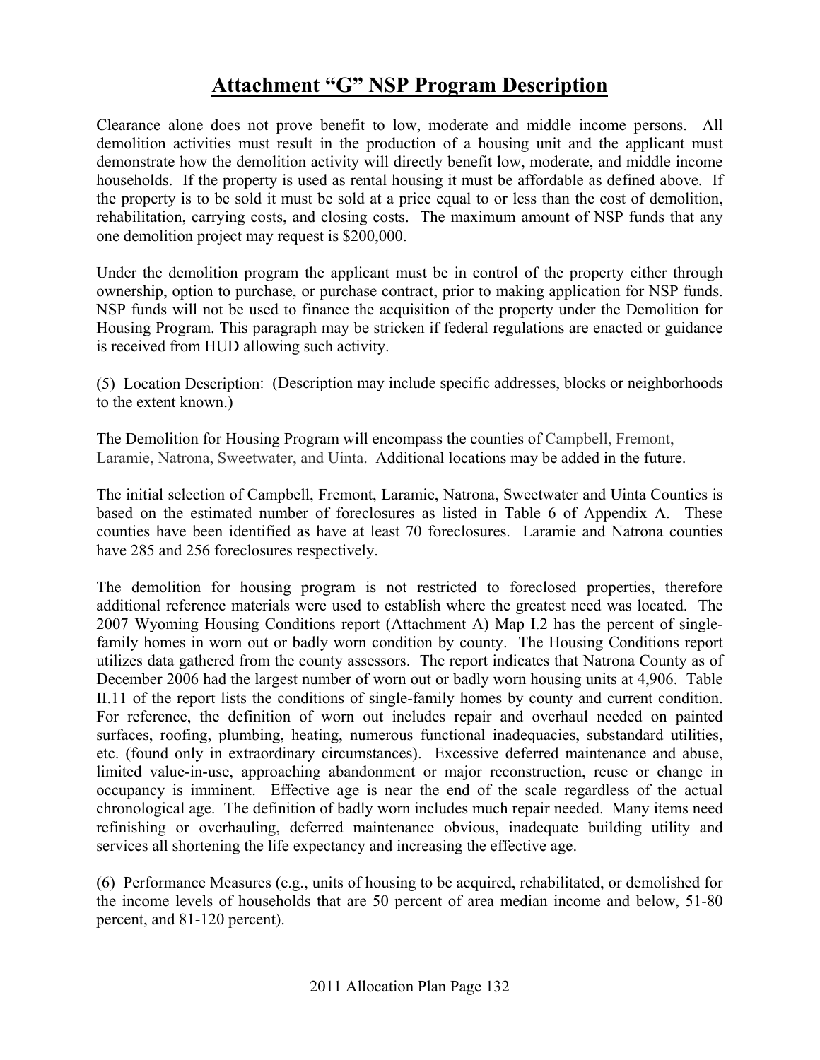# Attachment "G" NSP Program Description

Clearance alone does not prove benefit to low, moderate and middle income persons. All demolition activities must result in the production of a housing unit and the applicant must demonstrate how the demolition activity will directly benefit low, moderate, and middle income households. If the property is used as rental housing it must be affordable as defined above. If the property is to be sold it must be sold at a price equal to or less than the cost of demolition, rehabilitation, carrying costs, and closing costs. The maximum amount of NSP funds that any one demolition project may request is $200,000.

Under the demolition program the applicant must be in control of the property either through ownership, option to purchase, or purchase contract, prior to making application for NSP funds. NSP funds will not be used to finance the acquisition of the property under the Demolition for Housing Program. This paragraph may be stricken if federal regulations are enacted or guidance is received from HUD allowing such activity.

(5) Location Description: (Description may include specific addresses, blocks or neighborhoods to the extent known.)

The Demolition for Housing Program will encompass the counties of Campbell, Fremont, Laramie, Natrona, Sweetwater, and Uinta. Additional locations may be added in the future.

The initial selection of Campbell, Fremont, Laramie, Natrona, Sweetwater and Uinta Counties is based on the estimated number of foreclosures as listed in Table 6 of Appendix A. These counties have been identified as have at least 70 foreclosures. Laramie and Natrona counties have 285 and 256 foreclosures respectively.

The demolition for housing program is not restricted to foreclosed properties, therefore additional reference materials were used to establish where the greatest need was located. The 2007 Wyoming Housing Conditions report (Attachment A) Map I.2 has the percent of single-family homes in worn out or badly worn condition by county. The Housing Conditions report utilizes data gathered from the county assessors. The report indicates that Natrona County as of December 2006 had the largest number of worn out or badly worn housing units at 4,906. Table II.11 of the report lists the conditions of single-family homes by county and current condition. For reference, the definition of worn out includes repair and overhaul needed on painted surfaces, roofing, plumbing, heating, numerous functional inadequacies, substandard utilities, etc. (found only in extraordinary circumstances). Excessive deferred maintenance and abuse, limited value-in-use, approaching abandonment or major reconstruction, reuse or change in occupancy is imminent. Effective age is near the end of the scale regardless of the actual chronological age. The definition of badly worn includes much repair needed. Many items need refinishing or overhauling, deferred maintenance obvious, inadequate building utility and services all shortening the life expectancy and increasing the effective age.

(6) Performance Measures (e.g., units of housing to be acquired, rehabilitated, or demolished for the income levels of households that are 50 percent of area median income and below, 51-80 percent, and 81-120 percent).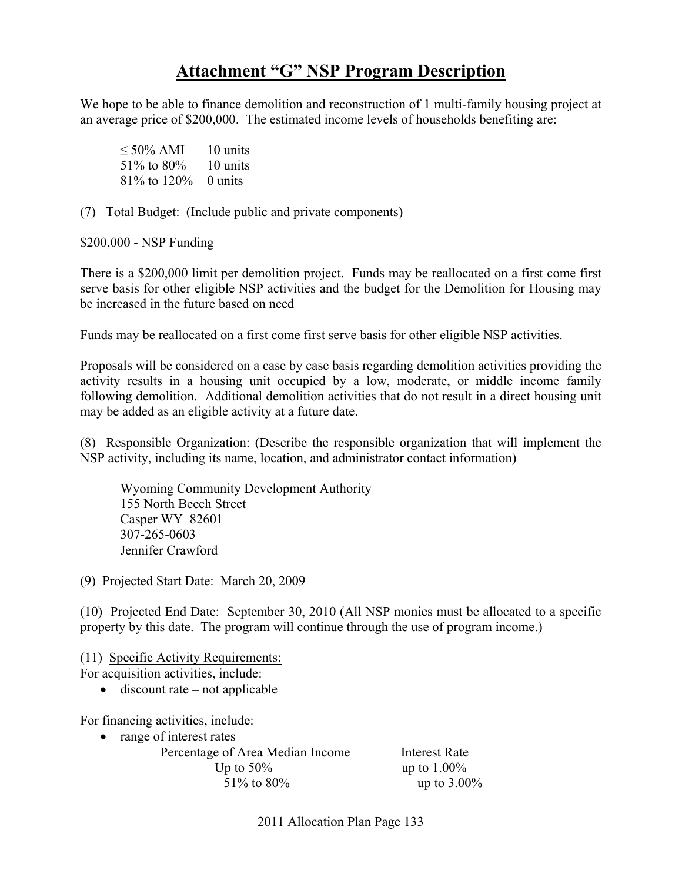# Attachment "G" NSP Program Description

We hope to be able to finance demolition and reconstruction of 1 multi-family housing project at an average price of $200,000. The estimated income levels of households benefiting are:

| | |
|---|---|
| ≤ 50% AMI | 10 units |
| 51% to 80% | 10 units |
| 81% to 120% | 0 units |

(7) Total Budget: (Include public and private components)

$200,000 - NSP Funding

There is a $200,000 limit per demolition project. Funds may be reallocated on a first come first serve basis for other eligible NSP activities and the budget for the Demolition for Housing may be increased in the future based on need

Funds may be reallocated on a first come first serve basis for other eligible NSP activities.

Proposals will be considered on a case by case basis regarding demolition activities providing the activity results in a housing unit occupied by a low, moderate, or middle income family following demolition. Additional demolition activities that do not result in a direct housing unit may be added as an eligible activity at a future date.

(8) Responsible Organization: (Describe the responsible organization that will implement the NSP activity, including its name, location, and administrator contact information)

Wyoming Community Development Authority
155 North Beech Street
Casper WY 82601
307-265-0603
Jennifer Crawford

(9) Projected Start Date: March 20, 2009

(10) Projected End Date: September 30, 2010 (All NSP monies must be allocated to a specific property by this date. The program will continue through the use of program income.)

(11) Specific Activity Requirements:
For acquisition activities, include:

- discount rate – not applicable

For financing activities, include:

- range of interest rates

| Percentage of Area Median Income | Interest Rate |
|---|---|
| Up to 50% | up to 1.00% |
| 51% to 80% | up to 3.00% |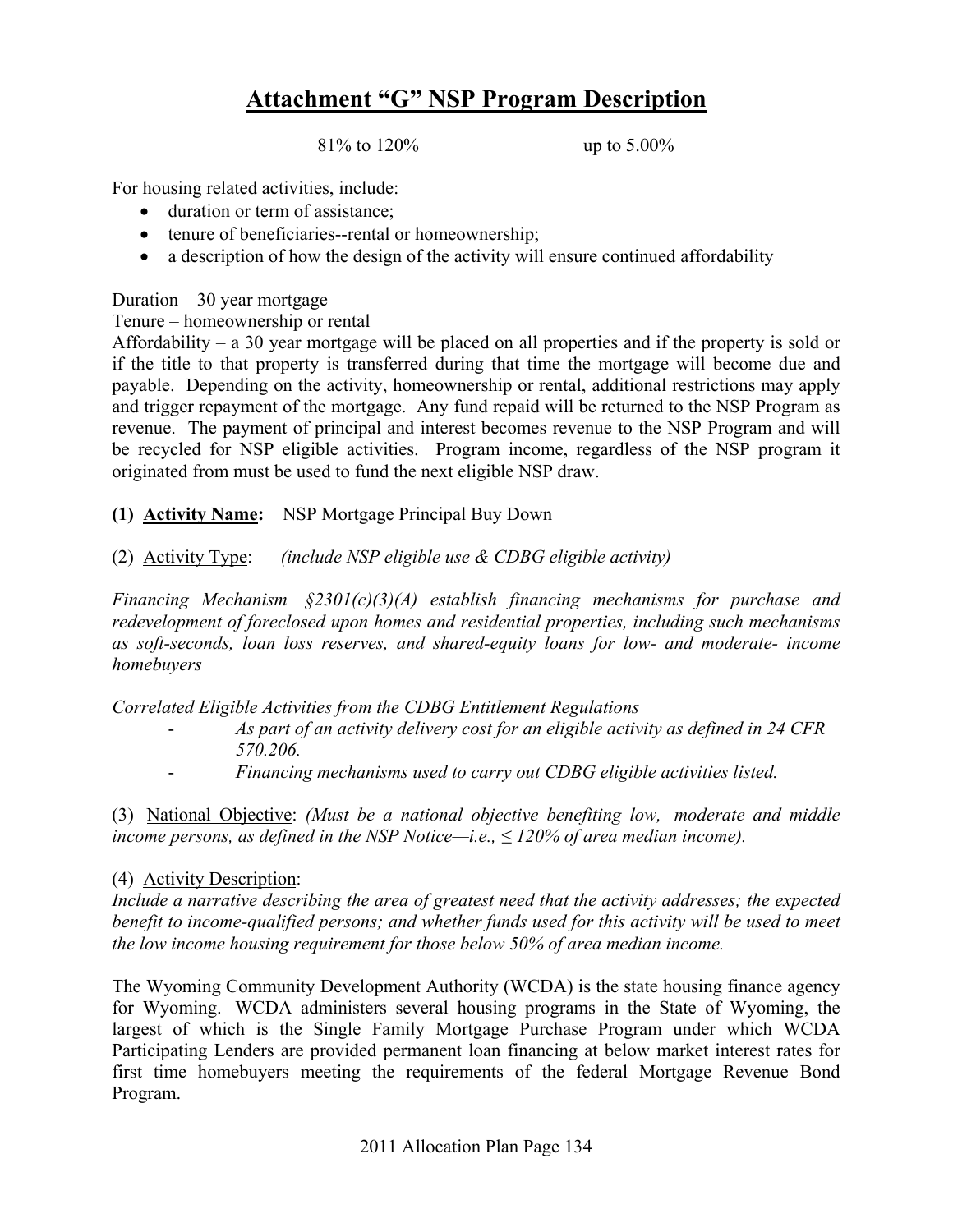# Attachment "G" NSP Program Description

| 81% to 120% | up to 5.00% |
|---|---|

For housing related activities, include:

- duration or term of assistance;
- tenure of beneficiaries--rental or homeownership;
- a description of how the design of the activity will ensure continued affordability

Duration – 30 year mortgage
Tenure – homeownership or rental
Affordability – a 30 year mortgage will be placed on all properties and if the property is sold or if the title to that property is transferred during that time the mortgage will become due and payable. Depending on the activity, homeownership or rental, additional restrictions may apply and trigger repayment of the mortgage. Any fund repaid will be returned to the NSP Program as revenue. The payment of principal and interest becomes revenue to the NSP Program and will be recycled for NSP eligible activities. Program income, regardless of the NSP program it originated from must be used to fund the next eligible NSP draw.

**(1) Activity Name:** NSP Mortgage Principal Buy Down

(2) Activity Type: *(include NSP eligible use & CDBG eligible activity)*

*Financing Mechanism §2301(c)(3)(A) establish financing mechanisms for purchase and redevelopment of foreclosed upon homes and residential properties, including such mechanisms as soft-seconds, loan loss reserves, and shared-equity loans for low- and moderate- income homebuyers*

*Correlated Eligible Activities from the CDBG Entitlement Regulations*

- *As part of an activity delivery cost for an eligible activity as defined in 24 CFR 570.206.*
- *Financing mechanisms used to carry out CDBG eligible activities listed.*

(3) National Objective: *(Must be a national objective benefiting low, moderate and middle income persons, as defined in the NSP Notice—i.e., ≤ 120% of area median income).*

(4) Activity Description:
*Include a narrative describing the area of greatest need that the activity addresses; the expected benefit to income-qualified persons; and whether funds used for this activity will be used to meet the low income housing requirement for those below 50% of area median income.*

The Wyoming Community Development Authority (WCDA) is the state housing finance agency for Wyoming. WCDA administers several housing programs in the State of Wyoming, the largest of which is the Single Family Mortgage Purchase Program under which WCDA Participating Lenders are provided permanent loan financing at below market interest rates for first time homebuyers meeting the requirements of the federal Mortgage Revenue Bond Program.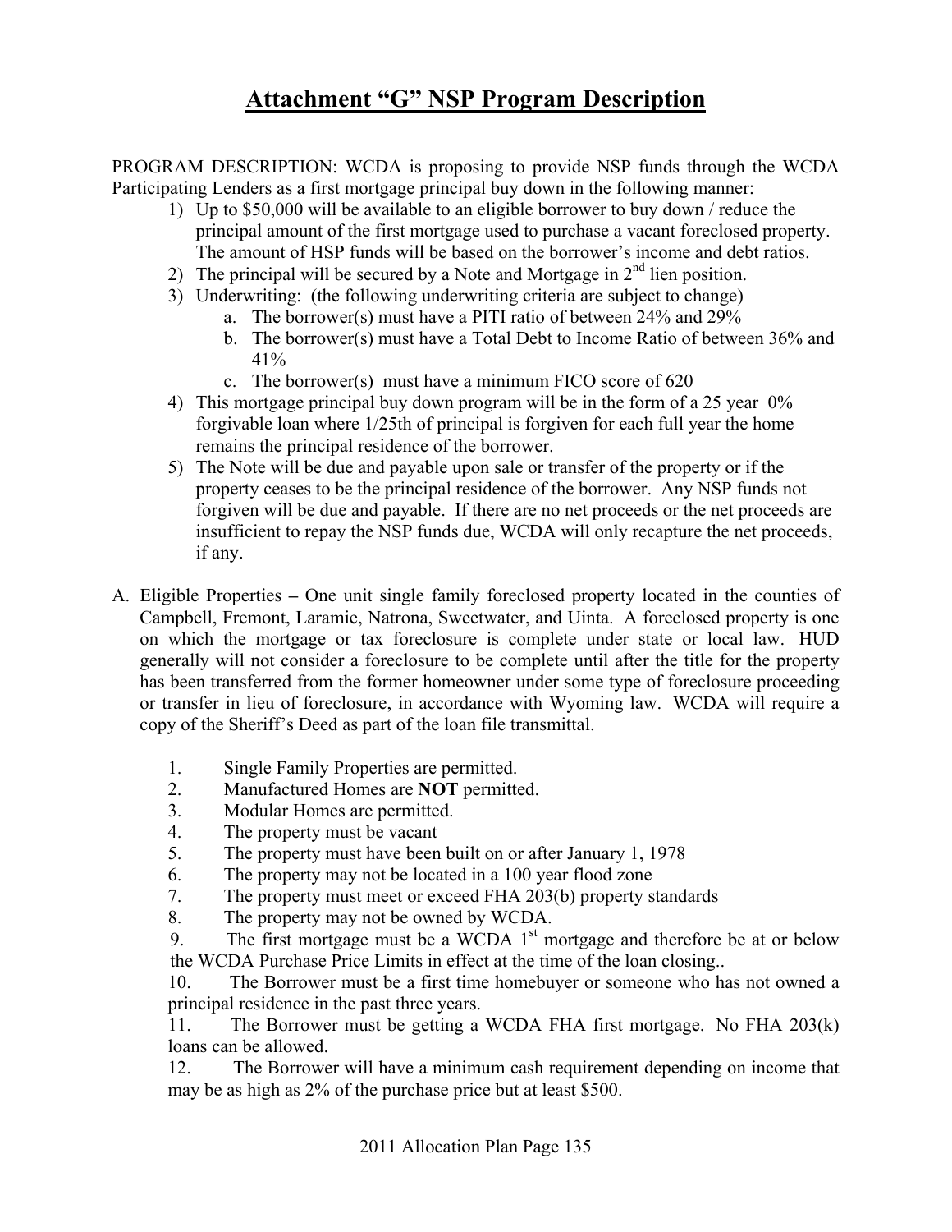# Attachment "G" NSP Program Description

PROGRAM DESCRIPTION: WCDA is proposing to provide NSP funds through the WCDA Participating Lenders as a first mortgage principal buy down in the following manner:

1) Up to $50,000 will be available to an eligible borrower to buy down / reduce the principal amount of the first mortgage used to purchase a vacant foreclosed property. The amount of HSP funds will be based on the borrower's income and debt ratios.
2) The principal will be secured by a Note and Mortgage in 2nd lien position.
3) Underwriting: (the following underwriting criteria are subject to change)
   a. The borrower(s) must have a PITI ratio of between 24% and 29%
   b. The borrower(s) must have a Total Debt to Income Ratio of between 36% and 41%
   c. The borrower(s) must have a minimum FICO score of 620
4) This mortgage principal buy down program will be in the form of a 25 year 0% forgivable loan where 1/25th of principal is forgiven for each full year the home remains the principal residence of the borrower.
5) The Note will be due and payable upon sale or transfer of the property or if the property ceases to be the principal residence of the borrower. Any NSP funds not forgiven will be due and payable. If there are no net proceeds or the net proceeds are insufficient to repay the NSP funds due, WCDA will only recapture the net proceeds, if any.

A. Eligible Properties – One unit single family foreclosed property located in the counties of Campbell, Fremont, Laramie, Natrona, Sweetwater, and Uinta. A foreclosed property is one on which the mortgage or tax foreclosure is complete under state or local law. HUD generally will not consider a foreclosure to be complete until after the title for the property has been transferred from the former homeowner under some type of foreclosure proceeding or transfer in lieu of foreclosure, in accordance with Wyoming law. WCDA will require a copy of the Sheriff's Deed as part of the loan file transmittal.

   1. Single Family Properties are permitted.
   2. Manufactured Homes are **NOT** permitted.
   3. Modular Homes are permitted.
   4. The property must be vacant
   5. The property must have been built on or after January 1, 1978
   6. The property may not be located in a 100 year flood zone
   7. The property must meet or exceed FHA 203(b) property standards
   8. The property may not be owned by WCDA.
   9. The first mortgage must be a WCDA 1st mortgage and therefore be at or below the WCDA Purchase Price Limits in effect at the time of the loan closing..
   10. The Borrower must be a first time homebuyer or someone who has not owned a principal residence in the past three years.
   11. The Borrower must be getting a WCDA FHA first mortgage. No FHA 203(k) loans can be allowed.
   12. The Borrower will have a minimum cash requirement depending on income that may be as high as 2% of the purchase price but at least $500.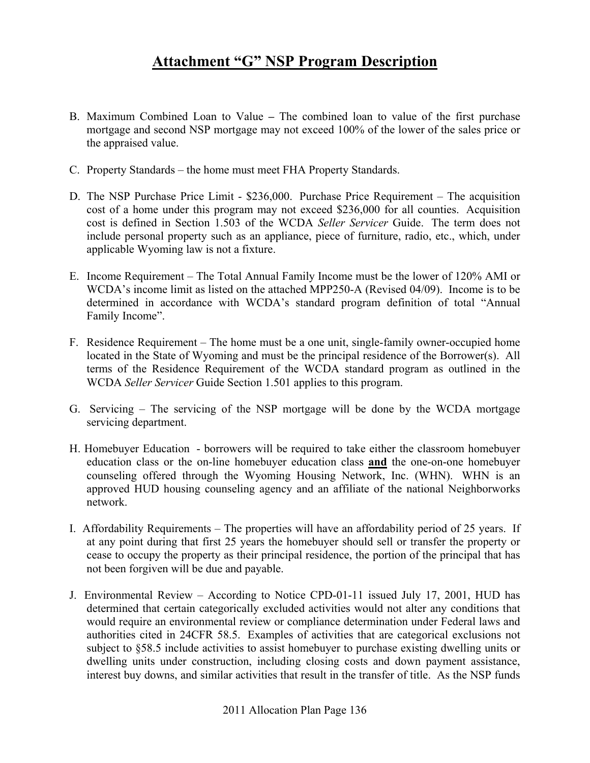# Attachment "G" NSP Program Description

B. Maximum Combined Loan to Value – The combined loan to value of the first purchase mortgage and second NSP mortgage may not exceed 100% of the lower of the sales price or the appraised value.

C. Property Standards – the home must meet FHA Property Standards.

D. The NSP Purchase Price Limit - $236,000. Purchase Price Requirement – The acquisition cost of a home under this program may not exceed $236,000 for all counties. Acquisition cost is defined in Section 1.503 of the WCDA *Seller Servicer* Guide. The term does not include personal property such as an appliance, piece of furniture, radio, etc., which, under applicable Wyoming law is not a fixture.

E. Income Requirement – The Total Annual Family Income must be the lower of 120% AMI or WCDA's income limit as listed on the attached MPP250-A (Revised 04/09). Income is to be determined in accordance with WCDA's standard program definition of total "Annual Family Income".

F. Residence Requirement – The home must be a one unit, single-family owner-occupied home located in the State of Wyoming and must be the principal residence of the Borrower(s). All terms of the Residence Requirement of the WCDA standard program as outlined in the WCDA *Seller Servicer* Guide Section 1.501 applies to this program.

G. Servicing – The servicing of the NSP mortgage will be done by the WCDA mortgage servicing department.

H. Homebuyer Education - borrowers will be required to take either the classroom homebuyer education class or the on-line homebuyer education class **and** the one-on-one homebuyer counseling offered through the Wyoming Housing Network, Inc. (WHN). WHN is an approved HUD housing counseling agency and an affiliate of the national Neighborworks network.

I. Affordability Requirements – The properties will have an affordability period of 25 years. If at any point during that first 25 years the homebuyer should sell or transfer the property or cease to occupy the property as their principal residence, the portion of the principal that has not been forgiven will be due and payable.

J. Environmental Review – According to Notice CPD-01-11 issued July 17, 2001, HUD has determined that certain categorically excluded activities would not alter any conditions that would require an environmental review or compliance determination under Federal laws and authorities cited in 24CFR 58.5. Examples of activities that are categorical exclusions not subject to §58.5 include activities to assist homebuyer to purchase existing dwelling units or dwelling units under construction, including closing costs and down payment assistance, interest buy downs, and similar activities that result in the transfer of title. As the NSP funds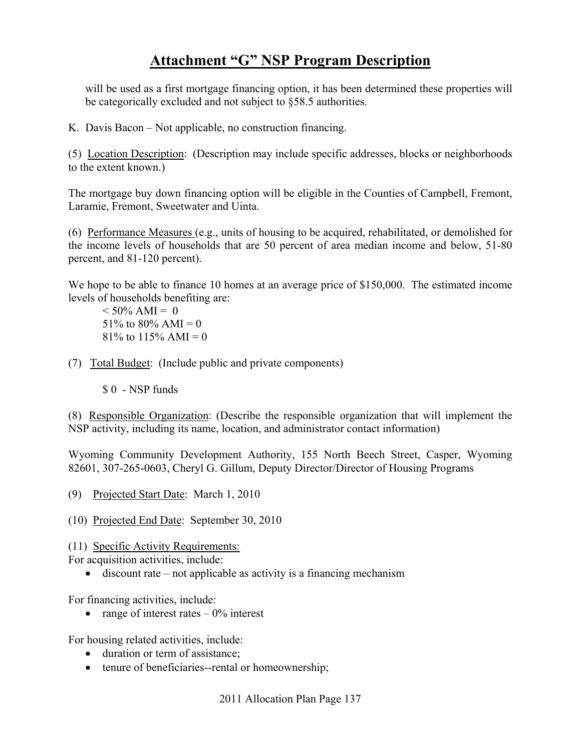# Attachment "G" NSP Program Description

will be used as a first mortgage financing option, it has been determined these properties will be categorically excluded and not subject to §58.5 authorities.

K. Davis Bacon – Not applicable, no construction financing.

(5) Location Description: (Description may include specific addresses, blocks or neighborhoods to the extent known.)

The mortgage buy down financing option will be eligible in the Counties of Campbell, Fremont, Laramie, Fremont, Sweetwater and Uinta.

(6) Performance Measures (e.g., units of housing to be acquired, rehabilitated, or demolished for the income levels of households that are 50 percent of area median income and below, 51-80 percent, and 81-120 percent).

We hope to be able to finance 10 homes at an average price of $150,000. The estimated income levels of households benefiting are:

< 50% AMI = 0
51% to 80% AMI = 0
81% to 115% AMI = 0

(7) Total Budget: (Include public and private components)

$ 0 - NSP funds

(8) Responsible Organization: (Describe the responsible organization that will implement the NSP activity, including its name, location, and administrator contact information)

Wyoming Community Development Authority, 155 North Beech Street, Casper, Wyoming 82601, 307-265-0603, Cheryl G. Gillum, Deputy Director/Director of Housing Programs

(9) Projected Start Date: March 1, 2010

(10) Projected End Date: September 30, 2010

(11) Specific Activity Requirements:

For acquisition activities, include:

- discount rate – not applicable as activity is a financing mechanism

For financing activities, include:

- range of interest rates – 0% interest

For housing related activities, include:

- duration or term of assistance;
- tenure of beneficiaries--rental or homeownership;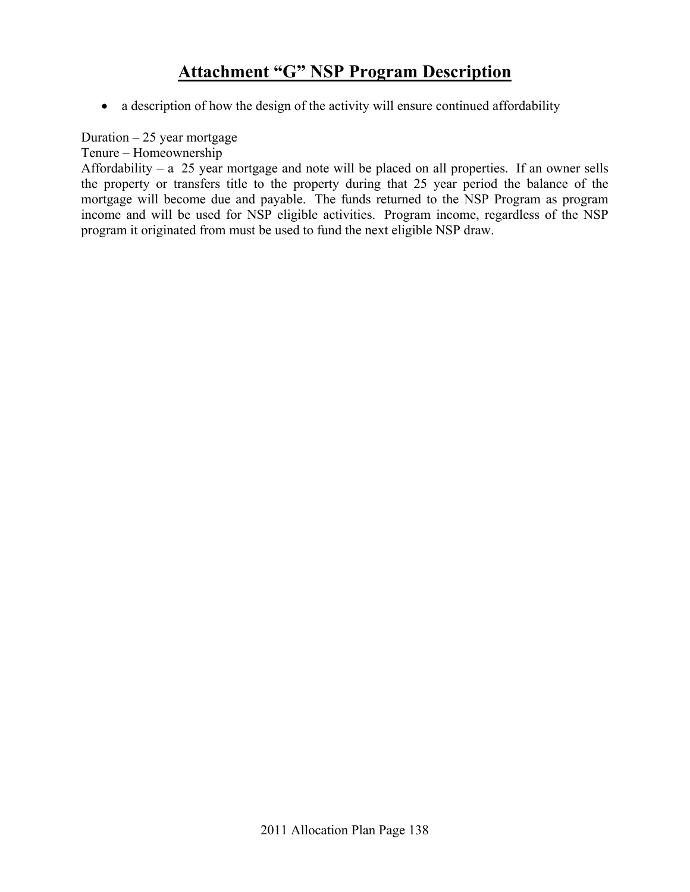# Attachment "G" NSP Program Description

- a description of how the design of the activity will ensure continued affordability

Duration – 25 year mortgage
Tenure – Homeownership
Affordability – a 25 year mortgage and note will be placed on all properties. If an owner sells the property or transfers title to the property during that 25 year period the balance of the mortgage will become due and payable. The funds returned to the NSP Program as program income and will be used for NSP eligible activities. Program income, regardless of the NSP program it originated from must be used to fund the next eligible NSP draw.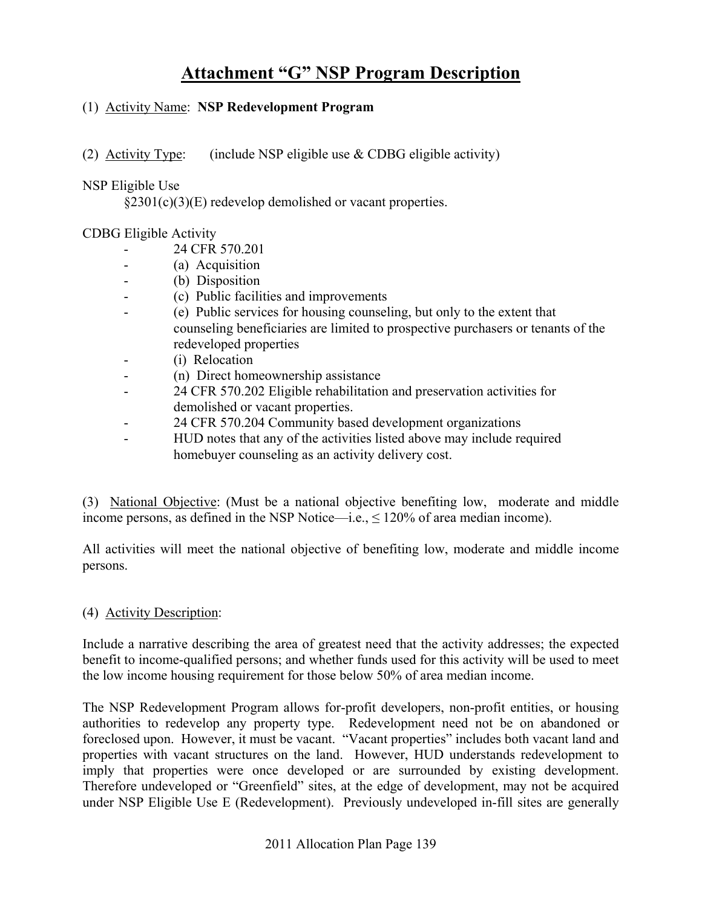# Attachment "G" NSP Program Description

(1) Activity Name: **NSP Redevelopment Program**

(2) Activity Type: (include NSP eligible use & CDBG eligible activity)

NSP Eligible Use

§2301(c)(3)(E) redevelop demolished or vacant properties.

CDBG Eligible Activity

- 24 CFR 570.201
- (a) Acquisition
- (b) Disposition
- (c) Public facilities and improvements
- (e) Public services for housing counseling, but only to the extent that counseling beneficiaries are limited to prospective purchasers or tenants of the redeveloped properties
- (i) Relocation
- (n) Direct homeownership assistance
- 24 CFR 570.202 Eligible rehabilitation and preservation activities for demolished or vacant properties.
- 24 CFR 570.204 Community based development organizations
- HUD notes that any of the activities listed above may include required homebuyer counseling as an activity delivery cost.

(3) National Objective: (Must be a national objective benefiting low, moderate and middle income persons, as defined in the NSP Notice—i.e., ≤ 120% of area median income).

All activities will meet the national objective of benefiting low, moderate and middle income persons.

(4) Activity Description:

Include a narrative describing the area of greatest need that the activity addresses; the expected benefit to income-qualified persons; and whether funds used for this activity will be used to meet the low income housing requirement for those below 50% of area median income.

The NSP Redevelopment Program allows for-profit developers, non-profit entities, or housing authorities to redevelop any property type. Redevelopment need not be on abandoned or foreclosed upon. However, it must be vacant. "Vacant properties" includes both vacant land and properties with vacant structures on the land. However, HUD understands redevelopment to imply that properties were once developed or are surrounded by existing development. Therefore undeveloped or "Greenfield" sites, at the edge of development, may not be acquired under NSP Eligible Use E (Redevelopment). Previously undeveloped in-fill sites are generally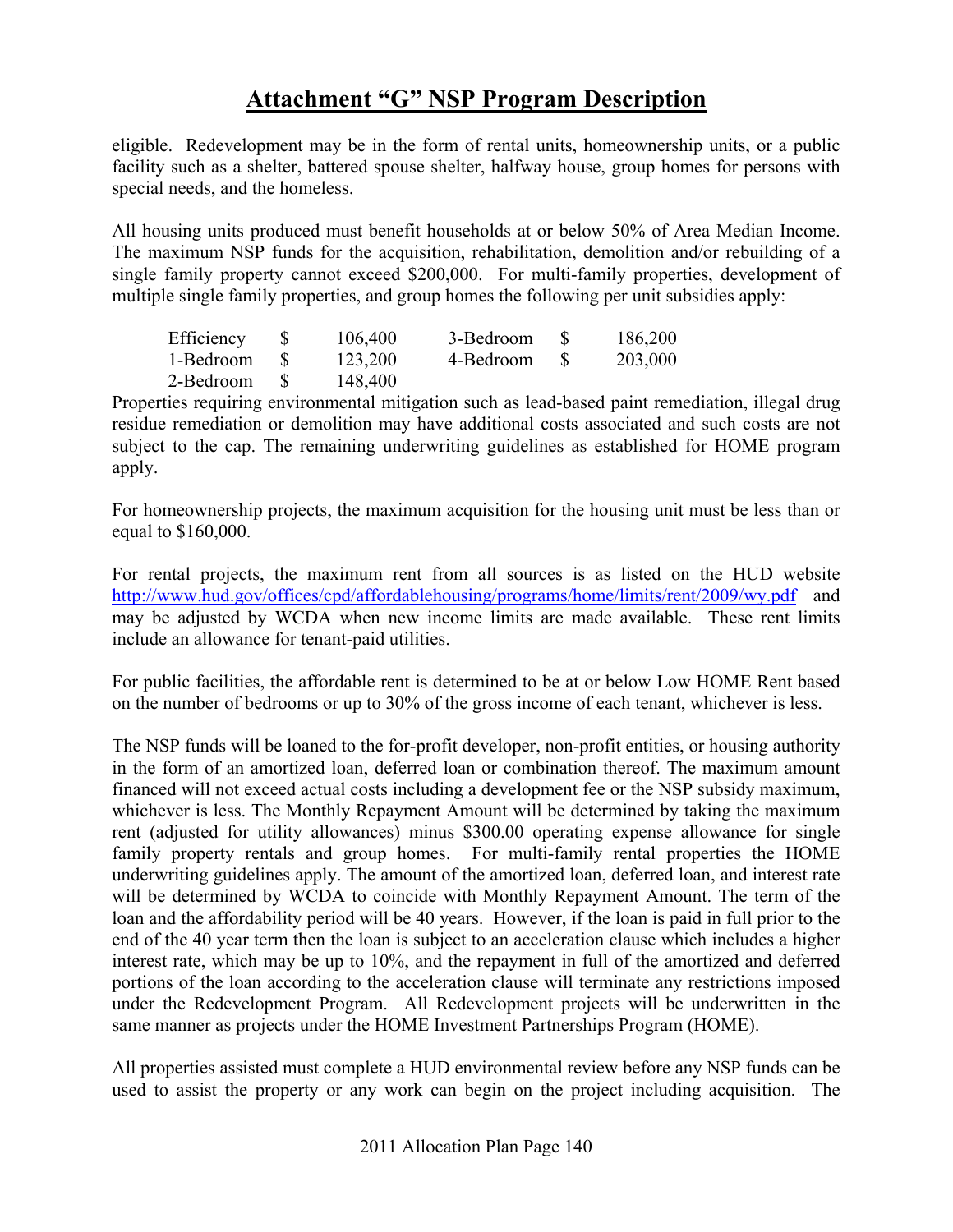# Attachment "G" NSP Program Description

eligible. Redevelopment may be in the form of rental units, homeownership units, or a public facility such as a shelter, battered spouse shelter, halfway house, group homes for persons with special needs, and the homeless.

All housing units produced must benefit households at or below 50% of Area Median Income. The maximum NSP funds for the acquisition, rehabilitation, demolition and/or rebuilding of a single family property cannot exceed $200,000. For multi-family properties, development of multiple single family properties, and group homes the following per unit subsidies apply:

| Unit Type | | Amount | Unit Type | | Amount |
|---|---|---|---|---|---|
| Efficiency | $ | 106,400 | 3-Bedroom | $ | 186,200 |
| 1-Bedroom | $ | 123,200 | 4-Bedroom | $ | 203,000 |
| 2-Bedroom | $ | 148,400 | | | |

Properties requiring environmental mitigation such as lead-based paint remediation, illegal drug residue remediation or demolition may have additional costs associated and such costs are not subject to the cap. The remaining underwriting guidelines as established for HOME program apply.

For homeownership projects, the maximum acquisition for the housing unit must be less than or equal to $160,000.

For rental projects, the maximum rent from all sources is as listed on the HUD website http://www.hud.gov/offices/cpd/affordablehousing/programs/home/limits/rent/2009/wy.pdf and may be adjusted by WCDA when new income limits are made available. These rent limits include an allowance for tenant-paid utilities.

For public facilities, the affordable rent is determined to be at or below Low HOME Rent based on the number of bedrooms or up to 30% of the gross income of each tenant, whichever is less.

The NSP funds will be loaned to the for-profit developer, non-profit entities, or housing authority in the form of an amortized loan, deferred loan or combination thereof. The maximum amount financed will not exceed actual costs including a development fee or the NSP subsidy maximum, whichever is less. The Monthly Repayment Amount will be determined by taking the maximum rent (adjusted for utility allowances) minus $300.00 operating expense allowance for single family property rentals and group homes. For multi-family rental properties the HOME underwriting guidelines apply. The amount of the amortized loan, deferred loan, and interest rate will be determined by WCDA to coincide with Monthly Repayment Amount. The term of the loan and the affordability period will be 40 years. However, if the loan is paid in full prior to the end of the 40 year term then the loan is subject to an acceleration clause which includes a higher interest rate, which may be up to 10%, and the repayment in full of the amortized and deferred portions of the loan according to the acceleration clause will terminate any restrictions imposed under the Redevelopment Program. All Redevelopment projects will be underwritten in the same manner as projects under the HOME Investment Partnerships Program (HOME).

All properties assisted must complete a HUD environmental review before any NSP funds can be used to assist the property or any work can begin on the project including acquisition. The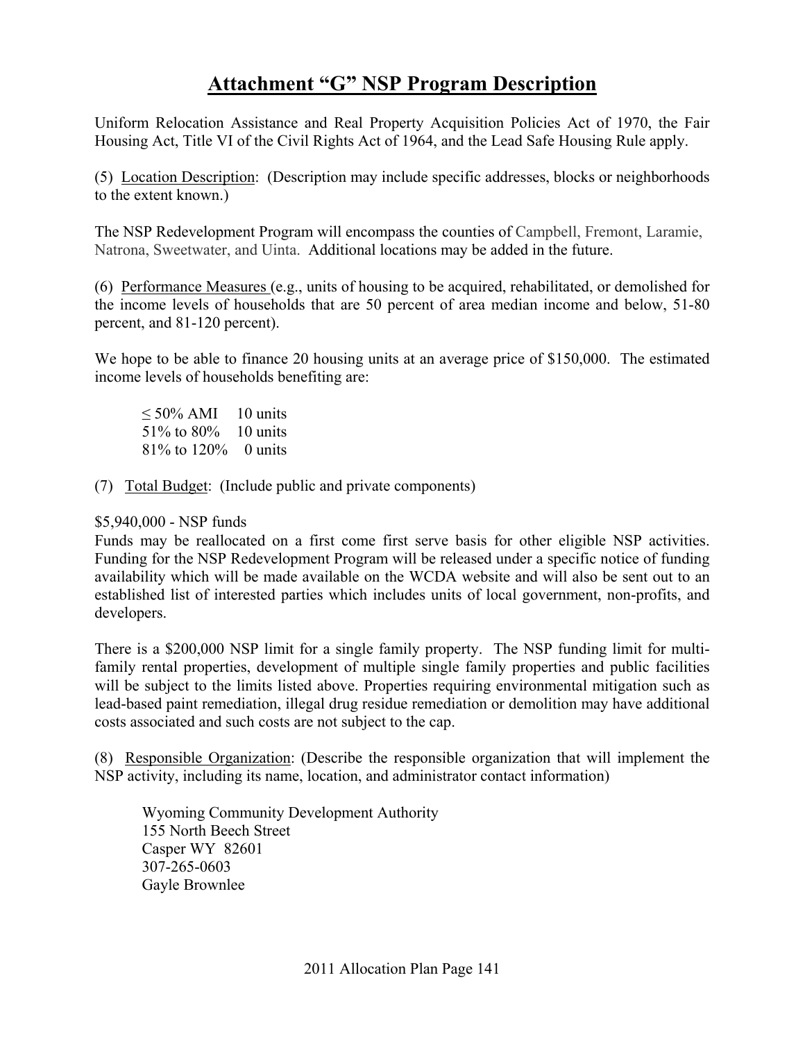# Attachment "G" NSP Program Description

Uniform Relocation Assistance and Real Property Acquisition Policies Act of 1970, the Fair Housing Act, Title VI of the Civil Rights Act of 1964, and the Lead Safe Housing Rule apply.

(5) Location Description: (Description may include specific addresses, blocks or neighborhoods to the extent known.)

The NSP Redevelopment Program will encompass the counties of Campbell, Fremont, Laramie, Natrona, Sweetwater, and Uinta. Additional locations may be added in the future.

(6) Performance Measures (e.g., units of housing to be acquired, rehabilitated, or demolished for the income levels of households that are 50 percent of area median income and below, 51-80 percent, and 81-120 percent).

We hope to be able to finance 20 housing units at an average price of \$150,000. The estimated income levels of households benefiting are:

| | |
|---|---|
| ≤ 50% AMI | 10 units |
| 51% to 80% | 10 units |
| 81% to 120% | 0 units |

(7) Total Budget: (Include public and private components)

\$5,940,000 - NSP funds
Funds may be reallocated on a first come first serve basis for other eligible NSP activities. Funding for the NSP Redevelopment Program will be released under a specific notice of funding availability which will be made available on the WCDA website and will also be sent out to an established list of interested parties which includes units of local government, non-profits, and developers.

There is a \$200,000 NSP limit for a single family property. The NSP funding limit for multi-family rental properties, development of multiple single family properties and public facilities will be subject to the limits listed above. Properties requiring environmental mitigation such as lead-based paint remediation, illegal drug residue remediation or demolition may have additional costs associated and such costs are not subject to the cap.

(8) Responsible Organization: (Describe the responsible organization that will implement the NSP activity, including its name, location, and administrator contact information)

Wyoming Community Development Authority
155 North Beech Street
Casper WY 82601
307-265-0603
Gayle Brownlee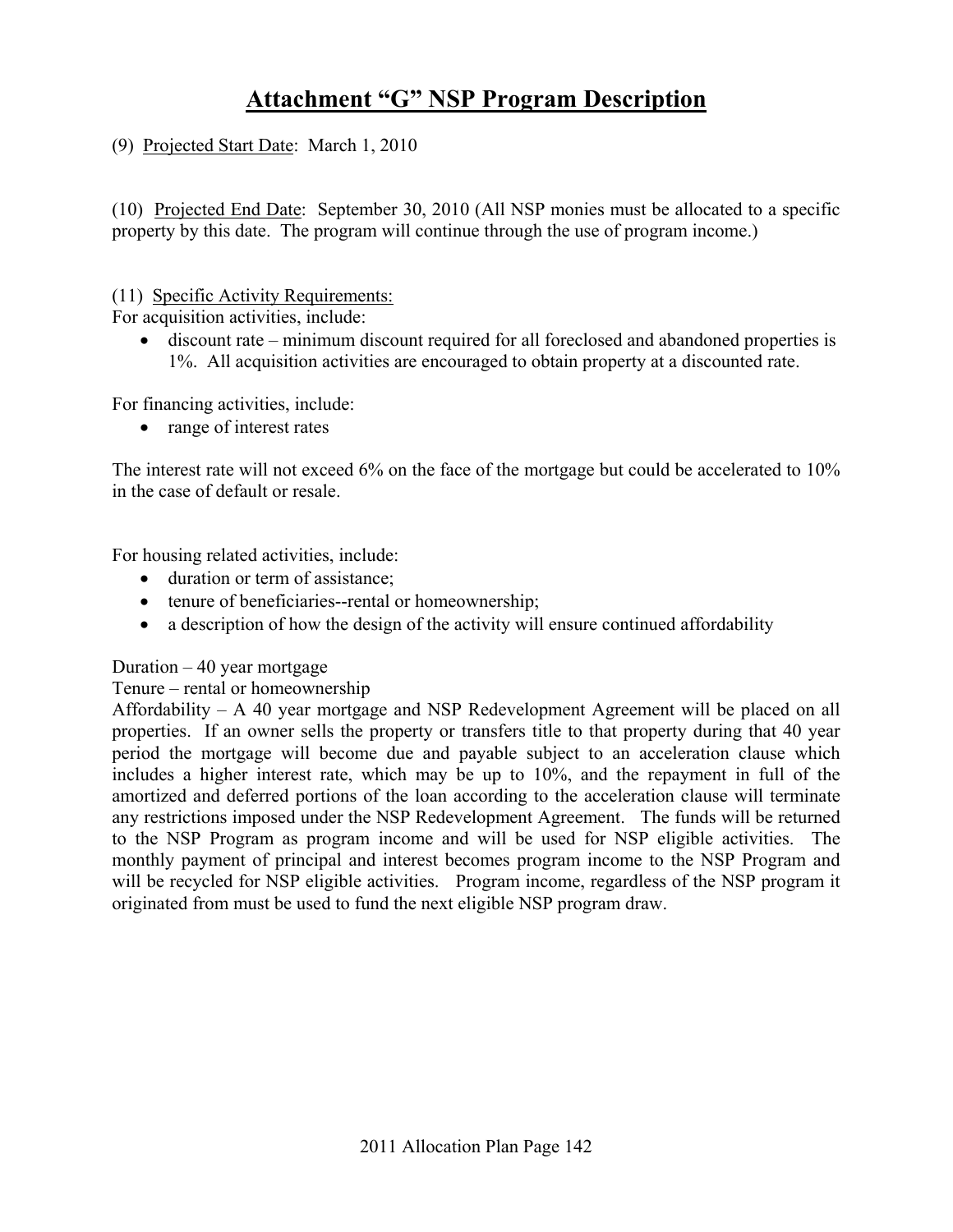# Attachment "G" NSP Program Description

(9) Projected Start Date: March 1, 2010

(10) Projected End Date: September 30, 2010 (All NSP monies must be allocated to a specific property by this date. The program will continue through the use of program income.)

(11) Specific Activity Requirements:
For acquisition activities, include:

- discount rate – minimum discount required for all foreclosed and abandoned properties is 1%. All acquisition activities are encouraged to obtain property at a discounted rate.

For financing activities, include:

- range of interest rates

The interest rate will not exceed 6% on the face of the mortgage but could be accelerated to 10% in the case of default or resale.

For housing related activities, include:

- duration or term of assistance;
- tenure of beneficiaries--rental or homeownership;
- a description of how the design of the activity will ensure continued affordability

Duration – 40 year mortgage
Tenure – rental or homeownership
Affordability – A 40 year mortgage and NSP Redevelopment Agreement will be placed on all properties. If an owner sells the property or transfers title to that property during that 40 year period the mortgage will become due and payable subject to an acceleration clause which includes a higher interest rate, which may be up to 10%, and the repayment in full of the amortized and deferred portions of the loan according to the acceleration clause will terminate any restrictions imposed under the NSP Redevelopment Agreement. The funds will be returned to the NSP Program as program income and will be used for NSP eligible activities. The monthly payment of principal and interest becomes program income to the NSP Program and will be recycled for NSP eligible activities. Program income, regardless of the NSP program it originated from must be used to fund the next eligible NSP program draw.